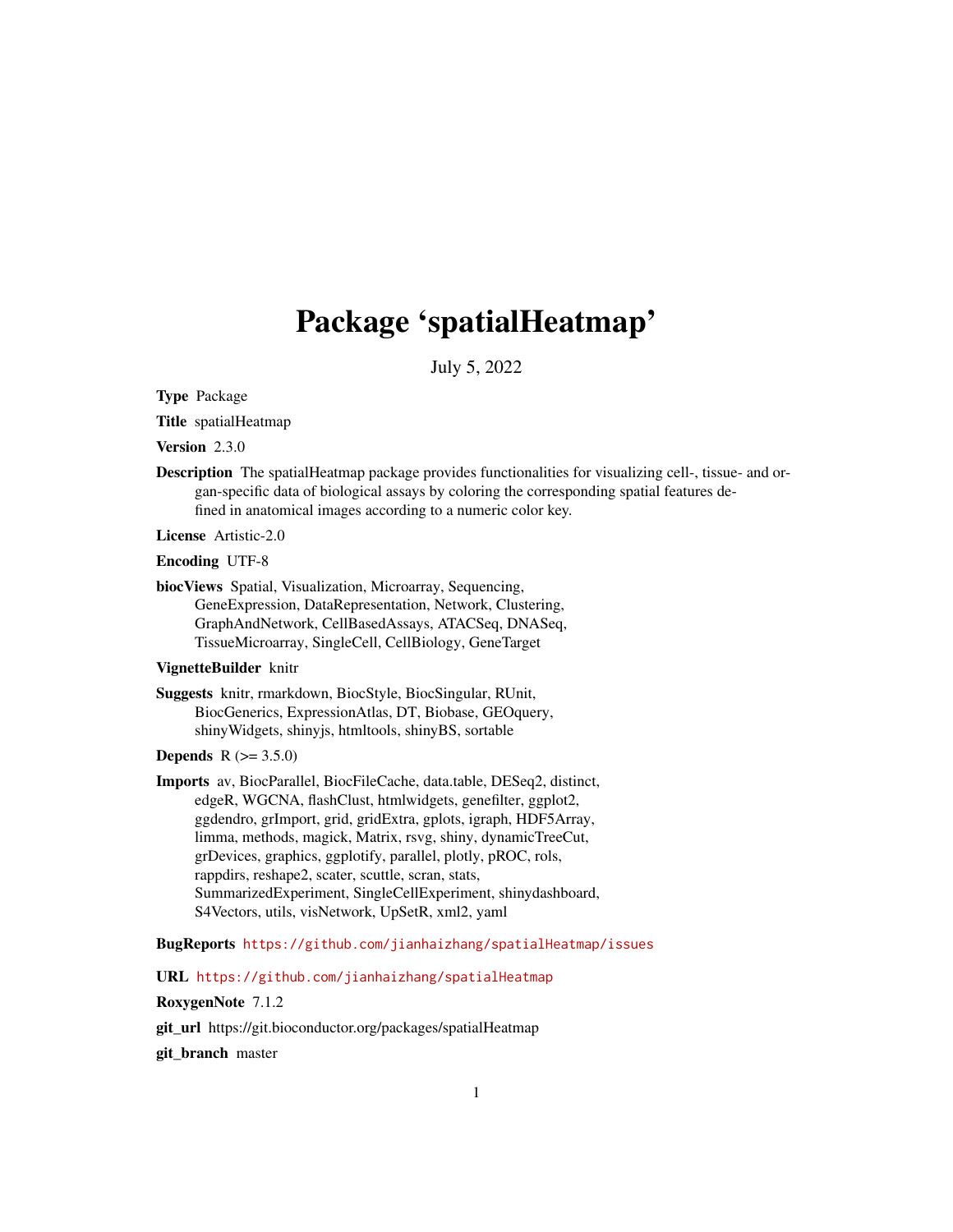# Package 'spatialHeatmap'

July 5, 2022

**Type** Package

**Title** spatialHeatmap

**Version** 2.3.0

**Description** The spatialHeatmap package provides functionalities for visualizing cell-, tissue- and organ-specific data of biological assays by coloring the corresponding spatial features defined in anatomical images according to a numeric color key.

**License** Artistic-2.0

**Encoding** UTF-8

**biocViews** Spatial, Visualization, Microarray, Sequencing, GeneExpression, DataRepresentation, Network, Clustering, GraphAndNetwork, CellBasedAssays, ATACSeq, DNASeq, TissueMicroarray, SingleCell, CellBiology, GeneTarget

**VignetteBuilder** knitr

**Suggests** knitr, rmarkdown, BiocStyle, BiocSingular, RUnit, BiocGenerics, ExpressionAtlas, DT, Biobase, GEOquery, shinyWidgets, shinyjs, htmltools, shinyBS, sortable

**Depends** R (>= 3.5.0)

**Imports** av, BiocParallel, BiocFileCache, data.table, DESeq2, distinct, edgeR, WGCNA, flashClust, htmlwidgets, genefilter, ggplot2, ggdendro, grImport, grid, gridExtra, gplots, igraph, HDF5Array, limma, methods, magick, Matrix, rsvg, shiny, dynamicTreeCut, grDevices, graphics, ggplotify, parallel, plotly, pROC, rols, rappdirs, reshape2, scater, scuttle, scran, stats, SummarizedExperiment, SingleCellExperiment, shinydashboard, S4Vectors, utils, visNetwork, UpSetR, xml2, yaml

**BugReports** https://github.com/jianhaizhang/spatialHeatmap/issues

**URL** https://github.com/jianhaizhang/spatialHeatmap

**RoxygenNote** 7.1.2

**git_url** https://git.bioconductor.org/packages/spatialHeatmap

**git_branch** master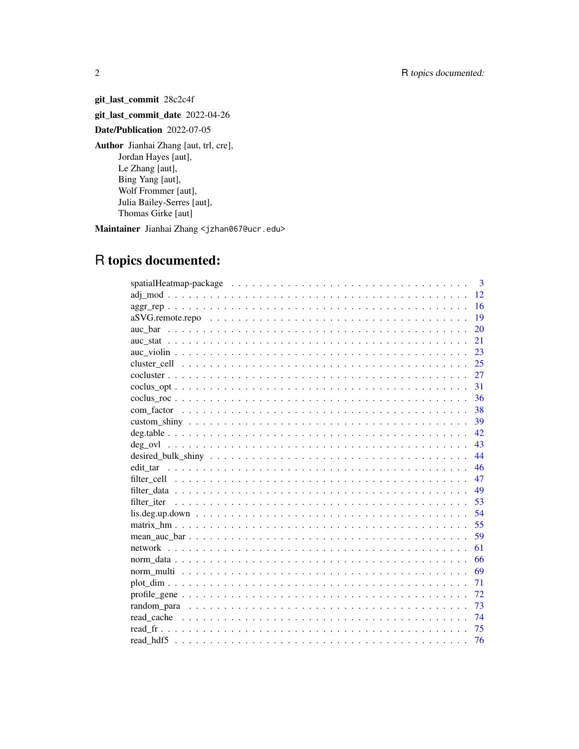**git_last_commit** 28c2c4f

**git_last_commit_date** 2022-04-26

**Date/Publication** 2022-07-05

**Author** Jianhai Zhang [aut, trl, cre],
Jordan Hayes [aut],
Le Zhang [aut],
Bing Yang [aut],
Wolf Frommer [aut],
Julia Bailey-Serres [aut],
Thomas Girke [aut]

**Maintainer** Jianhai Zhang <jzhan067@ucr.edu>

# R topics documented:

| | |
|---|---|
| spatialHeatmap-package | 3 |
| adj_mod | 12 |
| aggr_rep | 16 |
| aSVG.remote.repo | 19 |
| auc_bar | 20 |
| auc_stat | 21 |
| auc_violin | 23 |
| cluster_cell | 25 |
| cocluster | 27 |
| coclus_opt | 31 |
| coclus_roc | 36 |
| com_factor | 38 |
| custom_shiny | 39 |
| deg.table | 42 |
| deg_ovl | 43 |
| desired_bulk_shiny | 44 |
| edit_tar | 46 |
| filter_cell | 47 |
| filter_data | 49 |
| filter_iter | 53 |
| lis.deg.up.down | 54 |
| matrix_hm | 55 |
| mean_auc_bar | 59 |
| network | 61 |
| norm_data | 66 |
| norm_multi | 69 |
| plot_dim | 71 |
| profile_gene | 72 |
| random_para | 73 |
| read_cache | 74 |
| read_fr | 75 |
| read_hdf5 | 76 |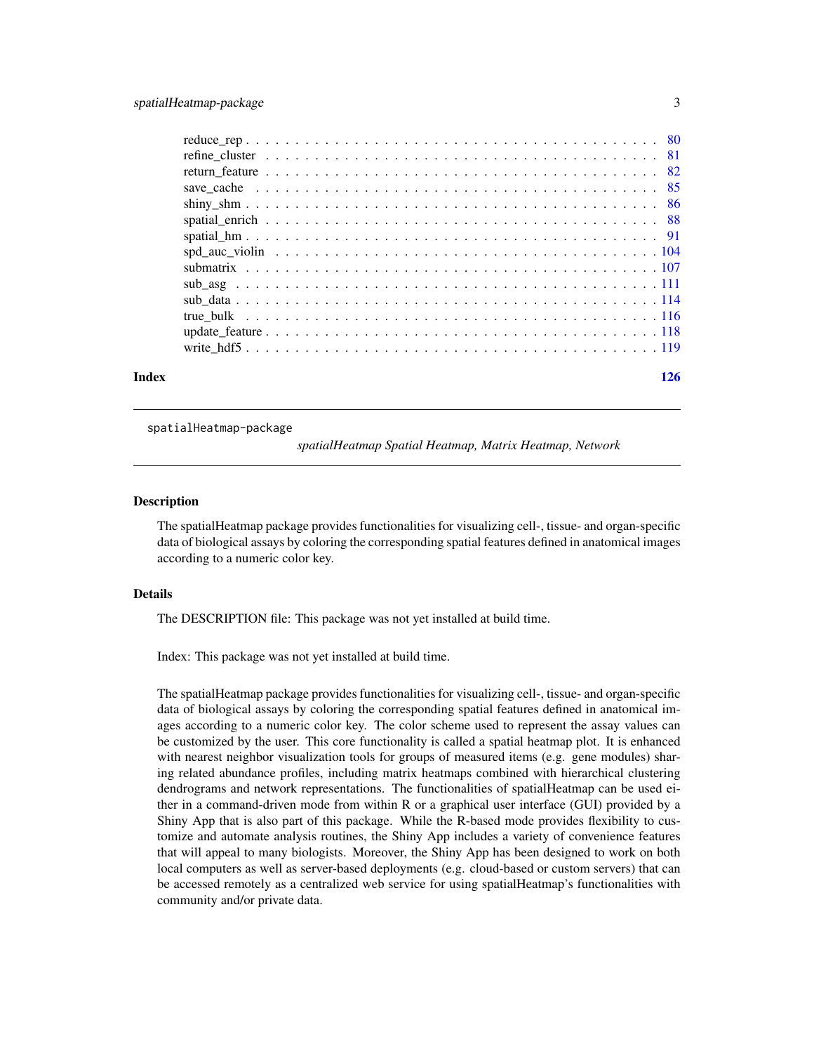reduce_rep . . . . . . . . . . . . . . . . . . . . . . . . . . . . . . . . . . . . . . 80
refine_cluster . . . . . . . . . . . . . . . . . . . . . . . . . . . . . . . . . . . . . 81
return_feature . . . . . . . . . . . . . . . . . . . . . . . . . . . . . . . . . . . . . 82
save_cache . . . . . . . . . . . . . . . . . . . . . . . . . . . . . . . . . . . . . . 85
shiny_shm . . . . . . . . . . . . . . . . . . . . . . . . . . . . . . . . . . . . . . 86
spatial_enrich . . . . . . . . . . . . . . . . . . . . . . . . . . . . . . . . . . . . . 88
spatial_hm . . . . . . . . . . . . . . . . . . . . . . . . . . . . . . . . . . . . . . 91
spd_auc_violin . . . . . . . . . . . . . . . . . . . . . . . . . . . . . . . . . . . . 104
submatrix . . . . . . . . . . . . . . . . . . . . . . . . . . . . . . . . . . . . . . 107
sub_asg . . . . . . . . . . . . . . . . . . . . . . . . . . . . . . . . . . . . . . . 111
sub_data . . . . . . . . . . . . . . . . . . . . . . . . . . . . . . . . . . . . . . 114
true_bulk . . . . . . . . . . . . . . . . . . . . . . . . . . . . . . . . . . . . . . 116
update_feature . . . . . . . . . . . . . . . . . . . . . . . . . . . . . . . . . . . . 118
write_hdf5 . . . . . . . . . . . . . . . . . . . . . . . . . . . . . . . . . . . . . . 119

**Index** 126

---

spatialHeatmap-package *spatialHeatmap Spatial Heatmap, Matrix Heatmap, Network*

---

## Description

The spatialHeatmap package provides functionalities for visualizing cell-, tissue- and organ-specific data of biological assays by coloring the corresponding spatial features defined in anatomical images according to a numeric color key.

## Details

The DESCRIPTION file: This package was not yet installed at build time.

Index: This package was not yet installed at build time.

The spatialHeatmap package provides functionalities for visualizing cell-, tissue- and organ-specific data of biological assays by coloring the corresponding spatial features defined in anatomical images according to a numeric color key. The color scheme used to represent the assay values can be customized by the user. This core functionality is called a spatial heatmap plot. It is enhanced with nearest neighbor visualization tools for groups of measured items (e.g. gene modules) sharing related abundance profiles, including matrix heatmaps combined with hierarchical clustering dendrograms and network representations. The functionalities of spatialHeatmap can be used either in a command-driven mode from within R or a graphical user interface (GUI) provided by a Shiny App that is also part of this package. While the R-based mode provides flexibility to customize and automate analysis routines, the Shiny App includes a variety of convenience features that will appeal to many biologists. Moreover, the Shiny App has been designed to work on both local computers as well as server-based deployments (e.g. cloud-based or custom servers) that can be accessed remotely as a centralized web service for using spatialHeatmap's functionalities with community and/or private data.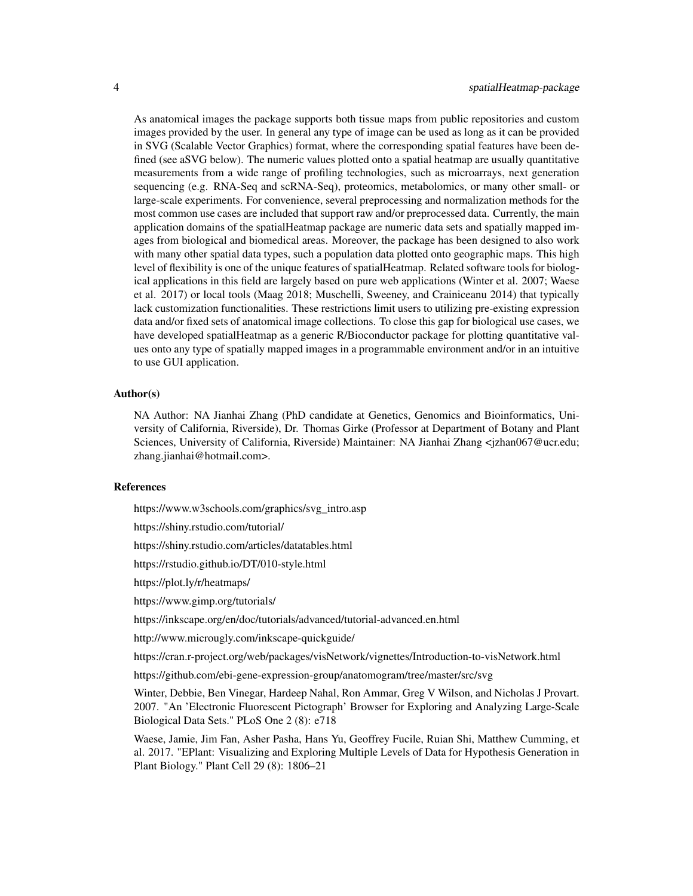As anatomical images the package supports both tissue maps from public repositories and custom images provided by the user. In general any type of image can be used as long as it can be provided in SVG (Scalable Vector Graphics) format, where the corresponding spatial features have been defined (see aSVG below). The numeric values plotted onto a spatial heatmap are usually quantitative measurements from a wide range of profiling technologies, such as microarrays, next generation sequencing (e.g. RNA-Seq and scRNA-Seq), proteomics, metabolomics, or many other small- or large-scale experiments. For convenience, several preprocessing and normalization methods for the most common use cases are included that support raw and/or preprocessed data. Currently, the main application domains of the spatialHeatmap package are numeric data sets and spatially mapped images from biological and biomedical areas. Moreover, the package has been designed to also work with many other spatial data types, such a population data plotted onto geographic maps. This high level of flexibility is one of the unique features of spatialHeatmap. Related software tools for biological applications in this field are largely based on pure web applications (Winter et al. 2007; Waese et al. 2017) or local tools (Maag 2018; Muschelli, Sweeney, and Crainiceanu 2014) that typically lack customization functionalities. These restrictions limit users to utilizing pre-existing expression data and/or fixed sets of anatomical image collections. To close this gap for biological use cases, we have developed spatialHeatmap as a generic R/Bioconductor package for plotting quantitative values onto any type of spatially mapped images in a programmable environment and/or in an intuitive to use GUI application.

### Author(s)

NA Author: NA Jianhai Zhang (PhD candidate at Genetics, Genomics and Bioinformatics, University of California, Riverside), Dr. Thomas Girke (Professor at Department of Botany and Plant Sciences, University of California, Riverside) Maintainer: NA Jianhai Zhang <jzhan067@ucr.edu; zhang.jianhai@hotmail.com>.

### References

https://www.w3schools.com/graphics/svg_intro.asp

https://shiny.rstudio.com/tutorial/

https://shiny.rstudio.com/articles/datatables.html

https://rstudio.github.io/DT/010-style.html

https://plot.ly/r/heatmaps/

https://www.gimp.org/tutorials/

https://inkscape.org/en/doc/tutorials/advanced/tutorial-advanced.en.html

http://www.microugly.com/inkscape-quickguide/

https://cran.r-project.org/web/packages/visNetwork/vignettes/Introduction-to-visNetwork.html

https://github.com/ebi-gene-expression-group/anatomogram/tree/master/src/svg

Winter, Debbie, Ben Vinegar, Hardeep Nahal, Ron Ammar, Greg V Wilson, and Nicholas J Provart. 2007. "An 'Electronic Fluorescent Pictograph' Browser for Exploring and Analyzing Large-Scale Biological Data Sets." PLoS One 2 (8): e718

Waese, Jamie, Jim Fan, Asher Pasha, Hans Yu, Geoffrey Fucile, Ruian Shi, Matthew Cumming, et al. 2017. "EPlant: Visualizing and Exploring Multiple Levels of Data for Hypothesis Generation in Plant Biology." Plant Cell 29 (8): 1806–21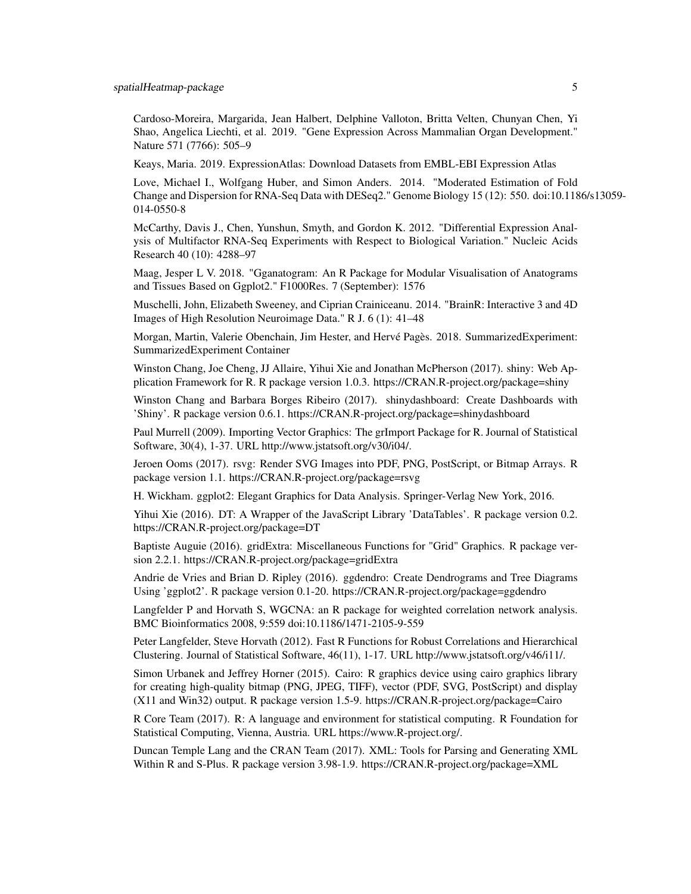Cardoso-Moreira, Margarida, Jean Halbert, Delphine Valloton, Britta Velten, Chunyan Chen, Yi Shao, Angelica Liechti, et al. 2019. "Gene Expression Across Mammalian Organ Development." Nature 571 (7766): 505–9

Keays, Maria. 2019. ExpressionAtlas: Download Datasets from EMBL-EBI Expression Atlas

Love, Michael I., Wolfgang Huber, and Simon Anders. 2014. "Moderated Estimation of Fold Change and Dispersion for RNA-Seq Data with DESeq2." Genome Biology 15 (12): 550. doi:10.1186/s13059-014-0550-8

McCarthy, Davis J., Chen, Yunshun, Smyth, and Gordon K. 2012. "Differential Expression Analysis of Multifactor RNA-Seq Experiments with Respect to Biological Variation." Nucleic Acids Research 40 (10): 4288–97

Maag, Jesper L V. 2018. "Gganatogram: An R Package for Modular Visualisation of Anatograms and Tissues Based on Ggplot2." F1000Res. 7 (September): 1576

Muschelli, John, Elizabeth Sweeney, and Ciprian Crainiceanu. 2014. "BrainR: Interactive 3 and 4D Images of High Resolution Neuroimage Data." R J. 6 (1): 41–48

Morgan, Martin, Valerie Obenchain, Jim Hester, and Hervé Pagès. 2018. SummarizedExperiment: SummarizedExperiment Container

Winston Chang, Joe Cheng, JJ Allaire, Yihui Xie and Jonathan McPherson (2017). shiny: Web Application Framework for R. R package version 1.0.3. https://CRAN.R-project.org/package=shiny

Winston Chang and Barbara Borges Ribeiro (2017). shinydashboard: Create Dashboards with 'Shiny'. R package version 0.6.1. https://CRAN.R-project.org/package=shinydashboard

Paul Murrell (2009). Importing Vector Graphics: The grImport Package for R. Journal of Statistical Software, 30(4), 1-37. URL http://www.jstatsoft.org/v30/i04/.

Jeroen Ooms (2017). rsvg: Render SVG Images into PDF, PNG, PostScript, or Bitmap Arrays. R package version 1.1. https://CRAN.R-project.org/package=rsvg

H. Wickham. ggplot2: Elegant Graphics for Data Analysis. Springer-Verlag New York, 2016.

Yihui Xie (2016). DT: A Wrapper of the JavaScript Library 'DataTables'. R package version 0.2. https://CRAN.R-project.org/package=DT

Baptiste Auguie (2016). gridExtra: Miscellaneous Functions for "Grid" Graphics. R package version 2.2.1. https://CRAN.R-project.org/package=gridExtra

Andrie de Vries and Brian D. Ripley (2016). ggdendro: Create Dendrograms and Tree Diagrams Using 'ggplot2'. R package version 0.1-20. https://CRAN.R-project.org/package=ggdendro

Langfelder P and Horvath S, WGCNA: an R package for weighted correlation network analysis. BMC Bioinformatics 2008, 9:559 doi:10.1186/1471-2105-9-559

Peter Langfelder, Steve Horvath (2012). Fast R Functions for Robust Correlations and Hierarchical Clustering. Journal of Statistical Software, 46(11), 1-17. URL http://www.jstatsoft.org/v46/i11/.

Simon Urbanek and Jeffrey Horner (2015). Cairo: R graphics device using cairo graphics library for creating high-quality bitmap (PNG, JPEG, TIFF), vector (PDF, SVG, PostScript) and display (X11 and Win32) output. R package version 1.5-9. https://CRAN.R-project.org/package=Cairo

R Core Team (2017). R: A language and environment for statistical computing. R Foundation for Statistical Computing, Vienna, Austria. URL https://www.R-project.org/.

Duncan Temple Lang and the CRAN Team (2017). XML: Tools for Parsing and Generating XML Within R and S-Plus. R package version 3.98-1.9. https://CRAN.R-project.org/package=XML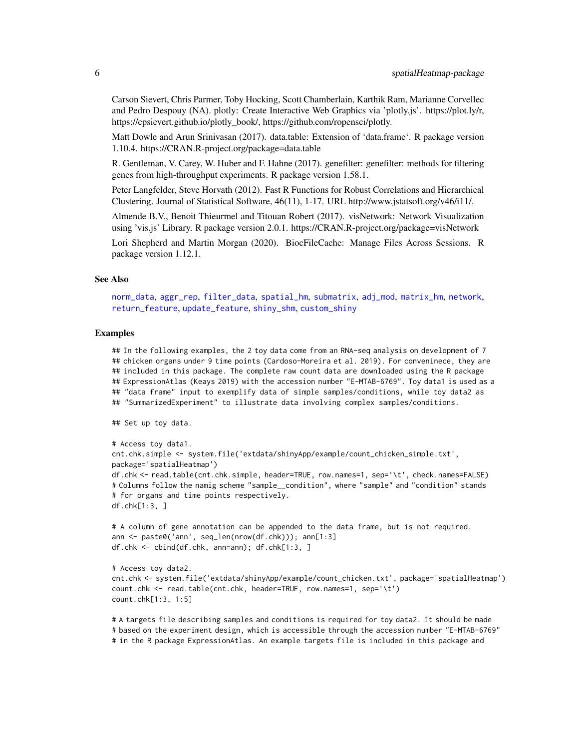Carson Sievert, Chris Parmer, Toby Hocking, Scott Chamberlain, Karthik Ram, Marianne Corvellec and Pedro Despouy (NA). plotly: Create Interactive Web Graphics via 'plotly.js'. https://plot.ly/r, https://cpsievert.github.io/plotly_book/, https://github.com/ropensci/plotly.

Matt Dowle and Arun Srinivasan (2017). data.table: Extension of 'data.frame'. R package version 1.10.4. https://CRAN.R-project.org/package=data.table

R. Gentleman, V. Carey, W. Huber and F. Hahne (2017). genefilter: genefilter: methods for filtering genes from high-throughput experiments. R package version 1.58.1.

Peter Langfelder, Steve Horvath (2012). Fast R Functions for Robust Correlations and Hierarchical Clustering. Journal of Statistical Software, 46(11), 1-17. URL http://www.jstatsoft.org/v46/i11/.

Almende B.V., Benoit Thieurmel and Titouan Robert (2017). visNetwork: Network Visualization using 'vis.js' Library. R package version 2.0.1. https://CRAN.R-project.org/package=visNetwork

Lori Shepherd and Martin Morgan (2020). BiocFileCache: Manage Files Across Sessions. R package version 1.12.1.

### See Also

norm_data, aggr_rep, filter_data, spatial_hm, submatrix, adj_mod, matrix_hm, network, return_feature, update_feature, shiny_shm, custom_shiny

### Examples

```
## In the following examples, the 2 toy data come from an RNA-seq analysis on development of 7
## chicken organs under 9 time points (Cardoso-Moreira et al. 2019). For conveninece, they are
## included in this package. The complete raw count data are downloaded using the R package
## ExpressionAtlas (Keays 2019) with the accession number "E-MTAB-6769". Toy data1 is used as a
## "data frame" input to exemplify data of simple samples/conditions, while toy data2 as
## "SummarizedExperiment" to illustrate data involving complex samples/conditions.

## Set up toy data.

# Access toy data1.
cnt.chk.simple <- system.file('extdata/shinyApp/example/count_chicken_simple.txt',
package='spatialHeatmap')
df.chk <- read.table(cnt.chk.simple, header=TRUE, row.names=1, sep='\t', check.names=FALSE)
# Columns follow the namig scheme "sample__condition", where "sample" and "condition" stands
# for organs and time points respectively.
df.chk[1:3, ]

# A column of gene annotation can be appended to the data frame, but is not required.
ann <- paste0('ann', seq_len(nrow(df.chk))); ann[1:3]
df.chk <- cbind(df.chk, ann=ann); df.chk[1:3, ]

# Access toy data2.
cnt.chk <- system.file('extdata/shinyApp/example/count_chicken.txt', package='spatialHeatmap')
count.chk <- read.table(cnt.chk, header=TRUE, row.names=1, sep='\t')
count.chk[1:3, 1:5]

# A targets file describing samples and conditions is required for toy data2. It should be made
# based on the experiment design, which is accessible through the accession number "E-MTAB-6769"
# in the R package ExpressionAtlas. An example targets file is included in this package and
```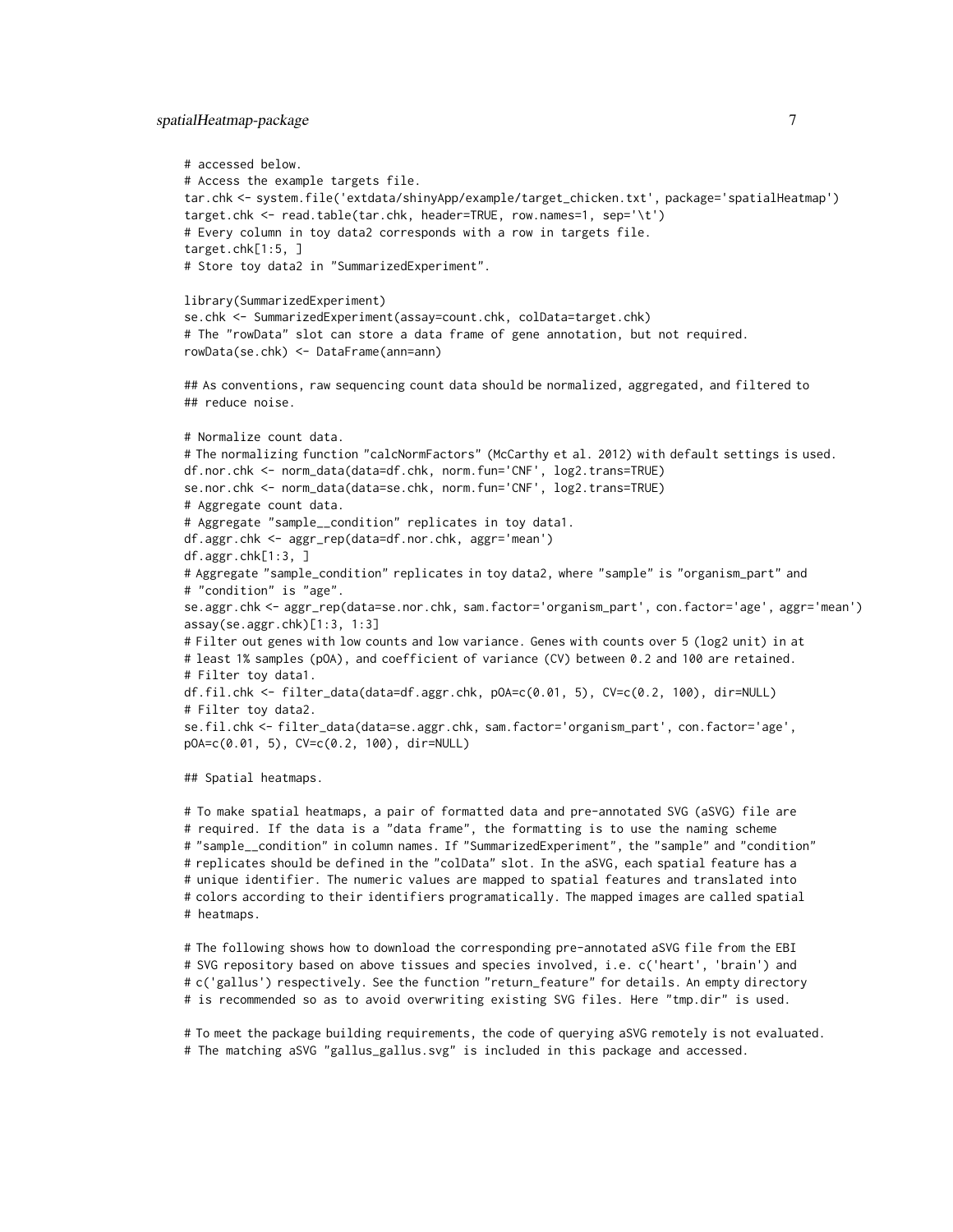```
# accessed below.
# Access the example targets file.
tar.chk <- system.file('extdata/shinyApp/example/target_chicken.txt', package='spatialHeatmap')
target.chk <- read.table(tar.chk, header=TRUE, row.names=1, sep='\t')
# Every column in toy data2 corresponds with a row in targets file.
target.chk[1:5, ]
# Store toy data2 in "SummarizedExperiment".

library(SummarizedExperiment)
se.chk <- SummarizedExperiment(assay=count.chk, colData=target.chk)
# The "rowData" slot can store a data frame of gene annotation, but not required.
rowData(se.chk) <- DataFrame(ann=ann)

## As conventions, raw sequencing count data should be normalized, aggregated, and filtered to
## reduce noise.

# Normalize count data.
# The normalizing function "calcNormFactors" (McCarthy et al. 2012) with default settings is used.
df.nor.chk <- norm_data(data=df.chk, norm.fun='CNF', log2.trans=TRUE)
se.nor.chk <- norm_data(data=se.chk, norm.fun='CNF', log2.trans=TRUE)
# Aggregate count data.
# Aggregate "sample__condition" replicates in toy data1.
df.aggr.chk <- aggr_rep(data=df.nor.chk, aggr='mean')
df.aggr.chk[1:3, ]
# Aggregate "sample_condition" replicates in toy data2, where "sample" is "organism_part" and
# "condition" is "age".
se.aggr.chk <- aggr_rep(data=se.nor.chk, sam.factor='organism_part', con.factor='age', aggr='mean')
assay(se.aggr.chk)[1:3, 1:3]
# Filter out genes with low counts and low variance. Genes with counts over 5 (log2 unit) in at
# least 1% samples (pOA), and coefficient of variance (CV) between 0.2 and 100 are retained.
# Filter toy data1.
df.fil.chk <- filter_data(data=df.aggr.chk, pOA=c(0.01, 5), CV=c(0.2, 100), dir=NULL)
# Filter toy data2.
se.fil.chk <- filter_data(data=se.aggr.chk, sam.factor='organism_part', con.factor='age',
pOA=c(0.01, 5), CV=c(0.2, 100), dir=NULL)

## Spatial heatmaps.

# To make spatial heatmaps, a pair of formatted data and pre-annotated SVG (aSVG) file are
# required. If the data is a "data frame", the formatting is to use the naming scheme
# "sample__condition" in column names. If "SummarizedExperiment", the "sample" and "condition"
# replicates should be defined in the "colData" slot. In the aSVG, each spatial feature has a
# unique identifier. The numeric values are mapped to spatial features and translated into
# colors according to their identifiers programatically. The mapped images are called spatial
# heatmaps.

# The following shows how to download the corresponding pre-annotated aSVG file from the EBI
# SVG repository based on above tissues and species involved, i.e. c('heart', 'brain') and
# c('gallus') respectively. See the function "return_feature" for details. An empty directory
# is recommended so as to avoid overwriting existing SVG files. Here "tmp.dir" is used.

# To meet the package building requirements, the code of querying aSVG remotely is not evaluated.
# The matching aSVG "gallus_gallus.svg" is included in this package and accessed.
```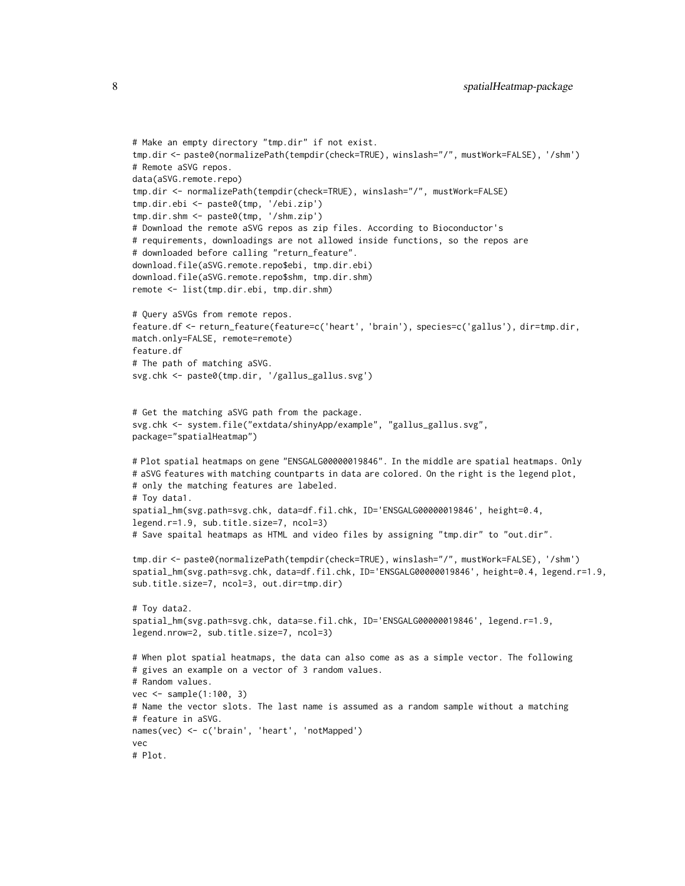```
# Make an empty directory "tmp.dir" if not exist.
tmp.dir <- paste0(normalizePath(tempdir(check=TRUE), winslash="/", mustWork=FALSE), '/shm')
# Remote aSVG repos.
data(aSVG.remote.repo)
tmp.dir <- normalizePath(tempdir(check=TRUE), winslash="/", mustWork=FALSE)
tmp.dir.ebi <- paste0(tmp, '/ebi.zip')
tmp.dir.shm <- paste0(tmp, '/shm.zip')
# Download the remote aSVG repos as zip files. According to Bioconductor's
# requirements, downloadings are not allowed inside functions, so the repos are
# downloaded before calling "return_feature".
download.file(aSVG.remote.repo$ebi, tmp.dir.ebi)
download.file(aSVG.remote.repo$shm, tmp.dir.shm)
remote <- list(tmp.dir.ebi, tmp.dir.shm)

# Query aSVGs from remote repos.
feature.df <- return_feature(feature=c('heart', 'brain'), species=c('gallus'), dir=tmp.dir,
match.only=FALSE, remote=remote)
feature.df
# The path of matching aSVG.
svg.chk <- paste0(tmp.dir, '/gallus_gallus.svg')


# Get the matching aSVG path from the package.
svg.chk <- system.file("extdata/shinyApp/example", "gallus_gallus.svg",
package="spatialHeatmap")

# Plot spatial heatmaps on gene "ENSGALG00000019846". In the middle are spatial heatmaps. Only
# aSVG features with matching countparts in data are colored. On the right is the legend plot,
# only the matching features are labeled.
# Toy data1.
spatial_hm(svg.path=svg.chk, data=df.fil.chk, ID='ENSGALG00000019846', height=0.4,
legend.r=1.9, sub.title.size=7, ncol=3)
# Save spaital heatmaps as HTML and video files by assigning "tmp.dir" to "out.dir".

tmp.dir <- paste0(normalizePath(tempdir(check=TRUE), winslash="/", mustWork=FALSE), '/shm')
spatial_hm(svg.path=svg.chk, data=df.fil.chk, ID='ENSGALG00000019846', height=0.4, legend.r=1.9,
sub.title.size=7, ncol=3, out.dir=tmp.dir)

# Toy data2.
spatial_hm(svg.path=svg.chk, data=se.fil.chk, ID='ENSGALG00000019846', legend.r=1.9,
legend.nrow=2, sub.title.size=7, ncol=3)

# When plot spatial heatmaps, the data can also come as as a simple vector. The following
# gives an example on a vector of 3 random values.
# Random values.
vec <- sample(1:100, 3)
# Name the vector slots. The last name is assumed as a random sample without a matching
# feature in aSVG.
names(vec) <- c('brain', 'heart', 'notMapped')
vec
# Plot.
```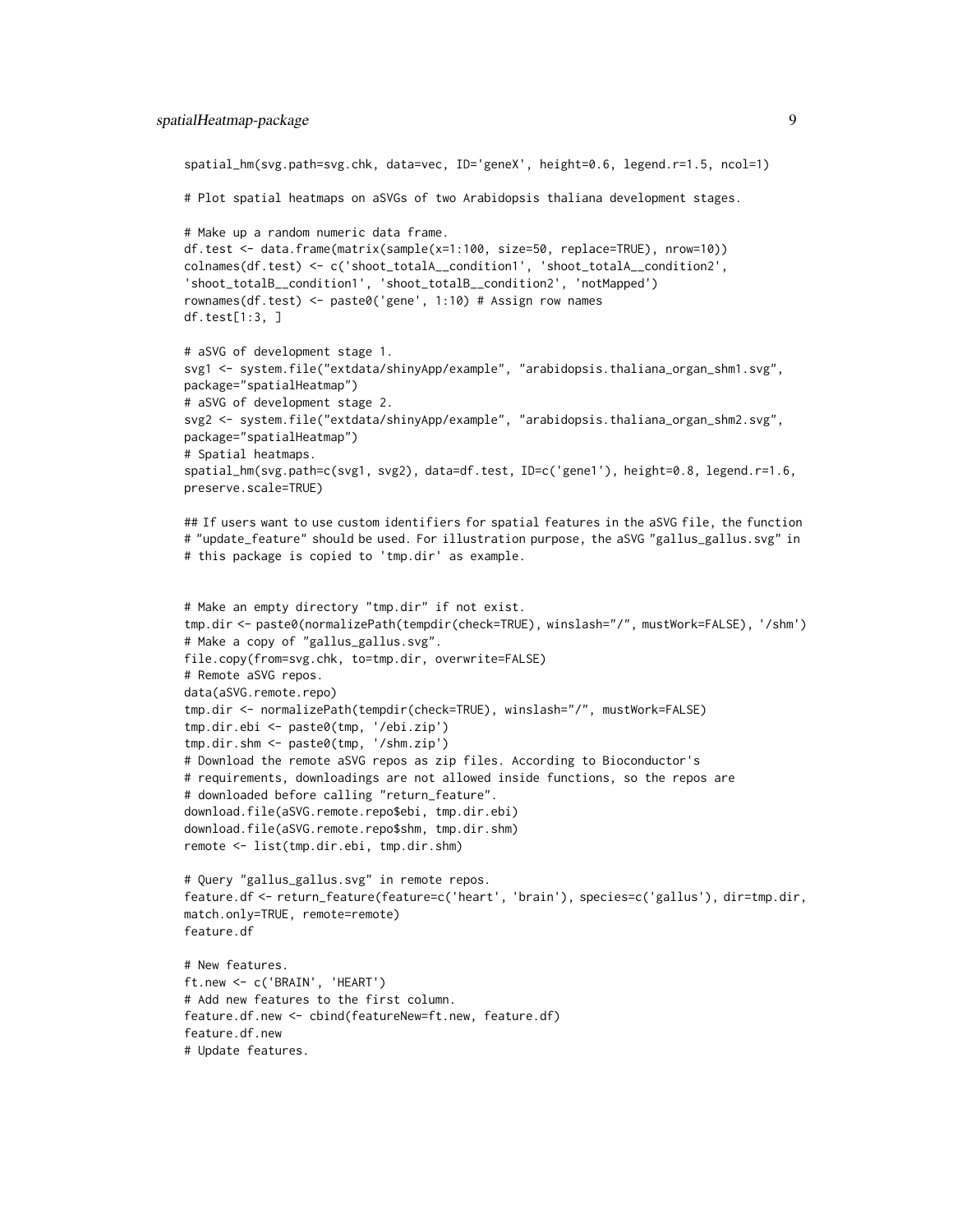```
spatial_hm(svg.path=svg.chk, data=vec, ID='geneX', height=0.6, legend.r=1.5, ncol=1)

# Plot spatial heatmaps on aSVGs of two Arabidopsis thaliana development stages.

# Make up a random numeric data frame.
df.test <- data.frame(matrix(sample(x=1:100, size=50, replace=TRUE), nrow=10))
colnames(df.test) <- c('shoot_totalA__condition1', 'shoot_totalA__condition2',
'shoot_totalB__condition1', 'shoot_totalB__condition2', 'notMapped')
rownames(df.test) <- paste0('gene', 1:10) # Assign row names
df.test[1:3, ]

# aSVG of development stage 1.
svg1 <- system.file("extdata/shinyApp/example", "arabidopsis.thaliana_organ_shm1.svg",
package="spatialHeatmap")
# aSVG of development stage 2.
svg2 <- system.file("extdata/shinyApp/example", "arabidopsis.thaliana_organ_shm2.svg",
package="spatialHeatmap")
# Spatial heatmaps.
spatial_hm(svg.path=c(svg1, svg2), data=df.test, ID=c('gene1'), height=0.8, legend.r=1.6,
preserve.scale=TRUE)

## If users want to use custom identifiers for spatial features in the aSVG file, the function
# "update_feature" should be used. For illustration purpose, the aSVG "gallus_gallus.svg" in
# this package is copied to 'tmp.dir' as example.


# Make an empty directory "tmp.dir" if not exist.
tmp.dir <- paste0(normalizePath(tempdir(check=TRUE), winslash="/", mustWork=FALSE), '/shm')
# Make a copy of "gallus_gallus.svg".
file.copy(from=svg.chk, to=tmp.dir, overwrite=FALSE)
# Remote aSVG repos.
data(aSVG.remote.repo)
tmp.dir <- normalizePath(tempdir(check=TRUE), winslash="/", mustWork=FALSE)
tmp.dir.ebi <- paste0(tmp, '/ebi.zip')
tmp.dir.shm <- paste0(tmp, '/shm.zip')
# Download the remote aSVG repos as zip files. According to Bioconductor's
# requirements, downloadings are not allowed inside functions, so the repos are
# downloaded before calling "return_feature".
download.file(aSVG.remote.repo$ebi, tmp.dir.ebi)
download.file(aSVG.remote.repo$shm, tmp.dir.shm)
remote <- list(tmp.dir.ebi, tmp.dir.shm)

# Query "gallus_gallus.svg" in remote repos.
feature.df <- return_feature(feature=c('heart', 'brain'), species=c('gallus'), dir=tmp.dir,
match.only=TRUE, remote=remote)
feature.df

# New features.
ft.new <- c('BRAIN', 'HEART')
# Add new features to the first column.
feature.df.new <- cbind(featureNew=ft.new, feature.df)
feature.df.new
# Update features.
```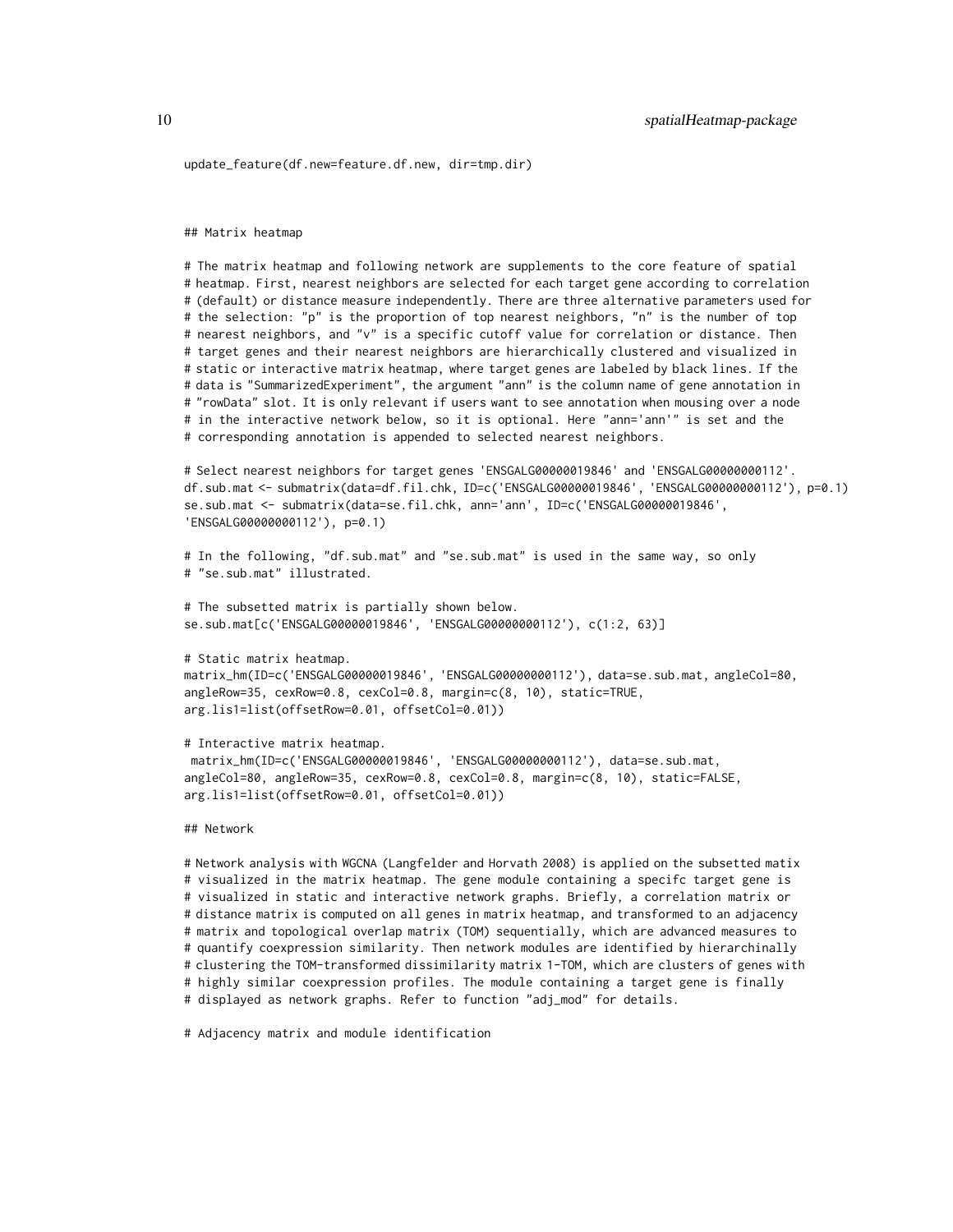```
update_feature(df.new=feature.df.new, dir=tmp.dir)


## Matrix heatmap

# The matrix heatmap and following network are supplements to the core feature of spatial
# heatmap. First, nearest neighbors are selected for each target gene according to correlation
# (default) or distance measure independently. There are three alternative parameters used for
# the selection: "p" is the proportion of top nearest neighbors, "n" is the number of top
# nearest neighbors, and "v" is a specific cutoff value for correlation or distance. Then
# target genes and their nearest neighbors are hierarchically clustered and visualized in
# static or interactive matrix heatmap, where target genes are labeled by black lines. If the
# data is "SummarizedExperiment", the argument "ann" is the column name of gene annotation in
# "rowData" slot. It is only relevant if users want to see annotation when mousing over a node
# in the interactive network below, so it is optional. Here "ann='ann'" is set and the
# corresponding annotation is appended to selected nearest neighbors.

# Select nearest neighbors for target genes 'ENSGALG00000019846' and 'ENSGALG00000000112'.
df.sub.mat <- submatrix(data=df.fil.chk, ID=c('ENSGALG00000019846', 'ENSGALG00000000112'), p=0.1)
se.sub.mat <- submatrix(data=se.fil.chk, ann='ann', ID=c('ENSGALG00000019846',
'ENSGALG00000000112'), p=0.1)

# In the following, "df.sub.mat" and "se.sub.mat" is used in the same way, so only
# "se.sub.mat" illustrated.

# The subsetted matrix is partially shown below.
se.sub.mat[c('ENSGALG00000019846', 'ENSGALG00000000112'), c(1:2, 63)]

# Static matrix heatmap.
matrix_hm(ID=c('ENSGALG00000019846', 'ENSGALG00000000112'), data=se.sub.mat, angleCol=80,
angleRow=35, cexRow=0.8, cexCol=0.8, margin=c(8, 10), static=TRUE,
arg.lis1=list(offsetRow=0.01, offsetCol=0.01))

# Interactive matrix heatmap.
 matrix_hm(ID=c('ENSGALG00000019846', 'ENSGALG00000000112'), data=se.sub.mat,
angleCol=80, angleRow=35, cexRow=0.8, cexCol=0.8, margin=c(8, 10), static=FALSE,
arg.lis1=list(offsetRow=0.01, offsetCol=0.01))

## Network

# Network analysis with WGCNA (Langfelder and Horvath 2008) is applied on the subsetted matix
# visualized in the matrix heatmap. The gene module containing a specifc target gene is
# visualized in static and interactive network graphs. Briefly, a correlation matrix or
# distance matrix is computed on all genes in matrix heatmap, and transformed to an adjacency
# matrix and topological overlap matrix (TOM) sequentially, which are advanced measures to
# quantify coexpression similarity. Then network modules are identified by hierarchinally
# clustering the TOM-transformed dissimilarity matrix 1-TOM, which are clusters of genes with
# highly similar coexpression profiles. The module containing a target gene is finally
# displayed as network graphs. Refer to function "adj_mod" for details.

# Adjacency matrix and module identification
```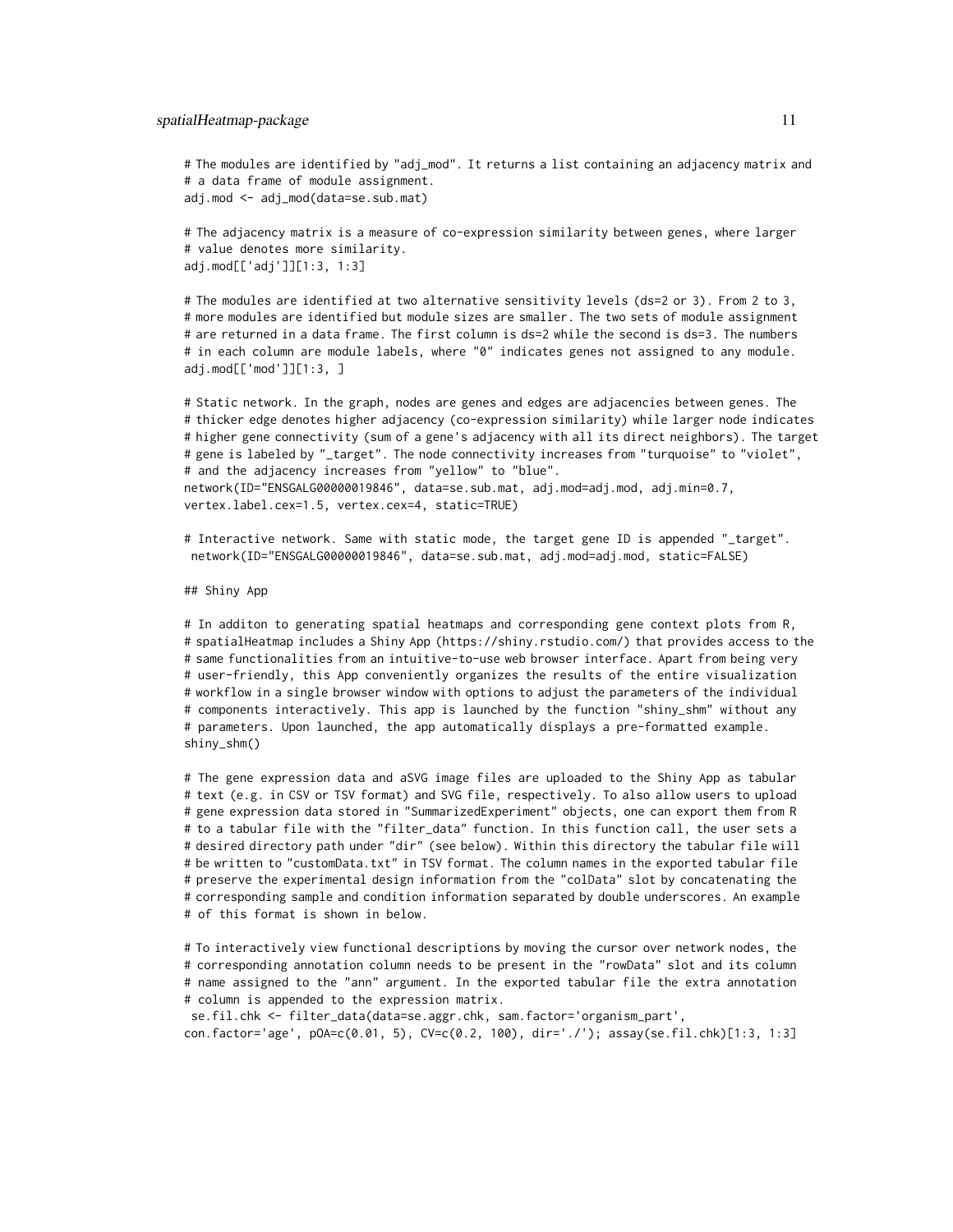```
# The modules are identified by "adj_mod". It returns a list containing an adjacency matrix and
# a data frame of module assignment.
adj.mod <- adj_mod(data=se.sub.mat)

# The adjacency matrix is a measure of co-expression similarity between genes, where larger
# value denotes more similarity.
adj.mod[['adj']][1:3, 1:3]

# The modules are identified at two alternative sensitivity levels (ds=2 or 3). From 2 to 3,
# more modules are identified but module sizes are smaller. The two sets of module assignment
# are returned in a data frame. The first column is ds=2 while the second is ds=3. The numbers
# in each column are module labels, where "0" indicates genes not assigned to any module.
adj.mod[['mod']][1:3, ]

# Static network. In the graph, nodes are genes and edges are adjacencies between genes. The
# thicker edge denotes higher adjacency (co-expression similarity) while larger node indicates
# higher gene connectivity (sum of a gene's adjacency with all its direct neighbors). The target
# gene is labeled by "_target". The node connectivity increases from "turquoise" to "violet",
# and the adjacency increases from "yellow" to "blue".
network(ID="ENSGALG00000019846", data=se.sub.mat, adj.mod=adj.mod, adj.min=0.7,
vertex.label.cex=1.5, vertex.cex=4, static=TRUE)

# Interactive network. Same with static mode, the target gene ID is appended "_target".
 network(ID="ENSGALG00000019846", data=se.sub.mat, adj.mod=adj.mod, static=FALSE)

## Shiny App

# In additon to generating spatial heatmaps and corresponding gene context plots from R,
# spatialHeatmap includes a Shiny App (https://shiny.rstudio.com/) that provides access to the
# same functionalities from an intuitive-to-use web browser interface. Apart from being very
# user-friendly, this App conveniently organizes the results of the entire visualization
# workflow in a single browser window with options to adjust the parameters of the individual
# components interactively. This app is launched by the function "shiny_shm" without any
# parameters. Upon launched, the app automatically displays a pre-formatted example.
shiny_shm()

# The gene expression data and aSVG image files are uploaded to the Shiny App as tabular
# text (e.g. in CSV or TSV format) and SVG file, respectively. To also allow users to upload
# gene expression data stored in "SummarizedExperiment" objects, one can export them from R
# to a tabular file with the "filter_data" function. In this function call, the user sets a
# desired directory path under "dir" (see below). Within this directory the tabular file will
# be written to "customData.txt" in TSV format. The column names in the exported tabular file
# preserve the experimental design information from the "colData" slot by concatenating the
# corresponding sample and condition information separated by double underscores. An example
# of this format is shown in below.

# To interactively view functional descriptions by moving the cursor over network nodes, the
# corresponding annotation column needs to be present in the "rowData" slot and its column
# name assigned to the "ann" argument. In the exported tabular file the extra annotation
# column is appended to the expression matrix.
 se.fil.chk <- filter_data(data=se.aggr.chk, sam.factor='organism_part',
con.factor='age', pOA=c(0.01, 5), CV=c(0.2, 100), dir='./'); assay(se.fil.chk)[1:3, 1:3]
```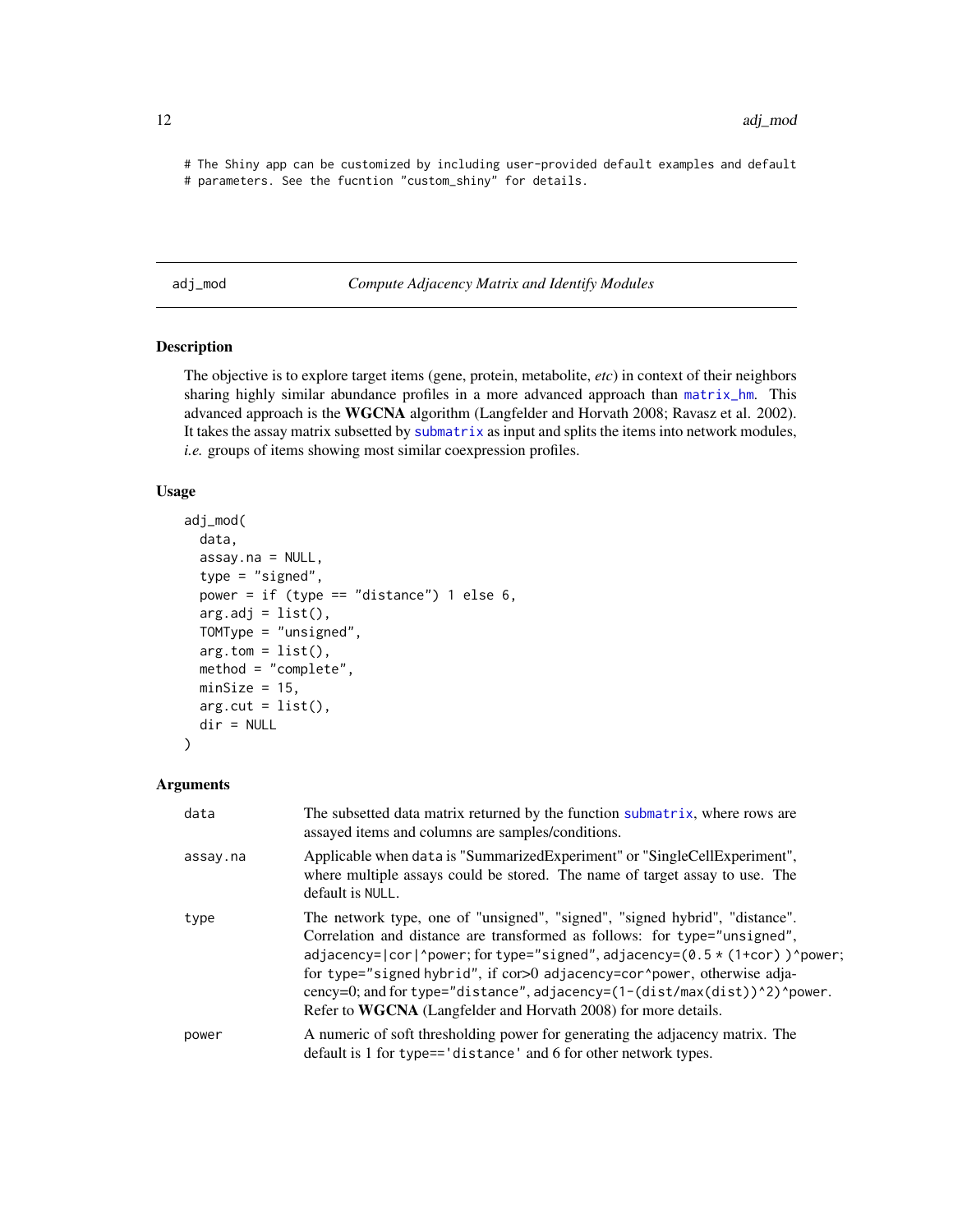```
# The Shiny app can be customized by including user-provided default examples and default
# parameters. See the fucntion "custom_shiny" for details.
```

## adj_mod — *Compute Adjacency Matrix and Identify Modules*

### Description

The objective is to explore target items (gene, protein, metabolite, *etc*) in context of their neighbors sharing highly similar abundance profiles in a more advanced approach than `matrix_hm`. This advanced approach is the **WGCNA** algorithm (Langfelder and Horvath 2008; Ravasz et al. 2002). It takes the assay matrix subsetted by `submatrix` as input and splits the items into network modules, *i.e.* groups of items showing most similar coexpression profiles.

### Usage

```
adj_mod(
  data,
  assay.na = NULL,
  type = "signed",
  power = if (type == "distance") 1 else 6,
  arg.adj = list(),
  TOMType = "unsigned",
  arg.tom = list(),
  method = "complete",
  minSize = 15,
  arg.cut = list(),
  dir = NULL
)
```

### Arguments

| Argument | Description |
|---|---|
| `data` | The subsetted data matrix returned by the function `submatrix`, where rows are assayed items and columns are samples/conditions. |
| `assay.na` | Applicable when `data` is "SummarizedExperiment" or "SingleCellExperiment", where multiple assays could be stored. The name of target assay to use. The default is `NULL`. |
| `type` | The network type, one of "unsigned", "signed", "signed hybrid", "distance". Correlation and distance are transformed as follows: for `type="unsigned"`, `adjacency=|cor|^power`; for `type="signed"`, `adjacency=(0.5 * (1+cor) )^power`; for `type="signed hybrid"`, if cor>0 adjacency=cor^power, otherwise adjacency=0; and for `type="distance"`, `adjacency=(1-(dist/max(dist))^2)^power`. Refer to **WGCNA** (Langfelder and Horvath 2008) for more details. |
| `power` | A numeric of soft thresholding power for generating the adjacency matrix. The default is 1 for `type=='distance'` and 6 for other network types. |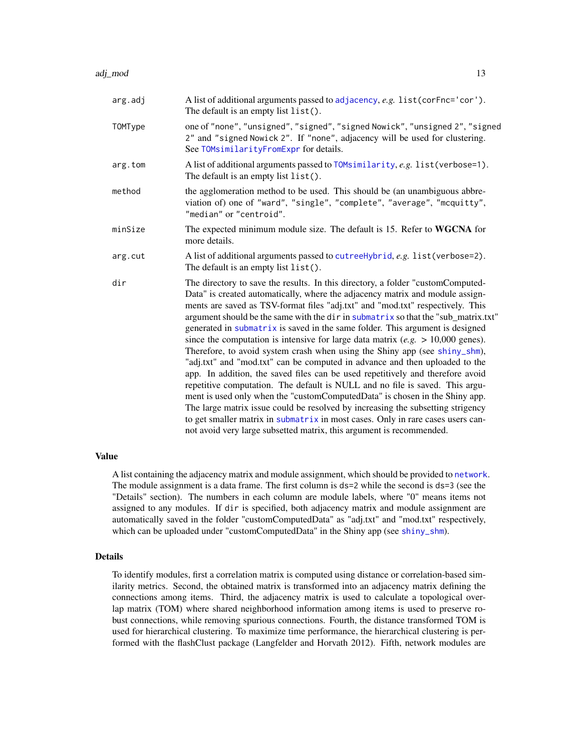| | |
|---|---|
| arg.adj | A list of additional arguments passed to `adjacency`, *e.g.* `list(corFnc='cor')`. The default is an empty list `list()`. |
| TOMType | one of `"none"`, `"unsigned"`, `"signed"`, `"signed Nowick"`, `"unsigned 2"`, `"signed 2"` and `"signed Nowick 2"`. If `"none"`, adjacency will be used for clustering. See `TOMsimilarityFromExpr` for details. |
| arg.tom | A list of additional arguments passed to `TOMsimilarity`, *e.g.* `list(verbose=1)`. The default is an empty list `list()`. |
| method | the agglomeration method to be used. This should be (an unambiguous abbreviation of) one of `"ward"`, `"single"`, `"complete"`, `"average"`, `"mcquitty"`, `"median"` or `"centroid"`. |
| minSize | The expected minimum module size. The default is 15. Refer to **WGCNA** for more details. |
| arg.cut | A list of additional arguments passed to `cutreeHybrid`, *e.g.* `list(verbose=2)`. The default is an empty list `list()`. |
| dir | The directory to save the results. In this directory, a folder "customComputedData" is created automatically, where the adjacency matrix and module assignments are saved as TSV-format files "adj.txt" and "mod.txt" respectively. This argument should be the same with the `dir` in `submatrix` so that the "sub_matrix.txt" generated in `submatrix` is saved in the same folder. This argument is designed since the computation is intensive for large data matrix (*e.g.* > 10,000 genes). Therefore, to avoid system crash when using the Shiny app (see `shiny_shm`), "adj.txt" and "mod.txt" can be computed in advance and then uploaded to the app. In addition, the saved files can be used repetitively and therefore avoid repetitive computation. The default is NULL and no file is saved. This argument is used only when the "customComputedData" is chosen in the Shiny app. The large matrix issue could be resolved by increasing the subsetting strigency to get smaller matrix in `submatrix` in most cases. Only in rare cases users cannot avoid very large subsetted matrix, this argument is recommended. |

## Value

A list containing the adjacency matrix and module assignment, which should be provided to `network`. The module assignment is a data frame. The first column is `ds=2` while the second is `ds=3` (see the "Details" section). The numbers in each column are module labels, where "0" means items not assigned to any modules. If `dir` is specified, both adjacency matrix and module assignment are automatically saved in the folder "customComputedData" as "adj.txt" and "mod.txt" respectively, which can be uploaded under "customComputedData" in the Shiny app (see `shiny_shm`).

## Details

To identify modules, first a correlation matrix is computed using distance or correlation-based similarity metrics. Second, the obtained matrix is transformed into an adjacency matrix defining the connections among items. Third, the adjacency matrix is used to calculate a topological overlap matrix (TOM) where shared neighborhood information among items is used to preserve robust connections, while removing spurious connections. Fourth, the distance transformed TOM is used for hierarchical clustering. To maximize time performance, the hierarchical clustering is performed with the flashClust package (Langfelder and Horvath 2012). Fifth, network modules are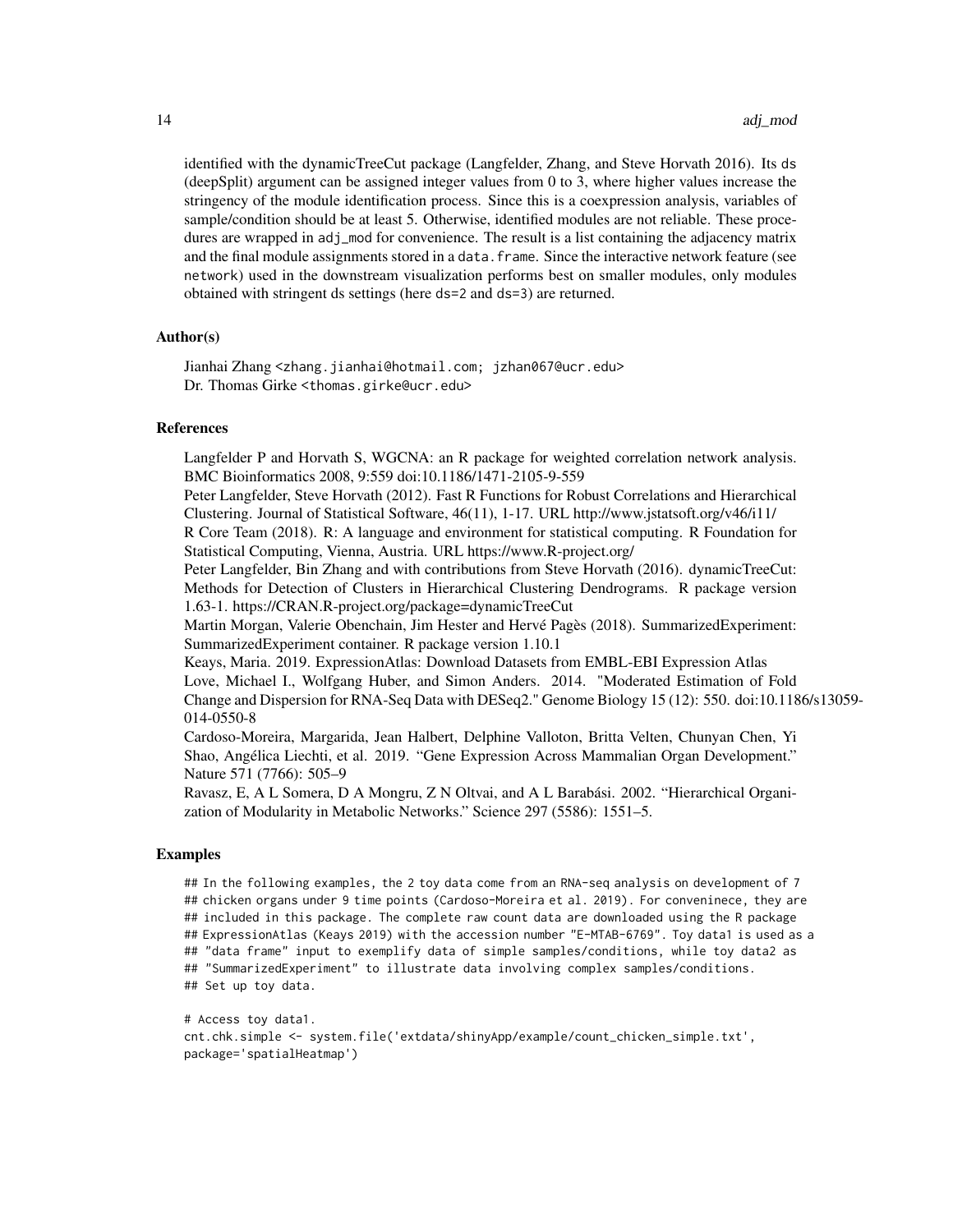identified with the dynamicTreeCut package (Langfelder, Zhang, and Steve Horvath 2016). Its ds (deepSplit) argument can be assigned integer values from 0 to 3, where higher values increase the stringency of the module identification process. Since this is a coexpression analysis, variables of sample/condition should be at least 5. Otherwise, identified modules are not reliable. These procedures are wrapped in adj_mod for convenience. The result is a list containing the adjacency matrix and the final module assignments stored in a data.frame. Since the interactive network feature (see network) used in the downstream visualization performs best on smaller modules, only modules obtained with stringent ds settings (here ds=2 and ds=3) are returned.

### Author(s)

Jianhai Zhang <zhang.jianhai@hotmail.com; jzhan067@ucr.edu>
Dr. Thomas Girke <thomas.girke@ucr.edu>

### References

Langfelder P and Horvath S, WGCNA: an R package for weighted correlation network analysis. BMC Bioinformatics 2008, 9:559 doi:10.1186/1471-2105-9-559

Peter Langfelder, Steve Horvath (2012). Fast R Functions for Robust Correlations and Hierarchical Clustering. Journal of Statistical Software, 46(11), 1-17. URL http://www.jstatsoft.org/v46/i11/

R Core Team (2018). R: A language and environment for statistical computing. R Foundation for Statistical Computing, Vienna, Austria. URL https://www.R-project.org/

Peter Langfelder, Bin Zhang and with contributions from Steve Horvath (2016). dynamicTreeCut: Methods for Detection of Clusters in Hierarchical Clustering Dendrograms. R package version 1.63-1. https://CRAN.R-project.org/package=dynamicTreeCut

Martin Morgan, Valerie Obenchain, Jim Hester and Hervé Pagès (2018). SummarizedExperiment: SummarizedExperiment container. R package version 1.10.1

Keays, Maria. 2019. ExpressionAtlas: Download Datasets from EMBL-EBI Expression Atlas

Love, Michael I., Wolfgang Huber, and Simon Anders. 2014. "Moderated Estimation of Fold Change and Dispersion for RNA-Seq Data with DESeq2." Genome Biology 15 (12): 550. doi:10.1186/s13059-014-0550-8

Cardoso-Moreira, Margarida, Jean Halbert, Delphine Valloton, Britta Velten, Chunyan Chen, Yi Shao, Angélica Liechti, et al. 2019. "Gene Expression Across Mammalian Organ Development." Nature 571 (7766): 505–9

Ravasz, E, A L Somera, D A Mongru, Z N Oltvai, and A L Barabási. 2002. "Hierarchical Organization of Modularity in Metabolic Networks." Science 297 (5586): 1551–5.

### Examples

```
## In the following examples, the 2 toy data come from an RNA-seq analysis on development of 7
## chicken organs under 9 time points (Cardoso-Moreira et al. 2019). For conveninece, they are
## included in this package. The complete raw count data are downloaded using the R package
## ExpressionAtlas (Keays 2019) with the accession number "E-MTAB-6769". Toy data1 is used as a
## "data frame" input to exemplify data of simple samples/conditions, while toy data2 as
## "SummarizedExperiment" to illustrate data involving complex samples/conditions.
## Set up toy data.

# Access toy data1.
cnt.chk.simple <- system.file('extdata/shinyApp/example/count_chicken_simple.txt',
package='spatialHeatmap')
```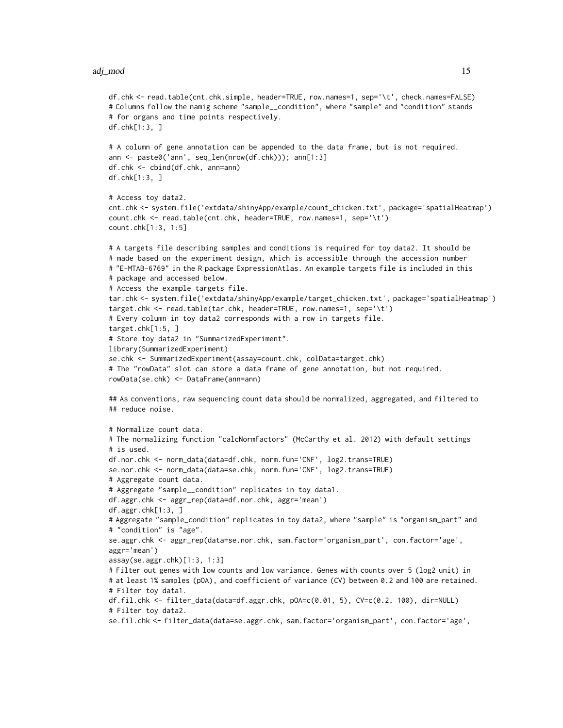```
df.chk <- read.table(cnt.chk.simple, header=TRUE, row.names=1, sep='\t', check.names=FALSE)
# Columns follow the namig scheme "sample__condition", where "sample" and "condition" stands
# for organs and time points respectively.
df.chk[1:3, ]

# A column of gene annotation can be appended to the data frame, but is not required.
ann <- paste0('ann', seq_len(nrow(df.chk))); ann[1:3]
df.chk <- cbind(df.chk, ann=ann)
df.chk[1:3, ]

# Access toy data2.
cnt.chk <- system.file('extdata/shinyApp/example/count_chicken.txt', package='spatialHeatmap')
count.chk <- read.table(cnt.chk, header=TRUE, row.names=1, sep='\t')
count.chk[1:3, 1:5]

# A targets file describing samples and conditions is required for toy data2. It should be
# made based on the experiment design, which is accessible through the accession number
# "E-MTAB-6769" in the R package ExpressionAtlas. An example targets file is included in this
# package and accessed below.
# Access the example targets file.
tar.chk <- system.file('extdata/shinyApp/example/target_chicken.txt', package='spatialHeatmap')
target.chk <- read.table(tar.chk, header=TRUE, row.names=1, sep='\t')
# Every column in toy data2 corresponds with a row in targets file.
target.chk[1:5, ]
# Store toy data2 in "SummarizedExperiment".
library(SummarizedExperiment)
se.chk <- SummarizedExperiment(assay=count.chk, colData=target.chk)
# The "rowData" slot can store a data frame of gene annotation, but not required.
rowData(se.chk) <- DataFrame(ann=ann)

## As conventions, raw sequencing count data should be normalized, aggregated, and filtered to
## reduce noise.

# Normalize count data.
# The normalizing function "calcNormFactors" (McCarthy et al. 2012) with default settings
# is used.
df.nor.chk <- norm_data(data=df.chk, norm.fun='CNF', log2.trans=TRUE)
se.nor.chk <- norm_data(data=se.chk, norm.fun='CNF', log2.trans=TRUE)
# Aggregate count data.
# Aggregate "sample__condition" replicates in toy data1.
df.aggr.chk <- aggr_rep(data=df.nor.chk, aggr='mean')
df.aggr.chk[1:3, ]
# Aggregate "sample_condition" replicates in toy data2, where "sample" is "organism_part" and
# "condition" is "age".
se.aggr.chk <- aggr_rep(data=se.nor.chk, sam.factor='organism_part', con.factor='age',
aggr='mean')
assay(se.aggr.chk)[1:3, 1:3]
# Filter out genes with low counts and low variance. Genes with counts over 5 (log2 unit) in
# at least 1% samples (pOA), and coefficient of variance (CV) between 0.2 and 100 are retained.
# Filter toy data1.
df.fil.chk <- filter_data(data=df.aggr.chk, pOA=c(0.01, 5), CV=c(0.2, 100), dir=NULL)
# Filter toy data2.
se.fil.chk <- filter_data(data=se.aggr.chk, sam.factor='organism_part', con.factor='age',
```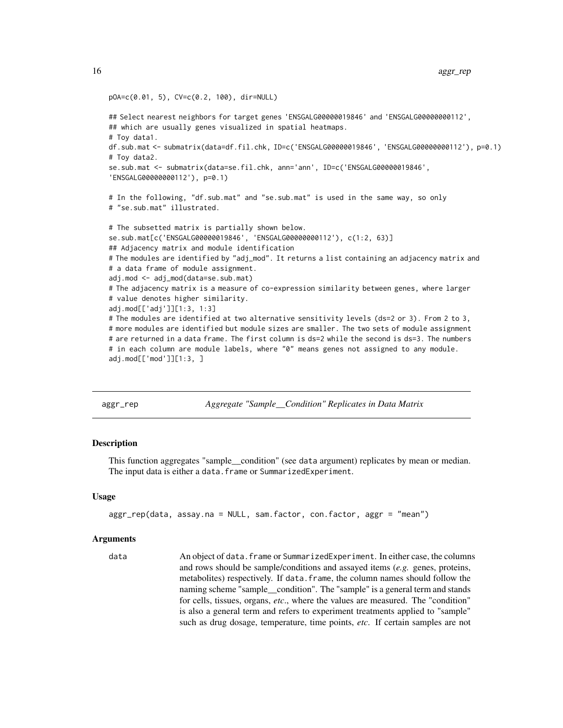```
pOA=c(0.01, 5), CV=c(0.2, 100), dir=NULL)

## Select nearest neighbors for target genes 'ENSGALG00000019846' and 'ENSGALG00000000112',
## which are usually genes visualized in spatial heatmaps.
# Toy data1.
df.sub.mat <- submatrix(data=df.fil.chk, ID=c('ENSGALG00000019846', 'ENSGALG00000000112'), p=0.1)
# Toy data2.
se.sub.mat <- submatrix(data=se.fil.chk, ann='ann', ID=c('ENSGALG00000019846',
'ENSGALG00000000112'), p=0.1)

# In the following, "df.sub.mat" and "se.sub.mat" is used in the same way, so only
# "se.sub.mat" illustrated.

# The subsetted matrix is partially shown below.
se.sub.mat[c('ENSGALG00000019846', 'ENSGALG00000000112'), c(1:2, 63)]
## Adjacency matrix and module identification
# The modules are identified by "adj_mod". It returns a list containing an adjacency matrix and
# a data frame of module assignment.
adj.mod <- adj_mod(data=se.sub.mat)
# The adjacency matrix is a measure of co-expression similarity between genes, where larger
# value denotes higher similarity.
adj.mod[['adj']][1:3, 1:3]
# The modules are identified at two alternative sensitivity levels (ds=2 or 3). From 2 to 3,
# more modules are identified but module sizes are smaller. The two sets of module assignment
# are returned in a data frame. The first column is ds=2 while the second is ds=3. The numbers
# in each column are module labels, where "0" means genes not assigned to any module.
adj.mod[['mod']][1:3, ]
```

---

## aggr_rep — *Aggregate "Sample__Condition" Replicates in Data Matrix*

### Description

This function aggregates "sample__condition" (see `data` argument) replicates by mean or median. The input data is either a `data.frame` or `SummarizedExperiment`.

### Usage

```
aggr_rep(data, assay.na = NULL, sam.factor, con.factor, aggr = "mean")
```

### Arguments

**data** An object of `data.frame` or `SummarizedExperiment`. In either case, the columns and rows should be sample/conditions and assayed items (*e.g.* genes, proteins, metabolites) respectively. If `data.frame`, the column names should follow the naming scheme "sample__condition". The "sample" is a general term and stands for cells, tissues, organs, *etc*., where the values are measured. The "condition" is also a general term and refers to experiment treatments applied to "sample" such as drug dosage, temperature, time points, *etc*. If certain samples are not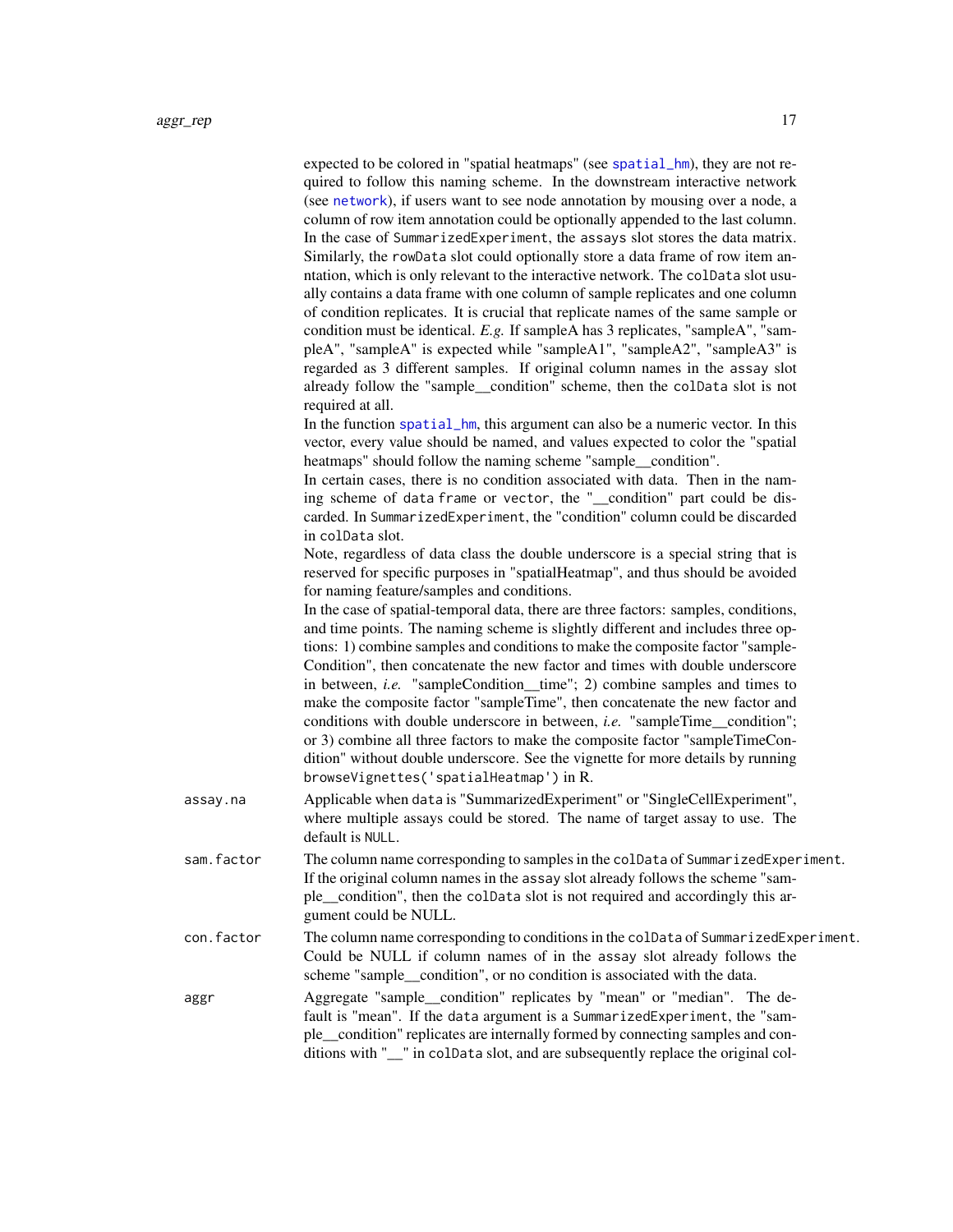expected to be colored in "spatial heatmaps" (see spatial_hm), they are not required to follow this naming scheme. In the downstream interactive network (see network), if users want to see node annotation by mousing over a node, a column of row item annotation could be optionally appended to the last column. In the case of SummarizedExperiment, the assays slot stores the data matrix. Similarly, the rowData slot could optionally store a data frame of row item anntation, which is only relevant to the interactive network. The colData slot usually contains a data frame with one column of sample replicates and one column of condition replicates. It is crucial that replicate names of the same sample or condition must be identical. *E.g.* If sampleA has 3 replicates, "sampleA", "sampleA", "sampleA" is expected while "sampleA1", "sampleA2", "sampleA3" is regarded as 3 different samples. If original column names in the assay slot already follow the "sample__condition" scheme, then the colData slot is not required at all.

In the function spatial_hm, this argument can also be a numeric vector. In this vector, every value should be named, and values expected to color the "spatial heatmaps" should follow the naming scheme "sample__condition".

In certain cases, there is no condition associated with data. Then in the naming scheme of data frame or vector, the "__condition" part could be discarded. In SummarizedExperiment, the "condition" column could be discarded in colData slot.

Note, regardless of data class the double underscore is a special string that is reserved for specific purposes in "spatialHeatmap", and thus should be avoided for naming feature/samples and conditions.

In the case of spatial-temporal data, there are three factors: samples, conditions, and time points. The naming scheme is slightly different and includes three options: 1) combine samples and conditions to make the composite factor "sampleCondition", then concatenate the new factor and times with double underscore in between, *i.e.* "sampleCondition__time"; 2) combine samples and times to make the composite factor "sampleTime", then concatenate the new factor and conditions with double underscore in between, *i.e.* "sampleTime__condition"; or 3) combine all three factors to make the composite factor "sampleTimeCondition" without double underscore. See the vignette for more details by running `browseVignettes('spatialHeatmap')` in R.

`assay.na` Applicable when data is "SummarizedExperiment" or "SingleCellExperiment", where multiple assays could be stored. The name of target assay to use. The default is NULL.

`sam.factor` The column name corresponding to samples in the colData of SummarizedExperiment. If the original column names in the assay slot already follows the scheme "sample__condition", then the colData slot is not required and accordingly this argument could be NULL.

`con.factor` The column name corresponding to conditions in the colData of SummarizedExperiment. Could be NULL if column names of in the assay slot already follows the scheme "sample__condition", or no condition is associated with the data.

`aggr` Aggregate "sample__condition" replicates by "mean" or "median". The default is "mean". If the data argument is a SummarizedExperiment, the "sample__condition" replicates are internally formed by connecting samples and conditions with "__" in colData slot, and are subsequently replace the original col-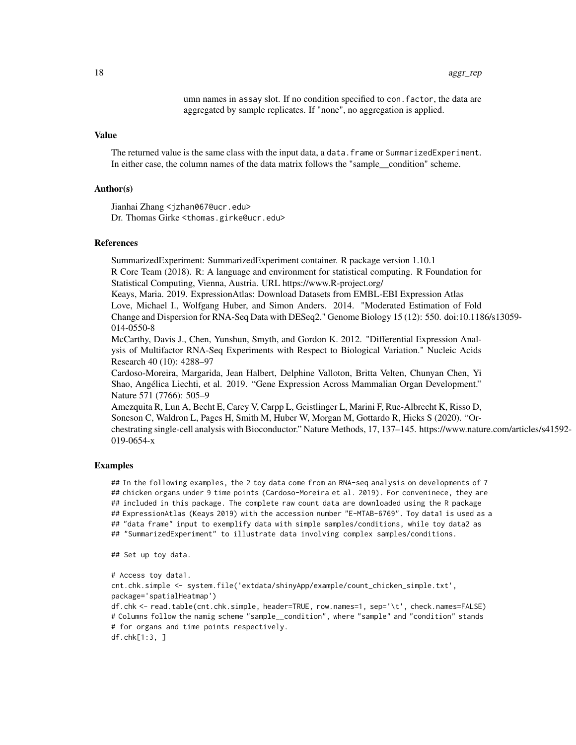umn names in assay slot. If no condition specified to con.factor, the data are aggregated by sample replicates. If "none", no aggregation is applied.

### Value

The returned value is the same class with the input data, a data.frame or SummarizedExperiment. In either case, the column names of the data matrix follows the "sample__condition" scheme.

### Author(s)

Jianhai Zhang <jzhan067@ucr.edu>
Dr. Thomas Girke <thomas.girke@ucr.edu>

### References

SummarizedExperiment: SummarizedExperiment container. R package version 1.10.1
R Core Team (2018). R: A language and environment for statistical computing. R Foundation for Statistical Computing, Vienna, Austria. URL https://www.R-project.org/
Keays, Maria. 2019. ExpressionAtlas: Download Datasets from EMBL-EBI Expression Atlas
Love, Michael I., Wolfgang Huber, and Simon Anders. 2014. "Moderated Estimation of Fold Change and Dispersion for RNA-Seq Data with DESeq2." Genome Biology 15 (12): 550. doi:10.1186/s13059-014-0550-8
McCarthy, Davis J., Chen, Yunshun, Smyth, and Gordon K. 2012. "Differential Expression Analysis of Multifactor RNA-Seq Experiments with Respect to Biological Variation." Nucleic Acids Research 40 (10): 4288–97
Cardoso-Moreira, Margarida, Jean Halbert, Delphine Valloton, Britta Velten, Chunyan Chen, Yi Shao, Angélica Liechti, et al. 2019. "Gene Expression Across Mammalian Organ Development." Nature 571 (7766): 505–9
Amezquita R, Lun A, Becht E, Carey V, Carpp L, Geistlinger L, Marini F, Rue-Albrecht K, Risso D, Soneson C, Waldron L, Pages H, Smith M, Huber W, Morgan M, Gottardo R, Hicks S (2020). "Orchestrating single-cell analysis with Bioconductor." Nature Methods, 17, 137–145. https://www.nature.com/articles/s41592-019-0654-x

### Examples

```
## In the following examples, the 2 toy data come from an RNA-seq analysis on developments of 7
## chicken organs under 9 time points (Cardoso-Moreira et al. 2019). For conveninece, they are
## included in this package. The complete raw count data are downloaded using the R package
## ExpressionAtlas (Keays 2019) with the accession number "E-MTAB-6769". Toy data1 is used as a
## "data frame" input to exemplify data with simple samples/conditions, while toy data2 as
## "SummarizedExperiment" to illustrate data involving complex samples/conditions.

## Set up toy data.

# Access toy data1.
cnt.chk.simple <- system.file('extdata/shinyApp/example/count_chicken_simple.txt',
package='spatialHeatmap')
df.chk <- read.table(cnt.chk.simple, header=TRUE, row.names=1, sep='\t', check.names=FALSE)
# Columns follow the namig scheme "sample__condition", where "sample" and "condition" stands
# for organs and time points respectively.
df.chk[1:3, ]
```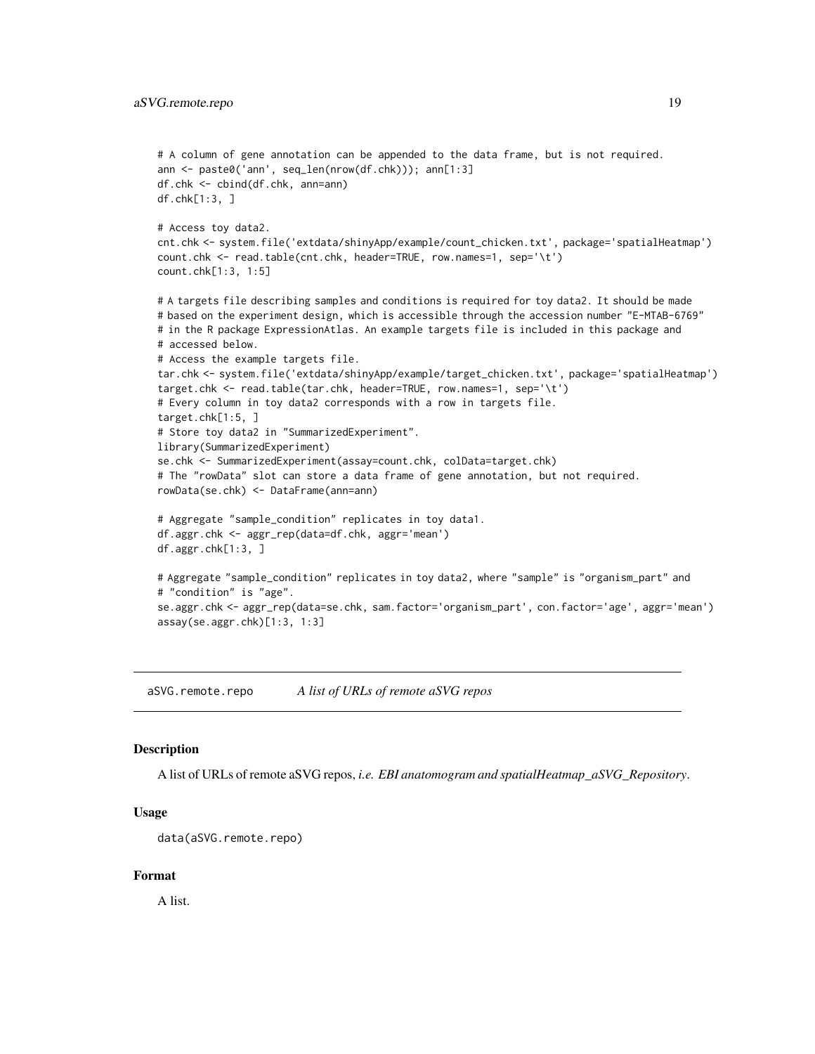```
# A column of gene annotation can be appended to the data frame, but is not required.
ann <- paste0('ann', seq_len(nrow(df.chk))); ann[1:3]
df.chk <- cbind(df.chk, ann=ann)
df.chk[1:3, ]

# Access toy data2.
cnt.chk <- system.file('extdata/shinyApp/example/count_chicken.txt', package='spatialHeatmap')
count.chk <- read.table(cnt.chk, header=TRUE, row.names=1, sep='\t')
count.chk[1:3, 1:5]

# A targets file describing samples and conditions is required for toy data2. It should be made
# based on the experiment design, which is accessible through the accession number "E-MTAB-6769"
# in the R package ExpressionAtlas. An example targets file is included in this package and
# accessed below.
# Access the example targets file.
tar.chk <- system.file('extdata/shinyApp/example/target_chicken.txt', package='spatialHeatmap')
target.chk <- read.table(tar.chk, header=TRUE, row.names=1, sep='\t')
# Every column in toy data2 corresponds with a row in targets file.
target.chk[1:5, ]
# Store toy data2 in "SummarizedExperiment".
library(SummarizedExperiment)
se.chk <- SummarizedExperiment(assay=count.chk, colData=target.chk)
# The "rowData" slot can store a data frame of gene annotation, but not required.
rowData(se.chk) <- DataFrame(ann=ann)

# Aggregate "sample_condition" replicates in toy data1.
df.aggr.chk <- aggr_rep(data=df.chk, aggr='mean')
df.aggr.chk[1:3, ]

# Aggregate "sample_condition" replicates in toy data2, where "sample" is "organism_part" and
# "condition" is "age".
se.aggr.chk <- aggr_rep(data=se.chk, sam.factor='organism_part', con.factor='age', aggr='mean')
assay(se.aggr.chk)[1:3, 1:3]
```

---

## aSVG.remote.repo — *A list of URLs of remote aSVG repos*

---

### Description

A list of URLs of remote aSVG repos, *i.e. EBI anatomogram and spatialHeatmap_aSVG_Repository*.

### Usage

```
data(aSVG.remote.repo)
```

### Format

A list.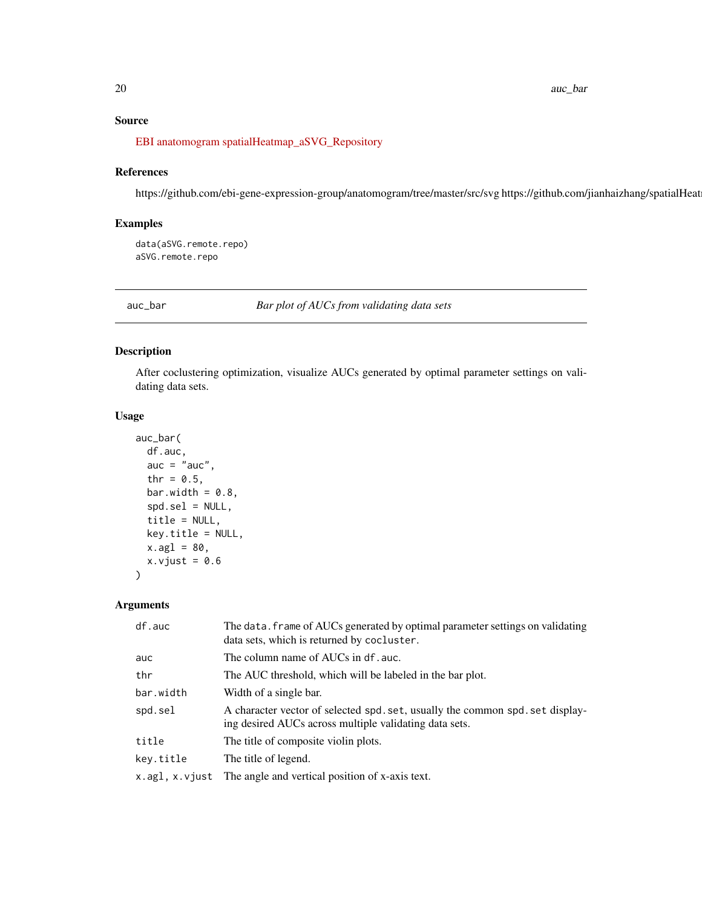## Source

EBI anatomogram spatialHeatmap_aSVG_Repository

## References

https://github.com/ebi-gene-expression-group/anatomogram/tree/master/src/svg https://github.com/jianhaizhang/spatialHeat

## Examples

```
data(aSVG.remote.repo)
aSVG.remote.repo
```

---

## auc_bar — *Bar plot of AUCs from validating data sets*

---

### Description

After coclustering optimization, visualize AUCs generated by optimal parameter settings on validating data sets.

### Usage

```
auc_bar(
  df.auc,
  auc = "auc",
  thr = 0.5,
  bar.width = 0.8,
  spd.sel = NULL,
  title = NULL,
  key.title = NULL,
  x.agl = 80,
  x.vjust = 0.6
)
```

### Arguments

| | |
|---|---|
| df.auc | The data.frame of AUCs generated by optimal parameter settings on validating data sets, which is returned by cocluster. |
| auc | The column name of AUCs in df.auc. |
| thr | The AUC threshold, which will be labeled in the bar plot. |
| bar.width | Width of a single bar. |
| spd.sel | A character vector of selected spd.set, usually the common spd.set displaying desired AUCs across multiple validating data sets. |
| title | The title of composite violin plots. |
| key.title | The title of legend. |
| x.agl, x.vjust | The angle and vertical position of x-axis text. |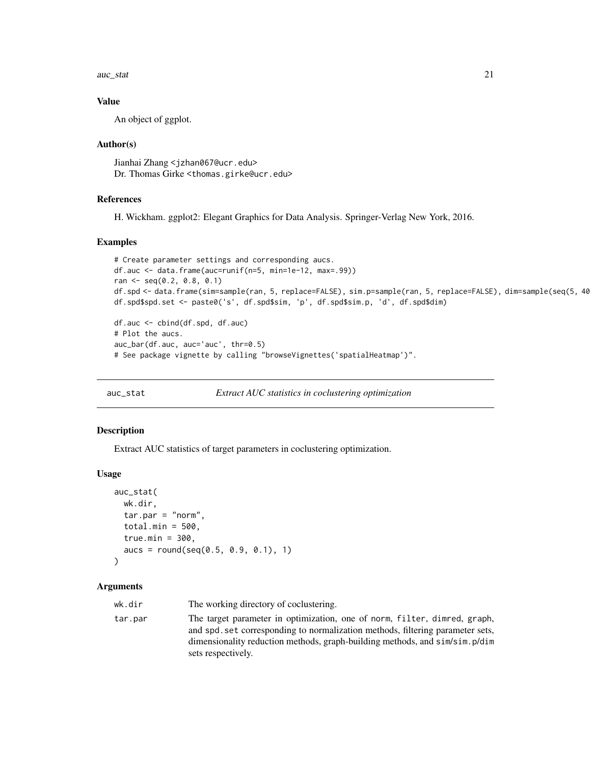## Value

An object of ggplot.

## Author(s)

Jianhai Zhang <jzhan067@ucr.edu>
Dr. Thomas Girke <thomas.girke@ucr.edu>

## References

H. Wickham. ggplot2: Elegant Graphics for Data Analysis. Springer-Verlag New York, 2016.

## Examples

```
# Create parameter settings and corresponding aucs.
df.auc <- data.frame(auc=runif(n=5, min=1e-12, max=.99))
ran <- seq(0.2, 0.8, 0.1)
df.spd <- data.frame(sim=sample(ran, 5, replace=FALSE), sim.p=sample(ran, 5, replace=FALSE), dim=sample(seq(5, 40
df.spd$spd.set <- paste0('s', df.spd$sim, 'p', df.spd$sim.p, 'd', df.spd$dim)

df.auc <- cbind(df.spd, df.auc)
# Plot the aucs.
auc_bar(df.auc, auc='auc', thr=0.5)
# See package vignette by calling "browseVignettes('spatialHeatmap')".
```

---

# auc_stat — *Extract AUC statistics in coclustering optimization*

## Description

Extract AUC statistics of target parameters in coclustering optimization.

## Usage

```
auc_stat(
  wk.dir,
  tar.par = "norm",
  total.min = 500,
  true.min = 300,
  aucs = round(seq(0.5, 0.9, 0.1), 1)
)
```

## Arguments

| | |
|---|---|
| wk.dir | The working directory of coclustering. |
| tar.par | The target parameter in optimization, one of norm, filter, dimred, graph, and spd.set corresponding to normalization methods, filtering parameter sets, dimensionality reduction methods, graph-building methods, and sim/sim.p/dim sets respectively. |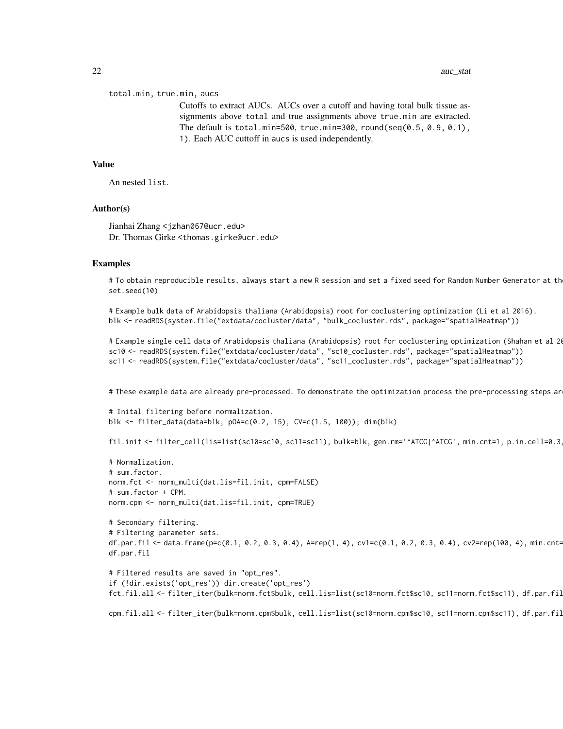total.min, true.min, aucs

Cutoffs to extract AUCs. AUCs over a cutoff and having total bulk tissue assignments above total and true assignments above true.min are extracted. The default is total.min=500, true.min=300, round(seq(0.5, 0.9, 0.1), 1). Each AUC cutoff in aucs is used independently.

## Value

An nested list.

## Author(s)

Jianhai Zhang <jzhan067@ucr.edu>
Dr. Thomas Girke <thomas.girke@ucr.edu>

## Examples

```
# To obtain reproducible results, always start a new R session and set a fixed seed for Random Number Generator at th
set.seed(10)

# Example bulk data of Arabidopsis thaliana (Arabidopsis) root for coclustering optimization (Li et al 2016).
blk <- readRDS(system.file("extdata/cocluster/data", "bulk_cocluster.rds", package="spatialHeatmap"))

# Example single cell data of Arabidopsis thaliana (Arabidopsis) root for coclustering optimization (Shahan et al 20
sc10 <- readRDS(system.file("extdata/cocluster/data", "sc10_cocluster.rds", package="spatialHeatmap"))
sc11 <- readRDS(system.file("extdata/cocluster/data", "sc11_cocluster.rds", package="spatialHeatmap"))


# These example data are already pre-processed. To demonstrate the optimization process the pre-processing steps ar

# Inital filtering before normalization.
blk <- filter_data(data=blk, pOA=c(0.2, 15), CV=c(1.5, 100)); dim(blk)

fil.init <- filter_cell(lis=list(sc10=sc10, sc11=sc11), bulk=blk, gen.rm='^ATCG|^ATCG', min.cnt=1, p.in.cell=0.3,

# Normalization.
# sum.factor.
norm.fct <- norm_multi(dat.lis=fil.init, cpm=FALSE)
# sum.factor + CPM.
norm.cpm <- norm_multi(dat.lis=fil.init, cpm=TRUE)

# Secondary filtering.
# Filtering parameter sets.
df.par.fil <- data.frame(p=c(0.1, 0.2, 0.3, 0.4), A=rep(1, 4), cv1=c(0.1, 0.2, 0.3, 0.4), cv2=rep(100, 4), min.cnt=
df.par.fil

# Filtered results are saved in "opt_res".
if (!dir.exists('opt_res')) dir.create('opt_res')
fct.fil.all <- filter_iter(bulk=norm.fct$bulk, cell.lis=list(sc10=norm.fct$sc10, sc11=norm.fct$sc11), df.par.fil

cpm.fil.all <- filter_iter(bulk=norm.cpm$bulk, cell.lis=list(sc10=norm.cpm$sc10, sc11=norm.cpm$sc11), df.par.fil
```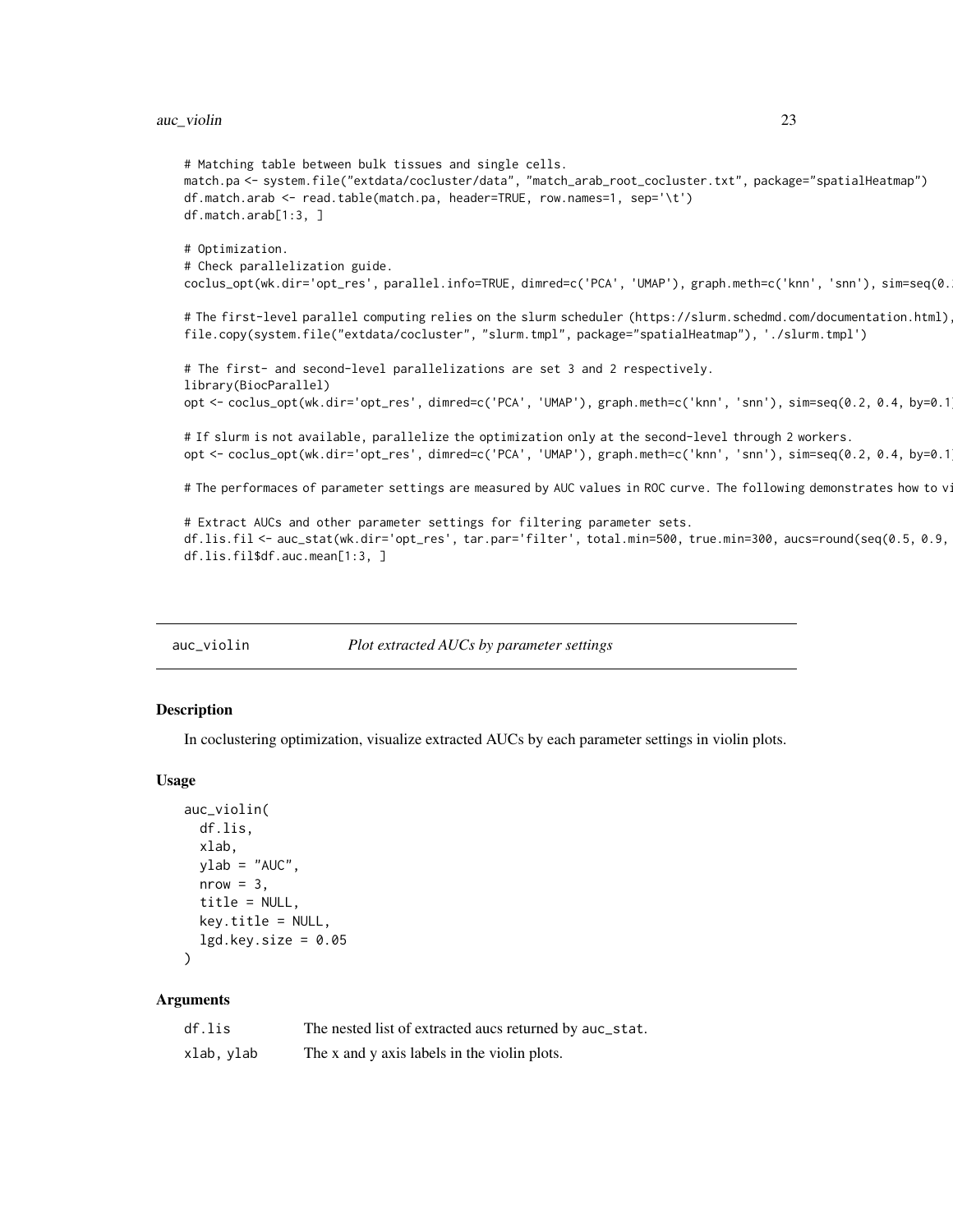```
# Matching table between bulk tissues and single cells.
match.pa <- system.file("extdata/cocluster/data", "match_arab_root_cocluster.txt", package="spatialHeatmap")
df.match.arab <- read.table(match.pa, header=TRUE, row.names=1, sep='\t')
df.match.arab[1:3, ]

# Optimization.
# Check parallelization guide.
coclus_opt(wk.dir='opt_res', parallel.info=TRUE, dimred=c('PCA', 'UMAP'), graph.meth=c('knn', 'snn'), sim=seq(0.

# The first-level parallel computing relies on the slurm scheduler (https://slurm.schedmd.com/documentation.html),
file.copy(system.file("extdata/cocluster", "slurm.tmpl", package="spatialHeatmap"), './slurm.tmpl')

# The first- and second-level parallelizations are set 3 and 2 respectively.
library(BiocParallel)
opt <- coclus_opt(wk.dir='opt_res', dimred=c('PCA', 'UMAP'), graph.meth=c('knn', 'snn'), sim=seq(0.2, 0.4, by=0.1

# If slurm is not available, parallelize the optimization only at the second-level through 2 workers.
opt <- coclus_opt(wk.dir='opt_res', dimred=c('PCA', 'UMAP'), graph.meth=c('knn', 'snn'), sim=seq(0.2, 0.4, by=0.1

# The performaces of parameter settings are measured by AUC values in ROC curve. The following demonstrates how to vi

# Extract AUCs and other parameter settings for filtering parameter sets.
df.lis.fil <- auc_stat(wk.dir='opt_res', tar.par='filter', total.min=500, true.min=300, aucs=round(seq(0.5, 0.9,
df.lis.fil$df.auc.mean[1:3, ]
```

---

## auc_violin *Plot extracted AUCs by parameter settings*

### Description

In coclustering optimization, visualize extracted AUCs by each parameter settings in violin plots.

### Usage

```
auc_violin(
  df.lis,
  xlab,
  ylab = "AUC",
  nrow = 3,
  title = NULL,
  key.title = NULL,
  lgd.key.size = 0.05
)
```

### Arguments

| | |
|---|---|
| df.lis | The nested list of extracted aucs returned by auc_stat. |
| xlab, ylab | The x and y axis labels in the violin plots. |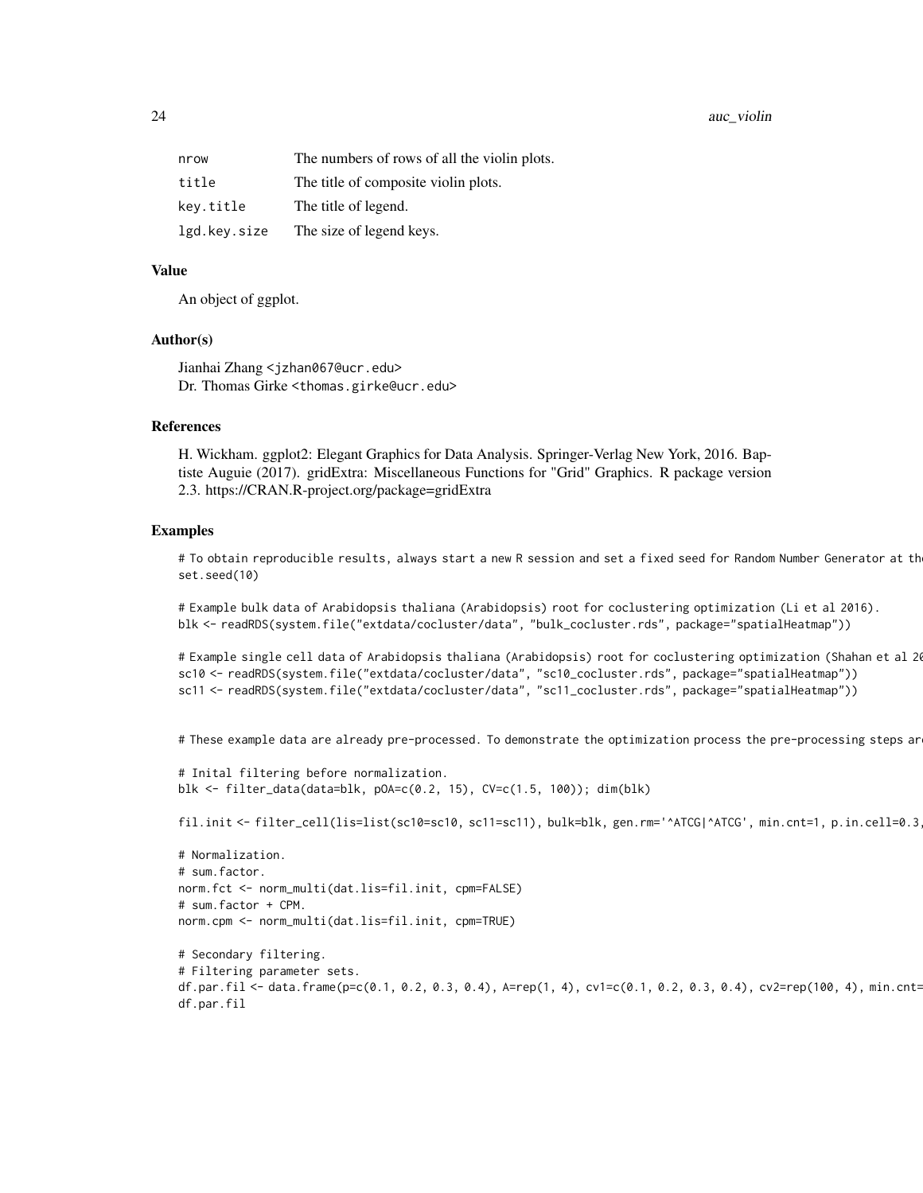| | |
|---|---|
| nrow | The numbers of rows of all the violin plots. |
| title | The title of composite violin plots. |
| key.title | The title of legend. |
| lgd.key.size | The size of legend keys. |

## Value

An object of ggplot.

## Author(s)

Jianhai Zhang <jzhan067@ucr.edu>
Dr. Thomas Girke <thomas.girke@ucr.edu>

## References

H. Wickham. ggplot2: Elegant Graphics for Data Analysis. Springer-Verlag New York, 2016. Baptiste Auguie (2017). gridExtra: Miscellaneous Functions for "Grid" Graphics. R package version 2.3. https://CRAN.R-project.org/package=gridExtra

## Examples

```
# To obtain reproducible results, always start a new R session and set a fixed seed for Random Number Generator at th
set.seed(10)

# Example bulk data of Arabidopsis thaliana (Arabidopsis) root for coclustering optimization (Li et al 2016).
blk <- readRDS(system.file("extdata/cocluster/data", "bulk_cocluster.rds", package="spatialHeatmap"))

# Example single cell data of Arabidopsis thaliana (Arabidopsis) root for coclustering optimization (Shahan et al 20
sc10 <- readRDS(system.file("extdata/cocluster/data", "sc10_cocluster.rds", package="spatialHeatmap"))
sc11 <- readRDS(system.file("extdata/cocluster/data", "sc11_cocluster.rds", package="spatialHeatmap"))


# These example data are already pre-processed. To demonstrate the optimization process the pre-processing steps ar

# Inital filtering before normalization.
blk <- filter_data(data=blk, pOA=c(0.2, 15), CV=c(1.5, 100)); dim(blk)

fil.init <- filter_cell(lis=list(sc10=sc10, sc11=sc11), bulk=blk, gen.rm='^ATCG|^ATCG', min.cnt=1, p.in.cell=0.3,

# Normalization.
# sum.factor.
norm.fct <- norm_multi(dat.lis=fil.init, cpm=FALSE)
# sum.factor + CPM.
norm.cpm <- norm_multi(dat.lis=fil.init, cpm=TRUE)

# Secondary filtering.
# Filtering parameter sets.
df.par.fil <- data.frame(p=c(0.1, 0.2, 0.3, 0.4), A=rep(1, 4), cv1=c(0.1, 0.2, 0.3, 0.4), cv2=rep(100, 4), min.cnt=
df.par.fil
```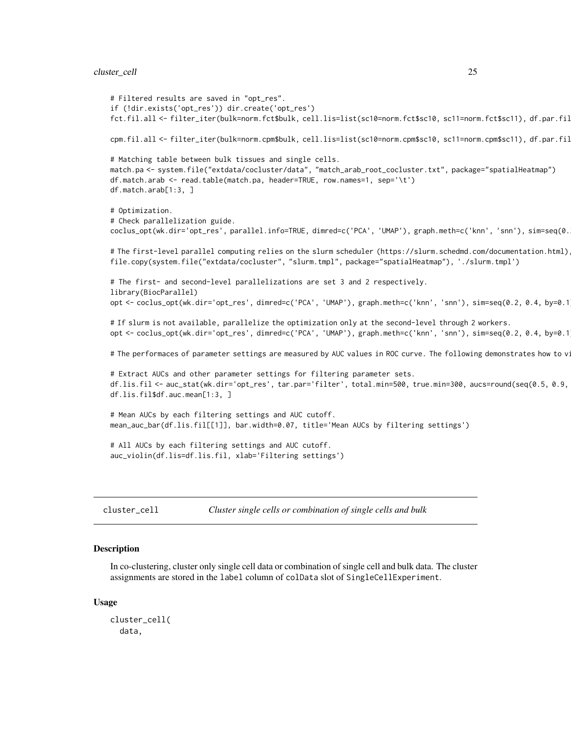```
# Filtered results are saved in "opt_res".
if (!dir.exists('opt_res')) dir.create('opt_res')
fct.fil.all <- filter_iter(bulk=norm.fct$bulk, cell.lis=list(sc10=norm.fct$sc10, sc11=norm.fct$sc11), df.par.fil

cpm.fil.all <- filter_iter(bulk=norm.cpm$bulk, cell.lis=list(sc10=norm.cpm$sc10, sc11=norm.cpm$sc11), df.par.fil

# Matching table between bulk tissues and single cells.
match.pa <- system.file("extdata/cocluster/data", "match_arab_root_cocluster.txt", package="spatialHeatmap")
df.match.arab <- read.table(match.pa, header=TRUE, row.names=1, sep='\t')
df.match.arab[1:3, ]

# Optimization.
# Check parallelization guide.
coclus_opt(wk.dir='opt_res', parallel.info=TRUE, dimred=c('PCA', 'UMAP'), graph.meth=c('knn', 'snn'), sim=seq(0.

# The first-level parallel computing relies on the slurm scheduler (https://slurm.schedmd.com/documentation.html),
file.copy(system.file("extdata/cocluster", "slurm.tmpl", package="spatialHeatmap"), './slurm.tmpl')

# The first- and second-level parallelizations are set 3 and 2 respectively.
library(BiocParallel)
opt <- coclus_opt(wk.dir='opt_res', dimred=c('PCA', 'UMAP'), graph.meth=c('knn', 'snn'), sim=seq(0.2, 0.4, by=0.1

# If slurm is not available, parallelize the optimization only at the second-level through 2 workers.
opt <- coclus_opt(wk.dir='opt_res', dimred=c('PCA', 'UMAP'), graph.meth=c('knn', 'snn'), sim=seq(0.2, 0.4, by=0.1

# The performaces of parameter settings are measured by AUC values in ROC curve. The following demonstrates how to vi

# Extract AUCs and other parameter settings for filtering parameter sets.
df.lis.fil <- auc_stat(wk.dir='opt_res', tar.par='filter', total.min=500, true.min=300, aucs=round(seq(0.5, 0.9,
df.lis.fil$df.auc.mean[1:3, ]

# Mean AUCs by each filtering settings and AUC cutoff.
mean_auc_bar(df.lis.fil[[1]], bar.width=0.07, title='Mean AUCs by filtering settings')

# All AUCs by each filtering settings and AUC cutoff.
auc_violin(df.lis=df.lis.fil, xlab='Filtering settings')
```

---

## cluster_cell — *Cluster single cells or combination of single cells and bulk*

### Description

In co-clustering, cluster only single cell data or combination of single cell and bulk data. The cluster assignments are stored in the `label` column of `colData` slot of `SingleCellExperiment`.

### Usage

```
cluster_cell(
  data,
```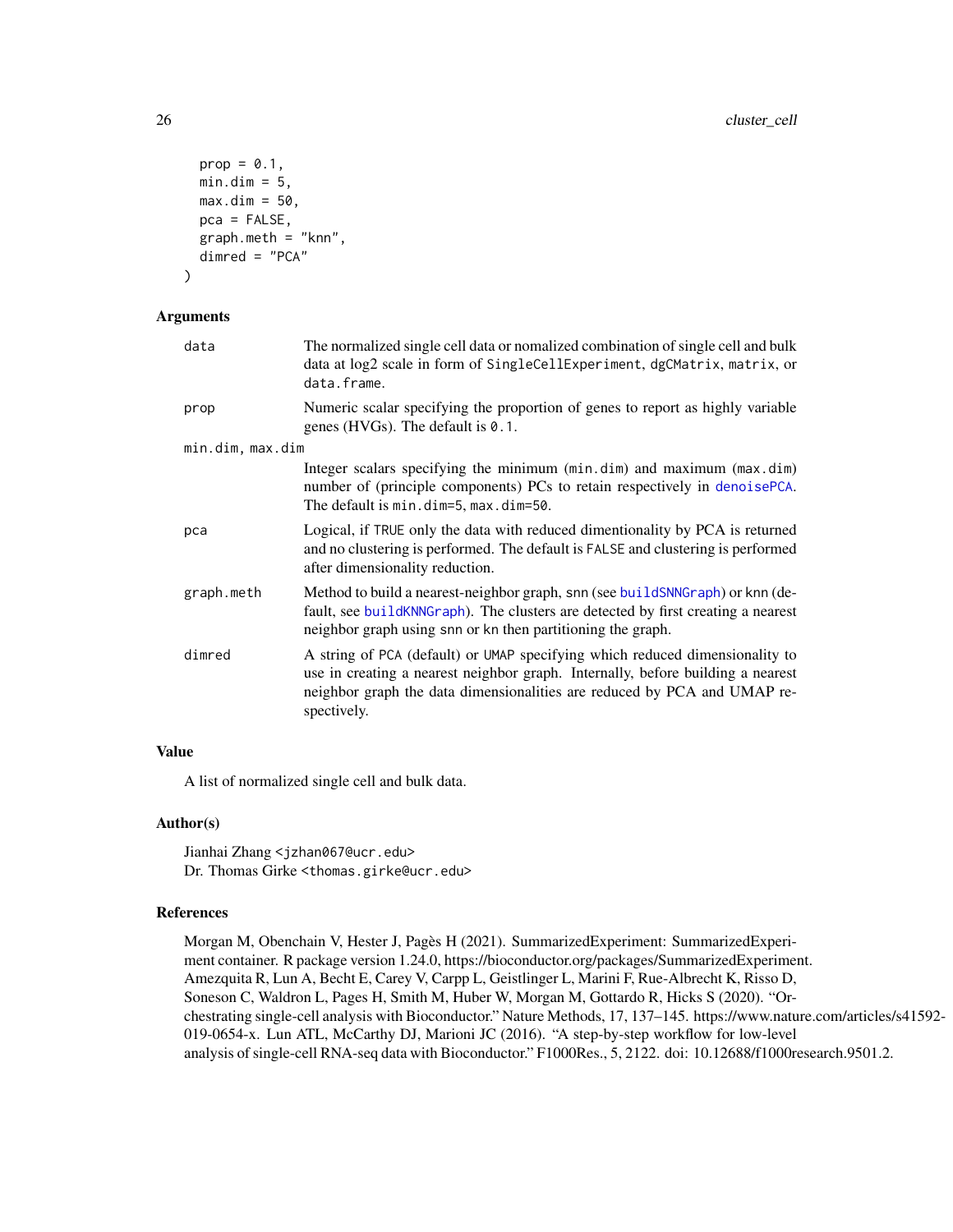```
  prop = 0.1,
  min.dim = 5,
  max.dim = 50,
  pca = FALSE,
  graph.meth = "knn",
  dimred = "PCA"
)
```

## Arguments

| | |
|---|---|
| data | The normalized single cell data or nomalized combination of single cell and bulk data at log2 scale in form of SingleCellExperiment, dgCMatrix, matrix, or data.frame. |
| prop | Numeric scalar specifying the proportion of genes to report as highly variable genes (HVGs). The default is 0.1. |
| min.dim, max.dim | Integer scalars specifying the minimum (min.dim) and maximum (max.dim) number of (principle components) PCs to retain respectively in denoisePCA. The default is min.dim=5, max.dim=50. |
| pca | Logical, if TRUE only the data with reduced dimentionality by PCA is returned and no clustering is performed. The default is FALSE and clustering is performed after dimensionality reduction. |
| graph.meth | Method to build a nearest-neighbor graph, snn (see buildSNNGraph) or knn (default, see buildKNNGraph). The clusters are detected by first creating a nearest neighbor graph using snn or kn then partitioning the graph. |
| dimred | A string of PCA (default) or UMAP specifying which reduced dimensionality to use in creating a nearest neighbor graph. Internally, before building a nearest neighbor graph the data dimensionalities are reduced by PCA and UMAP respectively. |

## Value

A list of normalized single cell and bulk data.

## Author(s)

Jianhai Zhang <jzhan067@ucr.edu>
Dr. Thomas Girke <thomas.girke@ucr.edu>

## References

Morgan M, Obenchain V, Hester J, Pagès H (2021). SummarizedExperiment: SummarizedExperiment container. R package version 1.24.0, https://bioconductor.org/packages/SummarizedExperiment. Amezquita R, Lun A, Becht E, Carey V, Carpp L, Geistlinger L, Marini F, Rue-Albrecht K, Risso D, Soneson C, Waldron L, Pages H, Smith M, Huber W, Morgan M, Gottardo R, Hicks S (2020). "Orchestrating single-cell analysis with Bioconductor." Nature Methods, 17, 137–145. https://www.nature.com/articles/s41592-019-0654-x. Lun ATL, McCarthy DJ, Marioni JC (2016). "A step-by-step workflow for low-level analysis of single-cell RNA-seq data with Bioconductor." F1000Res., 5, 2122. doi: 10.12688/f1000research.9501.2.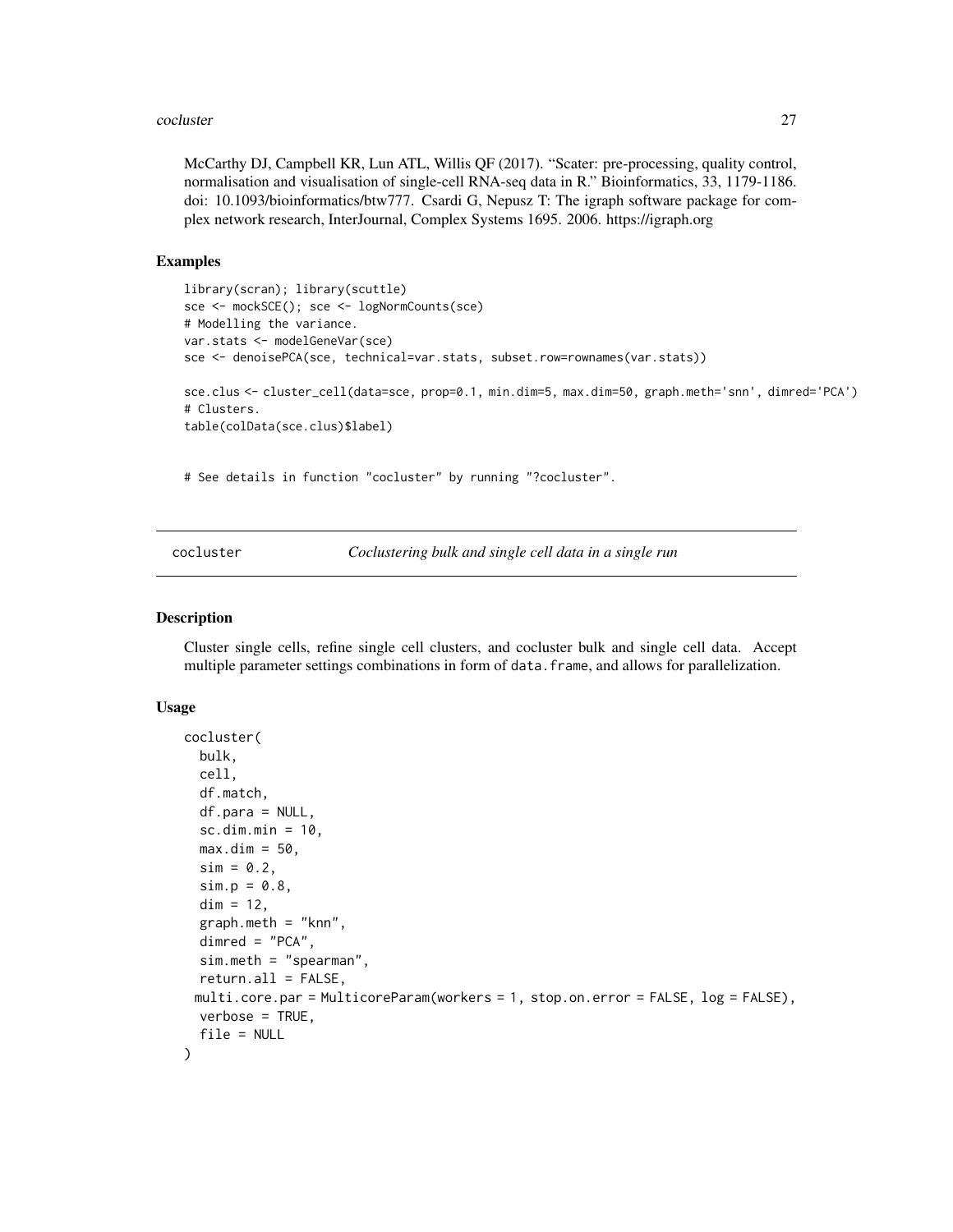McCarthy DJ, Campbell KR, Lun ATL, Willis QF (2017). "Scater: pre-processing, quality control, normalisation and visualisation of single-cell RNA-seq data in R." Bioinformatics, 33, 1179-1186. doi: 10.1093/bioinformatics/btw777. Csardi G, Nepusz T: The igraph software package for complex network research, InterJournal, Complex Systems 1695. 2006. https://igraph.org

### Examples

```
library(scran); library(scuttle)
sce <- mockSCE(); sce <- logNormCounts(sce)
# Modelling the variance.
var.stats <- modelGeneVar(sce)
sce <- denoisePCA(sce, technical=var.stats, subset.row=rownames(var.stats))

sce.clus <- cluster_cell(data=sce, prop=0.1, min.dim=5, max.dim=50, graph.meth='snn', dimred='PCA')
# Clusters.
table(colData(sce.clus)$label)


# See details in function "cocluster" by running "?cocluster".
```

---

## cocluster *Coclustering bulk and single cell data in a single run*

### Description

Cluster single cells, refine single cell clusters, and cocluster bulk and single cell data. Accept multiple parameter settings combinations in form of `data.frame`, and allows for parallelization.

### Usage

```
cocluster(
  bulk,
  cell,
  df.match,
  df.para = NULL,
  sc.dim.min = 10,
  max.dim = 50,
  sim = 0.2,
  sim.p = 0.8,
  dim = 12,
  graph.meth = "knn",
  dimred = "PCA",
  sim.meth = "spearman",
  return.all = FALSE,
  multi.core.par = MulticoreParam(workers = 1, stop.on.error = FALSE, log = FALSE),
  verbose = TRUE,
  file = NULL
)
```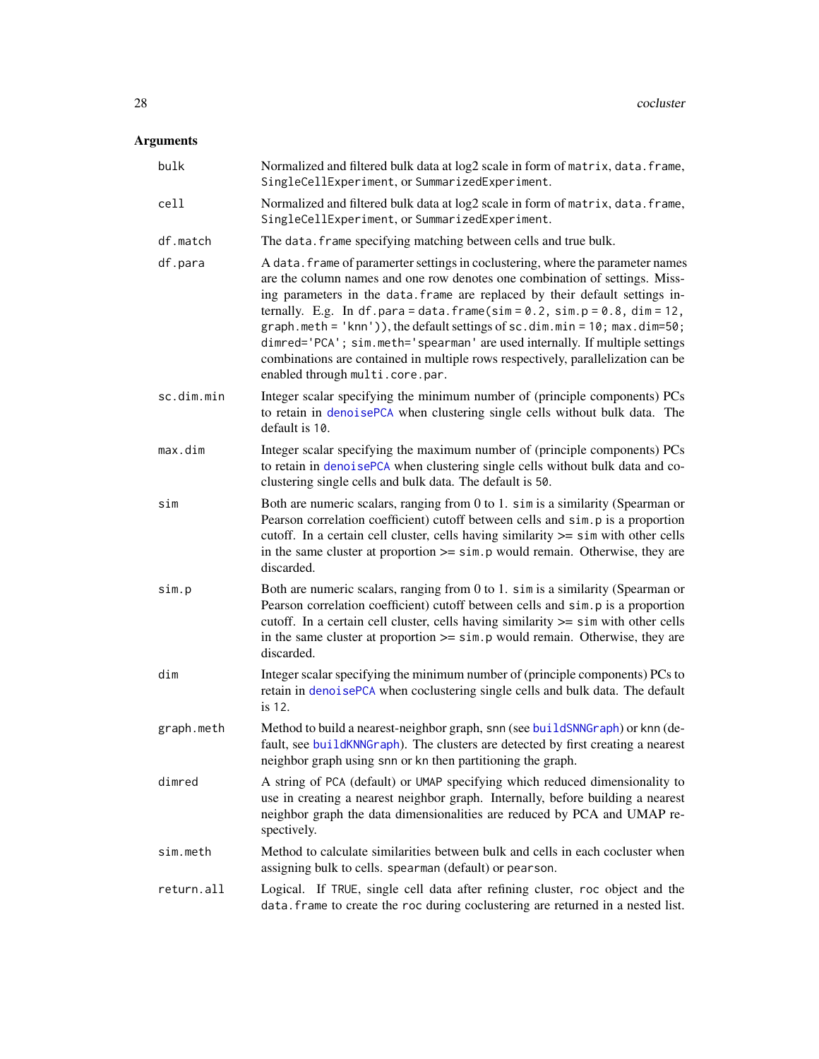## Arguments

**bulk**
Normalized and filtered bulk data at log2 scale in form of `matrix`, `data.frame`, `SingleCellExperiment`, or `SummarizedExperiment`.

**cell**
Normalized and filtered bulk data at log2 scale in form of `matrix`, `data.frame`, `SingleCellExperiment`, or `SummarizedExperiment`.

**df.match**
The `data.frame` specifying matching between cells and true bulk.

**df.para**
A `data.frame` of paramerter settings in coclustering, where the parameter names are the column names and one row denotes one combination of settings. Missing parameters in the `data.frame` are replaced by their default settings internally. E.g. In `df.para = data.frame(sim = 0.2, sim.p = 0.8, dim = 12, graph.meth = 'knn'))`, the default settings of `sc.dim.min = 10; max.dim=50; dimred='PCA'; sim.meth='spearman'` are used internally. If multiple settings combinations are contained in multiple rows respectively, parallelization can be enabled through `multi.core.par`.

**sc.dim.min**
Integer scalar specifying the minimum number of (principle components) PCs to retain in `denoisePCA` when clustering single cells without bulk data. The default is `10`.

**max.dim**
Integer scalar specifying the maximum number of (principle components) PCs to retain in `denoisePCA` when clustering single cells without bulk data and coclustering single cells and bulk data. The default is `50`.

**sim**
Both are numeric scalars, ranging from 0 to 1. `sim` is a similarity (Spearman or Pearson correlation coefficient) cutoff between cells and `sim.p` is a proportion cutoff. In a certain cell cluster, cells having similarity >= `sim` with other cells in the same cluster at proportion >= `sim.p` would remain. Otherwise, they are discarded.

**sim.p**
Both are numeric scalars, ranging from 0 to 1. `sim` is a similarity (Spearman or Pearson correlation coefficient) cutoff between cells and `sim.p` is a proportion cutoff. In a certain cell cluster, cells having similarity >= `sim` with other cells in the same cluster at proportion >= `sim.p` would remain. Otherwise, they are discarded.

**dim**
Integer scalar specifying the minimum number of (principle components) PCs to retain in `denoisePCA` when coclustering single cells and bulk data. The default is `12`.

**graph.meth**
Method to build a nearest-neighbor graph, `snn` (see `buildSNNGraph`) or `knn` (default, see `buildKNNGraph`). The clusters are detected by first creating a nearest neighbor graph using `snn` or `kn` then partitioning the graph.

**dimred**
A string of `PCA` (default) or `UMAP` specifying which reduced dimensionality to use in creating a nearest neighbor graph. Internally, before building a nearest neighbor graph the data dimensionalities are reduced by PCA and UMAP respectively.

**sim.meth**
Method to calculate similarities between bulk and cells in each cocluster when assigning bulk to cells. `spearman` (default) or `pearson`.

**return.all**
Logical. If `TRUE`, single cell data after refining cluster, `roc` object and the `data.frame` to create the `roc` during coclustering are returned in a nested list.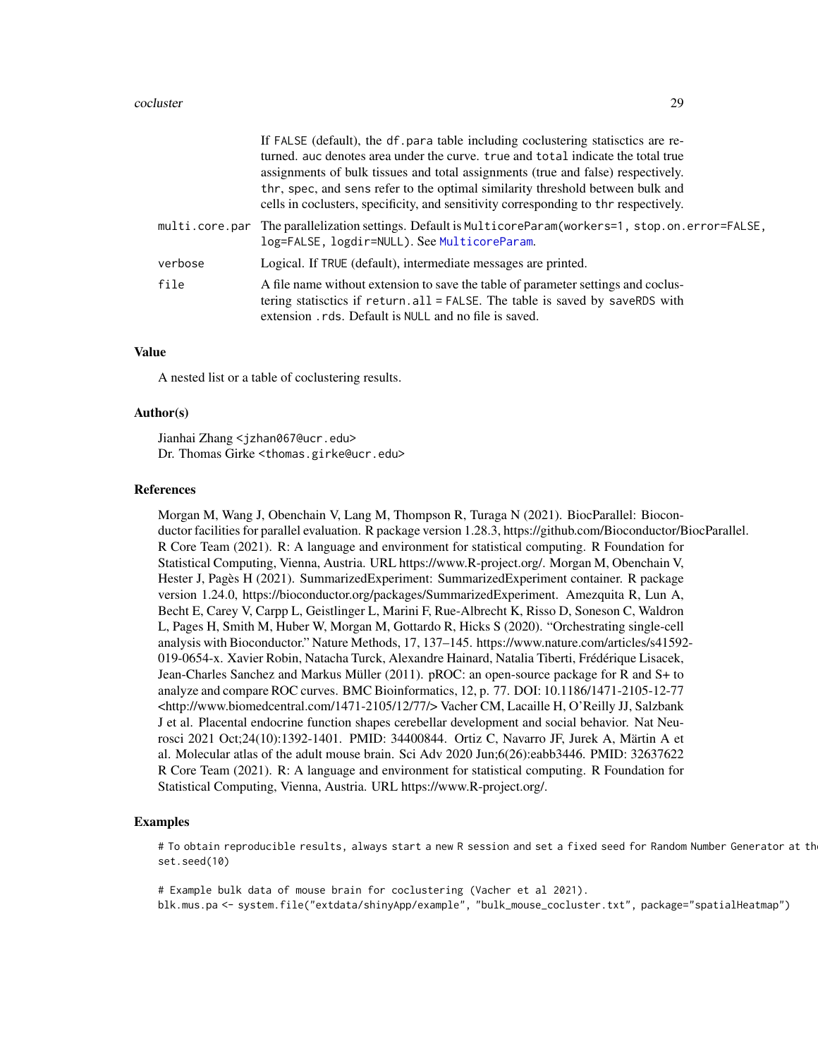| | |
|---|---|
| | If FALSE (default), the df.para table including coclustering statisctics are returned. auc denotes area under the curve. true and total indicate the total true assignments of bulk tissues and total assignments (true and false) respectively. thr, spec, and sens refer to the optimal similarity threshold between bulk and cells in coclusters, specificity, and sensitivity corresponding to thr respectively. |
| multi.core.par | The parallelization settings. Default is MulticoreParam(workers=1, stop.on.error=FALSE, log=FALSE, logdir=NULL). See MulticoreParam. |
| verbose | Logical. If TRUE (default), intermediate messages are printed. |
| file | A file name without extension to save the table of parameter settings and coclustering statisctics if return.all = FALSE. The table is saved by saveRDS with extension .rds. Default is NULL and no file is saved. |

## Value

A nested list or a table of coclustering results.

## Author(s)

Jianhai Zhang <jzhan067@ucr.edu>
Dr. Thomas Girke <thomas.girke@ucr.edu>

## References

Morgan M, Wang J, Obenchain V, Lang M, Thompson R, Turaga N (2021). BiocParallel: Bioconductor facilities for parallel evaluation. R package version 1.28.3, https://github.com/Bioconductor/BiocParallel. R Core Team (2021). R: A language and environment for statistical computing. R Foundation for Statistical Computing, Vienna, Austria. URL https://www.R-project.org/. Morgan M, Obenchain V, Hester J, Pagès H (2021). SummarizedExperiment: SummarizedExperiment container. R package version 1.24.0, https://bioconductor.org/packages/SummarizedExperiment. Amezquita R, Lun A, Becht E, Carey V, Carpp L, Geistlinger L, Marini F, Rue-Albrecht K, Risso D, Soneson C, Waldron L, Pages H, Smith M, Huber W, Morgan M, Gottardo R, Hicks S (2020). "Orchestrating single-cell analysis with Bioconductor." Nature Methods, 17, 137–145. https://www.nature.com/articles/s41592-019-0654-x. Xavier Robin, Natacha Turck, Alexandre Hainard, Natalia Tiberti, Frédérique Lisacek, Jean-Charles Sanchez and Markus Müller (2011). pROC: an open-source package for R and S+ to analyze and compare ROC curves. BMC Bioinformatics, 12, p. 77. DOI: 10.1186/1471-2105-12-77 <http://www.biomedcentral.com/1471-2105/12/77/> Vacher CM, Lacaille H, O'Reilly JJ, Salzbank J et al. Placental endocrine function shapes cerebellar development and social behavior. Nat Neurosci 2021 Oct;24(10):1392-1401. PMID: 34400844. Ortiz C, Navarro JF, Jurek A, Märtin A et al. Molecular atlas of the adult mouse brain. Sci Adv 2020 Jun;6(26):eabb3446. PMID: 32637622 R Core Team (2021). R: A language and environment for statistical computing. R Foundation for Statistical Computing, Vienna, Austria. URL https://www.R-project.org/.

## Examples

```
# To obtain reproducible results, always start a new R session and set a fixed seed for Random Number Generator at th
set.seed(10)

# Example bulk data of mouse brain for coclustering (Vacher et al 2021).
blk.mus.pa <- system.file("extdata/shinyApp/example", "bulk_mouse_cocluster.txt", package="spatialHeatmap")
```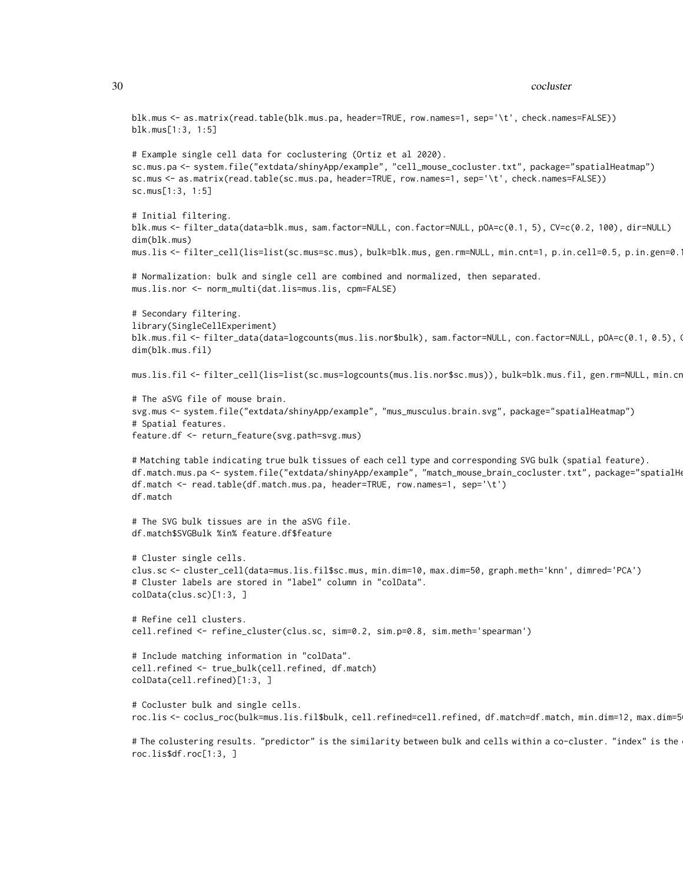```
blk.mus <- as.matrix(read.table(blk.mus.pa, header=TRUE, row.names=1, sep='\t', check.names=FALSE))
blk.mus[1:3, 1:5]

# Example single cell data for coclustering (Ortiz et al 2020).
sc.mus.pa <- system.file("extdata/shinyApp/example", "cell_mouse_cocluster.txt", package="spatialHeatmap")
sc.mus <- as.matrix(read.table(sc.mus.pa, header=TRUE, row.names=1, sep='\t', check.names=FALSE))
sc.mus[1:3, 1:5]

# Initial filtering.
blk.mus <- filter_data(data=blk.mus, sam.factor=NULL, con.factor=NULL, pOA=c(0.1, 5), CV=c(0.2, 100), dir=NULL)
dim(blk.mus)
mus.lis <- filter_cell(lis=list(sc.mus=sc.mus), bulk=blk.mus, gen.rm=NULL, min.cnt=1, p.in.cell=0.5, p.in.gen=0.1

# Normalization: bulk and single cell are combined and normalized, then separated.
mus.lis.nor <- norm_multi(dat.lis=mus.lis, cpm=FALSE)

# Secondary filtering.
library(SingleCellExperiment)
blk.mus.fil <- filter_data(data=logcounts(mus.lis.nor$bulk), sam.factor=NULL, con.factor=NULL, pOA=c(0.1, 0.5), C
dim(blk.mus.fil)

mus.lis.fil <- filter_cell(lis=list(sc.mus=logcounts(mus.lis.nor$sc.mus)), bulk=blk.mus.fil, gen.rm=NULL, min.cn

# The aSVG file of mouse brain.
svg.mus <- system.file("extdata/shinyApp/example", "mus_musculus.brain.svg", package="spatialHeatmap")
# Spatial features.
feature.df <- return_feature(svg.path=svg.mus)

# Matching table indicating true bulk tissues of each cell type and corresponding SVG bulk (spatial feature).
df.match.mus.pa <- system.file("extdata/shinyApp/example", "match_mouse_brain_cocluster.txt", package="spatialHe
df.match <- read.table(df.match.mus.pa, header=TRUE, row.names=1, sep='\t')
df.match

# The SVG bulk tissues are in the aSVG file.
df.match$SVGBulk %in% feature.df$feature

# Cluster single cells.
clus.sc <- cluster_cell(data=mus.lis.fil$sc.mus, min.dim=10, max.dim=50, graph.meth='knn', dimred='PCA')
# Cluster labels are stored in "label" column in "colData".
colData(clus.sc)[1:3, ]

# Refine cell clusters.
cell.refined <- refine_cluster(clus.sc, sim=0.2, sim.p=0.8, sim.meth='spearman')

# Include matching information in "colData".
cell.refined <- true_bulk(cell.refined, df.match)
colData(cell.refined)[1:3, ]

# Cocluster bulk and single cells.
roc.lis <- coclus_roc(bulk=mus.lis.fil$bulk, cell.refined=cell.refined, df.match=df.match, min.dim=12, max.dim=5

# The colustering results. "predictor" is the similarity between bulk and cells within a co-cluster. "index" is the 
roc.lis$df.roc[1:3, ]
```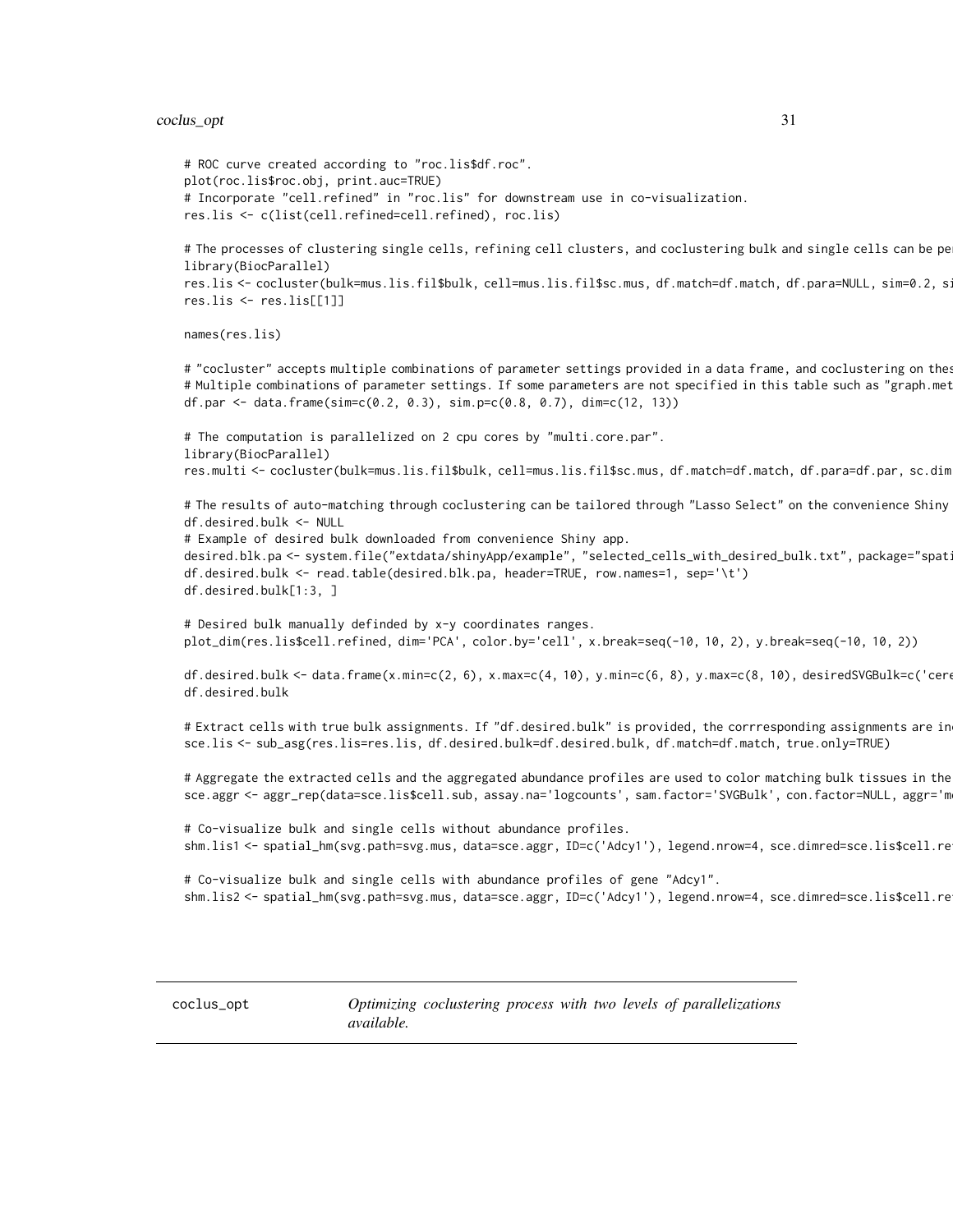```
# ROC curve created according to "roc.lis$df.roc".
plot(roc.lis$roc.obj, print.auc=TRUE)
# Incorporate "cell.refined" in "roc.lis" for downstream use in co-visualization.
res.lis <- c(list(cell.refined=cell.refined), roc.lis)

# The processes of clustering single cells, refining cell clusters, and coclustering bulk and single cells can be pe
library(BiocParallel)
res.lis <- cocluster(bulk=mus.lis.fil$bulk, cell=mus.lis.fil$sc.mus, df.match=df.match, df.para=NULL, sim=0.2, si
res.lis <- res.lis[[1]]

names(res.lis)

# "cocluster" accepts multiple combinations of parameter settings provided in a data frame, and coclustering on thes
# Multiple combinations of parameter settings. If some parameters are not specified in this table such as "graph.met
df.par <- data.frame(sim=c(0.2, 0.3), sim.p=c(0.8, 0.7), dim=c(12, 13))

# The computation is parallelized on 2 cpu cores by "multi.core.par".
library(BiocParallel)
res.multi <- cocluster(bulk=mus.lis.fil$bulk, cell=mus.lis.fil$sc.mus, df.match=df.match, df.para=df.par, sc.dim

# The results of auto-matching through coclustering can be tailored through "Lasso Select" on the convenience Shiny
df.desired.bulk <- NULL
# Example of desired bulk downloaded from convenience Shiny app.
desired.blk.pa <- system.file("extdata/shinyApp/example", "selected_cells_with_desired_bulk.txt", package="spati
df.desired.bulk <- read.table(desired.blk.pa, header=TRUE, row.names=1, sep='\t')
df.desired.bulk[1:3, ]

# Desired bulk manually definded by x-y coordinates ranges.
plot_dim(res.lis$cell.refined, dim='PCA', color.by='cell', x.break=seq(-10, 10, 2), y.break=seq(-10, 10, 2))

df.desired.bulk <- data.frame(x.min=c(2, 6), x.max=c(4, 10), y.min=c(6, 8), y.max=c(8, 10), desiredSVGBulk=c('cere
df.desired.bulk

# Extract cells with true bulk assignments. If "df.desired.bulk" is provided, the corrresponding assignments are in
sce.lis <- sub_asg(res.lis=res.lis, df.desired.bulk=df.desired.bulk, df.match=df.match, true.only=TRUE)

# Aggregate the extracted cells and the aggregated abundance profiles are used to color matching bulk tissues in the
sce.aggr <- aggr_rep(data=sce.lis$cell.sub, assay.na='logcounts', sam.factor='SVGBulk', con.factor=NULL, aggr='m

# Co-visualize bulk and single cells without abundance profiles.
shm.lis1 <- spatial_hm(svg.path=svg.mus, data=sce.aggr, ID=c('Adcy1'), legend.nrow=4, sce.dimred=sce.lis$cell.re

# Co-visualize bulk and single cells with abundance profiles of gene "Adcy1".
shm.lis2 <- spatial_hm(svg.path=svg.mus, data=sce.aggr, ID=c('Adcy1'), legend.nrow=4, sce.dimred=sce.lis$cell.re
```

---

coclus_opt *Optimizing coclustering process with two levels of parallelizations available.*

---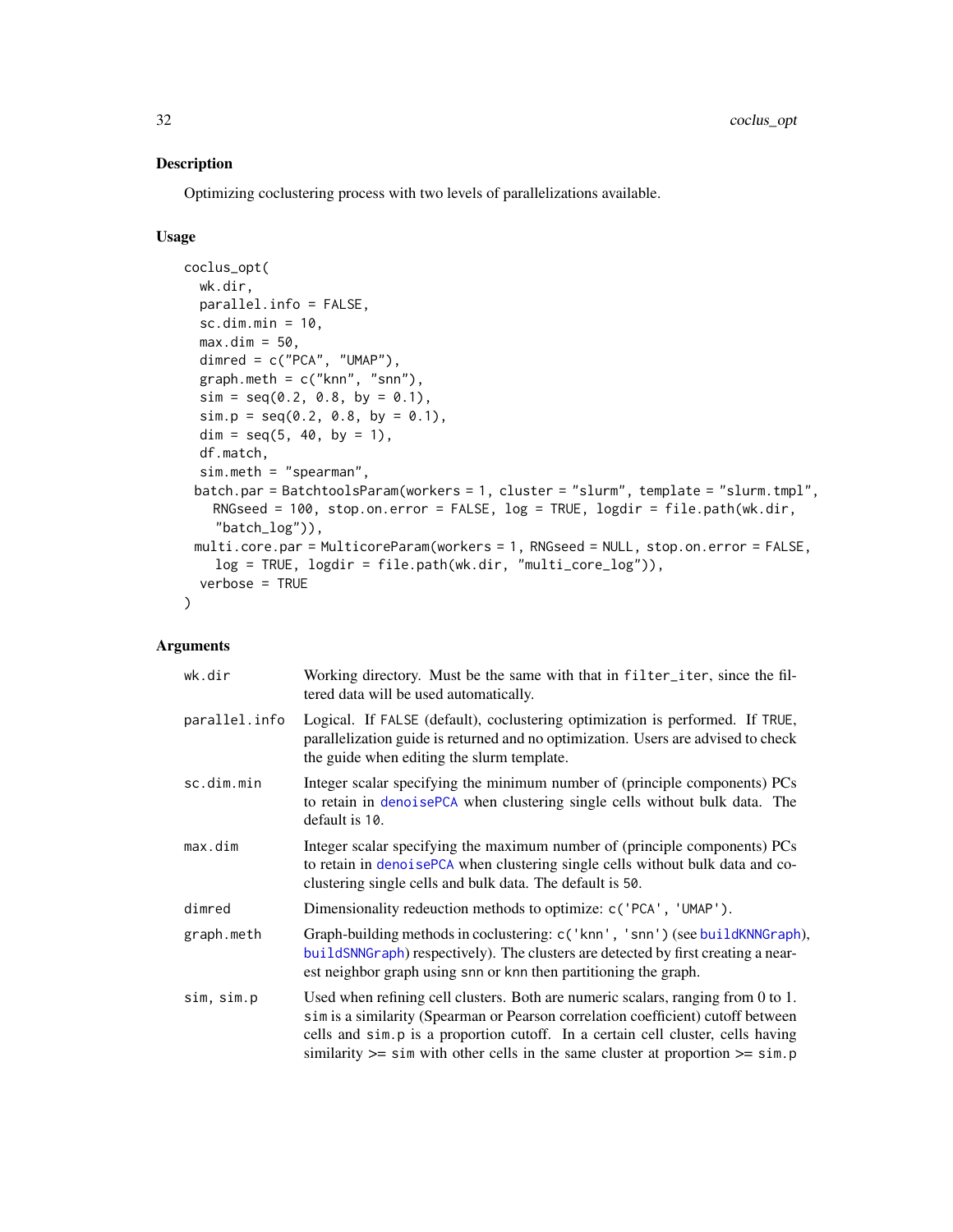## Description

Optimizing coclustering process with two levels of parallelizations available.

## Usage

```
coclus_opt(
  wk.dir,
  parallel.info = FALSE,
  sc.dim.min = 10,
  max.dim = 50,
  dimred = c("PCA", "UMAP"),
  graph.meth = c("knn", "snn"),
  sim = seq(0.2, 0.8, by = 0.1),
  sim.p = seq(0.2, 0.8, by = 0.1),
  dim = seq(5, 40, by = 1),
  df.match,
  sim.meth = "spearman",
 batch.par = BatchtoolsParam(workers = 1, cluster = "slurm", template = "slurm.tmpl",
    RNGseed = 100, stop.on.error = FALSE, log = TRUE, logdir = file.path(wk.dir,
    "batch_log")),
 multi.core.par = MulticoreParam(workers = 1, RNGseed = NULL, stop.on.error = FALSE,
    log = TRUE, logdir = file.path(wk.dir, "multi_core_log")),
  verbose = TRUE
)
```

## Arguments

| | |
|---|---|
| wk.dir | Working directory. Must be the same with that in `filter_iter`, since the filtered data will be used automatically. |
| parallel.info | Logical. If `FALSE` (default), coclustering optimization is performed. If `TRUE`, parallelization guide is returned and no optimization. Users are advised to check the guide when editing the slurm template. |
| sc.dim.min | Integer scalar specifying the minimum number of (principle components) PCs to retain in `denoisePCA` when clustering single cells without bulk data. The default is `10`. |
| max.dim | Integer scalar specifying the maximum number of (principle components) PCs to retain in `denoisePCA` when clustering single cells without bulk data and coclustering single cells and bulk data. The default is `50`. |
| dimred | Dimensionality redeuction methods to optimize: `c('PCA', 'UMAP')`. |
| graph.meth | Graph-building methods in coclustering: `c('knn', 'snn')` (see `buildKNNGraph`), `buildSNNGraph`) respectively). The clusters are detected by first creating a nearest neighbor graph using snn or knn then partitioning the graph. |
| sim, sim.p | Used when refining cell clusters. Both are numeric scalars, ranging from 0 to 1. `sim` is a similarity (Spearman or Pearson correlation coefficient) cutoff between cells and `sim.p` is a proportion cutoff. In a certain cell cluster, cells having similarity >= `sim` with other cells in the same cluster at proportion >= `sim.p` |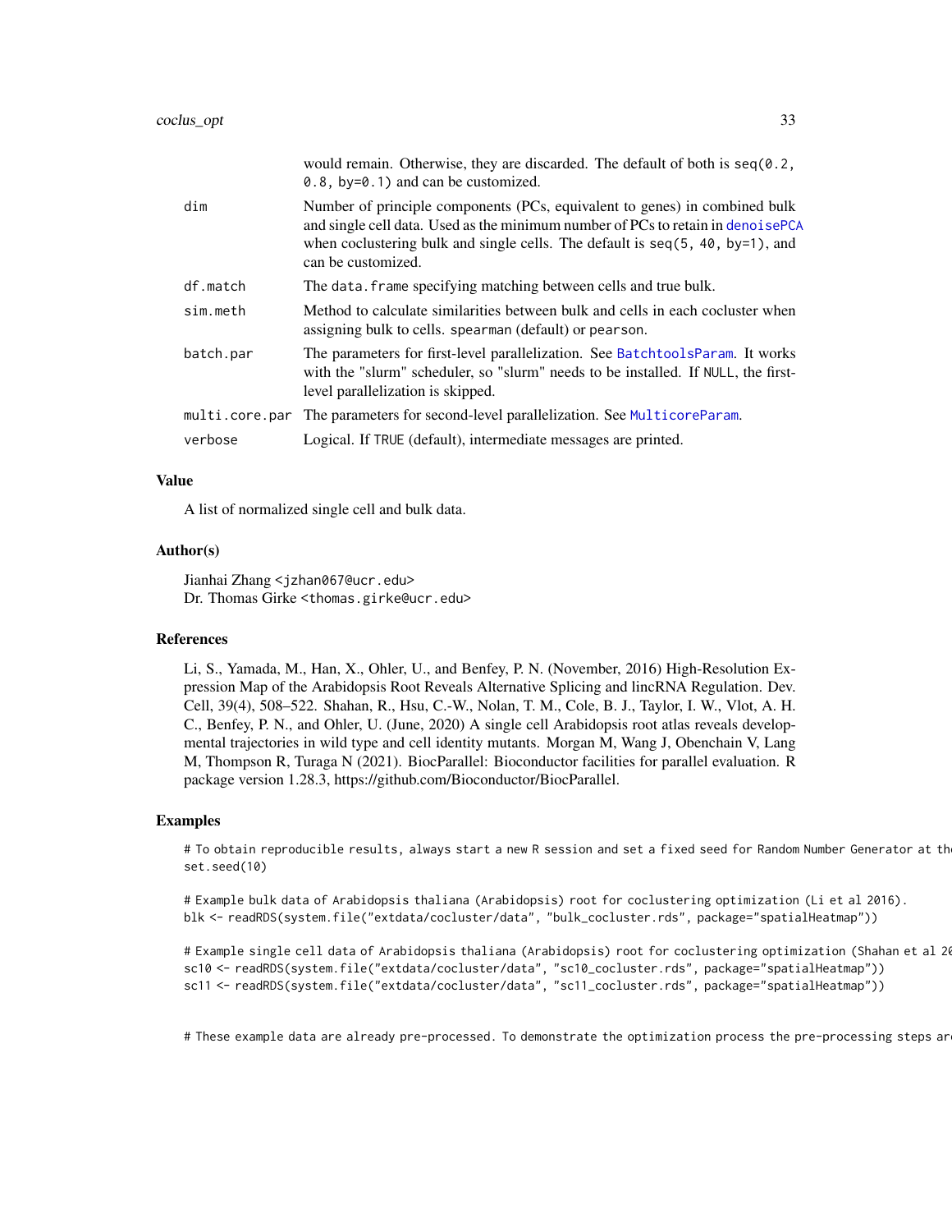| | |
|---|---|
| | would remain. Otherwise, they are discarded. The default of both is seq(0.2, 0.8, by=0.1) and can be customized. |
| dim | Number of principle components (PCs, equivalent to genes) in combined bulk and single cell data. Used as the minimum number of PCs to retain in denoisePCA when coclustering bulk and single cells. The default is seq(5, 40, by=1), and can be customized. |
| df.match | The data.frame specifying matching between cells and true bulk. |
| sim.meth | Method to calculate similarities between bulk and cells in each cocluster when assigning bulk to cells. spearman (default) or pearson. |
| batch.par | The parameters for first-level parallelization. See BatchtoolsParam. It works with the "slurm" scheduler, so "slurm" needs to be installed. If NULL, the first-level parallelization is skipped. |
| multi.core.par | The parameters for second-level parallelization. See MulticoreParam. |
| verbose | Logical. If TRUE (default), intermediate messages are printed. |

### Value

A list of normalized single cell and bulk data.

### Author(s)

Jianhai Zhang <jzhan067@ucr.edu>
Dr. Thomas Girke <thomas.girke@ucr.edu>

### References

Li, S., Yamada, M., Han, X., Ohler, U., and Benfey, P. N. (November, 2016) High-Resolution Expression Map of the Arabidopsis Root Reveals Alternative Splicing and lincRNA Regulation. Dev. Cell, 39(4), 508–522. Shahan, R., Hsu, C.-W., Nolan, T. M., Cole, B. J., Taylor, I. W., Vlot, A. H. C., Benfey, P. N., and Ohler, U. (June, 2020) A single cell Arabidopsis root atlas reveals developmental trajectories in wild type and cell identity mutants. Morgan M, Wang J, Obenchain V, Lang M, Thompson R, Turaga N (2021). BiocParallel: Bioconductor facilities for parallel evaluation. R package version 1.28.3, https://github.com/Bioconductor/BiocParallel.

### Examples

```
# To obtain reproducible results, always start a new R session and set a fixed seed for Random Number Generator at th
set.seed(10)

# Example bulk data of Arabidopsis thaliana (Arabidopsis) root for coclustering optimization (Li et al 2016).
blk <- readRDS(system.file("extdata/cocluster/data", "bulk_cocluster.rds", package="spatialHeatmap"))

# Example single cell data of Arabidopsis thaliana (Arabidopsis) root for coclustering optimization (Shahan et al 20
sc10 <- readRDS(system.file("extdata/cocluster/data", "sc10_cocluster.rds", package="spatialHeatmap"))
sc11 <- readRDS(system.file("extdata/cocluster/data", "sc11_cocluster.rds", package="spatialHeatmap"))


# These example data are already pre-processed. To demonstrate the optimization process the pre-processing steps ar
```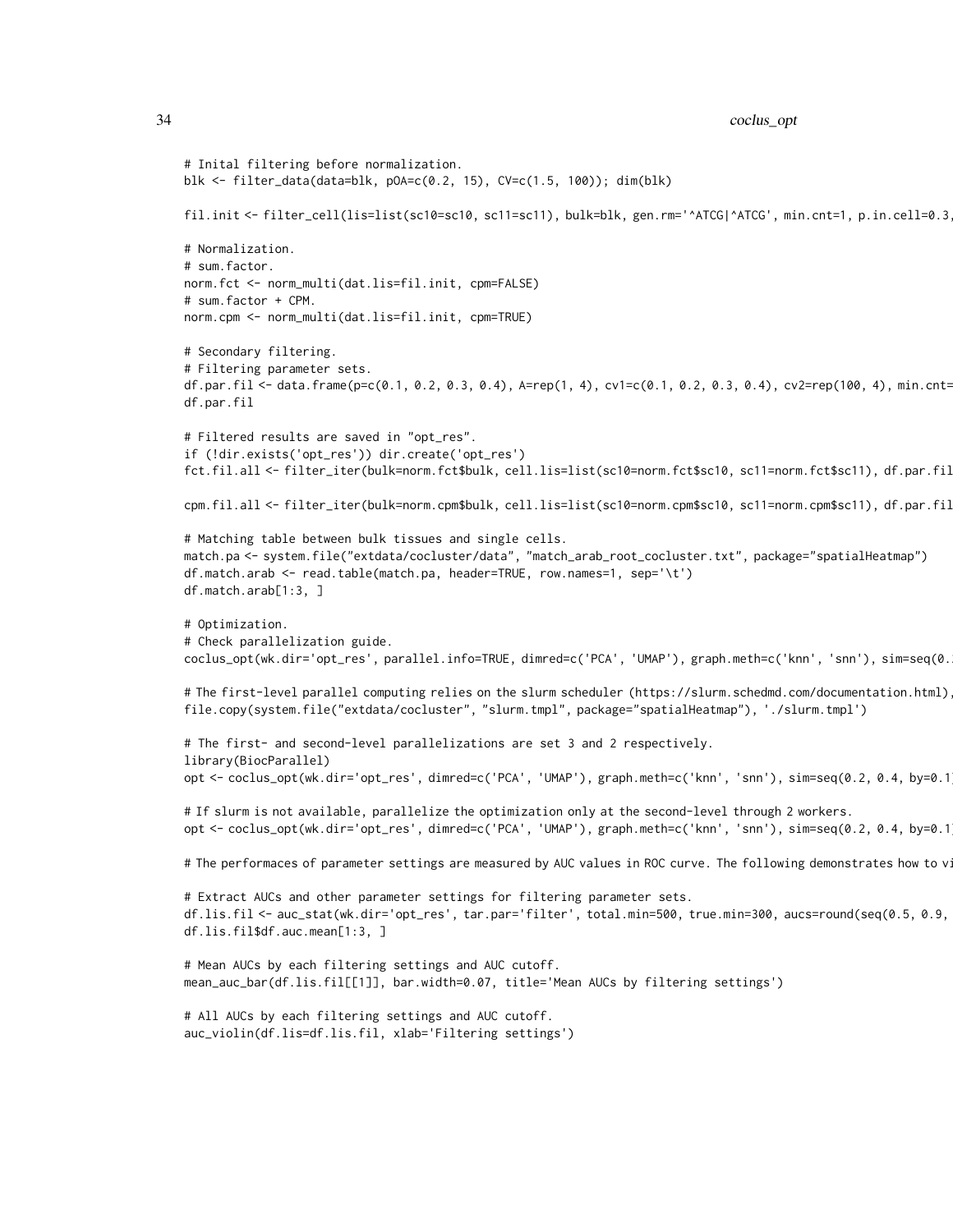```
# Inital filtering before normalization.
blk <- filter_data(data=blk, pOA=c(0.2, 15), CV=c(1.5, 100)); dim(blk)

fil.init <- filter_cell(lis=list(sc10=sc10, sc11=sc11), bulk=blk, gen.rm='^ATCG|^ATCG', min.cnt=1, p.in.cell=0.3,

# Normalization.
# sum.factor.
norm.fct <- norm_multi(dat.lis=fil.init, cpm=FALSE)
# sum.factor + CPM.
norm.cpm <- norm_multi(dat.lis=fil.init, cpm=TRUE)

# Secondary filtering.
# Filtering parameter sets.
df.par.fil <- data.frame(p=c(0.1, 0.2, 0.3, 0.4), A=rep(1, 4), cv1=c(0.1, 0.2, 0.3, 0.4), cv2=rep(100, 4), min.cnt=
df.par.fil

# Filtered results are saved in "opt_res".
if (!dir.exists('opt_res')) dir.create('opt_res')
fct.fil.all <- filter_iter(bulk=norm.fct$bulk, cell.lis=list(sc10=norm.fct$sc10, sc11=norm.fct$sc11), df.par.fil

cpm.fil.all <- filter_iter(bulk=norm.cpm$bulk, cell.lis=list(sc10=norm.cpm$sc10, sc11=norm.cpm$sc11), df.par.fil

# Matching table between bulk tissues and single cells.
match.pa <- system.file("extdata/cocluster/data", "match_arab_root_cocluster.txt", package="spatialHeatmap")
df.match.arab <- read.table(match.pa, header=TRUE, row.names=1, sep='\t')
df.match.arab[1:3, ]

# Optimization.
# Check parallelization guide.
coclus_opt(wk.dir='opt_res', parallel.info=TRUE, dimred=c('PCA', 'UMAP'), graph.meth=c('knn', 'snn'), sim=seq(0.

# The first-level parallel computing relies on the slurm scheduler (https://slurm.schedmd.com/documentation.html),
file.copy(system.file("extdata/cocluster", "slurm.tmpl", package="spatialHeatmap"), './slurm.tmpl')

# The first- and second-level parallelizations are set 3 and 2 respectively.
library(BiocParallel)
opt <- coclus_opt(wk.dir='opt_res', dimred=c('PCA', 'UMAP'), graph.meth=c('knn', 'snn'), sim=seq(0.2, 0.4, by=0.1)

# If slurm is not available, parallelize the optimization only at the second-level through 2 workers.
opt <- coclus_opt(wk.dir='opt_res', dimred=c('PCA', 'UMAP'), graph.meth=c('knn', 'snn'), sim=seq(0.2, 0.4, by=0.1)

# The performaces of parameter settings are measured by AUC values in ROC curve. The following demonstrates how to vi

# Extract AUCs and other parameter settings for filtering parameter sets.
df.lis.fil <- auc_stat(wk.dir='opt_res', tar.par='filter', total.min=500, true.min=300, aucs=round(seq(0.5, 0.9,
df.lis.fil$df.auc.mean[1:3, ]

# Mean AUCs by each filtering settings and AUC cutoff.
mean_auc_bar(df.lis.fil[[1]], bar.width=0.07, title='Mean AUCs by filtering settings')

# All AUCs by each filtering settings and AUC cutoff.
auc_violin(df.lis=df.lis.fil, xlab='Filtering settings')
```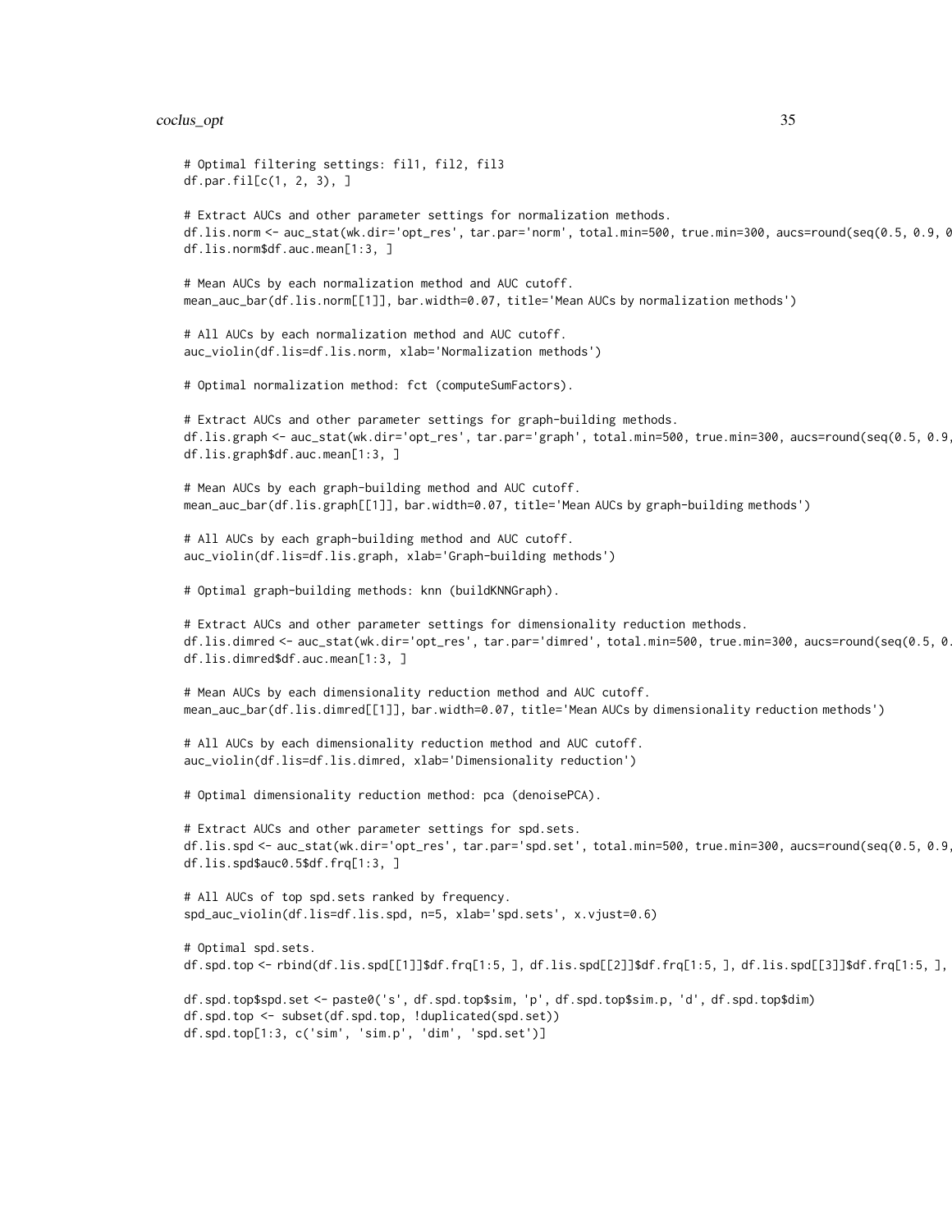```
# Optimal filtering settings: fil1, fil2, fil3
df.par.fil[c(1, 2, 3), ]

# Extract AUCs and other parameter settings for normalization methods.
df.lis.norm <- auc_stat(wk.dir='opt_res', tar.par='norm', total.min=500, true.min=300, aucs=round(seq(0.5, 0.9, 0
df.lis.norm$df.auc.mean[1:3, ]

# Mean AUCs by each normalization method and AUC cutoff.
mean_auc_bar(df.lis.norm[[1]], bar.width=0.07, title='Mean AUCs by normalization methods')

# All AUCs by each normalization method and AUC cutoff.
auc_violin(df.lis=df.lis.norm, xlab='Normalization methods')

# Optimal normalization method: fct (computeSumFactors).

# Extract AUCs and other parameter settings for graph-building methods.
df.lis.graph <- auc_stat(wk.dir='opt_res', tar.par='graph', total.min=500, true.min=300, aucs=round(seq(0.5, 0.9,
df.lis.graph$df.auc.mean[1:3, ]

# Mean AUCs by each graph-building method and AUC cutoff.
mean_auc_bar(df.lis.graph[[1]], bar.width=0.07, title='Mean AUCs by graph-building methods')

# All AUCs by each graph-building method and AUC cutoff.
auc_violin(df.lis=df.lis.graph, xlab='Graph-building methods')

# Optimal graph-building methods: knn (buildKNNGraph).

# Extract AUCs and other parameter settings for dimensionality reduction methods.
df.lis.dimred <- auc_stat(wk.dir='opt_res', tar.par='dimred', total.min=500, true.min=300, aucs=round(seq(0.5, 0.
df.lis.dimred$df.auc.mean[1:3, ]

# Mean AUCs by each dimensionality reduction method and AUC cutoff.
mean_auc_bar(df.lis.dimred[[1]], bar.width=0.07, title='Mean AUCs by dimensionality reduction methods')

# All AUCs by each dimensionality reduction method and AUC cutoff.
auc_violin(df.lis=df.lis.dimred, xlab='Dimensionality reduction')

# Optimal dimensionality reduction method: pca (denoisePCA).

# Extract AUCs and other parameter settings for spd.sets.
df.lis.spd <- auc_stat(wk.dir='opt_res', tar.par='spd.set', total.min=500, true.min=300, aucs=round(seq(0.5, 0.9,
df.lis.spd$auc0.5$df.frq[1:3, ]

# All AUCs of top spd.sets ranked by frequency.
spd_auc_violin(df.lis=df.lis.spd, n=5, xlab='spd.sets', x.vjust=0.6)

# Optimal spd.sets.
df.spd.top <- rbind(df.lis.spd[[1]]$df.frq[1:5, ], df.lis.spd[[2]]$df.frq[1:5, ], df.lis.spd[[3]]$df.frq[1:5, ],

df.spd.top$spd.set <- paste0('s', df.spd.top$sim, 'p', df.spd.top$sim.p, 'd', df.spd.top$dim)
df.spd.top <- subset(df.spd.top, !duplicated(spd.set))
df.spd.top[1:3, c('sim', 'sim.p', 'dim', 'spd.set')]
```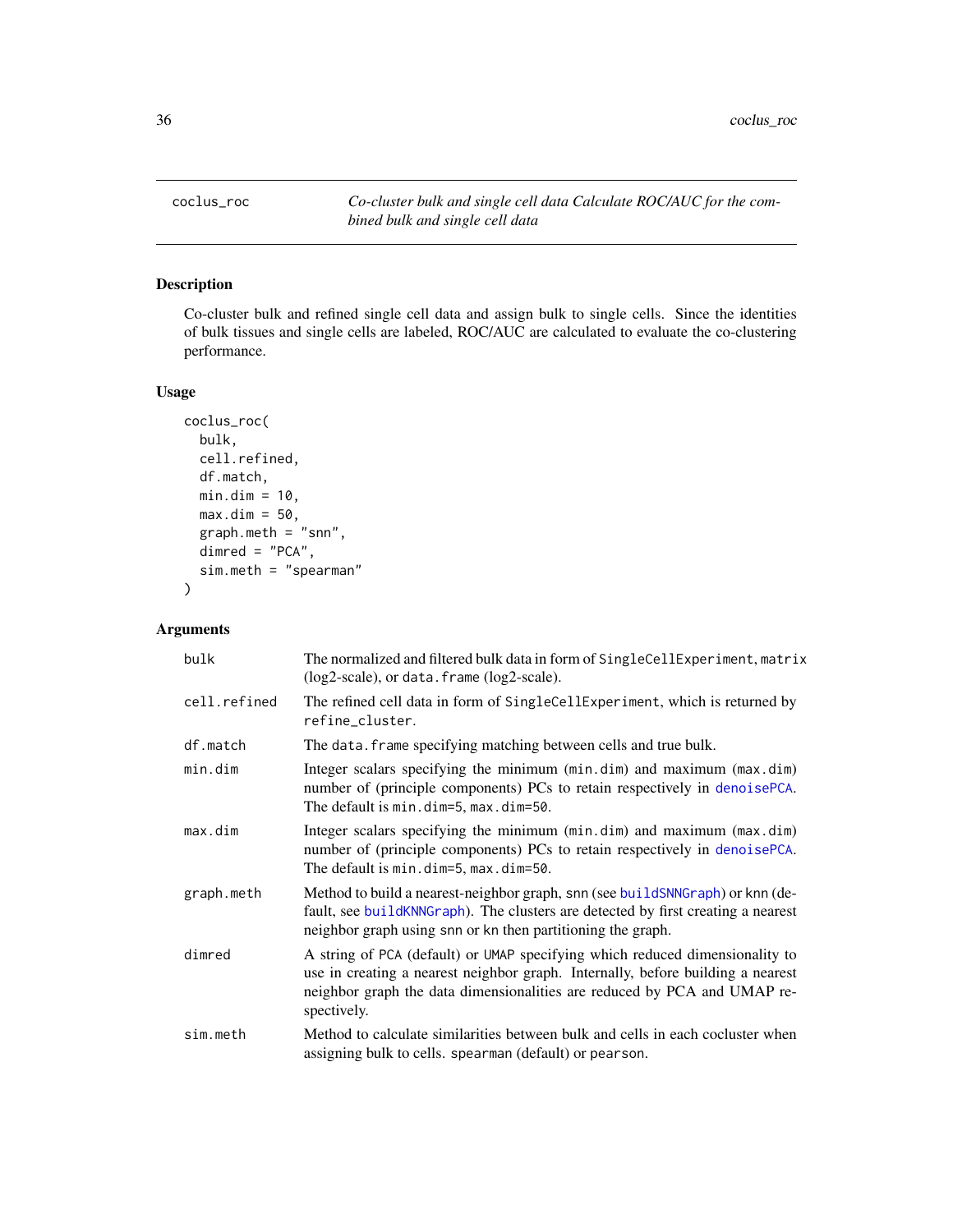coclus_roc — *Co-cluster bulk and single cell data Calculate ROC/AUC for the combined bulk and single cell data*

## Description

Co-cluster bulk and refined single cell data and assign bulk to single cells. Since the identities of bulk tissues and single cells are labeled, ROC/AUC are calculated to evaluate the co-clustering performance.

## Usage

```
coclus_roc(
  bulk,
  cell.refined,
  df.match,
  min.dim = 10,
  max.dim = 50,
  graph.meth = "snn",
  dimred = "PCA",
  sim.meth = "spearman"
)
```

## Arguments

| | |
|---|---|
| bulk | The normalized and filtered bulk data in form of `SingleCellExperiment`, `matrix` (log2-scale), or `data.frame` (log2-scale). |
| cell.refined | The refined cell data in form of `SingleCellExperiment`, which is returned by `refine_cluster`. |
| df.match | The `data.frame` specifying matching between cells and true bulk. |
| min.dim | Integer scalars specifying the minimum (`min.dim`) and maximum (`max.dim`) number of (principle components) PCs to retain respectively in `denoisePCA`. The default is `min.dim=5`, `max.dim=50`. |
| max.dim | Integer scalars specifying the minimum (`min.dim`) and maximum (`max.dim`) number of (principle components) PCs to retain respectively in `denoisePCA`. The default is `min.dim=5`, `max.dim=50`. |
| graph.meth | Method to build a nearest-neighbor graph, `snn` (see `buildSNNGraph`) or knn (default, see `buildKNNGraph`). The clusters are detected by first creating a nearest neighbor graph using `snn` or `kn` then partitioning the graph. |
| dimred | A string of `PCA` (default) or `UMAP` specifying which reduced dimensionality to use in creating a nearest neighbor graph. Internally, before building a nearest neighbor graph the data dimensionalities are reduced by PCA and UMAP respectively. |
| sim.meth | Method to calculate similarities between bulk and cells in each cocluster when assigning bulk to cells. `spearman` (default) or `pearson`. |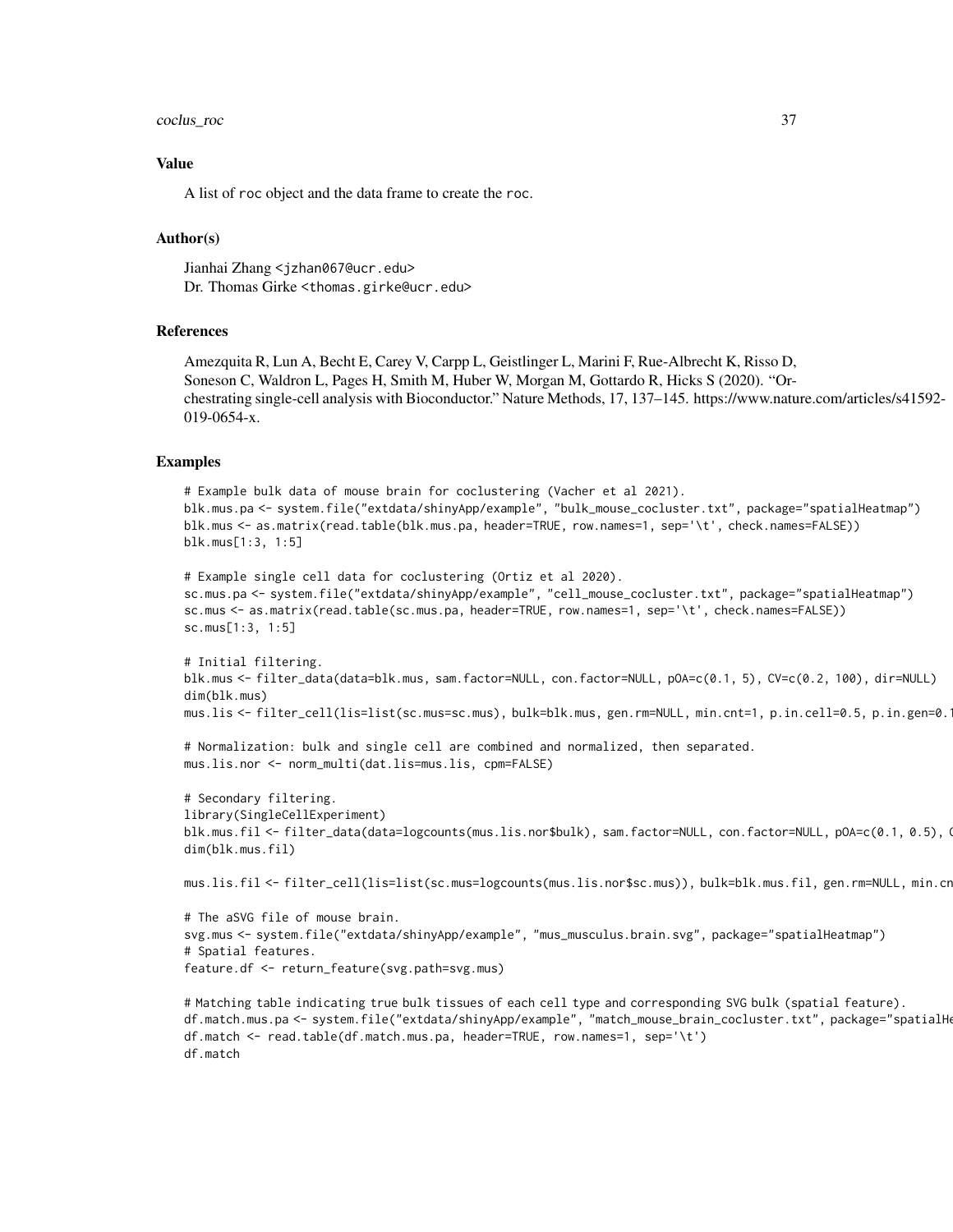## Value

A list of roc object and the data frame to create the roc.

## Author(s)

Jianhai Zhang <jzhan067@ucr.edu>
Dr. Thomas Girke <thomas.girke@ucr.edu>

## References

Amezquita R, Lun A, Becht E, Carey V, Carpp L, Geistlinger L, Marini F, Rue-Albrecht K, Risso D, Soneson C, Waldron L, Pages H, Smith M, Huber W, Morgan M, Gottardo R, Hicks S (2020). "Orchestrating single-cell analysis with Bioconductor." Nature Methods, 17, 137–145. https://www.nature.com/articles/s41592-019-0654-x.

## Examples

```
# Example bulk data of mouse brain for coclustering (Vacher et al 2021).
blk.mus.pa <- system.file("extdata/shinyApp/example", "bulk_mouse_cocluster.txt", package="spatialHeatmap")
blk.mus <- as.matrix(read.table(blk.mus.pa, header=TRUE, row.names=1, sep='\t', check.names=FALSE))
blk.mus[1:3, 1:5]

# Example single cell data for coclustering (Ortiz et al 2020).
sc.mus.pa <- system.file("extdata/shinyApp/example", "cell_mouse_cocluster.txt", package="spatialHeatmap")
sc.mus <- as.matrix(read.table(sc.mus.pa, header=TRUE, row.names=1, sep='\t', check.names=FALSE))
sc.mus[1:3, 1:5]

# Initial filtering.
blk.mus <- filter_data(data=blk.mus, sam.factor=NULL, con.factor=NULL, pOA=c(0.1, 5), CV=c(0.2, 100), dir=NULL)
dim(blk.mus)
mus.lis <- filter_cell(lis=list(sc.mus=sc.mus), bulk=blk.mus, gen.rm=NULL, min.cnt=1, p.in.cell=0.5, p.in.gen=0.1

# Normalization: bulk and single cell are combined and normalized, then separated.
mus.lis.nor <- norm_multi(dat.lis=mus.lis, cpm=FALSE)

# Secondary filtering.
library(SingleCellExperiment)
blk.mus.fil <- filter_data(data=logcounts(mus.lis.nor$bulk), sam.factor=NULL, con.factor=NULL, pOA=c(0.1, 0.5), C
dim(blk.mus.fil)

mus.lis.fil <- filter_cell(lis=list(sc.mus=logcounts(mus.lis.nor$sc.mus)), bulk=blk.mus.fil, gen.rm=NULL, min.cn

# The aSVG file of mouse brain.
svg.mus <- system.file("extdata/shinyApp/example", "mus_musculus.brain.svg", package="spatialHeatmap")
# Spatial features.
feature.df <- return_feature(svg.path=svg.mus)

# Matching table indicating true bulk tissues of each cell type and corresponding SVG bulk (spatial feature).
df.match.mus.pa <- system.file("extdata/shinyApp/example", "match_mouse_brain_cocluster.txt", package="spatialHe
df.match <- read.table(df.match.mus.pa, header=TRUE, row.names=1, sep='\t')
df.match
```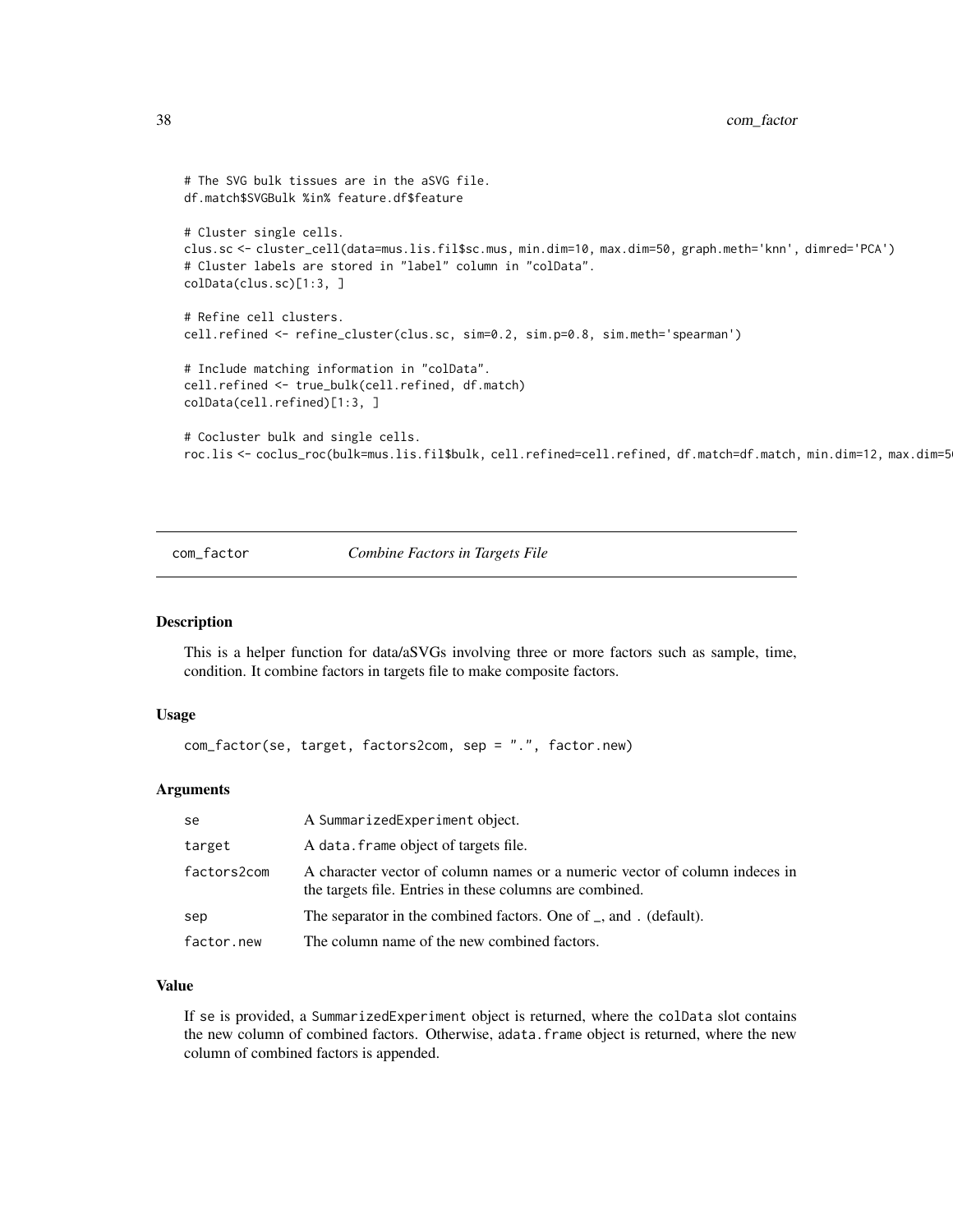```
# The SVG bulk tissues are in the aSVG file.
df.match$SVGBulk %in% feature.df$feature

# Cluster single cells.
clus.sc <- cluster_cell(data=mus.lis.fil$sc.mus, min.dim=10, max.dim=50, graph.meth='knn', dimred='PCA')
# Cluster labels are stored in "label" column in "colData".
colData(clus.sc)[1:3, ]

# Refine cell clusters.
cell.refined <- refine_cluster(clus.sc, sim=0.2, sim.p=0.8, sim.meth='spearman')

# Include matching information in "colData".
cell.refined <- true_bulk(cell.refined, df.match)
colData(cell.refined)[1:3, ]

# Cocluster bulk and single cells.
roc.lis <- coclus_roc(bulk=mus.lis.fil$bulk, cell.refined=cell.refined, df.match=df.match, min.dim=12, max.dim=5
```

## com_factor — *Combine Factors in Targets File*

### Description

This is a helper function for data/aSVGs involving three or more factors such as sample, time, condition. It combine factors in targets file to make composite factors.

### Usage

```
com_factor(se, target, factors2com, sep = ".", factor.new)
```

### Arguments

| | |
|---|---|
| se | A SummarizedExperiment object. |
| target | A data.frame object of targets file. |
| factors2com | A character vector of column names or a numeric vector of column indeces in the targets file. Entries in these columns are combined. |
| sep | The separator in the combined factors. One of _, and . (default). |
| factor.new | The column name of the new combined factors. |

### Value

If se is provided, a SummarizedExperiment object is returned, where the colData slot contains the new column of combined factors. Otherwise, adata.frame object is returned, where the new column of combined factors is appended.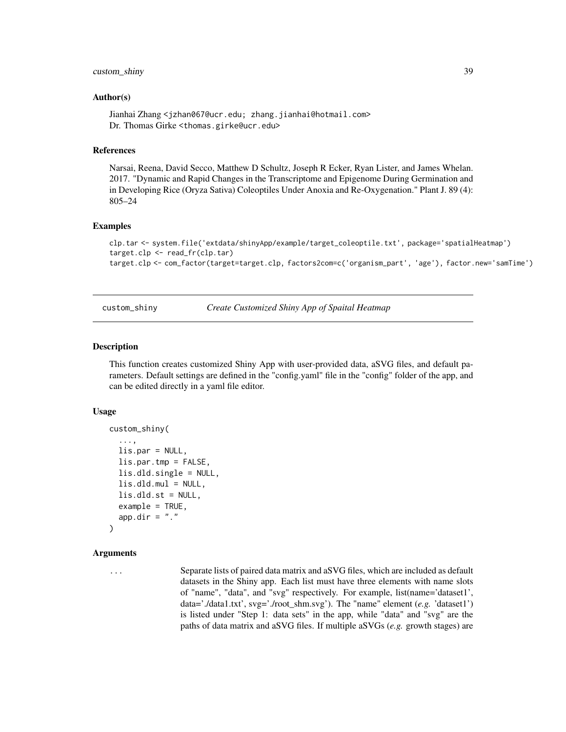## Author(s)

Jianhai Zhang <jzhan067@ucr.edu; zhang.jianhai@hotmail.com>
Dr. Thomas Girke <thomas.girke@ucr.edu>

## References

Narsai, Reena, David Secco, Matthew D Schultz, Joseph R Ecker, Ryan Lister, and James Whelan. 2017. "Dynamic and Rapid Changes in the Transcriptome and Epigenome During Germination and in Developing Rice (Oryza Sativa) Coleoptiles Under Anoxia and Re-Oxygenation." Plant J. 89 (4): 805–24

## Examples

```
clp.tar <- system.file('extdata/shinyApp/example/target_coleoptile.txt', package='spatialHeatmap')
target.clp <- read_fr(clp.tar)
target.clp <- com_factor(target=target.clp, factors2com=c('organism_part', 'age'), factor.new='samTime')
```

---

# custom_shiny — *Create Customized Shiny App of Spaital Heatmap*

## Description

This function creates customized Shiny App with user-provided data, aSVG files, and default parameters. Default settings are defined in the "config.yaml" file in the "config" folder of the app, and can be edited directly in a yaml file editor.

## Usage

```
custom_shiny(
  ...,
  lis.par = NULL,
  lis.par.tmp = FALSE,
  lis.dld.single = NULL,
  lis.dld.mul = NULL,
  lis.dld.st = NULL,
  example = TRUE,
  app.dir = "."
)
```

## Arguments

`...` Separate lists of paired data matrix and aSVG files, which are included as default datasets in the Shiny app. Each list must have three elements with name slots of "name", "data", and "svg" respectively. For example, list(name='dataset1', data='./data1.txt', svg='./root_shm.svg'). The "name" element (*e.g.* 'dataset1') is listed under "Step 1: data sets" in the app, while "data" and "svg" are the paths of data matrix and aSVG files. If multiple aSVGs (*e.g.* growth stages) are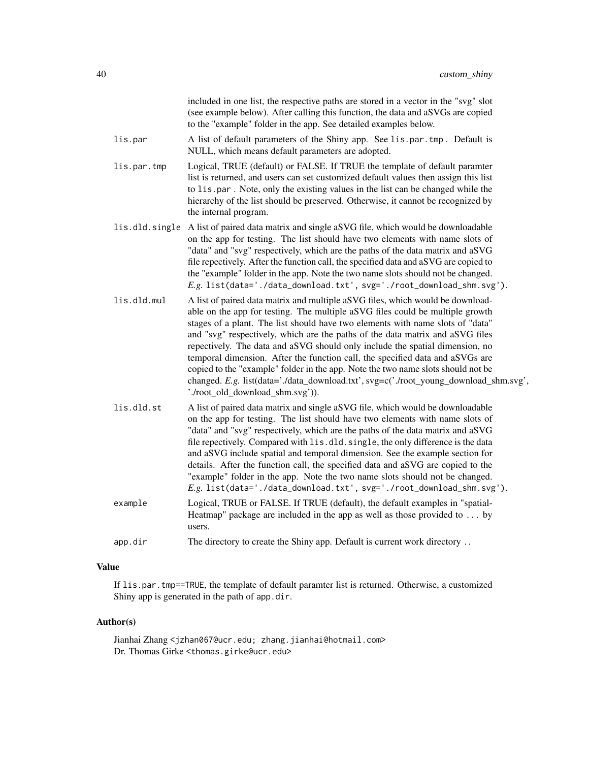included in one list, the respective paths are stored in a vector in the "svg" slot (see example below). After calling this function, the data and aSVGs are copied to the "example" folder in the app. See detailed examples below.

**lis.par** A list of default parameters of the Shiny app. See `lis.par.tmp`. Default is NULL, which means default parameters are adopted.

**lis.par.tmp** Logical, TRUE (default) or FALSE. If TRUE the template of default paramter list is returned, and users can set customized default values then assign this list to `lis.par`. Note, only the existing values in the list can be changed while the hierarchy of the list should be preserved. Otherwise, it cannot be recognized by the internal program.

**lis.dld.single** A list of paired data matrix and single aSVG file, which would be downloadable on the app for testing. The list should have two elements with name slots of "data" and "svg" respectively, which are the paths of the data matrix and aSVG file repectively. After the function call, the specified data and aSVG are copied to the "example" folder in the app. Note the two name slots should not be changed. *E.g.* `list(data='./data_download.txt', svg='./root_download_shm.svg')`.

**lis.dld.mul** A list of paired data matrix and multiple aSVG files, which would be downloadable on the app for testing. The multiple aSVG files could be multiple growth stages of a plant. The list should have two elements with name slots of "data" and "svg" respectively, which are the paths of the data matrix and aSVG files repectively. The data and aSVG should only include the spatial dimension, no temporal dimension. After the function call, the specified data and aSVGs are copied to the "example" folder in the app. Note the two name slots should not be changed. *E.g.* list(data='./data_download.txt', svg=c('./root_young_download_shm.svg', './root_old_download_shm.svg')).

**lis.dld.st** A list of paired data matrix and single aSVG file, which would be downloadable on the app for testing. The list should have two elements with name slots of "data" and "svg" respectively, which are the paths of the data matrix and aSVG file repectively. Compared with `lis.dld.single`, the only difference is the data and aSVG include spatial and temporal dimension. See the example section for details. After the function call, the specified data and aSVG are copied to the "example" folder in the app. Note the two name slots should not be changed. *E.g.* `list(data='./data_download.txt', svg='./root_download_shm.svg')`.

**example** Logical, TRUE or FALSE. If TRUE (default), the default examples in "spatialHeatmap" package are included in the app as well as those provided to ... by users.

**app.dir** The directory to create the Shiny app. Default is current work directory `.`.

## Value

If `lis.par.tmp==TRUE`, the template of default paramter list is returned. Otherwise, a customized Shiny app is generated in the path of `app.dir`.

## Author(s)

Jianhai Zhang <jzhan067@ucr.edu; zhang.jianhai@hotmail.com>
Dr. Thomas Girke <thomas.girke@ucr.edu>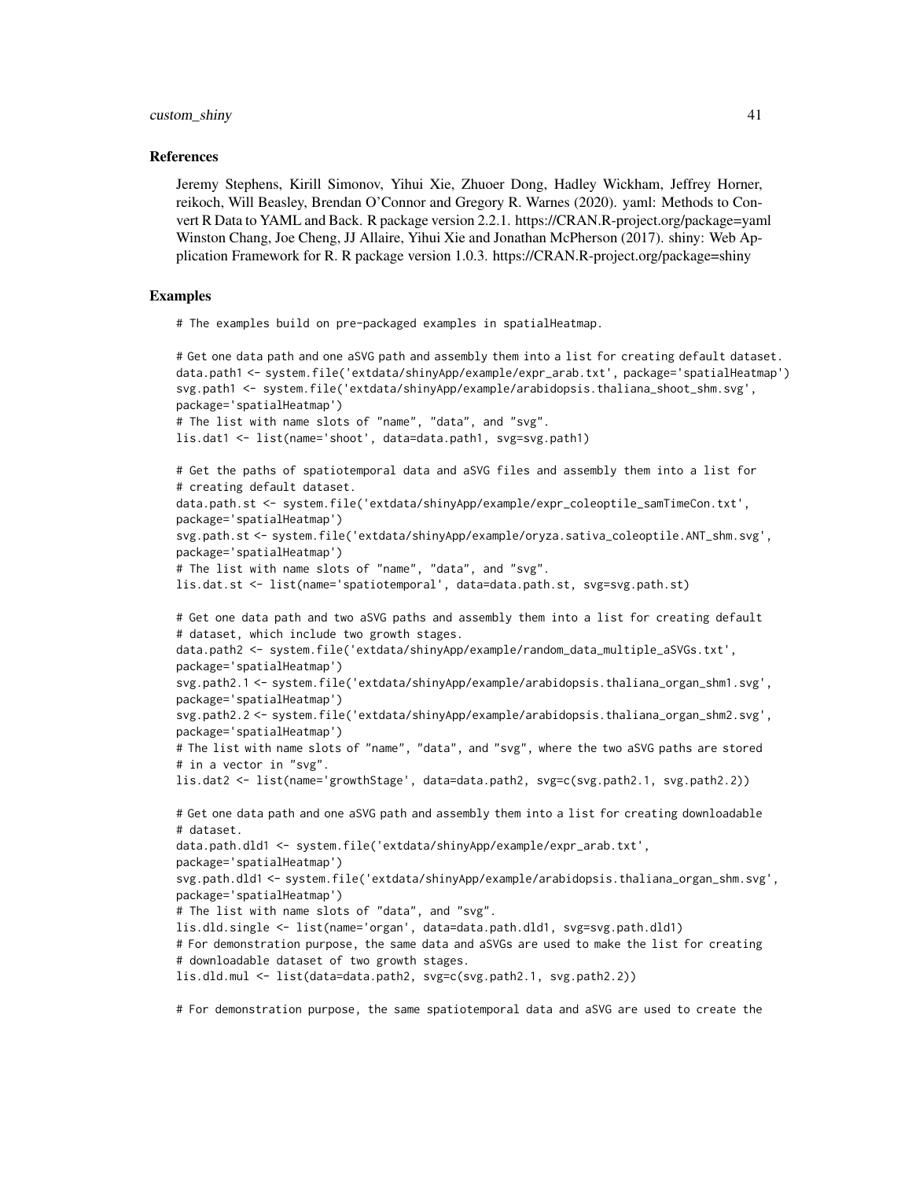## References

Jeremy Stephens, Kirill Simonov, Yihui Xie, Zhuoer Dong, Hadley Wickham, Jeffrey Horner, reikoch, Will Beasley, Brendan O'Connor and Gregory R. Warnes (2020). yaml: Methods to Convert R Data to YAML and Back. R package version 2.2.1. https://CRAN.R-project.org/package=yaml Winston Chang, Joe Cheng, JJ Allaire, Yihui Xie and Jonathan McPherson (2017). shiny: Web Application Framework for R. R package version 1.0.3. https://CRAN.R-project.org/package=shiny

## Examples

```
# The examples build on pre-packaged examples in spatialHeatmap.

# Get one data path and one aSVG path and assembly them into a list for creating default dataset.
data.path1 <- system.file('extdata/shinyApp/example/expr_arab.txt', package='spatialHeatmap')
svg.path1 <- system.file('extdata/shinyApp/example/arabidopsis.thaliana_shoot_shm.svg',
package='spatialHeatmap')
# The list with name slots of "name", "data", and "svg".
lis.dat1 <- list(name='shoot', data=data.path1, svg=svg.path1)

# Get the paths of spatiotemporal data and aSVG files and assembly them into a list for
# creating default dataset.
data.path.st <- system.file('extdata/shinyApp/example/expr_coleoptile_samTimeCon.txt',
package='spatialHeatmap')
svg.path.st <- system.file('extdata/shinyApp/example/oryza.sativa_coleoptile.ANT_shm.svg',
package='spatialHeatmap')
# The list with name slots of "name", "data", and "svg".
lis.dat.st <- list(name='spatiotemporal', data=data.path.st, svg=svg.path.st)

# Get one data path and two aSVG paths and assembly them into a list for creating default
# dataset, which include two growth stages.
data.path2 <- system.file('extdata/shinyApp/example/random_data_multiple_aSVGs.txt',
package='spatialHeatmap')
svg.path2.1 <- system.file('extdata/shinyApp/example/arabidopsis.thaliana_organ_shm1.svg',
package='spatialHeatmap')
svg.path2.2 <- system.file('extdata/shinyApp/example/arabidopsis.thaliana_organ_shm2.svg',
package='spatialHeatmap')
# The list with name slots of "name", "data", and "svg", where the two aSVG paths are stored
# in a vector in "svg".
lis.dat2 <- list(name='growthStage', data=data.path2, svg=c(svg.path2.1, svg.path2.2))

# Get one data path and one aSVG path and assembly them into a list for creating downloadable
# dataset.
data.path.dld1 <- system.file('extdata/shinyApp/example/expr_arab.txt',
package='spatialHeatmap')
svg.path.dld1 <- system.file('extdata/shinyApp/example/arabidopsis.thaliana_organ_shm.svg',
package='spatialHeatmap')
# The list with name slots of "data", and "svg".
lis.dld.single <- list(name='organ', data=data.path.dld1, svg=svg.path.dld1)
# For demonstration purpose, the same data and aSVGs are used to make the list for creating
# downloadable dataset of two growth stages.
lis.dld.mul <- list(data=data.path2, svg=c(svg.path2.1, svg.path2.2))

# For demonstration purpose, the same spatiotemporal data and aSVG are used to create the
```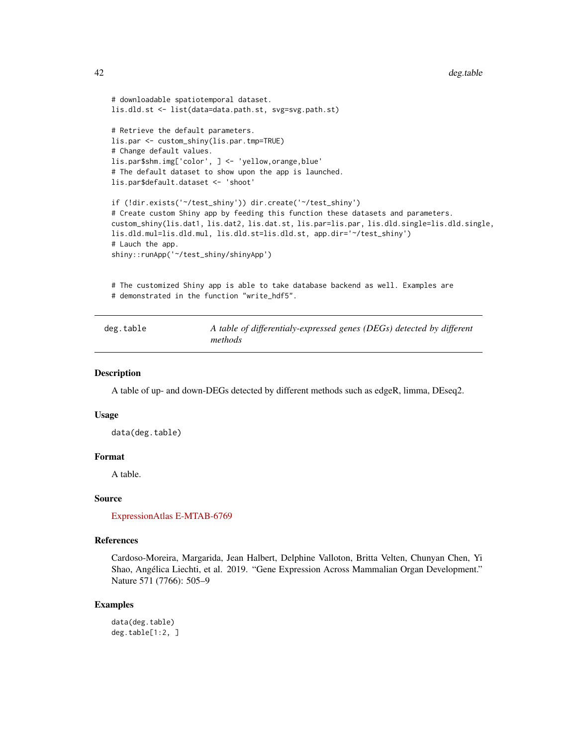```
# downloadable spatiotemporal dataset.
lis.dld.st <- list(data=data.path.st, svg=svg.path.st)

# Retrieve the default parameters.
lis.par <- custom_shiny(lis.par.tmp=TRUE)
# Change default values.
lis.par$shm.img['color', ] <- 'yellow,orange,blue'
# The default dataset to show upon the app is launched.
lis.par$default.dataset <- 'shoot'

if (!dir.exists('~/test_shiny')) dir.create('~/test_shiny')
# Create custom Shiny app by feeding this function these datasets and parameters.
custom_shiny(lis.dat1, lis.dat2, lis.dat.st, lis.par=lis.par, lis.dld.single=lis.dld.single,
lis.dld.mul=lis.dld.mul, lis.dld.st=lis.dld.st, app.dir='~/test_shiny')
# Lauch the app.
shiny::runApp('~/test_shiny/shinyApp')


# The customized Shiny app is able to take database backend as well. Examples are
# demonstrated in the function "write_hdf5".
```

---

## deg.table — *A table of differentialy-expressed genes (DEGs) detected by different methods*

### Description

A table of up- and down-DEGs detected by different methods such as edgeR, limma, DEseq2.

### Usage

```
data(deg.table)
```

### Format

A table.

### Source

ExpressionAtlas E-MTAB-6769

### References

Cardoso-Moreira, Margarida, Jean Halbert, Delphine Valloton, Britta Velten, Chunyan Chen, Yi Shao, Angélica Liechti, et al. 2019. "Gene Expression Across Mammalian Organ Development." Nature 571 (7766): 505–9

### Examples

```
data(deg.table)
deg.table[1:2, ]
```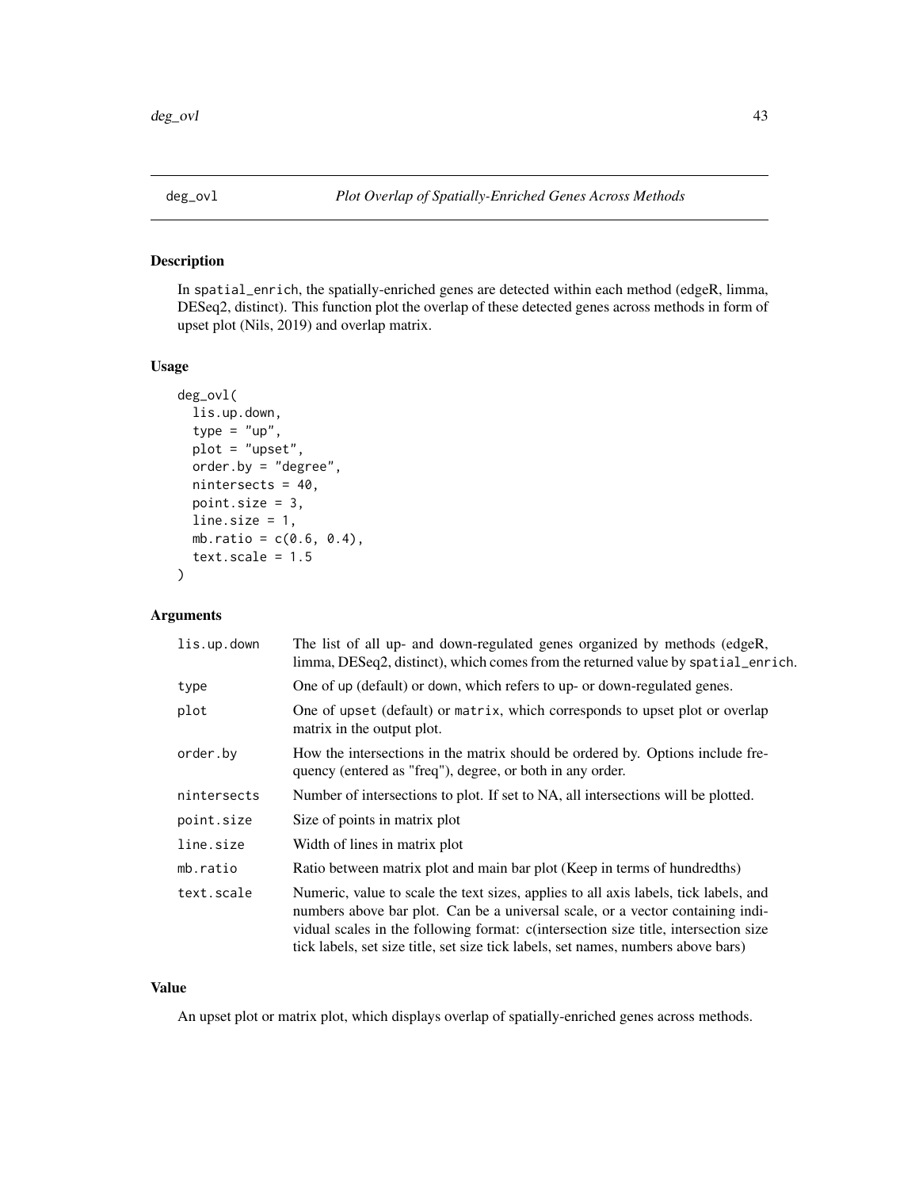## deg_ovl — *Plot Overlap of Spatially-Enriched Genes Across Methods*

### Description

In spatial_enrich, the spatially-enriched genes are detected within each method (edgeR, limma, DESeq2, distinct). This function plot the overlap of these detected genes across methods in form of upset plot (Nils, 2019) and overlap matrix.

### Usage

```
deg_ovl(
  lis.up.down,
  type = "up",
  plot = "upset",
  order.by = "degree",
  nintersects = 40,
  point.size = 3,
  line.size = 1,
  mb.ratio = c(0.6, 0.4),
  text.scale = 1.5
)
```

### Arguments

| Argument | Description |
|---|---|
| lis.up.down | The list of all up- and down-regulated genes organized by methods (edgeR, limma, DESeq2, distinct), which comes from the returned value by spatial_enrich. |
| type | One of up (default) or down, which refers to up- or down-regulated genes. |
| plot | One of upset (default) or matrix, which corresponds to upset plot or overlap matrix in the output plot. |
| order.by | How the intersections in the matrix should be ordered by. Options include frequency (entered as "freq"), degree, or both in any order. |
| nintersects | Number of intersections to plot. If set to NA, all intersections will be plotted. |
| point.size | Size of points in matrix plot |
| line.size | Width of lines in matrix plot |
| mb.ratio | Ratio between matrix plot and main bar plot (Keep in terms of hundredths) |
| text.scale | Numeric, value to scale the text sizes, applies to all axis labels, tick labels, and numbers above bar plot. Can be a universal scale, or a vector containing individual scales in the following format: c(intersection size title, intersection size tick labels, set size title, set size tick labels, set names, numbers above bars) |

### Value

An upset plot or matrix plot, which displays overlap of spatially-enriched genes across methods.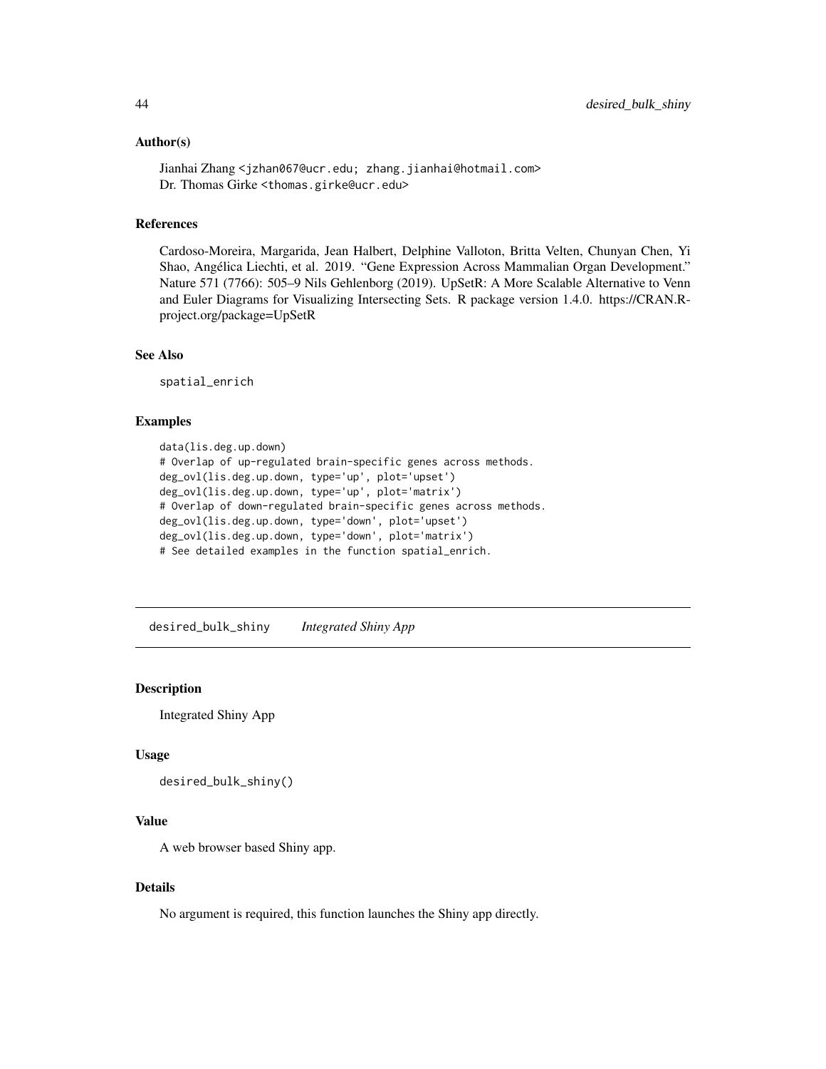## Author(s)

Jianhai Zhang <jzhan067@ucr.edu; zhang.jianhai@hotmail.com>
Dr. Thomas Girke <thomas.girke@ucr.edu>

## References

Cardoso-Moreira, Margarida, Jean Halbert, Delphine Valloton, Britta Velten, Chunyan Chen, Yi Shao, Angélica Liechti, et al. 2019. "Gene Expression Across Mammalian Organ Development." Nature 571 (7766): 505–9 Nils Gehlenborg (2019). UpSetR: A More Scalable Alternative to Venn and Euler Diagrams for Visualizing Intersecting Sets. R package version 1.4.0. https://CRAN.R-project.org/package=UpSetR

## See Also

spatial_enrich

## Examples

```
data(lis.deg.up.down)
# Overlap of up-regulated brain-specific genes across methods.
deg_ovl(lis.deg.up.down, type='up', plot='upset')
deg_ovl(lis.deg.up.down, type='up', plot='matrix')
# Overlap of down-regulated brain-specific genes across methods.
deg_ovl(lis.deg.up.down, type='down', plot='upset')
deg_ovl(lis.deg.up.down, type='down', plot='matrix')
# See detailed examples in the function spatial_enrich.
```

---

# desired_bulk_shiny *Integrated Shiny App*

## Description

Integrated Shiny App

## Usage

```
desired_bulk_shiny()
```

## Value

A web browser based Shiny app.

## Details

No argument is required, this function launches the Shiny app directly.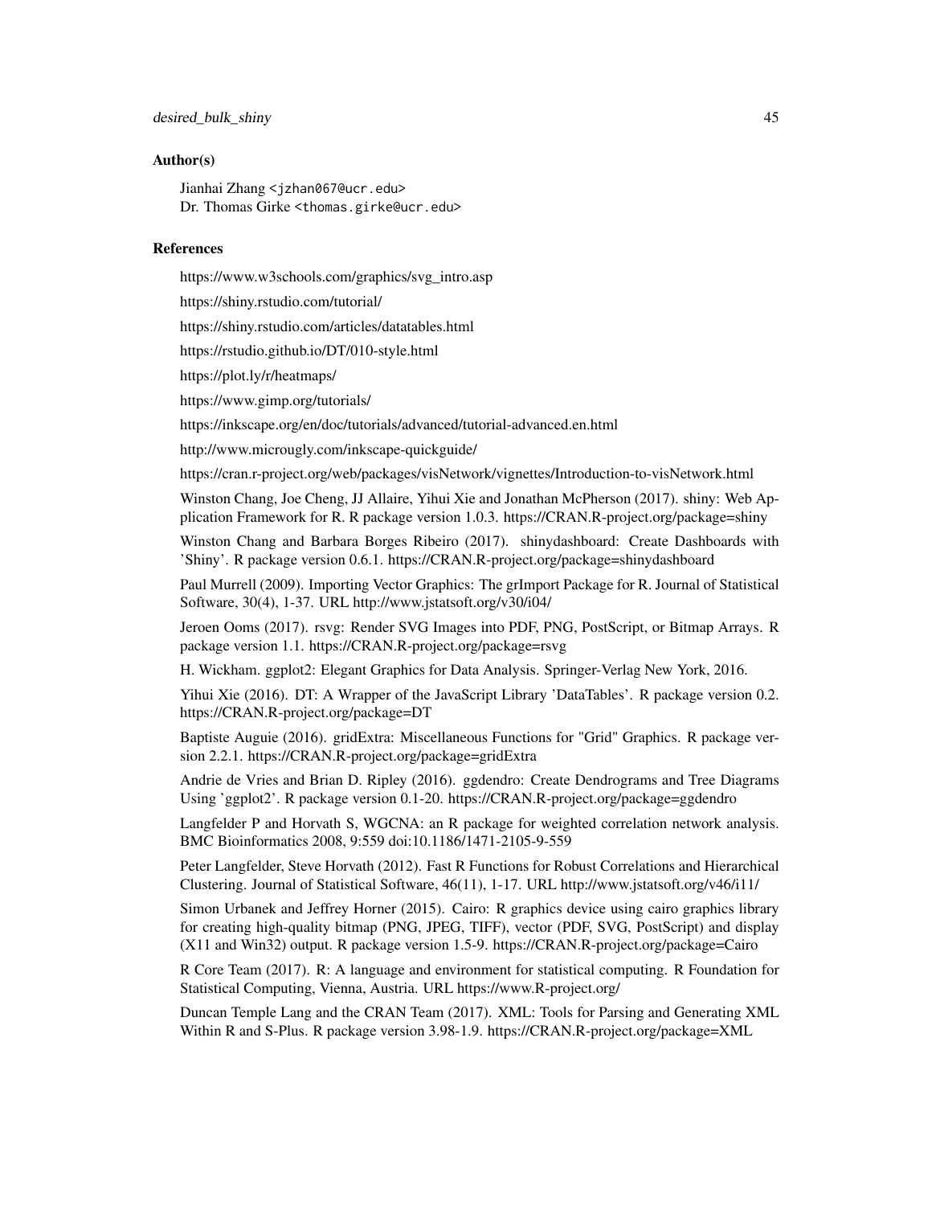### Author(s)

Jianhai Zhang <jzhan067@ucr.edu>
Dr. Thomas Girke <thomas.girke@ucr.edu>

### References

https://www.w3schools.com/graphics/svg_intro.asp

https://shiny.rstudio.com/tutorial/

https://shiny.rstudio.com/articles/datatables.html

https://rstudio.github.io/DT/010-style.html

https://plot.ly/r/heatmaps/

https://www.gimp.org/tutorials/

https://inkscape.org/en/doc/tutorials/advanced/tutorial-advanced.en.html

http://www.microugly.com/inkscape-quickguide/

https://cran.r-project.org/web/packages/visNetwork/vignettes/Introduction-to-visNetwork.html

Winston Chang, Joe Cheng, JJ Allaire, Yihui Xie and Jonathan McPherson (2017). shiny: Web Application Framework for R. R package version 1.0.3. https://CRAN.R-project.org/package=shiny

Winston Chang and Barbara Borges Ribeiro (2017). shinydashboard: Create Dashboards with 'Shiny'. R package version 0.6.1. https://CRAN.R-project.org/package=shinydashboard

Paul Murrell (2009). Importing Vector Graphics: The grImport Package for R. Journal of Statistical Software, 30(4), 1-37. URL http://www.jstatsoft.org/v30/i04/

Jeroen Ooms (2017). rsvg: Render SVG Images into PDF, PNG, PostScript, or Bitmap Arrays. R package version 1.1. https://CRAN.R-project.org/package=rsvg

H. Wickham. ggplot2: Elegant Graphics for Data Analysis. Springer-Verlag New York, 2016.

Yihui Xie (2016). DT: A Wrapper of the JavaScript Library 'DataTables'. R package version 0.2. https://CRAN.R-project.org/package=DT

Baptiste Auguie (2016). gridExtra: Miscellaneous Functions for "Grid" Graphics. R package version 2.2.1. https://CRAN.R-project.org/package=gridExtra

Andrie de Vries and Brian D. Ripley (2016). ggdendro: Create Dendrograms and Tree Diagrams Using 'ggplot2'. R package version 0.1-20. https://CRAN.R-project.org/package=ggdendro

Langfelder P and Horvath S, WGCNA: an R package for weighted correlation network analysis. BMC Bioinformatics 2008, 9:559 doi:10.1186/1471-2105-9-559

Peter Langfelder, Steve Horvath (2012). Fast R Functions for Robust Correlations and Hierarchical Clustering. Journal of Statistical Software, 46(11), 1-17. URL http://www.jstatsoft.org/v46/i11/

Simon Urbanek and Jeffrey Horner (2015). Cairo: R graphics device using cairo graphics library for creating high-quality bitmap (PNG, JPEG, TIFF), vector (PDF, SVG, PostScript) and display (X11 and Win32) output. R package version 1.5-9. https://CRAN.R-project.org/package=Cairo

R Core Team (2017). R: A language and environment for statistical computing. R Foundation for Statistical Computing, Vienna, Austria. URL https://www.R-project.org/

Duncan Temple Lang and the CRAN Team (2017). XML: Tools for Parsing and Generating XML Within R and S-Plus. R package version 3.98-1.9. https://CRAN.R-project.org/package=XML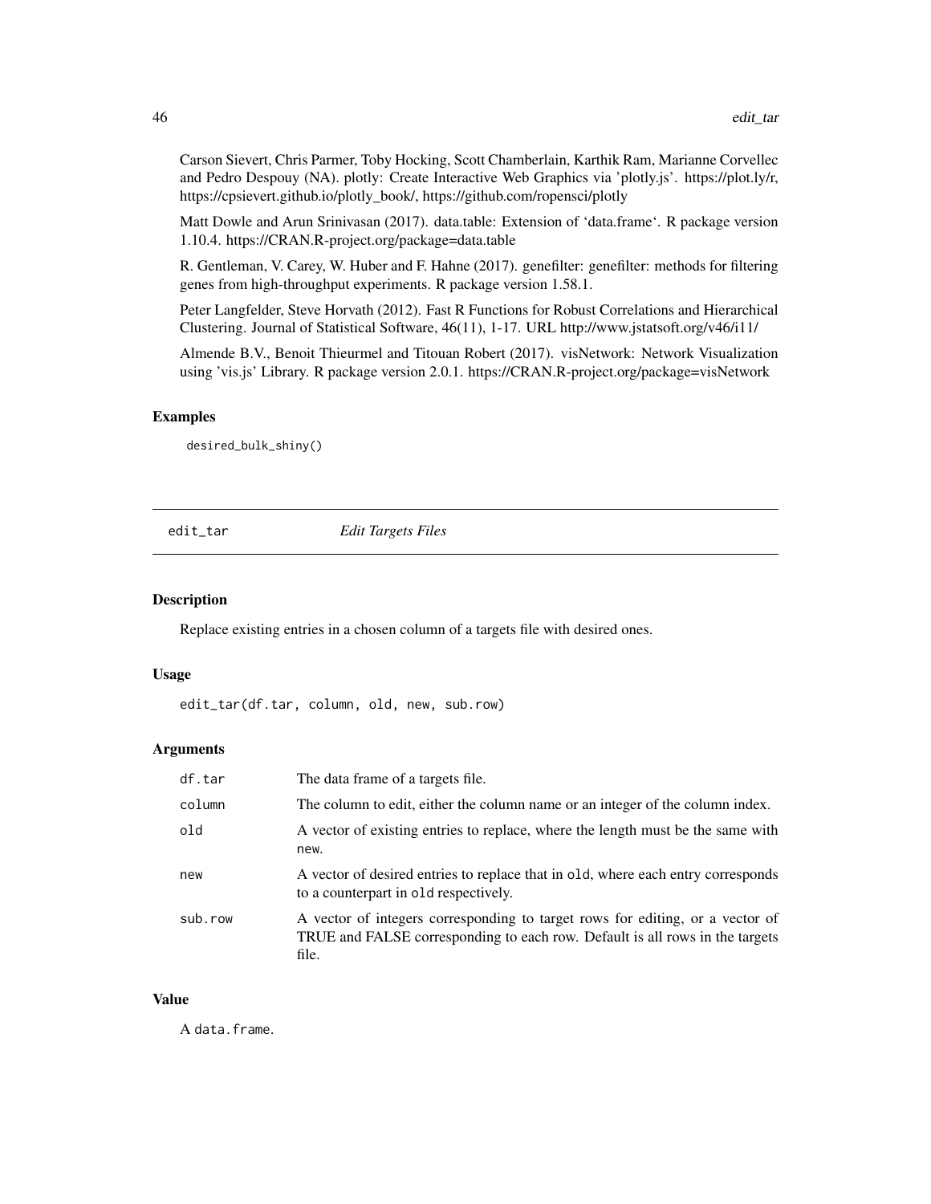Carson Sievert, Chris Parmer, Toby Hocking, Scott Chamberlain, Karthik Ram, Marianne Corvellec and Pedro Despouy (NA). plotly: Create Interactive Web Graphics via 'plotly.js'. https://plot.ly/r, https://cpsievert.github.io/plotly_book/, https://github.com/ropensci/plotly

Matt Dowle and Arun Srinivasan (2017). data.table: Extension of 'data.frame'. R package version 1.10.4. https://CRAN.R-project.org/package=data.table

R. Gentleman, V. Carey, W. Huber and F. Hahne (2017). genefilter: genefilter: methods for filtering genes from high-throughput experiments. R package version 1.58.1.

Peter Langfelder, Steve Horvath (2012). Fast R Functions for Robust Correlations and Hierarchical Clustering. Journal of Statistical Software, 46(11), 1-17. URL http://www.jstatsoft.org/v46/i11/

Almende B.V., Benoit Thieurmel and Titouan Robert (2017). visNetwork: Network Visualization using 'vis.js' Library. R package version 2.0.1. https://CRAN.R-project.org/package=visNetwork

### Examples

```
desired_bulk_shiny()
```

## edit_tar *Edit Targets Files*

### Description

Replace existing entries in a chosen column of a targets file with desired ones.

### Usage

```
edit_tar(df.tar, column, old, new, sub.row)
```

### Arguments

| | |
|---|---|
| df.tar | The data frame of a targets file. |
| column | The column to edit, either the column name or an integer of the column index. |
| old | A vector of existing entries to replace, where the length must be the same with `new`. |
| new | A vector of desired entries to replace that in `old`, where each entry corresponds to a counterpart in `old` respectively. |
| sub.row | A vector of integers corresponding to target rows for editing, or a vector of TRUE and FALSE corresponding to each row. Default is all rows in the targets file. |

### Value

A `data.frame`.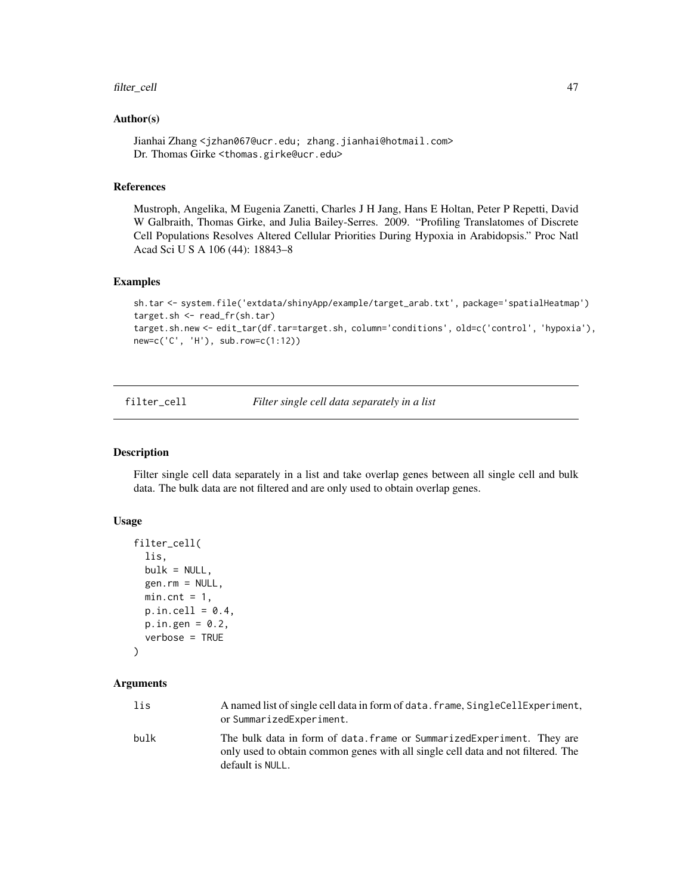### Author(s)

Jianhai Zhang <jzhan067@ucr.edu; zhang.jianhai@hotmail.com>
Dr. Thomas Girke <thomas.girke@ucr.edu>

### References

Mustroph, Angelika, M Eugenia Zanetti, Charles J H Jang, Hans E Holtan, Peter P Repetti, David W Galbraith, Thomas Girke, and Julia Bailey-Serres. 2009. "Profiling Translatomes of Discrete Cell Populations Resolves Altered Cellular Priorities During Hypoxia in Arabidopsis." Proc Natl Acad Sci U S A 106 (44): 18843–8

### Examples

```
sh.tar <- system.file('extdata/shinyApp/example/target_arab.txt', package='spatialHeatmap')
target.sh <- read_fr(sh.tar)
target.sh.new <- edit_tar(df.tar=target.sh, column='conditions', old=c('control', 'hypoxia'),
new=c('C', 'H'), sub.row=c(1:12))
```

---

## filter_cell — *Filter single cell data separately in a list*

### Description

Filter single cell data separately in a list and take overlap genes between all single cell and bulk data. The bulk data are not filtered and are only used to obtain overlap genes.

### Usage

```
filter_cell(
  lis,
  bulk = NULL,
  gen.rm = NULL,
  min.cnt = 1,
  p.in.cell = 0.4,
  p.in.gen = 0.2,
  verbose = TRUE
)
```

### Arguments

| | |
|---|---|
| lis | A named list of single cell data in form of `data.frame`, `SingleCellExperiment`, or `SummarizedExperiment`. |
| bulk | The bulk data in form of `data.frame` or `SummarizedExperiment`. They are only used to obtain common genes with all single cell data and not filtered. The default is `NULL`. |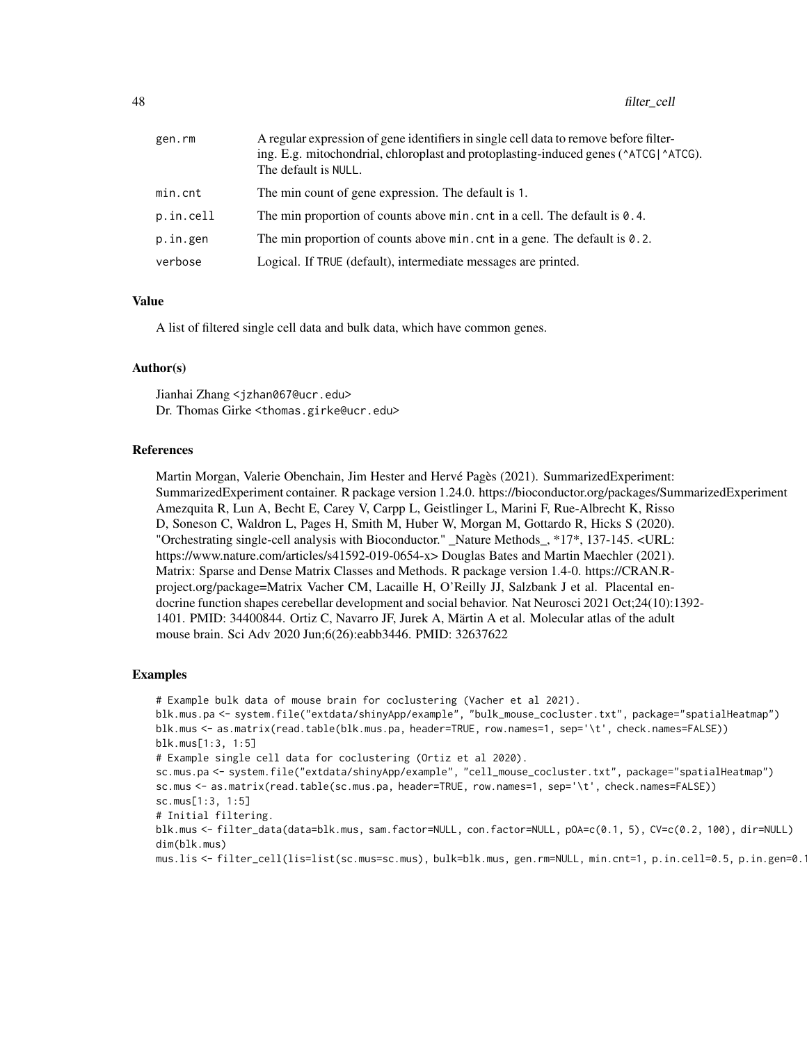| | |
|---|---|
| gen.rm | A regular expression of gene identifiers in single cell data to remove before filtering. E.g. mitochondrial, chloroplast and protoplasting-induced genes (`^ATCG|^ATCG`). The default is `NULL`. |
| min.cnt | The min count of gene expression. The default is `1`. |
| p.in.cell | The min proportion of counts above `min.cnt` in a cell. The default is `0.4`. |
| p.in.gen | The min proportion of counts above `min.cnt` in a gene. The default is `0.2`. |
| verbose | Logical. If `TRUE` (default), intermediate messages are printed. |

## Value

A list of filtered single cell data and bulk data, which have common genes.

## Author(s)

Jianhai Zhang <jzhan067@ucr.edu>
Dr. Thomas Girke <thomas.girke@ucr.edu>

## References

Martin Morgan, Valerie Obenchain, Jim Hester and Hervé Pagès (2021). SummarizedExperiment: SummarizedExperiment container. R package version 1.24.0. https://bioconductor.org/packages/SummarizedExperiment Amezquita R, Lun A, Becht E, Carey V, Carpp L, Geistlinger L, Marini F, Rue-Albrecht K, Risso D, Soneson C, Waldron L, Pages H, Smith M, Huber W, Morgan M, Gottardo R, Hicks S (2020). "Orchestrating single-cell analysis with Bioconductor." _Nature Methods_, *17*, 137-145. <URL: https://www.nature.com/articles/s41592-019-0654-x> Douglas Bates and Martin Maechler (2021). Matrix: Sparse and Dense Matrix Classes and Methods. R package version 1.4-0. https://CRAN.R-project.org/package=Matrix Vacher CM, Lacaille H, O'Reilly JJ, Salzbank J et al. Placental endocrine function shapes cerebellar development and social behavior. Nat Neurosci 2021 Oct;24(10):1392-1401. PMID: 34400844. Ortiz C, Navarro JF, Jurek A, Märtin A et al. Molecular atlas of the adult mouse brain. Sci Adv 2020 Jun;6(26):eabb3446. PMID: 32637622

## Examples

```
# Example bulk data of mouse brain for coclustering (Vacher et al 2021).
blk.mus.pa <- system.file("extdata/shinyApp/example", "bulk_mouse_cocluster.txt", package="spatialHeatmap")
blk.mus <- as.matrix(read.table(blk.mus.pa, header=TRUE, row.names=1, sep='\t', check.names=FALSE))
blk.mus[1:3, 1:5]
# Example single cell data for coclustering (Ortiz et al 2020).
sc.mus.pa <- system.file("extdata/shinyApp/example", "cell_mouse_cocluster.txt", package="spatialHeatmap")
sc.mus <- as.matrix(read.table(sc.mus.pa, header=TRUE, row.names=1, sep='\t', check.names=FALSE))
sc.mus[1:3, 1:5]
# Initial filtering.
blk.mus <- filter_data(data=blk.mus, sam.factor=NULL, con.factor=NULL, pOA=c(0.1, 5), CV=c(0.2, 100), dir=NULL)
dim(blk.mus)
mus.lis <- filter_cell(lis=list(sc.mus=sc.mus), bulk=blk.mus, gen.rm=NULL, min.cnt=1, p.in.cell=0.5, p.in.gen=0.1
```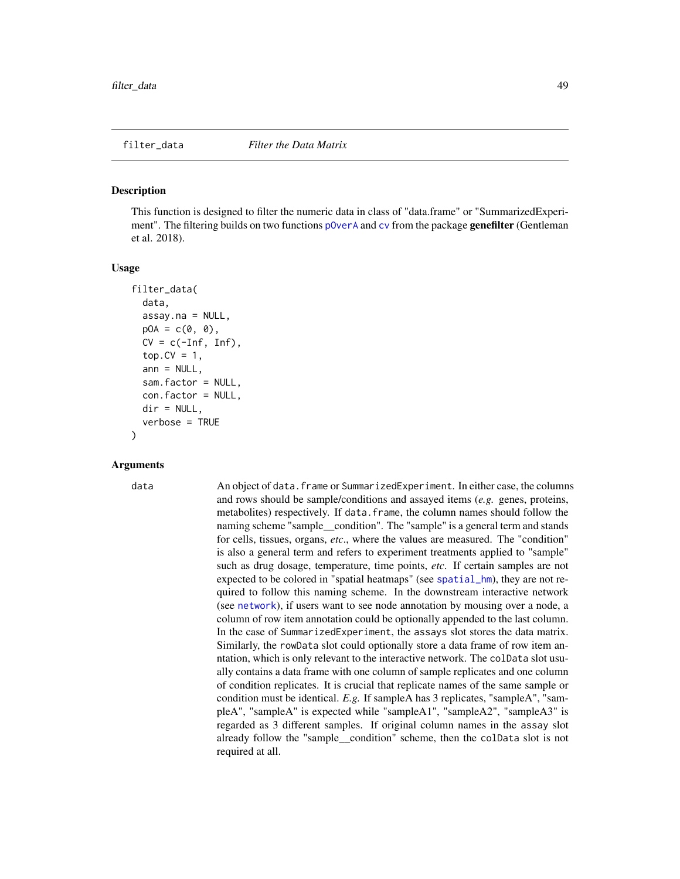# filter_data — *Filter the Data Matrix*

## Description

This function is designed to filter the numeric data in class of "data.frame" or "SummarizedExperiment". The filtering builds on two functions pOverA and cv from the package **genefilter** (Gentleman et al. 2018).

## Usage

```
filter_data(
  data,
  assay.na = NULL,
  pOA = c(0, 0),
  CV = c(-Inf, Inf),
  top.CV = 1,
  ann = NULL,
  sam.factor = NULL,
  con.factor = NULL,
  dir = NULL,
  verbose = TRUE
)
```

## Arguments

`data` An object of `data.frame` or `SummarizedExperiment`. In either case, the columns and rows should be sample/conditions and assayed items (*e.g.* genes, proteins, metabolites) respectively. If `data.frame`, the column names should follow the naming scheme "sample__condition". The "sample" is a general term and stands for cells, tissues, organs, *etc.*, where the values are measured. The "condition" is also a general term and refers to experiment treatments applied to "sample" such as drug dosage, temperature, time points, *etc*. If certain samples are not expected to be colored in "spatial heatmaps" (see spatial_hm), they are not required to follow this naming scheme. In the downstream interactive network (see network), if users want to see node annotation by mousing over a node, a column of row item annotation could be optionally appended to the last column. In the case of `SummarizedExperiment`, the `assays` slot stores the data matrix. Similarly, the `rowData` slot could optionally store a data frame of row item annotation, which is only relevant to the interactive network. The `colData` slot usually contains a data frame with one column of sample replicates and one column of condition replicates. It is crucial that replicate names of the same sample or condition must be identical. *E.g.* If sampleA has 3 replicates, "sampleA", "sampleA", "sampleA" is expected while "sampleA1", "sampleA2", "sampleA3" is regarded as 3 different samples. If original column names in the `assay` slot already follow the "sample__condition" scheme, then the `colData` slot is not required at all.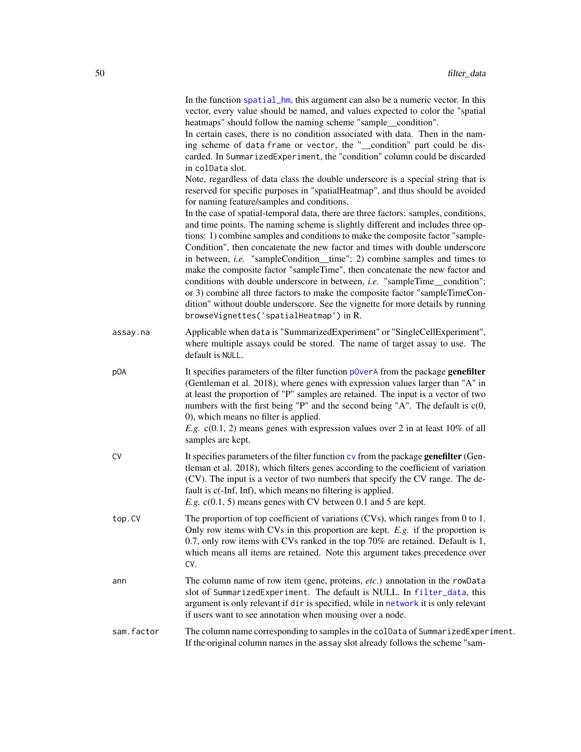In the function spatial_hm, this argument can also be a numeric vector. In this vector, every value should be named, and values expected to color the "spatial heatmaps" should follow the naming scheme "sample__condition".

In certain cases, there is no condition associated with data. Then in the naming scheme of data frame or vector, the "__condition" part could be discarded. In SummarizedExperiment, the "condition" column could be discarded in colData slot.

Note, regardless of data class the double underscore is a special string that is reserved for specific purposes in "spatialHeatmap", and thus should be avoided for naming feature/samples and conditions.

In the case of spatial-temporal data, there are three factors: samples, conditions, and time points. The naming scheme is slightly different and includes three options: 1) combine samples and conditions to make the composite factor "sampleCondition", then concatenate the new factor and times with double underscore in between, *i.e.* "sampleCondition__time"; 2) combine samples and times to make the composite factor "sampleTime", then concatenate the new factor and conditions with double underscore in between, *i.e.* "sampleTime__condition"; or 3) combine all three factors to make the composite factor "sampleTimeCondition" without double underscore. See the vignette for more details by running `browseVignettes('spatialHeatmap')` in R.

`assay.na`
: Applicable when `data` is "SummarizedExperiment" or "SingleCellExperiment", where multiple assays could be stored. The name of target assay to use. The default is `NULL`.

`pOA`
: It specifies parameters of the filter function pOverA from the package **genefilter** (Gentleman et al. 2018), where genes with expression values larger than "A" in at least the proportion of "P" samples are retained. The input is a vector of two numbers with the first being "P" and the second being "A". The default is c(0, 0), which means no filter is applied.
*E.g.* c(0.1, 2) means genes with expression values over 2 in at least 10% of all samples are kept.

`CV`
: It specifies parameters of the filter function cv from the package **genefilter** (Gentleman et al. 2018), which filters genes according to the coefficient of variation (CV). The input is a vector of two numbers that specify the CV range. The default is c(-Inf, Inf), which means no filtering is applied.
*E.g.* c(0.1, 5) means genes with CV between 0.1 and 5 are kept.

`top.CV`
: The proportion of top coefficient of variations (CVs), which ranges from 0 to 1. Only row items with CVs in this proportion are kept. *E.g.* if the proportion is 0.7, only row items with CVs ranked in the top 70% are retained. Default is 1, which means all items are retained. Note this argument takes precedence over `CV`.

`ann`
: The column name of row item (gene, proteins, *etc*.) annotation in the `rowData` slot of `SummarizedExperiment`. The default is NULL. In filter_data, this argument is only relevant if `dir` is specified, while in network it is only relevant if users want to see annotation when mousing over a node.

`sam.factor`
: The column name corresponding to samples in the `colData` of `SummarizedExperiment`. If the original column names in the `assay` slot already follows the scheme "sam-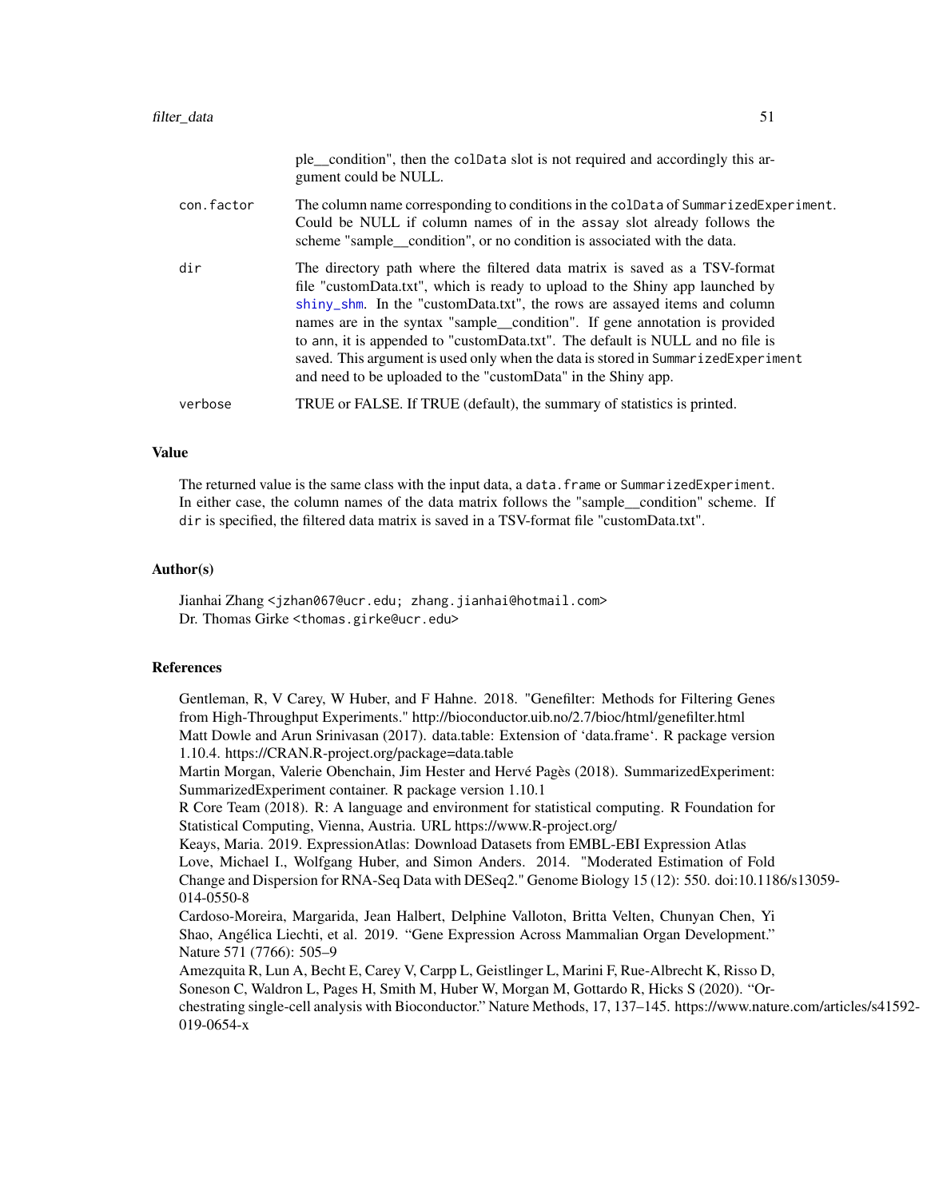ple__condition", then the colData slot is not required and accordingly this argument could be NULL.

| | |
|---|---|
| con.factor | The column name corresponding to conditions in the colData of SummarizedExperiment. Could be NULL if column names of in the assay slot already follows the scheme "sample__condition", or no condition is associated with the data. |
| dir | The directory path where the filtered data matrix is saved as a TSV-format file "customData.txt", which is ready to upload to the Shiny app launched by shiny_shm. In the "customData.txt", the rows are assayed items and column names are in the syntax "sample__condition". If gene annotation is provided to ann, it is appended to "customData.txt". The default is NULL and no file is saved. This argument is used only when the data is stored in SummarizedExperiment and need to be uploaded to the "customData" in the Shiny app. |
| verbose | TRUE or FALSE. If TRUE (default), the summary of statistics is printed. |

## Value

The returned value is the same class with the input data, a data.frame or SummarizedExperiment. In either case, the column names of the data matrix follows the "sample__condition" scheme. If dir is specified, the filtered data matrix is saved in a TSV-format file "customData.txt".

## Author(s)

Jianhai Zhang <jzhan067@ucr.edu; zhang.jianhai@hotmail.com>
Dr. Thomas Girke <thomas.girke@ucr.edu>

## References

Gentleman, R, V Carey, W Huber, and F Hahne. 2018. "Genefilter: Methods for Filtering Genes from High-Throughput Experiments." http://bioconductor.uib.no/2.7/bioc/html/genefilter.html
Matt Dowle and Arun Srinivasan (2017). data.table: Extension of 'data.frame'. R package version 1.10.4. https://CRAN.R-project.org/package=data.table
Martin Morgan, Valerie Obenchain, Jim Hester and Hervé Pagès (2018). SummarizedExperiment: SummarizedExperiment container. R package version 1.10.1
R Core Team (2018). R: A language and environment for statistical computing. R Foundation for Statistical Computing, Vienna, Austria. URL https://www.R-project.org/
Keays, Maria. 2019. ExpressionAtlas: Download Datasets from EMBL-EBI Expression Atlas
Love, Michael I., Wolfgang Huber, and Simon Anders. 2014. "Moderated Estimation of Fold Change and Dispersion for RNA-Seq Data with DESeq2." Genome Biology 15 (12): 550. doi:10.1186/s13059-014-0550-8
Cardoso-Moreira, Margarida, Jean Halbert, Delphine Valloton, Britta Velten, Chunyan Chen, Yi Shao, Angélica Liechti, et al. 2019. "Gene Expression Across Mammalian Organ Development." Nature 571 (7766): 505–9
Amezquita R, Lun A, Becht E, Carey V, Carpp L, Geistlinger L, Marini F, Rue-Albrecht K, Risso D, Soneson C, Waldron L, Pages H, Smith M, Huber W, Morgan M, Gottardo R, Hicks S (2020). "Orchestrating single-cell analysis with Bioconductor." Nature Methods, 17, 137–145. https://www.nature.com/articles/s41592-019-0654-x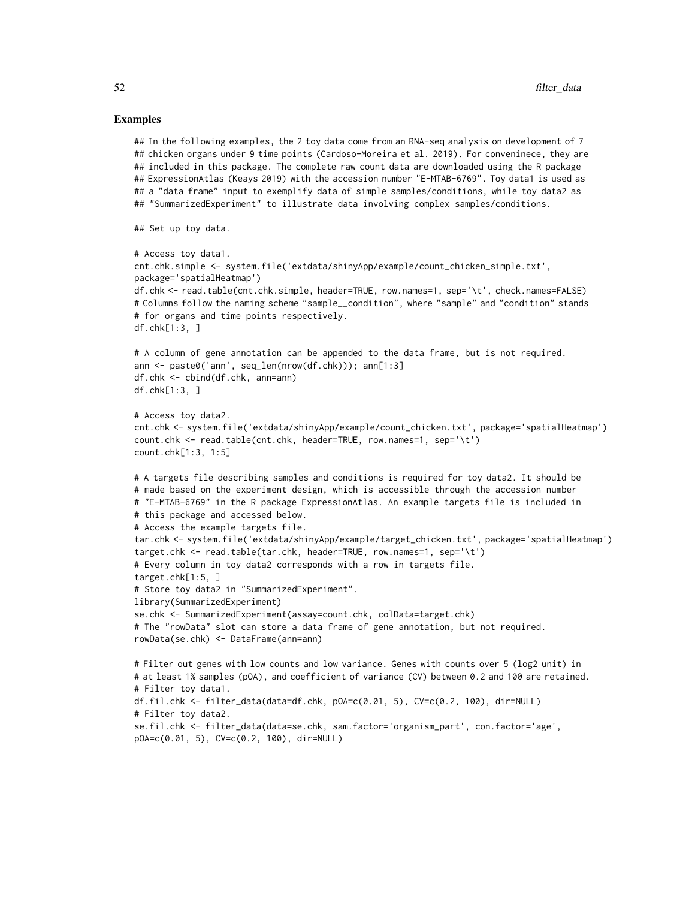## Examples

```
## In the following examples, the 2 toy data come from an RNA-seq analysis on development of 7
## chicken organs under 9 time points (Cardoso-Moreira et al. 2019). For conveninece, they are
## included in this package. The complete raw count data are downloaded using the R package
## ExpressionAtlas (Keays 2019) with the accession number "E-MTAB-6769". Toy data1 is used as
## a "data frame" input to exemplify data of simple samples/conditions, while toy data2 as
## "SummarizedExperiment" to illustrate data involving complex samples/conditions.

## Set up toy data.

# Access toy data1.
cnt.chk.simple <- system.file('extdata/shinyApp/example/count_chicken_simple.txt',
package='spatialHeatmap')
df.chk <- read.table(cnt.chk.simple, header=TRUE, row.names=1, sep='\t', check.names=FALSE)
# Columns follow the naming scheme "sample__condition", where "sample" and "condition" stands
# for organs and time points respectively.
df.chk[1:3, ]

# A column of gene annotation can be appended to the data frame, but is not required.
ann <- paste0('ann', seq_len(nrow(df.chk))); ann[1:3]
df.chk <- cbind(df.chk, ann=ann)
df.chk[1:3, ]

# Access toy data2.
cnt.chk <- system.file('extdata/shinyApp/example/count_chicken.txt', package='spatialHeatmap')
count.chk <- read.table(cnt.chk, header=TRUE, row.names=1, sep='\t')
count.chk[1:3, 1:5]

# A targets file describing samples and conditions is required for toy data2. It should be
# made based on the experiment design, which is accessible through the accession number
# "E-MTAB-6769" in the R package ExpressionAtlas. An example targets file is included in
# this package and accessed below.
# Access the example targets file.
tar.chk <- system.file('extdata/shinyApp/example/target_chicken.txt', package='spatialHeatmap')
target.chk <- read.table(tar.chk, header=TRUE, row.names=1, sep='\t')
# Every column in toy data2 corresponds with a row in targets file.
target.chk[1:5, ]
# Store toy data2 in "SummarizedExperiment".
library(SummarizedExperiment)
se.chk <- SummarizedExperiment(assay=count.chk, colData=target.chk)
# The "rowData" slot can store a data frame of gene annotation, but not required.
rowData(se.chk) <- DataFrame(ann=ann)

# Filter out genes with low counts and low variance. Genes with counts over 5 (log2 unit) in
# at least 1% samples (pOA), and coefficient of variance (CV) between 0.2 and 100 are retained.
# Filter toy data1.
df.fil.chk <- filter_data(data=df.chk, pOA=c(0.01, 5), CV=c(0.2, 100), dir=NULL)
# Filter toy data2.
se.fil.chk <- filter_data(data=se.chk, sam.factor='organism_part', con.factor='age',
pOA=c(0.01, 5), CV=c(0.2, 100), dir=NULL)
```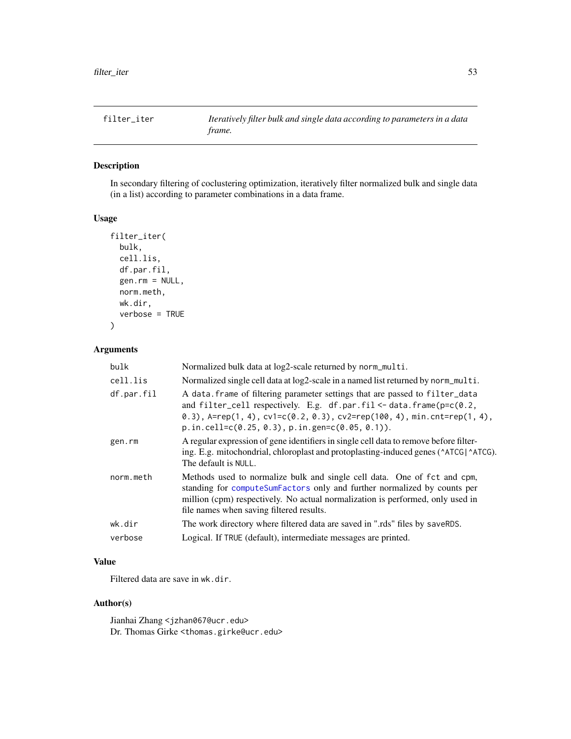filter_iter — *Iteratively filter bulk and single data according to parameters in a data frame.*

## Description

In secondary filtering of coclustering optimization, iteratively filter normalized bulk and single data (in a list) according to parameter combinations in a data frame.

## Usage

```
filter_iter(
  bulk,
  cell.lis,
  df.par.fil,
  gen.rm = NULL,
  norm.meth,
  wk.dir,
  verbose = TRUE
)
```

## Arguments

| | |
|---|---|
| bulk | Normalized bulk data at log2-scale returned by `norm_multi`. |
| cell.lis | Normalized single cell data at log2-scale in a named list returned by `norm_multi`. |
| df.par.fil | A `data.frame` of filtering parameter settings that are passed to `filter_data` and `filter_cell` respectively. E.g. `df.par.fil <- data.frame(p=c(0.2, 0.3), A=rep(1, 4), cv1=c(0.2, 0.3), cv2=rep(100, 4), min.cnt=rep(1, 4), p.in.cell=c(0.25, 0.3), p.in.gen=c(0.05, 0.1))`. |
| gen.rm | A regular expression of gene identifiers in single cell data to remove before filtering. E.g. mitochondrial, chloroplast and protoplasting-induced genes (`^ATCG|^ATCG`). The default is `NULL`. |
| norm.meth | Methods used to normalize bulk and single cell data. One of `fct` and `cpm`, standing for `computeSumFactors` only and further normalized by counts per million (cpm) respectively. No actual normalization is performed, only used in file names when saving filtered results. |
| wk.dir | The work directory where filtered data are saved in ".rds" files by `saveRDS`. |
| verbose | Logical. If `TRUE` (default), intermediate messages are printed. |

## Value

Filtered data are save in `wk.dir`.

## Author(s)

Jianhai Zhang <jzhan067@ucr.edu>
Dr. Thomas Girke <thomas.girke@ucr.edu>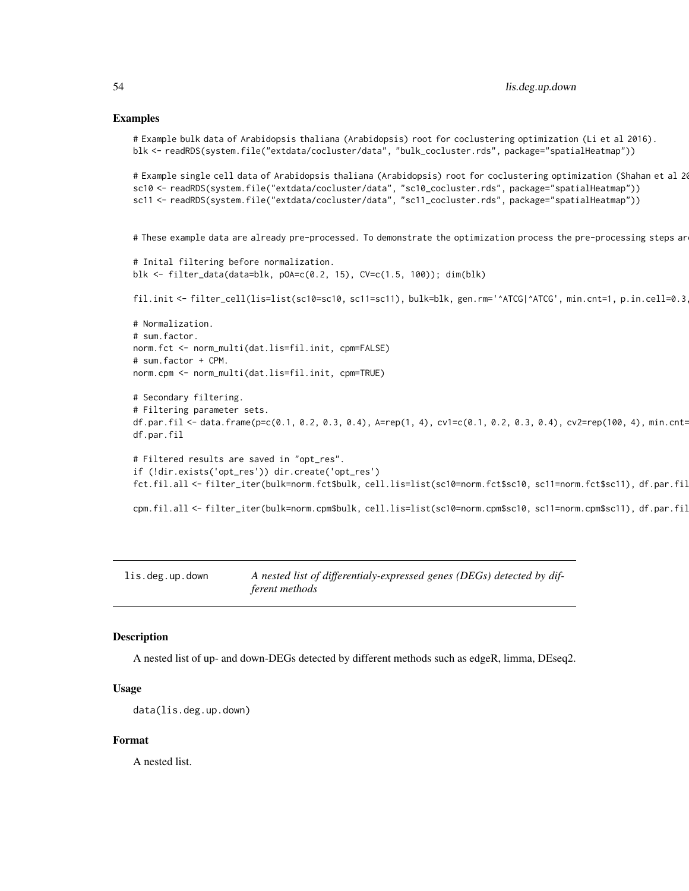## Examples

```
# Example bulk data of Arabidopsis thaliana (Arabidopsis) root for coclustering optimization (Li et al 2016).
blk <- readRDS(system.file("extdata/cocluster/data", "bulk_cocluster.rds", package="spatialHeatmap"))

# Example single cell data of Arabidopsis thaliana (Arabidopsis) root for coclustering optimization (Shahan et al 20
sc10 <- readRDS(system.file("extdata/cocluster/data", "sc10_cocluster.rds", package="spatialHeatmap"))
sc11 <- readRDS(system.file("extdata/cocluster/data", "sc11_cocluster.rds", package="spatialHeatmap"))


# These example data are already pre-processed. To demonstrate the optimization process the pre-processing steps ar

# Inital filtering before normalization.
blk <- filter_data(data=blk, pOA=c(0.2, 15), CV=c(1.5, 100)); dim(blk)

fil.init <- filter_cell(lis=list(sc10=sc10, sc11=sc11), bulk=blk, gen.rm='^ATCG|^ATCG', min.cnt=1, p.in.cell=0.3,

# Normalization.
# sum.factor.
norm.fct <- norm_multi(dat.lis=fil.init, cpm=FALSE)
# sum.factor + CPM.
norm.cpm <- norm_multi(dat.lis=fil.init, cpm=TRUE)

# Secondary filtering.
# Filtering parameter sets.
df.par.fil <- data.frame(p=c(0.1, 0.2, 0.3, 0.4), A=rep(1, 4), cv1=c(0.1, 0.2, 0.3, 0.4), cv2=rep(100, 4), min.cnt=
df.par.fil

# Filtered results are saved in "opt_res".
if (!dir.exists('opt_res')) dir.create('opt_res')
fct.fil.all <- filter_iter(bulk=norm.fct$bulk, cell.lis=list(sc10=norm.fct$sc10, sc11=norm.fct$sc11), df.par.fil

cpm.fil.all <- filter_iter(bulk=norm.cpm$bulk, cell.lis=list(sc10=norm.cpm$sc10, sc11=norm.cpm$sc11), df.par.fil
```

---

`lis.deg.up.down` *A nested list of differentialy-expressed genes (DEGs) detected by different methods*

---

## Description

A nested list of up- and down-DEGs detected by different methods such as edgeR, limma, DEseq2.

## Usage

```
data(lis.deg.up.down)
```

## Format

A nested list.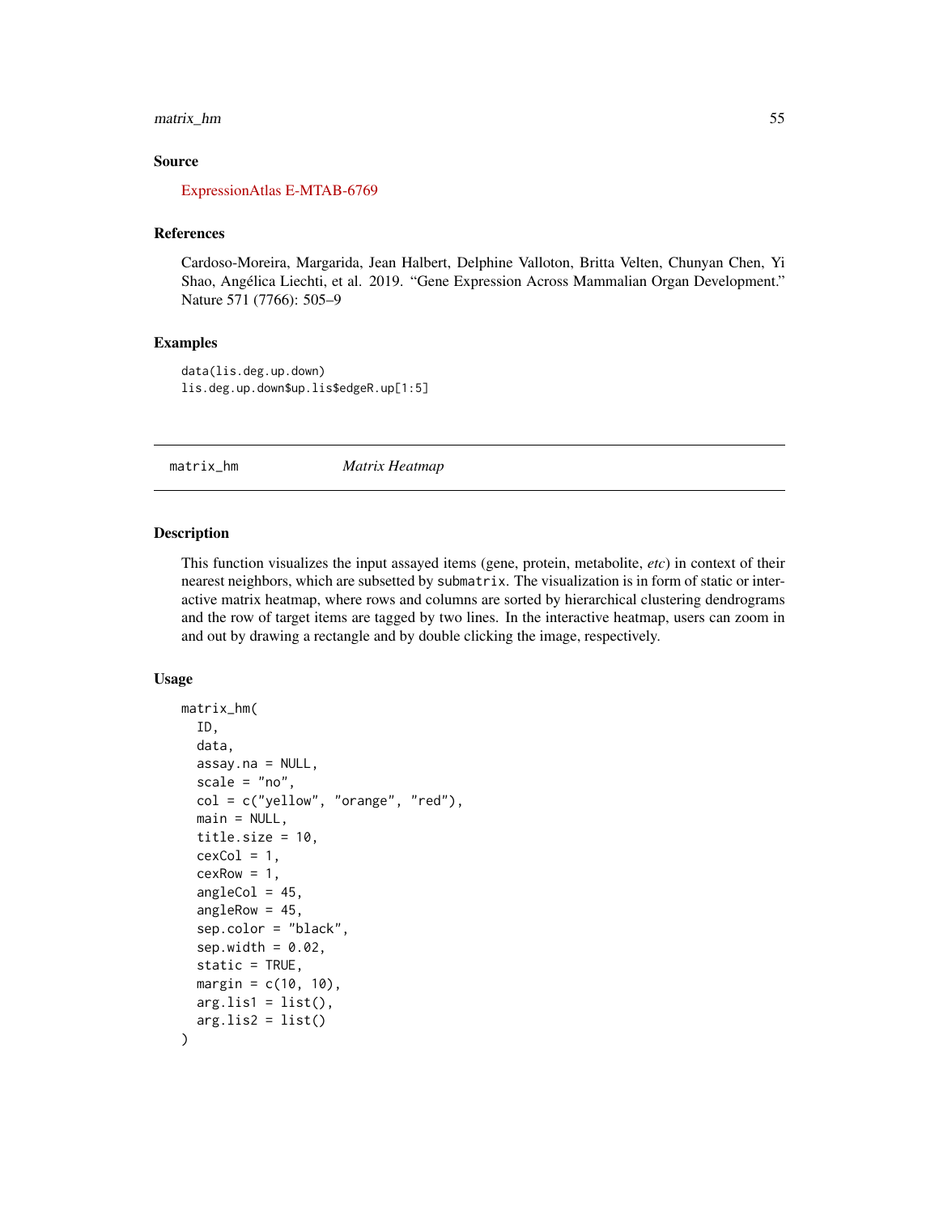### Source

ExpressionAtlas E-MTAB-6769

### References

Cardoso-Moreira, Margarida, Jean Halbert, Delphine Valloton, Britta Velten, Chunyan Chen, Yi Shao, Angélica Liechti, et al. 2019. "Gene Expression Across Mammalian Organ Development." Nature 571 (7766): 505–9

### Examples

```
data(lis.deg.up.down)
lis.deg.up.down$up.lis$edgeR.up[1:5]
```

---

## matrix_hm *Matrix Heatmap*

---

### Description

This function visualizes the input assayed items (gene, protein, metabolite, *etc*) in context of their nearest neighbors, which are subsetted by `submatrix`. The visualization is in form of static or interactive matrix heatmap, where rows and columns are sorted by hierarchical clustering dendrograms and the row of target items are tagged by two lines. In the interactive heatmap, users can zoom in and out by drawing a rectangle and by double clicking the image, respectively.

### Usage

```
matrix_hm(
  ID,
  data,
  assay.na = NULL,
  scale = "no",
  col = c("yellow", "orange", "red"),
  main = NULL,
  title.size = 10,
  cexCol = 1,
  cexRow = 1,
  angleCol = 45,
  angleRow = 45,
  sep.color = "black",
  sep.width = 0.02,
  static = TRUE,
  margin = c(10, 10),
  arg.lis1 = list(),
  arg.lis2 = list()
)
```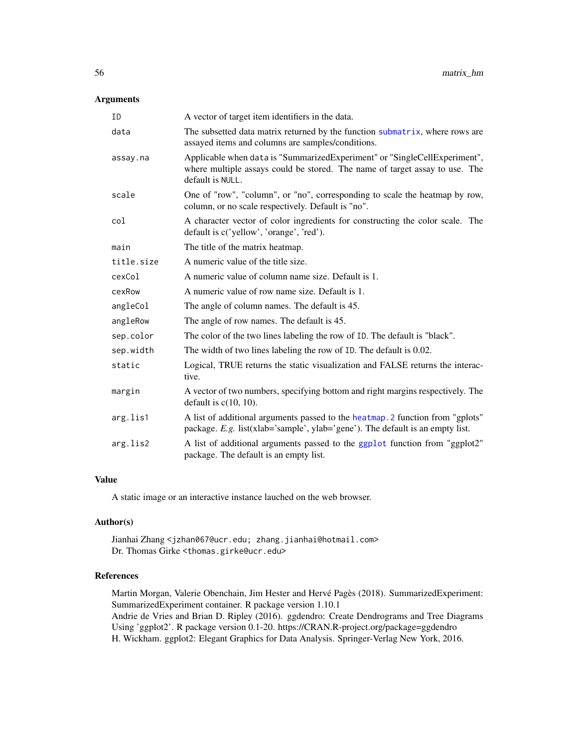## Arguments

| | |
|---|---|
| `ID` | A vector of target item identifiers in the data. |
| `data` | The subsetted data matrix returned by the function `submatrix`, where rows are assayed items and columns are samples/conditions. |
| `assay.na` | Applicable when `data` is "SummarizedExperiment" or "SingleCellExperiment", where multiple assays could be stored. The name of target assay to use. The default is `NULL`. |
| `scale` | One of "row", "column", or "no", corresponding to scale the heatmap by row, column, or no scale respectively. Default is "no". |
| `col` | A character vector of color ingredients for constructing the color scale. The default is c('yellow', 'orange', 'red'). |
| `main` | The title of the matrix heatmap. |
| `title.size` | A numeric value of the title size. |
| `cexCol` | A numeric value of column name size. Default is 1. |
| `cexRow` | A numeric value of row name size. Default is 1. |
| `angleCol` | The angle of column names. The default is 45. |
| `angleRow` | The angle of row names. The default is 45. |
| `sep.color` | The color of the two lines labeling the row of `ID`. The default is "black". |
| `sep.width` | The width of two lines labeling the row of `ID`. The default is 0.02. |
| `static` | Logical, TRUE returns the static visualization and FALSE returns the interactive. |
| `margin` | A vector of two numbers, specifying bottom and right margins respectively. The default is c(10, 10). |
| `arg.lis1` | A list of additional arguments passed to the `heatmap.2` function from "gplots" package. *E.g.* list(xlab='sample', ylab='gene'). The default is an empty list. |
| `arg.lis2` | A list of additional arguments passed to the `ggplot` function from "ggplot2" package. The default is an empty list. |

## Value

A static image or an interactive instance lauched on the web browser.

## Author(s)

Jianhai Zhang <jzhan067@ucr.edu; zhang.jianhai@hotmail.com>
Dr. Thomas Girke <thomas.girke@ucr.edu>

## References

Martin Morgan, Valerie Obenchain, Jim Hester and Hervé Pagès (2018). SummarizedExperiment: SummarizedExperiment container. R package version 1.10.1
Andrie de Vries and Brian D. Ripley (2016). ggdendro: Create Dendrograms and Tree Diagrams Using 'ggplot2'. R package version 0.1-20. https://CRAN.R-project.org/package=ggdendro
H. Wickham. ggplot2: Elegant Graphics for Data Analysis. Springer-Verlag New York, 2016.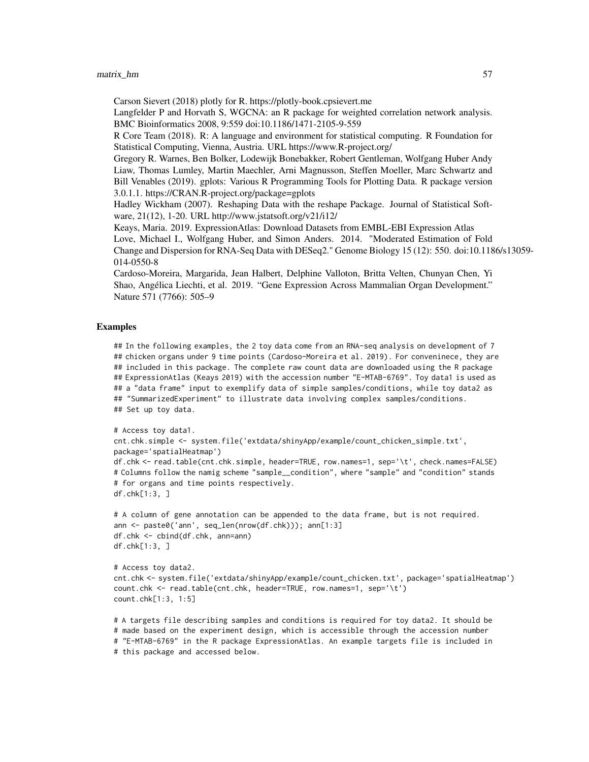Carson Sievert (2018) plotly for R. https://plotly-book.cpsievert.me

Langfelder P and Horvath S, WGCNA: an R package for weighted correlation network analysis. BMC Bioinformatics 2008, 9:559 doi:10.1186/1471-2105-9-559

R Core Team (2018). R: A language and environment for statistical computing. R Foundation for Statistical Computing, Vienna, Austria. URL https://www.R-project.org/

Gregory R. Warnes, Ben Bolker, Lodewijk Bonebakker, Robert Gentleman, Wolfgang Huber Andy Liaw, Thomas Lumley, Martin Maechler, Arni Magnusson, Steffen Moeller, Marc Schwartz and Bill Venables (2019). gplots: Various R Programming Tools for Plotting Data. R package version 3.0.1.1. https://CRAN.R-project.org/package=gplots

Hadley Wickham (2007). Reshaping Data with the reshape Package. Journal of Statistical Software, 21(12), 1-20. URL http://www.jstatsoft.org/v21/i12/

Keays, Maria. 2019. ExpressionAtlas: Download Datasets from EMBL-EBI Expression Atlas

Love, Michael I., Wolfgang Huber, and Simon Anders. 2014. "Moderated Estimation of Fold Change and Dispersion for RNA-Seq Data with DESeq2." Genome Biology 15 (12): 550. doi:10.1186/s13059-014-0550-8

Cardoso-Moreira, Margarida, Jean Halbert, Delphine Valloton, Britta Velten, Chunyan Chen, Yi Shao, Angélica Liechti, et al. 2019. "Gene Expression Across Mammalian Organ Development." Nature 571 (7766): 505–9

## Examples

```
## In the following examples, the 2 toy data come from an RNA-seq analysis on development of 7
## chicken organs under 9 time points (Cardoso-Moreira et al. 2019). For conveninece, they are
## included in this package. The complete raw count data are downloaded using the R package
## ExpressionAtlas (Keays 2019) with the accession number "E-MTAB-6769". Toy data1 is used as
## a "data frame" input to exemplify data of simple samples/conditions, while toy data2 as
## "SummarizedExperiment" to illustrate data involving complex samples/conditions.
## Set up toy data.

# Access toy data1.
cnt.chk.simple <- system.file('extdata/shinyApp/example/count_chicken_simple.txt',
package='spatialHeatmap')
df.chk <- read.table(cnt.chk.simple, header=TRUE, row.names=1, sep='\t', check.names=FALSE)
# Columns follow the namig scheme "sample__condition", where "sample" and "condition" stands
# for organs and time points respectively.
df.chk[1:3, ]

# A column of gene annotation can be appended to the data frame, but is not required.
ann <- paste0('ann', seq_len(nrow(df.chk))); ann[1:3]
df.chk <- cbind(df.chk, ann=ann)
df.chk[1:3, ]

# Access toy data2.
cnt.chk <- system.file('extdata/shinyApp/example/count_chicken.txt', package='spatialHeatmap')
count.chk <- read.table(cnt.chk, header=TRUE, row.names=1, sep='\t')
count.chk[1:3, 1:5]

# A targets file describing samples and conditions is required for toy data2. It should be
# made based on the experiment design, which is accessible through the accession number
# "E-MTAB-6769" in the R package ExpressionAtlas. An example targets file is included in
# this package and accessed below.
```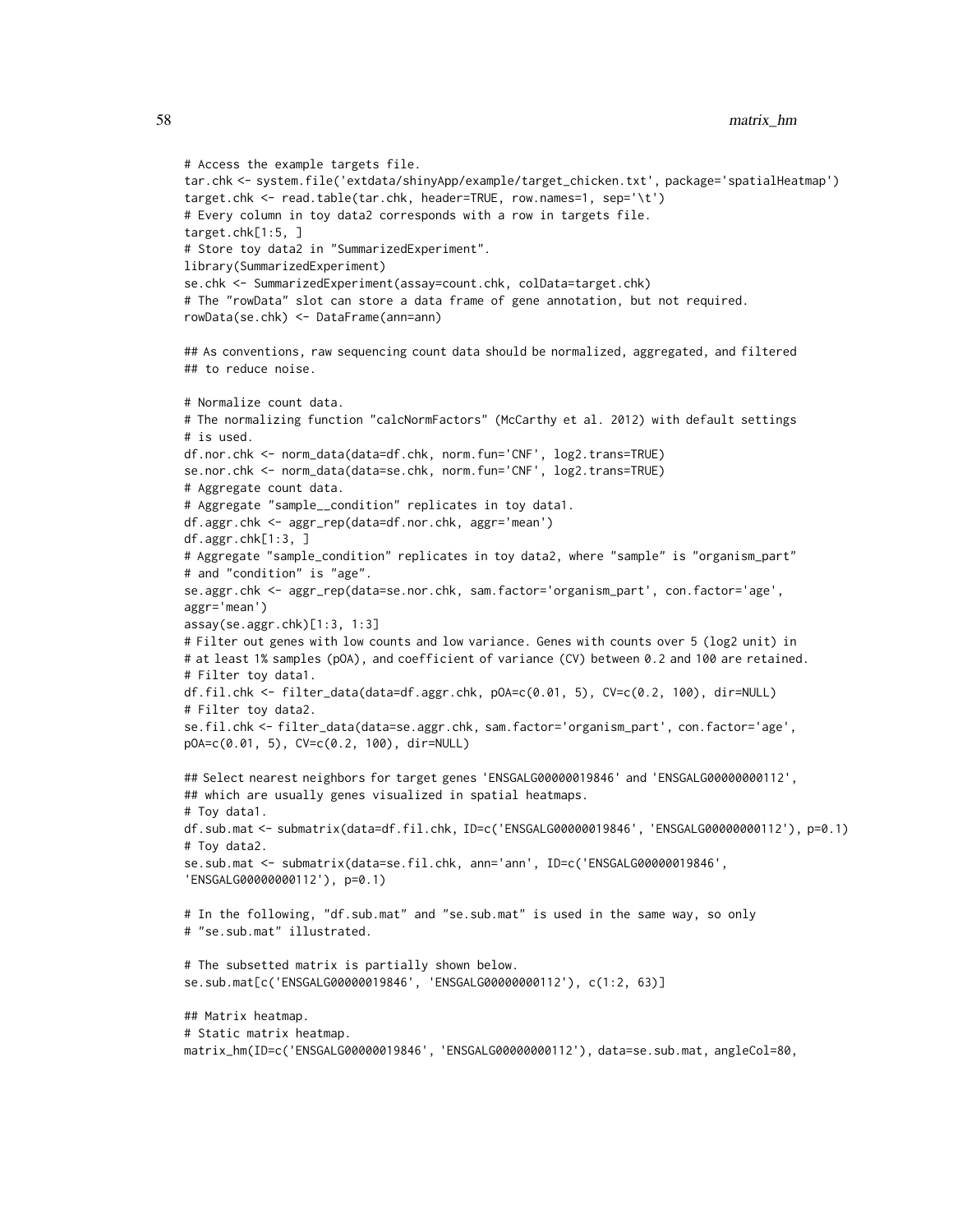```
# Access the example targets file.
tar.chk <- system.file('extdata/shinyApp/example/target_chicken.txt', package='spatialHeatmap')
target.chk <- read.table(tar.chk, header=TRUE, row.names=1, sep='\t')
# Every column in toy data2 corresponds with a row in targets file.
target.chk[1:5, ]
# Store toy data2 in "SummarizedExperiment".
library(SummarizedExperiment)
se.chk <- SummarizedExperiment(assay=count.chk, colData=target.chk)
# The "rowData" slot can store a data frame of gene annotation, but not required.
rowData(se.chk) <- DataFrame(ann=ann)

## As conventions, raw sequencing count data should be normalized, aggregated, and filtered
## to reduce noise.

# Normalize count data.
# The normalizing function "calcNormFactors" (McCarthy et al. 2012) with default settings
# is used.
df.nor.chk <- norm_data(data=df.chk, norm.fun='CNF', log2.trans=TRUE)
se.nor.chk <- norm_data(data=se.chk, norm.fun='CNF', log2.trans=TRUE)
# Aggregate count data.
# Aggregate "sample__condition" replicates in toy data1.
df.aggr.chk <- aggr_rep(data=df.nor.chk, aggr='mean')
df.aggr.chk[1:3, ]
# Aggregate "sample_condition" replicates in toy data2, where "sample" is "organism_part"
# and "condition" is "age".
se.aggr.chk <- aggr_rep(data=se.nor.chk, sam.factor='organism_part', con.factor='age',
aggr='mean')
assay(se.aggr.chk)[1:3, 1:3]
# Filter out genes with low counts and low variance. Genes with counts over 5 (log2 unit) in
# at least 1% samples (pOA), and coefficient of variance (CV) between 0.2 and 100 are retained.
# Filter toy data1.
df.fil.chk <- filter_data(data=df.aggr.chk, pOA=c(0.01, 5), CV=c(0.2, 100), dir=NULL)
# Filter toy data2.
se.fil.chk <- filter_data(data=se.aggr.chk, sam.factor='organism_part', con.factor='age',
pOA=c(0.01, 5), CV=c(0.2, 100), dir=NULL)

## Select nearest neighbors for target genes 'ENSGALG00000019846' and 'ENSGALG00000000112',
## which are usually genes visualized in spatial heatmaps.
# Toy data1.
df.sub.mat <- submatrix(data=df.fil.chk, ID=c('ENSGALG00000019846', 'ENSGALG00000000112'), p=0.1)
# Toy data2.
se.sub.mat <- submatrix(data=se.fil.chk, ann='ann', ID=c('ENSGALG00000019846',
'ENSGALG00000000112'), p=0.1)

# In the following, "df.sub.mat" and "se.sub.mat" is used in the same way, so only
# "se.sub.mat" illustrated.

# The subsetted matrix is partially shown below.
se.sub.mat[c('ENSGALG00000019846', 'ENSGALG00000000112'), c(1:2, 63)]

## Matrix heatmap.
# Static matrix heatmap.
matrix_hm(ID=c('ENSGALG00000019846', 'ENSGALG00000000112'), data=se.sub.mat, angleCol=80,
```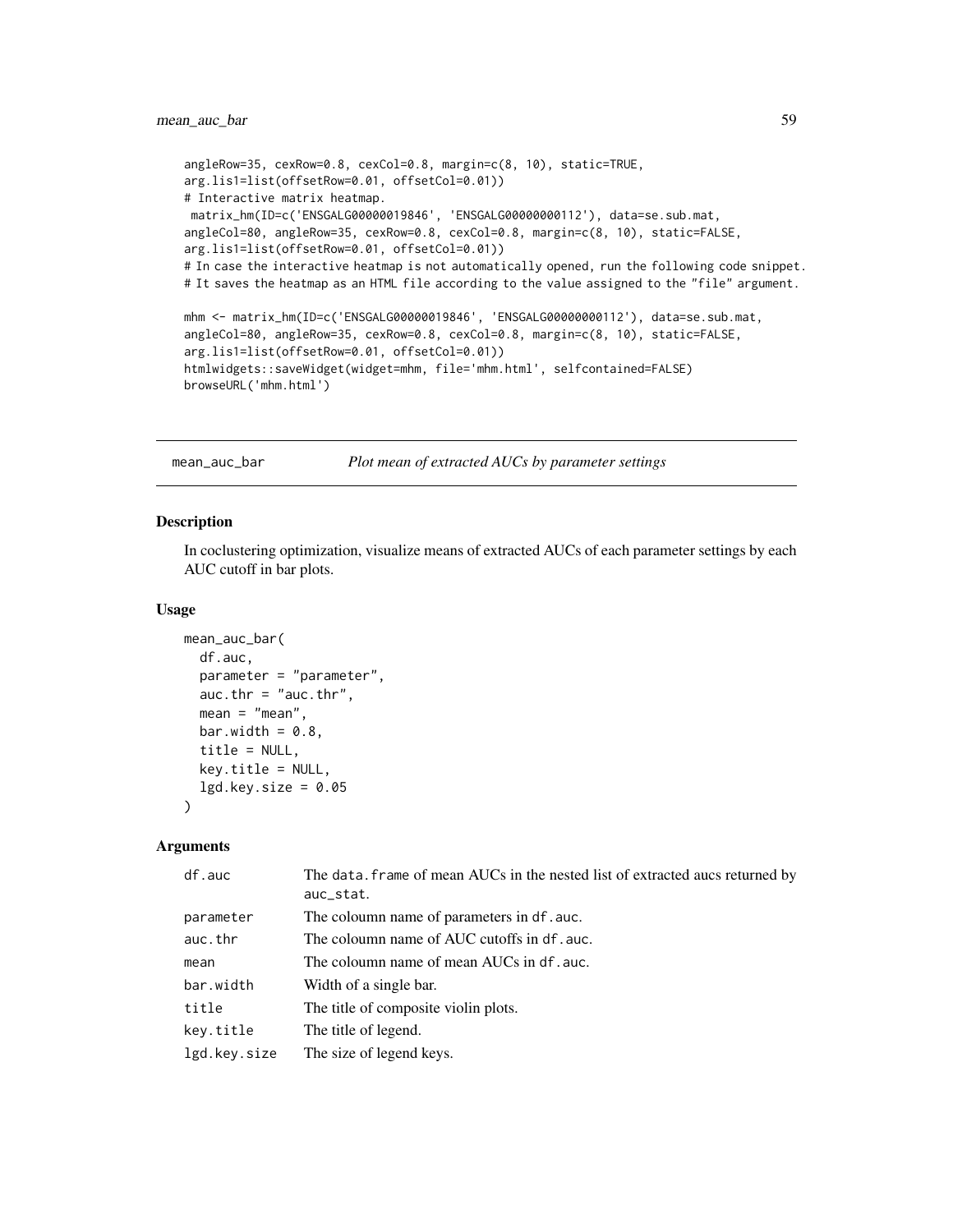```
angleRow=35, cexRow=0.8, cexCol=0.8, margin=c(8, 10), static=TRUE,
arg.lis1=list(offsetRow=0.01, offsetCol=0.01))
# Interactive matrix heatmap.
 matrix_hm(ID=c('ENSGALG00000019846', 'ENSGALG00000000112'), data=se.sub.mat,
angleCol=80, angleRow=35, cexRow=0.8, cexCol=0.8, margin=c(8, 10), static=FALSE,
arg.lis1=list(offsetRow=0.01, offsetCol=0.01))
# In case the interactive heatmap is not automatically opened, run the following code snippet.
# It saves the heatmap as an HTML file according to the value assigned to the "file" argument.

mhm <- matrix_hm(ID=c('ENSGALG00000019846', 'ENSGALG00000000112'), data=se.sub.mat,
angleCol=80, angleRow=35, cexRow=0.8, cexCol=0.8, margin=c(8, 10), static=FALSE,
arg.lis1=list(offsetRow=0.01, offsetCol=0.01))
htmlwidgets::saveWidget(widget=mhm, file='mhm.html', selfcontained=FALSE)
browseURL('mhm.html')
```

---

## mean_auc_bar — *Plot mean of extracted AUCs by parameter settings*

### Description

In coclustering optimization, visualize means of extracted AUCs of each parameter settings by each AUC cutoff in bar plots.

### Usage

```
mean_auc_bar(
  df.auc,
  parameter = "parameter",
  auc.thr = "auc.thr",
  mean = "mean",
  bar.width = 0.8,
  title = NULL,
  key.title = NULL,
  lgd.key.size = 0.05
)
```

### Arguments

| | |
|---|---|
| `df.auc` | The `data.frame` of mean AUCs in the nested list of extracted aucs returned by `auc_stat`. |
| `parameter` | The coloumn name of parameters in `df.auc`. |
| `auc.thr` | The coloumn name of AUC cutoffs in `df.auc`. |
| `mean` | The coloumn name of mean AUCs in `df.auc`. |
| `bar.width` | Width of a single bar. |
| `title` | The title of composite violin plots. |
| `key.title` | The title of legend. |
| `lgd.key.size` | The size of legend keys. |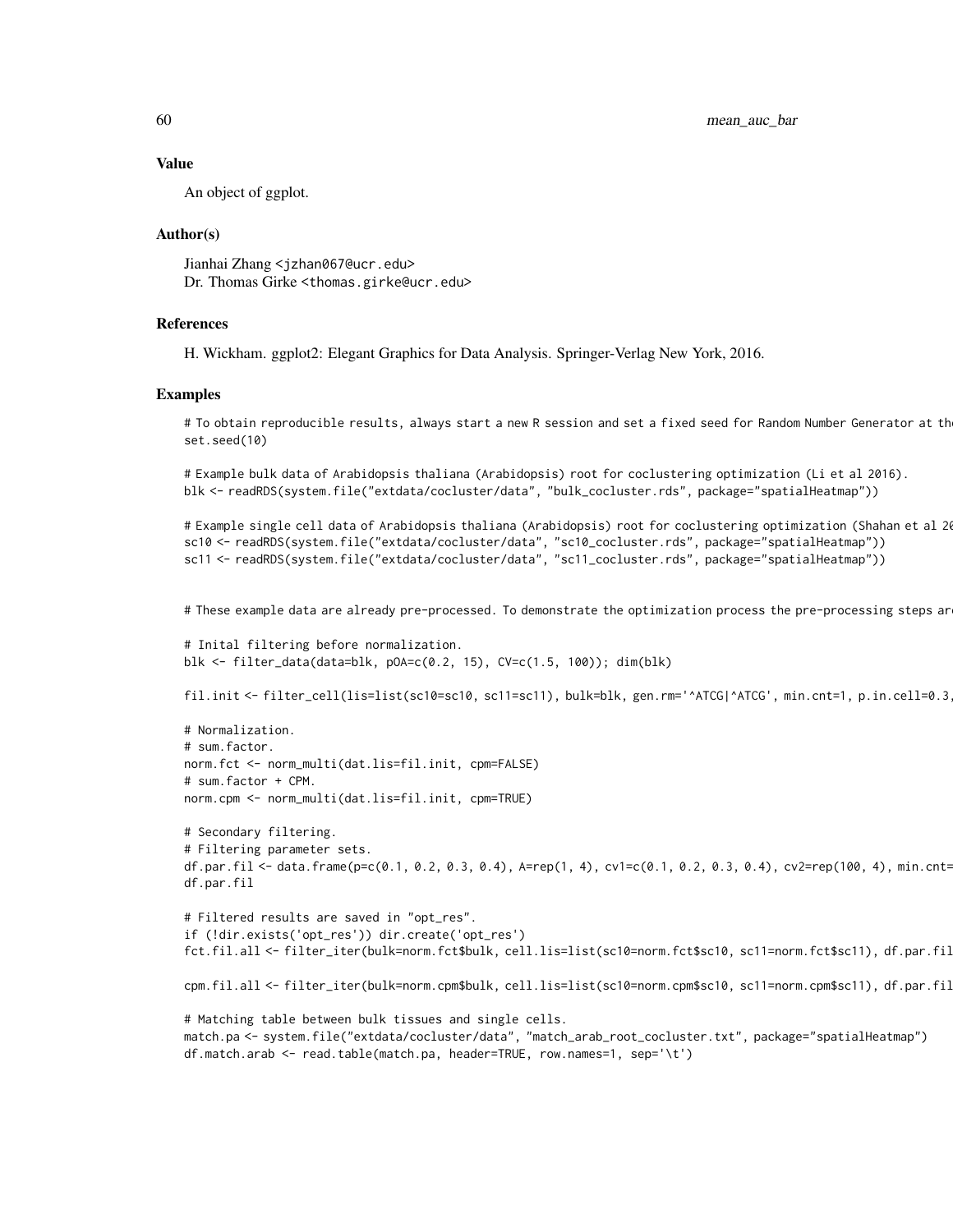### Value

An object of ggplot.

### Author(s)

Jianhai Zhang <jzhan067@ucr.edu>
Dr. Thomas Girke <thomas.girke@ucr.edu>

### References

H. Wickham. ggplot2: Elegant Graphics for Data Analysis. Springer-Verlag New York, 2016.

### Examples

```
# To obtain reproducible results, always start a new R session and set a fixed seed for Random Number Generator at th
set.seed(10)

# Example bulk data of Arabidopsis thaliana (Arabidopsis) root for coclustering optimization (Li et al 2016).
blk <- readRDS(system.file("extdata/cocluster/data", "bulk_cocluster.rds", package="spatialHeatmap"))

# Example single cell data of Arabidopsis thaliana (Arabidopsis) root for coclustering optimization (Shahan et al 20
sc10 <- readRDS(system.file("extdata/cocluster/data", "sc10_cocluster.rds", package="spatialHeatmap"))
sc11 <- readRDS(system.file("extdata/cocluster/data", "sc11_cocluster.rds", package="spatialHeatmap"))


# These example data are already pre-processed. To demonstrate the optimization process the pre-processing steps ar

# Inital filtering before normalization.
blk <- filter_data(data=blk, pOA=c(0.2, 15), CV=c(1.5, 100)); dim(blk)

fil.init <- filter_cell(lis=list(sc10=sc10, sc11=sc11), bulk=blk, gen.rm='^ATCG|^ATCG', min.cnt=1, p.in.cell=0.3,

# Normalization.
# sum.factor.
norm.fct <- norm_multi(dat.lis=fil.init, cpm=FALSE)
# sum.factor + CPM.
norm.cpm <- norm_multi(dat.lis=fil.init, cpm=TRUE)

# Secondary filtering.
# Filtering parameter sets.
df.par.fil <- data.frame(p=c(0.1, 0.2, 0.3, 0.4), A=rep(1, 4), cv1=c(0.1, 0.2, 0.3, 0.4), cv2=rep(100, 4), min.cnt=
df.par.fil

# Filtered results are saved in "opt_res".
if (!dir.exists('opt_res')) dir.create('opt_res')
fct.fil.all <- filter_iter(bulk=norm.fct$bulk, cell.lis=list(sc10=norm.fct$sc10, sc11=norm.fct$sc11), df.par.fil

cpm.fil.all <- filter_iter(bulk=norm.cpm$bulk, cell.lis=list(sc10=norm.cpm$sc10, sc11=norm.cpm$sc11), df.par.fil

# Matching table between bulk tissues and single cells.
match.pa <- system.file("extdata/cocluster/data", "match_arab_root_cocluster.txt", package="spatialHeatmap")
df.match.arab <- read.table(match.pa, header=TRUE, row.names=1, sep='\t')
```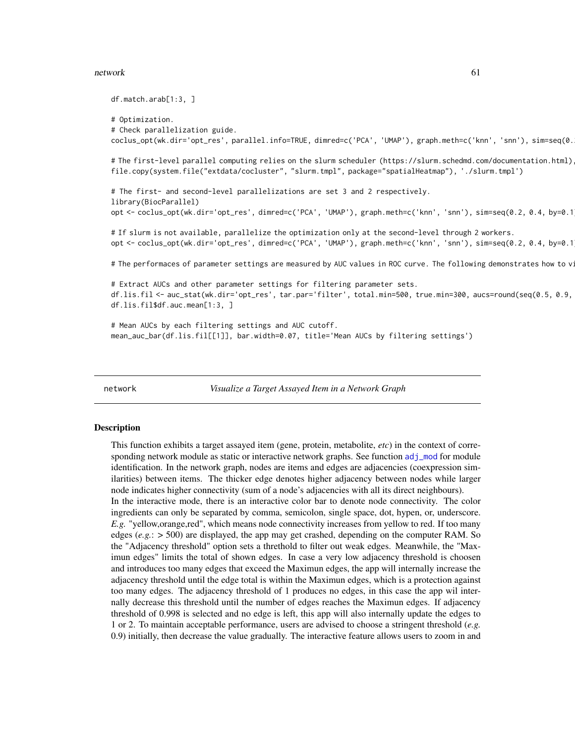```
df.match.arab[1:3, ]

# Optimization.
# Check parallelization guide.
coclus_opt(wk.dir='opt_res', parallel.info=TRUE, dimred=c('PCA', 'UMAP'), graph.meth=c('knn', 'snn'), sim=seq(0.

# The first-level parallel computing relies on the slurm scheduler (https://slurm.schedmd.com/documentation.html),
file.copy(system.file("extdata/cocluster", "slurm.tmpl", package="spatialHeatmap"), './slurm.tmpl')

# The first- and second-level parallelizations are set 3 and 2 respectively.
library(BiocParallel)
opt <- coclus_opt(wk.dir='opt_res', dimred=c('PCA', 'UMAP'), graph.meth=c('knn', 'snn'), sim=seq(0.2, 0.4, by=0.1

# If slurm is not available, parallelize the optimization only at the second-level through 2 workers.
opt <- coclus_opt(wk.dir='opt_res', dimred=c('PCA', 'UMAP'), graph.meth=c('knn', 'snn'), sim=seq(0.2, 0.4, by=0.1

# The performaces of parameter settings are measured by AUC values in ROC curve. The following demonstrates how to vi

# Extract AUCs and other parameter settings for filtering parameter sets.
df.lis.fil <- auc_stat(wk.dir='opt_res', tar.par='filter', total.min=500, true.min=300, aucs=round(seq(0.5, 0.9,
df.lis.fil$df.auc.mean[1:3, ]

# Mean AUCs by each filtering settings and AUC cutoff.
mean_auc_bar(df.lis.fil[[1]], bar.width=0.07, title='Mean AUCs by filtering settings')
```

## network — *Visualize a Target Assayed Item in a Network Graph*

### Description

This function exhibits a target assayed item (gene, protein, metabolite, *etc*) in the context of corresponding network module as static or interactive network graphs. See function `adj_mod` for module identification. In the network graph, nodes are items and edges are adjacencies (coexpression similarities) between items. The thicker edge denotes higher adjacency between nodes while larger node indicates higher connectivity (sum of a node's adjacencies with all its direct neighbours).
In the interactive mode, there is an interactive color bar to denote node connectivity. The color ingredients can only be separated by comma, semicolon, single space, dot, hypen, or, underscore. *E.g.* "yellow,orange,red", which means node connectivity increases from yellow to red. If too many edges (*e.g.*: > 500) are displayed, the app may get crashed, depending on the computer RAM. So the "Adjacency threshold" option sets a threthold to filter out weak edges. Meanwhile, the "Maximun edges" limits the total of shown edges. In case a very low adjacency threshold is choosen and introduces too many edges that exceed the Maximun edges, the app will internally increase the adjacency threshold until the edge total is within the Maximun edges, which is a protection against too many edges. The adjacency threshold of 1 produces no edges, in this case the app wil internally decrease this threshold until the number of edges reaches the Maximun edges. If adjacency threshold of 0.998 is selected and no edge is left, this app will also internally update the edges to 1 or 2. To maintain acceptable performance, users are advised to choose a stringent threshold (*e.g.* 0.9) initially, then decrease the value gradually. The interactive feature allows users to zoom in and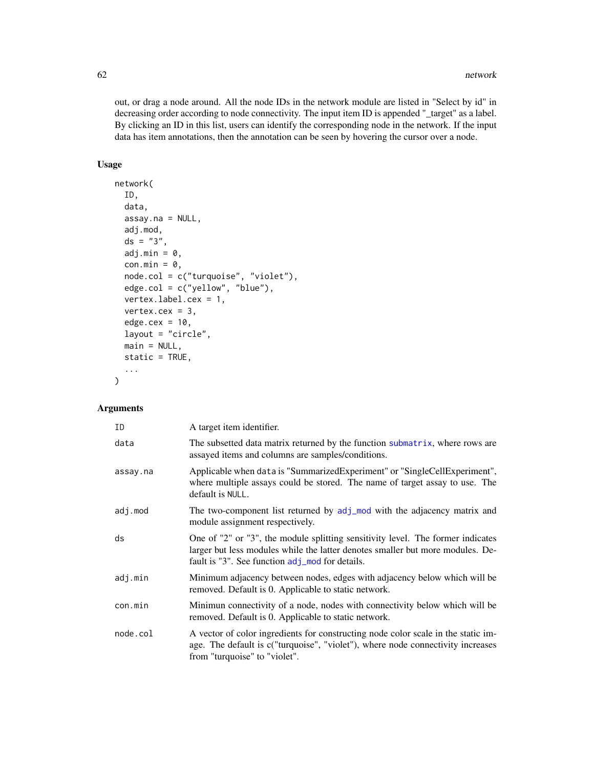out, or drag a node around. All the node IDs in the network module are listed in "Select by id" in decreasing order according to node connectivity. The input item ID is appended "_target" as a label. By clicking an ID in this list, users can identify the corresponding node in the network. If the input data has item annotations, then the annotation can be seen by hovering the cursor over a node.

## Usage

```
network(
  ID,
  data,
  assay.na = NULL,
  adj.mod,
  ds = "3",
  adj.min = 0,
  con.min = 0,
  node.col = c("turquoise", "violet"),
  edge.col = c("yellow", "blue"),
  vertex.label.cex = 1,
  vertex.cex = 3,
  edge.cex = 10,
  layout = "circle",
  main = NULL,
  static = TRUE,
  ...
)
```

## Arguments

| | |
|---|---|
| ID | A target item identifier. |
| data | The subsetted data matrix returned by the function submatrix, where rows are assayed items and columns are samples/conditions. |
| assay.na | Applicable when data is "SummarizedExperiment" or "SingleCellExperiment", where multiple assays could be stored. The name of target assay to use. The default is NULL. |
| adj.mod | The two-component list returned by adj_mod with the adjacency matrix and module assignment respectively. |
| ds | One of "2" or "3", the module splitting sensitivity level. The former indicates larger but less modules while the latter denotes smaller but more modules. Default is "3". See function adj_mod for details. |
| adj.min | Minimum adjacency between nodes, edges with adjacency below which will be removed. Default is 0. Applicable to static network. |
| con.min | Minimun connectivity of a node, nodes with connectivity below which will be removed. Default is 0. Applicable to static network. |
| node.col | A vector of color ingredients for constructing node color scale in the static image. The default is c("turquoise", "violet"), where node connectivity increases from "turquoise" to "violet". |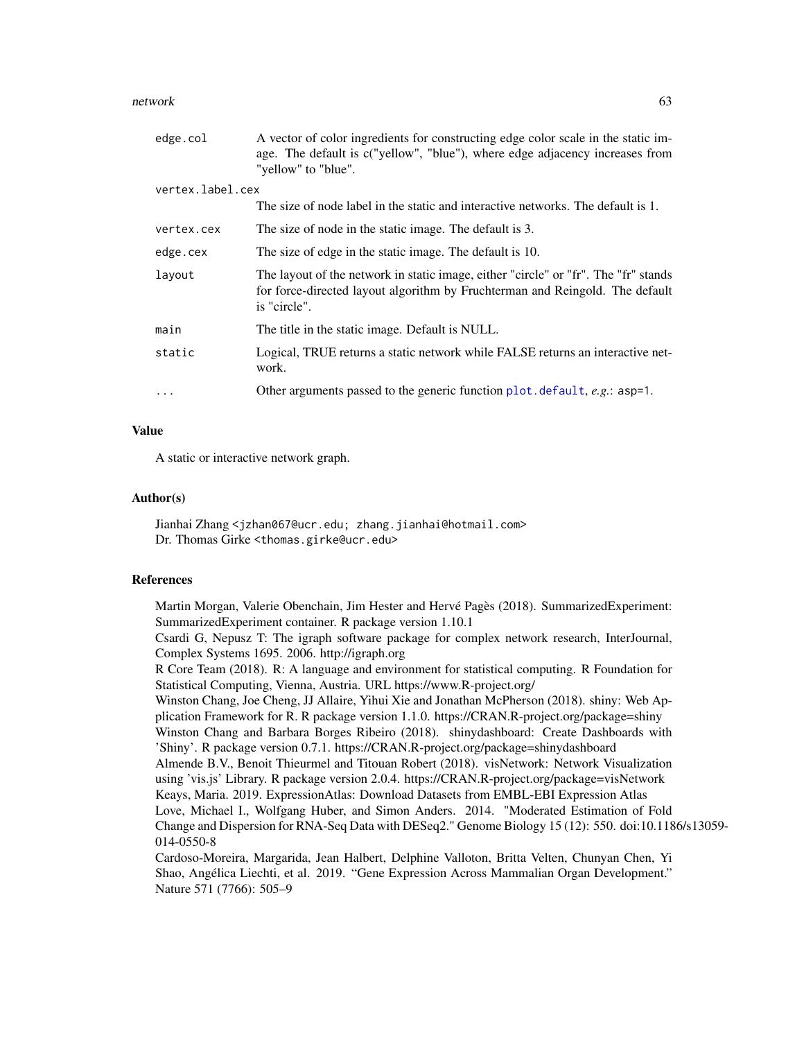| | |
|---|---|
| `edge.col` | A vector of color ingredients for constructing edge color scale in the static image. The default is c("yellow", "blue"), where edge adjacency increases from "yellow" to "blue". |
| `vertex.label.cex` | The size of node label in the static and interactive networks. The default is 1. |
| `vertex.cex` | The size of node in the static image. The default is 3. |
| `edge.cex` | The size of edge in the static image. The default is 10. |
| `layout` | The layout of the network in static image, either "circle" or "fr". The "fr" stands for force-directed layout algorithm by Fruchterman and Reingold. The default is "circle". |
| `main` | The title in the static image. Default is NULL. |
| `static` | Logical, TRUE returns a static network while FALSE returns an interactive network. |
| `...` | Other arguments passed to the generic function `plot.default`, *e.g.*: `asp=1`. |

## Value

A static or interactive network graph.

## Author(s)

Jianhai Zhang <jzhan067@ucr.edu; zhang.jianhai@hotmail.com>
Dr. Thomas Girke <thomas.girke@ucr.edu>

## References

Martin Morgan, Valerie Obenchain, Jim Hester and Hervé Pagès (2018). SummarizedExperiment: SummarizedExperiment container. R package version 1.10.1
Csardi G, Nepusz T: The igraph software package for complex network research, InterJournal, Complex Systems 1695. 2006. http://igraph.org
R Core Team (2018). R: A language and environment for statistical computing. R Foundation for Statistical Computing, Vienna, Austria. URL https://www.R-project.org/
Winston Chang, Joe Cheng, JJ Allaire, Yihui Xie and Jonathan McPherson (2018). shiny: Web Application Framework for R. R package version 1.1.0. https://CRAN.R-project.org/package=shiny
Winston Chang and Barbara Borges Ribeiro (2018). shinydashboard: Create Dashboards with 'Shiny'. R package version 0.7.1. https://CRAN.R-project.org/package=shinydashboard
Almende B.V., Benoit Thieurmel and Titouan Robert (2018). visNetwork: Network Visualization using 'vis.js' Library. R package version 2.0.4. https://CRAN.R-project.org/package=visNetwork
Keays, Maria. 2019. ExpressionAtlas: Download Datasets from EMBL-EBI Expression Atlas
Love, Michael I., Wolfgang Huber, and Simon Anders. 2014. "Moderated Estimation of Fold Change and Dispersion for RNA-Seq Data with DESeq2." Genome Biology 15 (12): 550. doi:10.1186/s13059-014-0550-8
Cardoso-Moreira, Margarida, Jean Halbert, Delphine Valloton, Britta Velten, Chunyan Chen, Yi Shao, Angélica Liechti, et al. 2019. "Gene Expression Across Mammalian Organ Development." Nature 571 (7766): 505–9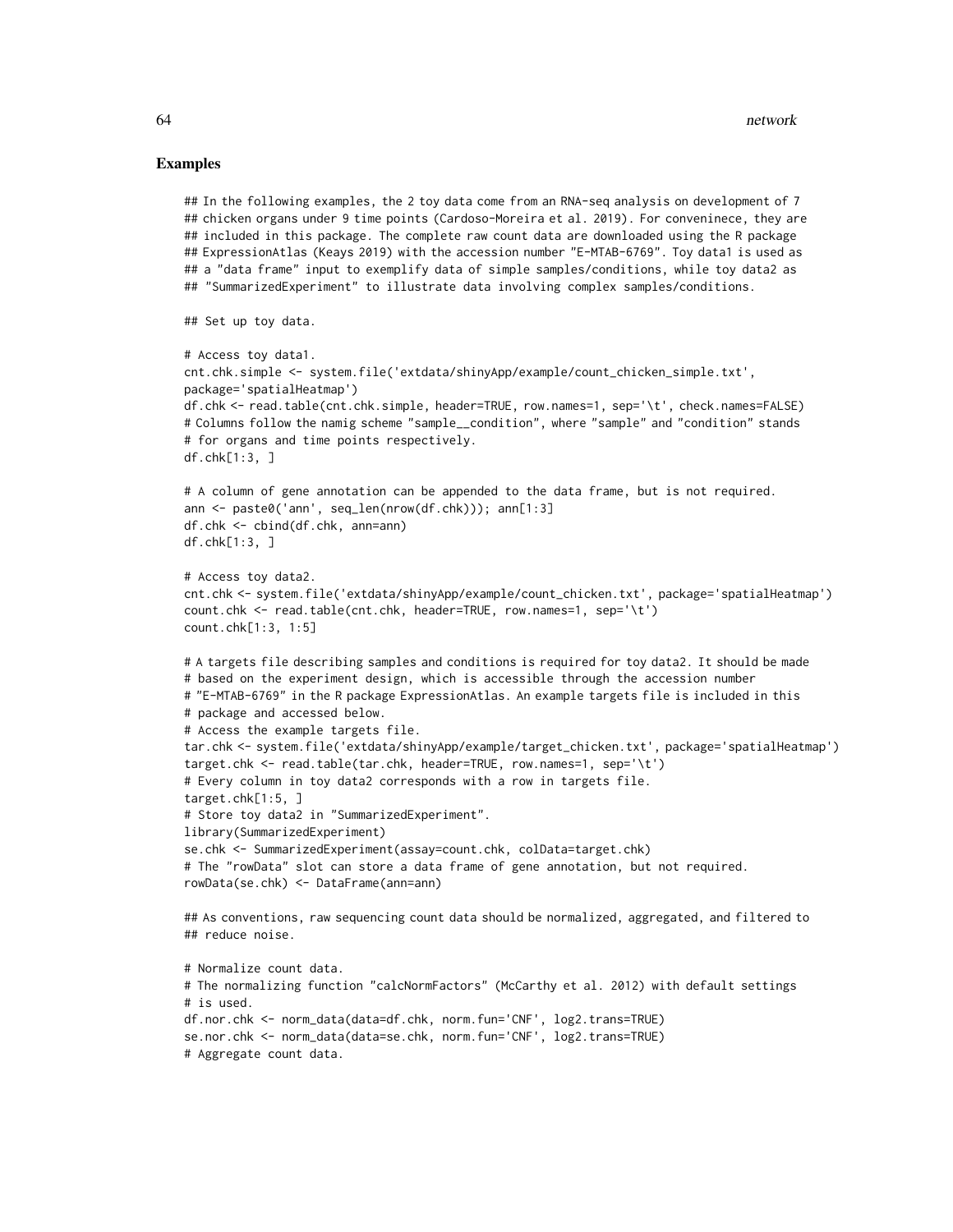## Examples

```
## In the following examples, the 2 toy data come from an RNA-seq analysis on development of 7
## chicken organs under 9 time points (Cardoso-Moreira et al. 2019). For conveninece, they are
## included in this package. The complete raw count data are downloaded using the R package
## ExpressionAtlas (Keays 2019) with the accession number "E-MTAB-6769". Toy data1 is used as
## a "data frame" input to exemplify data of simple samples/conditions, while toy data2 as
## "SummarizedExperiment" to illustrate data involving complex samples/conditions.

## Set up toy data.

# Access toy data1.
cnt.chk.simple <- system.file('extdata/shinyApp/example/count_chicken_simple.txt',
package='spatialHeatmap')
df.chk <- read.table(cnt.chk.simple, header=TRUE, row.names=1, sep='\t', check.names=FALSE)
# Columns follow the namig scheme "sample__condition", where "sample" and "condition" stands
# for organs and time points respectively.
df.chk[1:3, ]

# A column of gene annotation can be appended to the data frame, but is not required.
ann <- paste0('ann', seq_len(nrow(df.chk))); ann[1:3]
df.chk <- cbind(df.chk, ann=ann)
df.chk[1:3, ]

# Access toy data2.
cnt.chk <- system.file('extdata/shinyApp/example/count_chicken.txt', package='spatialHeatmap')
count.chk <- read.table(cnt.chk, header=TRUE, row.names=1, sep='\t')
count.chk[1:3, 1:5]

# A targets file describing samples and conditions is required for toy data2. It should be made
# based on the experiment design, which is accessible through the accession number
# "E-MTAB-6769" in the R package ExpressionAtlas. An example targets file is included in this
# package and accessed below.
# Access the example targets file.
tar.chk <- system.file('extdata/shinyApp/example/target_chicken.txt', package='spatialHeatmap')
target.chk <- read.table(tar.chk, header=TRUE, row.names=1, sep='\t')
# Every column in toy data2 corresponds with a row in targets file.
target.chk[1:5, ]
# Store toy data2 in "SummarizedExperiment".
library(SummarizedExperiment)
se.chk <- SummarizedExperiment(assay=count.chk, colData=target.chk)
# The "rowData" slot can store a data frame of gene annotation, but not required.
rowData(se.chk) <- DataFrame(ann=ann)

## As conventions, raw sequencing count data should be normalized, aggregated, and filtered to
## reduce noise.

# Normalize count data.
# The normalizing function "calcNormFactors" (McCarthy et al. 2012) with default settings
# is used.
df.nor.chk <- norm_data(data=df.chk, norm.fun='CNF', log2.trans=TRUE)
se.nor.chk <- norm_data(data=se.chk, norm.fun='CNF', log2.trans=TRUE)
# Aggregate count data.
```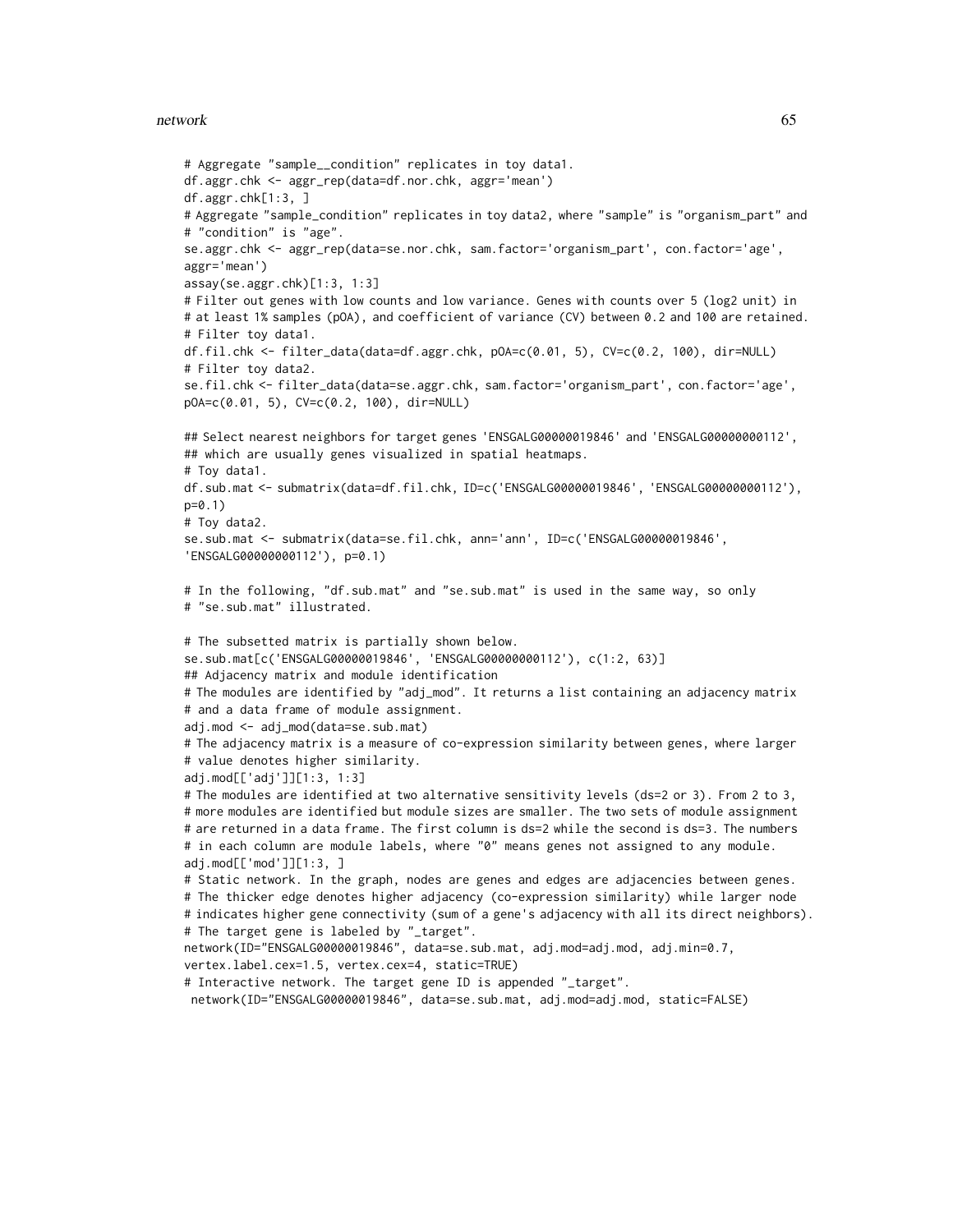```
# Aggregate "sample__condition" replicates in toy data1.
df.aggr.chk <- aggr_rep(data=df.nor.chk, aggr='mean')
df.aggr.chk[1:3, ]
# Aggregate "sample_condition" replicates in toy data2, where "sample" is "organism_part" and
# "condition" is "age".
se.aggr.chk <- aggr_rep(data=se.nor.chk, sam.factor='organism_part', con.factor='age',
aggr='mean')
assay(se.aggr.chk)[1:3, 1:3]
# Filter out genes with low counts and low variance. Genes with counts over 5 (log2 unit) in
# at least 1% samples (pOA), and coefficient of variance (CV) between 0.2 and 100 are retained.
# Filter toy data1.
df.fil.chk <- filter_data(data=df.aggr.chk, pOA=c(0.01, 5), CV=c(0.2, 100), dir=NULL)
# Filter toy data2.
se.fil.chk <- filter_data(data=se.aggr.chk, sam.factor='organism_part', con.factor='age',
pOA=c(0.01, 5), CV=c(0.2, 100), dir=NULL)

## Select nearest neighbors for target genes 'ENSGALG00000019846' and 'ENSGALG00000000112',
## which are usually genes visualized in spatial heatmaps.
# Toy data1.
df.sub.mat <- submatrix(data=df.fil.chk, ID=c('ENSGALG00000019846', 'ENSGALG00000000112'),
p=0.1)
# Toy data2.
se.sub.mat <- submatrix(data=se.fil.chk, ann='ann', ID=c('ENSGALG00000019846',
'ENSGALG00000000112'), p=0.1)

# In the following, "df.sub.mat" and "se.sub.mat" is used in the same way, so only
# "se.sub.mat" illustrated.

# The subsetted matrix is partially shown below.
se.sub.mat[c('ENSGALG00000019846', 'ENSGALG00000000112'), c(1:2, 63)]
## Adjacency matrix and module identification
# The modules are identified by "adj_mod". It returns a list containing an adjacency matrix
# and a data frame of module assignment.
adj.mod <- adj_mod(data=se.sub.mat)
# The adjacency matrix is a measure of co-expression similarity between genes, where larger
# value denotes higher similarity.
adj.mod[['adj']][1:3, 1:3]
# The modules are identified at two alternative sensitivity levels (ds=2 or 3). From 2 to 3,
# more modules are identified but module sizes are smaller. The two sets of module assignment
# are returned in a data frame. The first column is ds=2 while the second is ds=3. The numbers
# in each column are module labels, where "0" means genes not assigned to any module.
adj.mod[['mod']][1:3, ]
# Static network. In the graph, nodes are genes and edges are adjacencies between genes.
# The thicker edge denotes higher adjacency (co-expression similarity) while larger node
# indicates higher gene connectivity (sum of a gene's adjacency with all its direct neighbors).
# The target gene is labeled by "_target".
network(ID="ENSGALG00000019846", data=se.sub.mat, adj.mod=adj.mod, adj.min=0.7,
vertex.label.cex=1.5, vertex.cex=4, static=TRUE)
# Interactive network. The target gene ID is appended "_target".
 network(ID="ENSGALG00000019846", data=se.sub.mat, adj.mod=adj.mod, static=FALSE)
```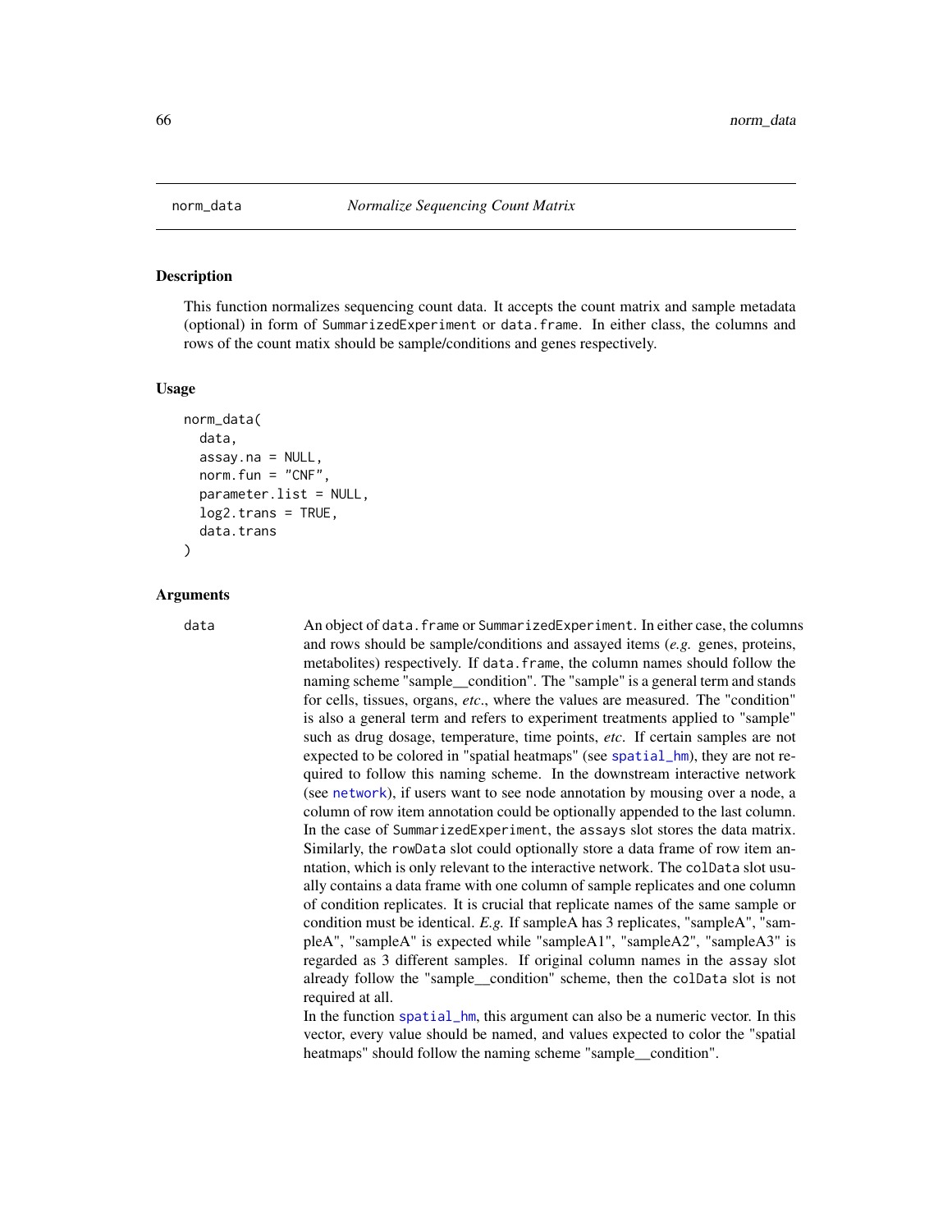norm_data *Normalize Sequencing Count Matrix*

## Description

This function normalizes sequencing count data. It accepts the count matrix and sample metadata (optional) in form of `SummarizedExperiment` or `data.frame`. In either class, the columns and rows of the count matix should be sample/conditions and genes respectively.

## Usage

```
norm_data(
  data,
  assay.na = NULL,
  norm.fun = "CNF",
  parameter.list = NULL,
  log2.trans = TRUE,
  data.trans
)
```

## Arguments

**data** An object of `data.frame` or `SummarizedExperiment`. In either case, the columns and rows should be sample/conditions and assayed items (*e.g.* genes, proteins, metabolites) respectively. If `data.frame`, the column names should follow the naming scheme "sample__condition". The "sample" is a general term and stands for cells, tissues, organs, *etc*., where the values are measured. The "condition" is also a general term and refers to experiment treatments applied to "sample" such as drug dosage, temperature, time points, *etc*. If certain samples are not expected to be colored in "spatial heatmaps" (see `spatial_hm`), they are not required to follow this naming scheme. In the downstream interactive network (see `network`), if users want to see node annotation by mousing over a node, a column of row item annotation could be optionally appended to the last column. In the case of `SummarizedExperiment`, the `assays` slot stores the data matrix. Similarly, the `rowData` slot could optionally store a data frame of row item anntation, which is only relevant to the interactive network. The `colData` slot usually contains a data frame with one column of sample replicates and one column of condition replicates. It is crucial that replicate names of the same sample or condition must be identical. *E.g.* If sampleA has 3 replicates, "sampleA", "sampleA", "sampleA" is expected while "sampleA1", "sampleA2", "sampleA3" is regarded as 3 different samples. If original column names in the `assay` slot already follow the "sample__condition" scheme, then the `colData` slot is not required at all.

In the function `spatial_hm`, this argument can also be a numeric vector. In this vector, every value should be named, and values expected to color the "spatial heatmaps" should follow the naming scheme "sample__condition".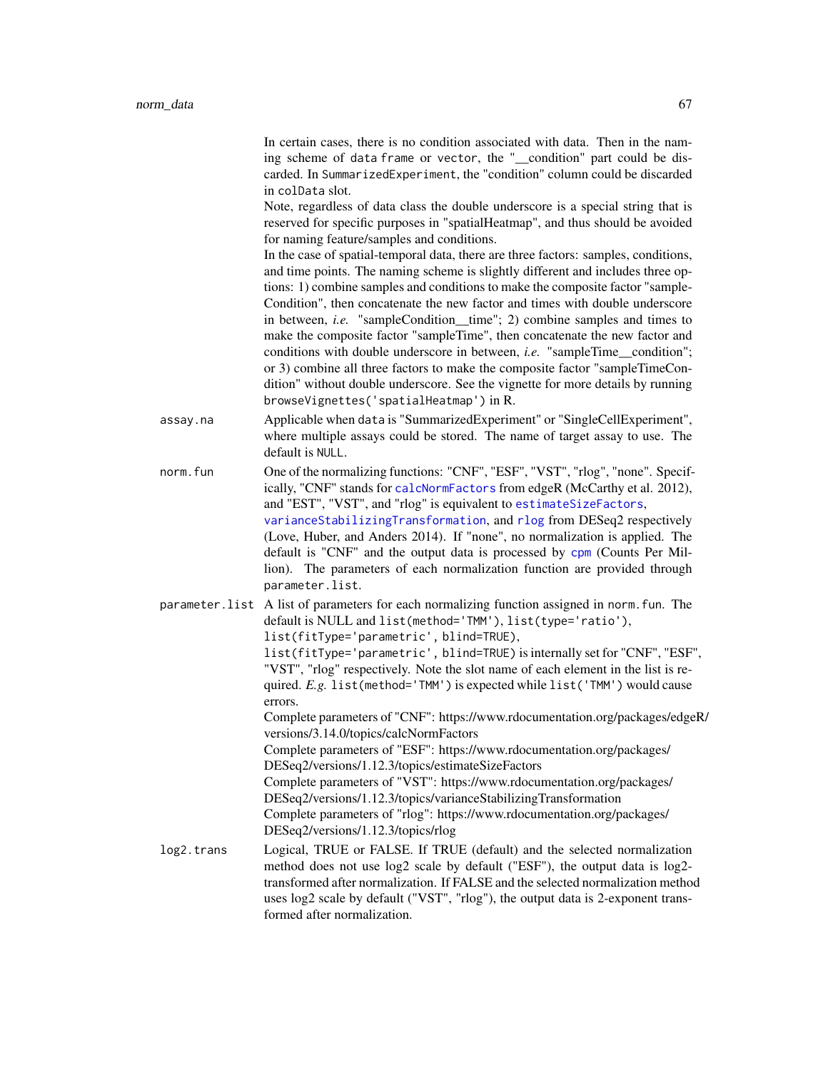In certain cases, there is no condition associated with data. Then in the naming scheme of `data frame` or `vector`, the "__condition" part could be discarded. In `SummarizedExperiment`, the "condition" column could be discarded in `colData` slot.

Note, regardless of data class the double underscore is a special string that is reserved for specific purposes in "spatialHeatmap", and thus should be avoided for naming feature/samples and conditions.

In the case of spatial-temporal data, there are three factors: samples, conditions, and time points. The naming scheme is slightly different and includes three options: 1) combine samples and conditions to make the composite factor "sampleCondition", then concatenate the new factor and times with double underscore in between, *i.e.* "sampleCondition__time"; 2) combine samples and times to make the composite factor "sampleTime", then concatenate the new factor and conditions with double underscore in between, *i.e.* "sampleTime__condition"; or 3) combine all three factors to make the composite factor "sampleTimeCondition" without double underscore. See the vignette for more details by running `browseVignettes('spatialHeatmap')` in R.

`assay.na` Applicable when `data` is "SummarizedExperiment" or "SingleCellExperiment", where multiple assays could be stored. The name of target assay to use. The default is `NULL`.

`norm.fun` One of the normalizing functions: "CNF", "ESF", "VST", "rlog", "none". Specifically, "CNF" stands for `calcNormFactors` from edgeR (McCarthy et al. 2012), and "EST", "VST", and "rlog" is equivalent to `estimateSizeFactors`, `varianceStabilizingTransformation`, and `rlog` from DESeq2 respectively (Love, Huber, and Anders 2014). If "none", no normalization is applied. The default is "CNF" and the output data is processed by `cpm` (Counts Per Million). The parameters of each normalization function are provided through `parameter.list`.

`parameter.list` A list of parameters for each normalizing function assigned in `norm.fun`. The default is NULL and `list(method='TMM')`, `list(type='ratio')`, `list(fitType='parametric', blind=TRUE)`, `list(fitType='parametric', blind=TRUE)` is internally set for "CNF", "ESF", "VST", "rlog" respectively. Note the slot name of each element in the list is required. *E.g.* `list(method='TMM')` is expected while `list('TMM')` would cause errors.

Complete parameters of "CNF": https://www.rdocumentation.org/packages/edgeR/versions/3.14.0/topics/calcNormFactors

Complete parameters of "ESF": https://www.rdocumentation.org/packages/DESeq2/versions/1.12.3/topics/estimateSizeFactors

Complete parameters of "VST": https://www.rdocumentation.org/packages/DESeq2/versions/1.12.3/topics/varianceStabilizingTransformation

Complete parameters of "rlog": https://www.rdocumentation.org/packages/DESeq2/versions/1.12.3/topics/rlog

`log2.trans` Logical, TRUE or FALSE. If TRUE (default) and the selected normalization method does not use log2 scale by default ("ESF"), the output data is log2-transformed after normalization. If FALSE and the selected normalization method uses log2 scale by default ("VST", "rlog"), the output data is 2-exponent transformed after normalization.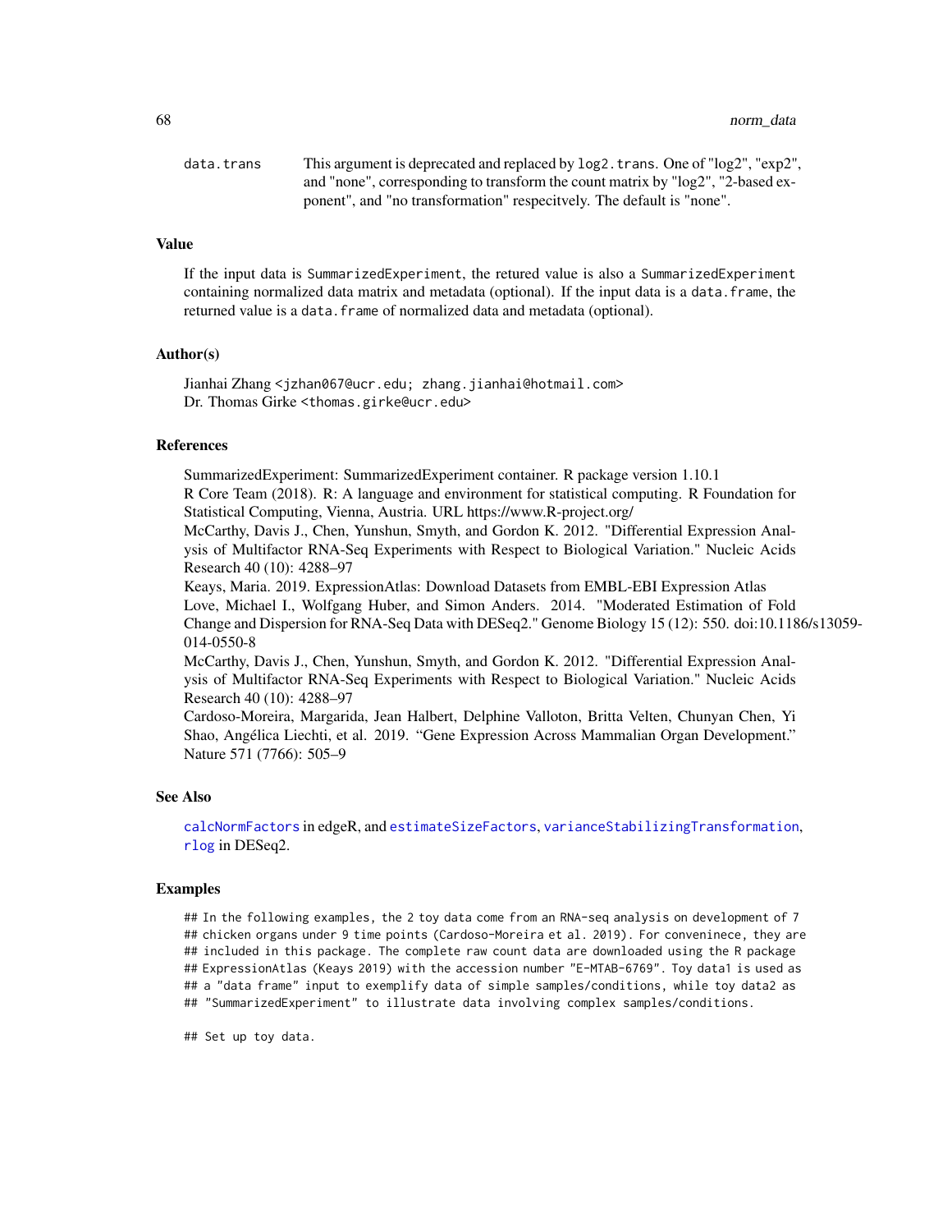data.trans This argument is deprecated and replaced by log2.trans. One of "log2", "exp2", and "none", corresponding to transform the count matrix by "log2", "2-based exponent", and "no transformation" respecitvely. The default is "none".

## Value

If the input data is SummarizedExperiment, the retured value is also a SummarizedExperiment containing normalized data matrix and metadata (optional). If the input data is a data.frame, the returned value is a data.frame of normalized data and metadata (optional).

## Author(s)

Jianhai Zhang <jzhan067@ucr.edu; zhang.jianhai@hotmail.com>
Dr. Thomas Girke <thomas.girke@ucr.edu>

## References

SummarizedExperiment: SummarizedExperiment container. R package version 1.10.1
R Core Team (2018). R: A language and environment for statistical computing. R Foundation for Statistical Computing, Vienna, Austria. URL https://www.R-project.org/
McCarthy, Davis J., Chen, Yunshun, Smyth, and Gordon K. 2012. "Differential Expression Analysis of Multifactor RNA-Seq Experiments with Respect to Biological Variation." Nucleic Acids Research 40 (10): 4288–97
Keays, Maria. 2019. ExpressionAtlas: Download Datasets from EMBL-EBI Expression Atlas
Love, Michael I., Wolfgang Huber, and Simon Anders. 2014. "Moderated Estimation of Fold Change and Dispersion for RNA-Seq Data with DESeq2." Genome Biology 15 (12): 550. doi:10.1186/s13059-014-0550-8
McCarthy, Davis J., Chen, Yunshun, Smyth, and Gordon K. 2012. "Differential Expression Analysis of Multifactor RNA-Seq Experiments with Respect to Biological Variation." Nucleic Acids Research 40 (10): 4288–97
Cardoso-Moreira, Margarida, Jean Halbert, Delphine Valloton, Britta Velten, Chunyan Chen, Yi Shao, Angélica Liechti, et al. 2019. "Gene Expression Across Mammalian Organ Development." Nature 571 (7766): 505–9

## See Also

calcNormFactors in edgeR, and estimateSizeFactors, varianceStabilizingTransformation, rlog in DESeq2.

## Examples

```
## In the following examples, the 2 toy data come from an RNA-seq analysis on development of 7
## chicken organs under 9 time points (Cardoso-Moreira et al. 2019). For conveninece, they are
## included in this package. The complete raw count data are downloaded using the R package
## ExpressionAtlas (Keays 2019) with the accession number "E-MTAB-6769". Toy data1 is used as
## a "data frame" input to exemplify data of simple samples/conditions, while toy data2 as
## "SummarizedExperiment" to illustrate data involving complex samples/conditions.

## Set up toy data.
```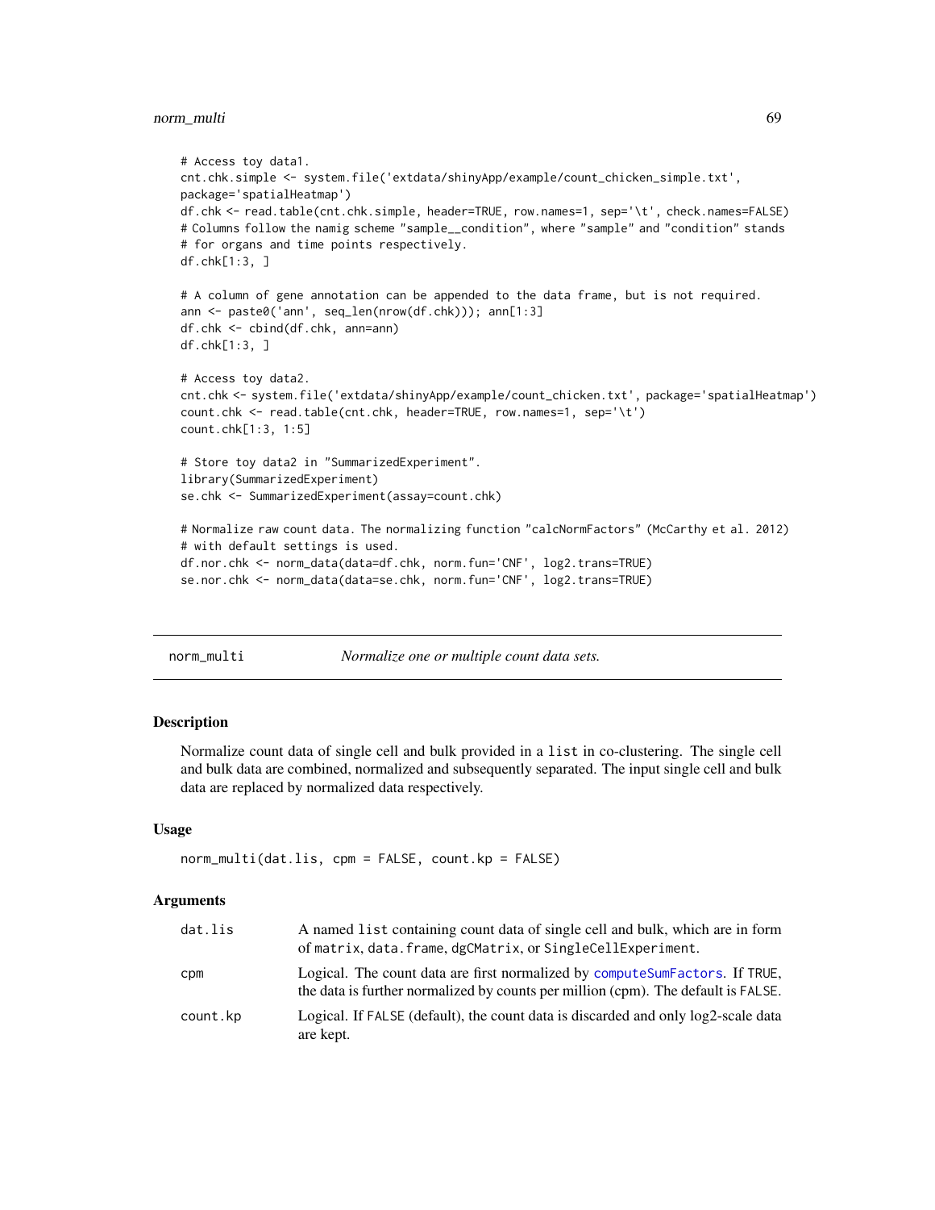```
# Access toy data1.
cnt.chk.simple <- system.file('extdata/shinyApp/example/count_chicken_simple.txt',
package='spatialHeatmap')
df.chk <- read.table(cnt.chk.simple, header=TRUE, row.names=1, sep='\t', check.names=FALSE)
# Columns follow the namig scheme "sample__condition", where "sample" and "condition" stands
# for organs and time points respectively.
df.chk[1:3, ]

# A column of gene annotation can be appended to the data frame, but is not required.
ann <- paste0('ann', seq_len(nrow(df.chk))); ann[1:3]
df.chk <- cbind(df.chk, ann=ann)
df.chk[1:3, ]

# Access toy data2.
cnt.chk <- system.file('extdata/shinyApp/example/count_chicken.txt', package='spatialHeatmap')
count.chk <- read.table(cnt.chk, header=TRUE, row.names=1, sep='\t')
count.chk[1:3, 1:5]

# Store toy data2 in "SummarizedExperiment".
library(SummarizedExperiment)
se.chk <- SummarizedExperiment(assay=count.chk)

# Normalize raw count data. The normalizing function "calcNormFactors" (McCarthy et al. 2012)
# with default settings is used.
df.nor.chk <- norm_data(data=df.chk, norm.fun='CNF', log2.trans=TRUE)
se.nor.chk <- norm_data(data=se.chk, norm.fun='CNF', log2.trans=TRUE)
```

---

## norm_multi — *Normalize one or multiple count data sets.*

### Description

Normalize count data of single cell and bulk provided in a `list` in co-clustering. The single cell and bulk data are combined, normalized and subsequently separated. The input single cell and bulk data are replaced by normalized data respectively.

### Usage

```
norm_multi(dat.lis, cpm = FALSE, count.kp = FALSE)
```

### Arguments

| | |
|---|---|
| `dat.lis` | A named `list` containing count data of single cell and bulk, which are in form of `matrix`, `data.frame`, `dgCMatrix`, or `SingleCellExperiment`. |
| `cpm` | Logical. The count data are first normalized by `computeSumFactors`. If `TRUE`, the data is further normalized by counts per million (cpm). The default is `FALSE`. |
| `count.kp` | Logical. If `FALSE` (default), the count data is discarded and only log2-scale data are kept. |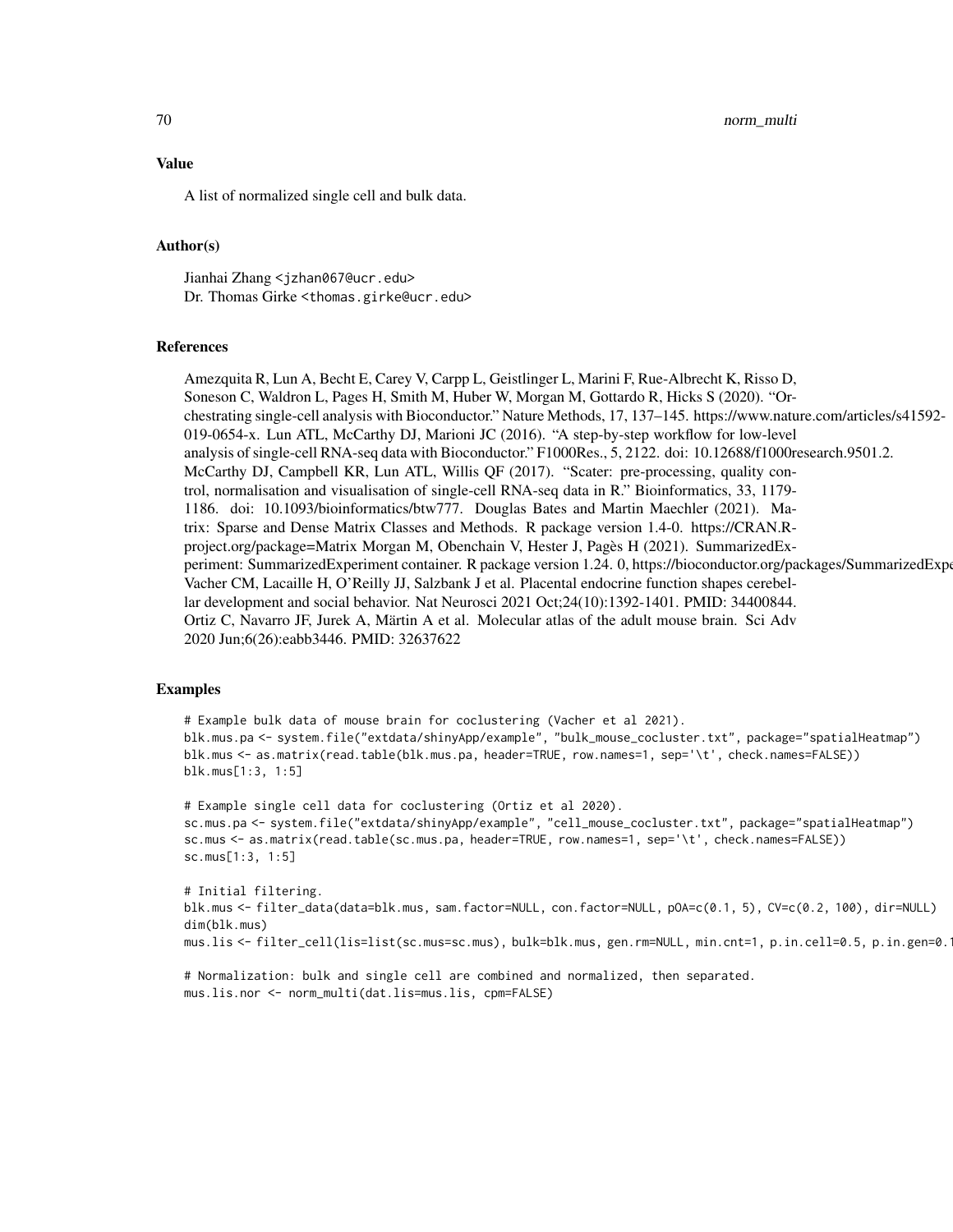## Value

A list of normalized single cell and bulk data.

## Author(s)

Jianhai Zhang <jzhan067@ucr.edu>
Dr. Thomas Girke <thomas.girke@ucr.edu>

## References

Amezquita R, Lun A, Becht E, Carey V, Carpp L, Geistlinger L, Marini F, Rue-Albrecht K, Risso D, Soneson C, Waldron L, Pages H, Smith M, Huber W, Morgan M, Gottardo R, Hicks S (2020). "Orchestrating single-cell analysis with Bioconductor." Nature Methods, 17, 137–145. https://www.nature.com/articles/s41592-019-0654-x. Lun ATL, McCarthy DJ, Marioni JC (2016). "A step-by-step workflow for low-level analysis of single-cell RNA-seq data with Bioconductor." F1000Res., 5, 2122. doi: 10.12688/f1000research.9501.2. McCarthy DJ, Campbell KR, Lun ATL, Willis QF (2017). "Scater: pre-processing, quality control, normalisation and visualisation of single-cell RNA-seq data in R." Bioinformatics, 33, 1179-1186. doi: 10.1093/bioinformatics/btw777. Douglas Bates and Martin Maechler (2021). Matrix: Sparse and Dense Matrix Classes and Methods. R package version 1.4-0. https://CRAN.R-project.org/package=Matrix Morgan M, Obenchain V, Hester J, Pagès H (2021). SummarizedExperiment: SummarizedExperiment container. R package version 1.24. 0, https://bioconductor.org/packages/SummarizedExpe Vacher CM, Lacaille H, O'Reilly JJ, Salzbank J et al. Placental endocrine function shapes cerebellar development and social behavior. Nat Neurosci 2021 Oct;24(10):1392-1401. PMID: 34400844. Ortiz C, Navarro JF, Jurek A, Märtin A et al. Molecular atlas of the adult mouse brain. Sci Adv 2020 Jun;6(26):eabb3446. PMID: 32637622

## Examples

```
# Example bulk data of mouse brain for coclustering (Vacher et al 2021).
blk.mus.pa <- system.file("extdata/shinyApp/example", "bulk_mouse_cocluster.txt", package="spatialHeatmap")
blk.mus <- as.matrix(read.table(blk.mus.pa, header=TRUE, row.names=1, sep='\t', check.names=FALSE))
blk.mus[1:3, 1:5]

# Example single cell data for coclustering (Ortiz et al 2020).
sc.mus.pa <- system.file("extdata/shinyApp/example", "cell_mouse_cocluster.txt", package="spatialHeatmap")
sc.mus <- as.matrix(read.table(sc.mus.pa, header=TRUE, row.names=1, sep='\t', check.names=FALSE))
sc.mus[1:3, 1:5]

# Initial filtering.
blk.mus <- filter_data(data=blk.mus, sam.factor=NULL, con.factor=NULL, pOA=c(0.1, 5), CV=c(0.2, 100), dir=NULL)
dim(blk.mus)
mus.lis <- filter_cell(lis=list(sc.mus=sc.mus), bulk=blk.mus, gen.rm=NULL, min.cnt=1, p.in.cell=0.5, p.in.gen=0.1

# Normalization: bulk and single cell are combined and normalized, then separated.
mus.lis.nor <- norm_multi(dat.lis=mus.lis, cpm=FALSE)
```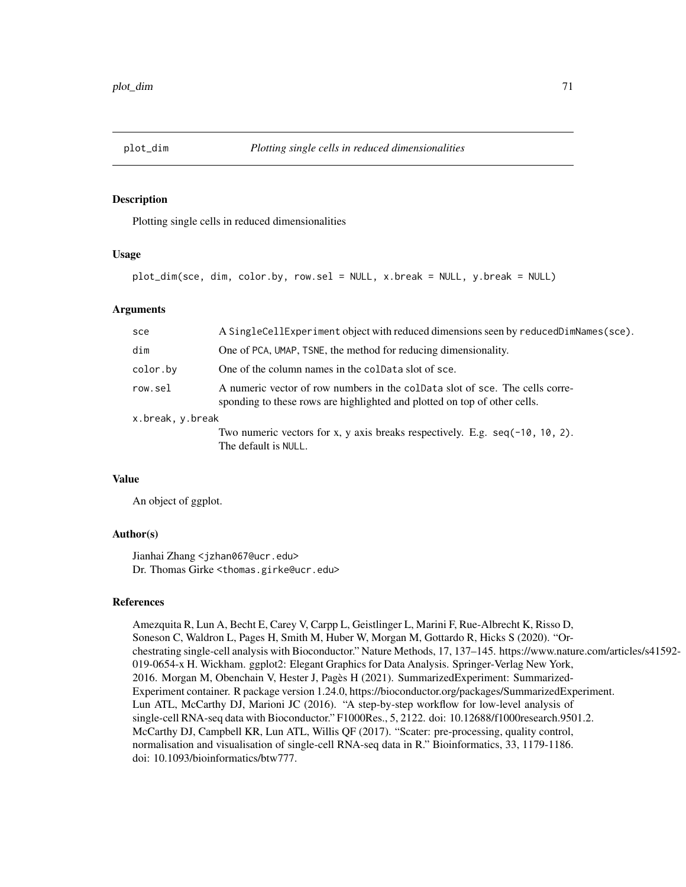## plot_dim &nbsp;&nbsp;&nbsp; *Plotting single cells in reduced dimensionalities*

### Description

Plotting single cells in reduced dimensionalities

### Usage

```
plot_dim(sce, dim, color.by, row.sel = NULL, x.break = NULL, y.break = NULL)
```

### Arguments

| | |
|---|---|
| `sce` | A `SingleCellExperiment` object with reduced dimensions seen by `reducedDimNames(sce)`. |
| `dim` | One of `PCA`, `UMAP`, `TSNE`, the method for reducing dimensionality. |
| `color.by` | One of the column names in the `colData` slot of `sce`. |
| `row.sel` | A numeric vector of row numbers in the `colData` slot of `sce`. The cells corresponding to these rows are highlighted and plotted on top of other cells. |
| `x.break, y.break` | Two numeric vectors for x, y axis breaks respectively. E.g. `seq(-10, 10, 2)`. The default is `NULL`. |

### Value

An object of ggplot.

### Author(s)

Jianhai Zhang <jzhan067@ucr.edu>
Dr. Thomas Girke <thomas.girke@ucr.edu>

### References

Amezquita R, Lun A, Becht E, Carey V, Carpp L, Geistlinger L, Marini F, Rue-Albrecht K, Risso D, Soneson C, Waldron L, Pages H, Smith M, Huber W, Morgan M, Gottardo R, Hicks S (2020). "Orchestrating single-cell analysis with Bioconductor." Nature Methods, 17, 137–145. https://www.nature.com/articles/s41592-019-0654-x H. Wickham. ggplot2: Elegant Graphics for Data Analysis. Springer-Verlag New York, 2016. Morgan M, Obenchain V, Hester J, Pagès H (2021). SummarizedExperiment: SummarizedExperiment container. R package version 1.24.0, https://bioconductor.org/packages/SummarizedExperiment. Lun ATL, McCarthy DJ, Marioni JC (2016). "A step-by-step workflow for low-level analysis of single-cell RNA-seq data with Bioconductor." F1000Res., 5, 2122. doi: 10.12688/f1000research.9501.2. McCarthy DJ, Campbell KR, Lun ATL, Willis QF (2017). "Scater: pre-processing, quality control, normalisation and visualisation of single-cell RNA-seq data in R." Bioinformatics, 33, 1179-1186. doi: 10.1093/bioinformatics/btw777.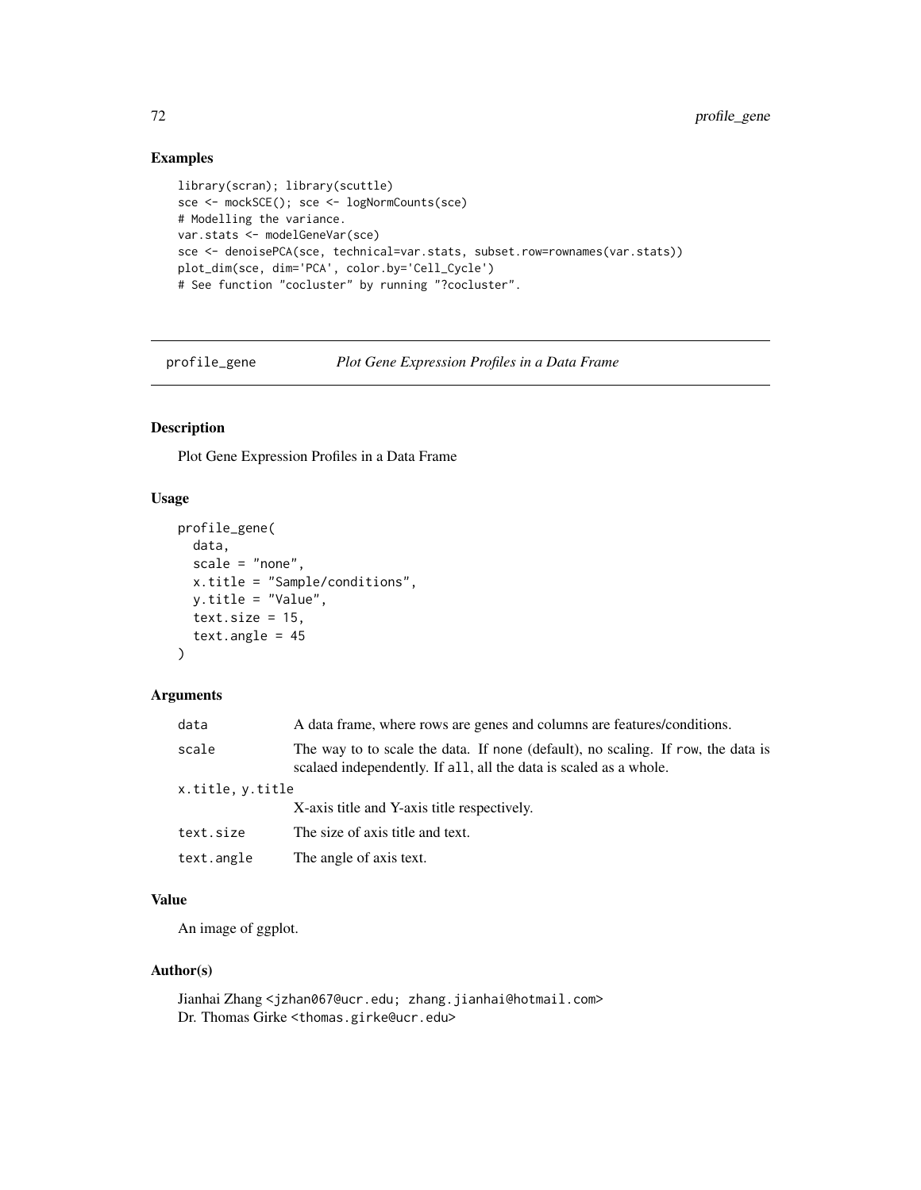## Examples

```
library(scran); library(scuttle)
sce <- mockSCE(); sce <- logNormCounts(sce)
# Modelling the variance.
var.stats <- modelGeneVar(sce)
sce <- denoisePCA(sce, technical=var.stats, subset.row=rownames(var.stats))
plot_dim(sce, dim='PCA', color.by='Cell_Cycle')
# See function "cocluster" by running "?cocluster".
```

---

# profile_gene &nbsp;&nbsp;&nbsp; *Plot Gene Expression Profiles in a Data Frame*

---

## Description

Plot Gene Expression Profiles in a Data Frame

## Usage

```
profile_gene(
  data,
  scale = "none",
  x.title = "Sample/conditions",
  y.title = "Value",
  text.size = 15,
  text.angle = 45
)
```

## Arguments

| | |
|---|---|
| `data` | A data frame, where rows are genes and columns are features/conditions. |
| `scale` | The way to to scale the data. If `none` (default), no scaling. If `row`, the data is scalaed independently. If `all`, all the data is scaled as a whole. |
| `x.title, y.title` | X-axis title and Y-axis title respectively. |
| `text.size` | The size of axis title and text. |
| `text.angle` | The angle of axis text. |

## Value

An image of ggplot.

## Author(s)

Jianhai Zhang <jzhan067@ucr.edu; zhang.jianhai@hotmail.com>
Dr. Thomas Girke <thomas.girke@ucr.edu>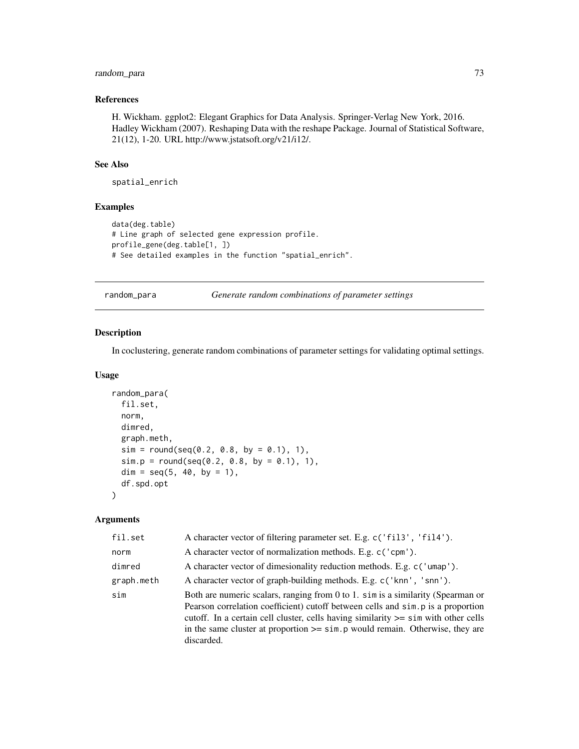### References

H. Wickham. ggplot2: Elegant Graphics for Data Analysis. Springer-Verlag New York, 2016. Hadley Wickham (2007). Reshaping Data with the reshape Package. Journal of Statistical Software, 21(12), 1-20. URL http://www.jstatsoft.org/v21/i12/.

### See Also

spatial_enrich

### Examples

```
data(deg.table)
# Line graph of selected gene expression profile.
profile_gene(deg.table[1, ])
# See detailed examples in the function "spatial_enrich".
```

---

## random_para    *Generate random combinations of parameter settings*

### Description

In coclustering, generate random combinations of parameter settings for validating optimal settings.

### Usage

```
random_para(
  fil.set,
  norm,
  dimred,
  graph.meth,
  sim = round(seq(0.2, 0.8, by = 0.1), 1),
  sim.p = round(seq(0.2, 0.8, by = 0.1), 1),
  dim = seq(5, 40, by = 1),
  df.spd.opt
)
```

### Arguments

| | |
|---|---|
| fil.set | A character vector of filtering parameter set. E.g. c('fil3', 'fil4'). |
| norm | A character vector of normalization methods. E.g. c('cpm'). |
| dimred | A character vector of dimesionality reduction methods. E.g. c('umap'). |
| graph.meth | A character vector of graph-building methods. E.g. c('knn', 'snn'). |
| sim | Both are numeric scalars, ranging from 0 to 1. sim is a similarity (Spearman or Pearson correlation coefficient) cutoff between cells and sim.p is a proportion cutoff. In a certain cell cluster, cells having similarity >= sim with other cells in the same cluster at proportion >= sim.p would remain. Otherwise, they are discarded. |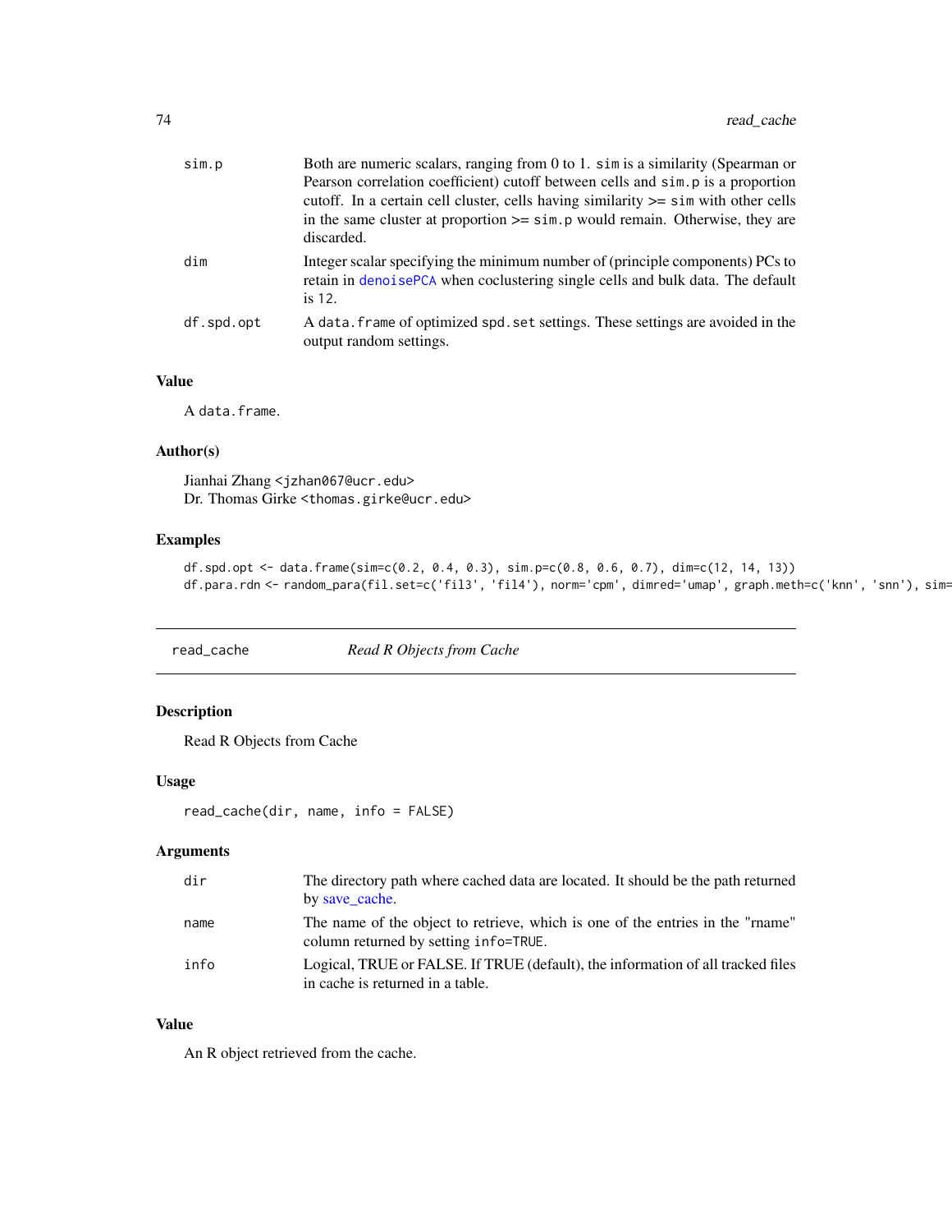sim.p
: Both are numeric scalars, ranging from 0 to 1. `sim` is a similarity (Spearman or Pearson correlation coefficient) cutoff between cells and `sim.p` is a proportion cutoff. In a certain cell cluster, cells having similarity >= `sim` with other cells in the same cluster at proportion >= `sim.p` would remain. Otherwise, they are discarded.

dim
: Integer scalar specifying the minimum number of (principle components) PCs to retain in `denoisePCA` when coclustering single cells and bulk data. The default is 12.

df.spd.opt
: A `data.frame` of optimized `spd.set` settings. These settings are avoided in the output random settings.

### Value

A `data.frame`.

### Author(s)

Jianhai Zhang <jzhan067@ucr.edu>
Dr. Thomas Girke <thomas.girke@ucr.edu>

### Examples

```
df.spd.opt <- data.frame(sim=c(0.2, 0.4, 0.3), sim.p=c(0.8, 0.6, 0.7), dim=c(12, 14, 13))
df.para.rdn <- random_para(fil.set=c('fil3', 'fil4'), norm='cpm', dimred='umap', graph.meth=c('knn', 'snn'), sim=
```

---

## read_cache — *Read R Objects from Cache*

### Description

Read R Objects from Cache

### Usage

```
read_cache(dir, name, info = FALSE)
```

### Arguments

dir
: The directory path where cached data are located. It should be the path returned by save_cache.

name
: The name of the object to retrieve, which is one of the entries in the "rname" column returned by setting `info=TRUE`.

info
: Logical, TRUE or FALSE. If TRUE (default), the information of all tracked files in cache is returned in a table.

### Value

An R object retrieved from the cache.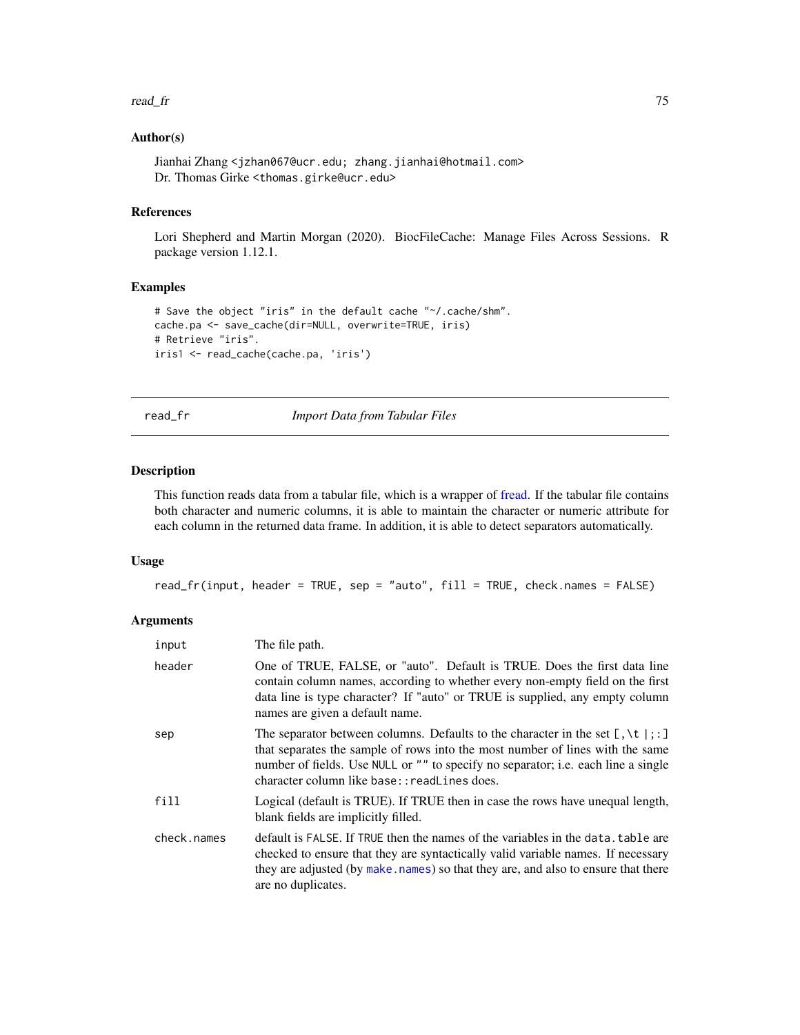### Author(s)

Jianhai Zhang <jzhan067@ucr.edu; zhang.jianhai@hotmail.com>
Dr. Thomas Girke <thomas.girke@ucr.edu>

### References

Lori Shepherd and Martin Morgan (2020). BiocFileCache: Manage Files Across Sessions. R package version 1.12.1.

### Examples

```
# Save the object "iris" in the default cache "~/.cache/shm".
cache.pa <- save_cache(dir=NULL, overwrite=TRUE, iris)
# Retrieve "iris".
iris1 <- read_cache(cache.pa, 'iris')
```

---

## read_fr *Import Data from Tabular Files*

---

### Description

This function reads data from a tabular file, which is a wrapper of fread. If the tabular file contains both character and numeric columns, it is able to maintain the character or numeric attribute for each column in the returned data frame. In addition, it is able to detect separators automatically.

### Usage

```
read_fr(input, header = TRUE, sep = "auto", fill = TRUE, check.names = FALSE)
```

### Arguments

| | |
|---|---|
| input | The file path. |
| header | One of TRUE, FALSE, or "auto". Default is TRUE. Does the first data line contain column names, according to whether every non-empty field on the first data line is type character? If "auto" or TRUE is supplied, any empty column names are given a default name. |
| sep | The separator between columns. Defaults to the character in the set `[,\t |;:]` that separates the sample of rows into the most number of lines with the same number of fields. Use `NULL` or `""` to specify no separator; i.e. each line a single character column like `base::readLines` does. |
| fill | Logical (default is TRUE). If TRUE then in case the rows have unequal length, blank fields are implicitly filled. |
| check.names | default is `FALSE`. If `TRUE` then the names of the variables in the `data.table` are checked to ensure that they are syntactically valid variable names. If necessary they are adjusted (by `make.names`) so that they are, and also to ensure that there are no duplicates. |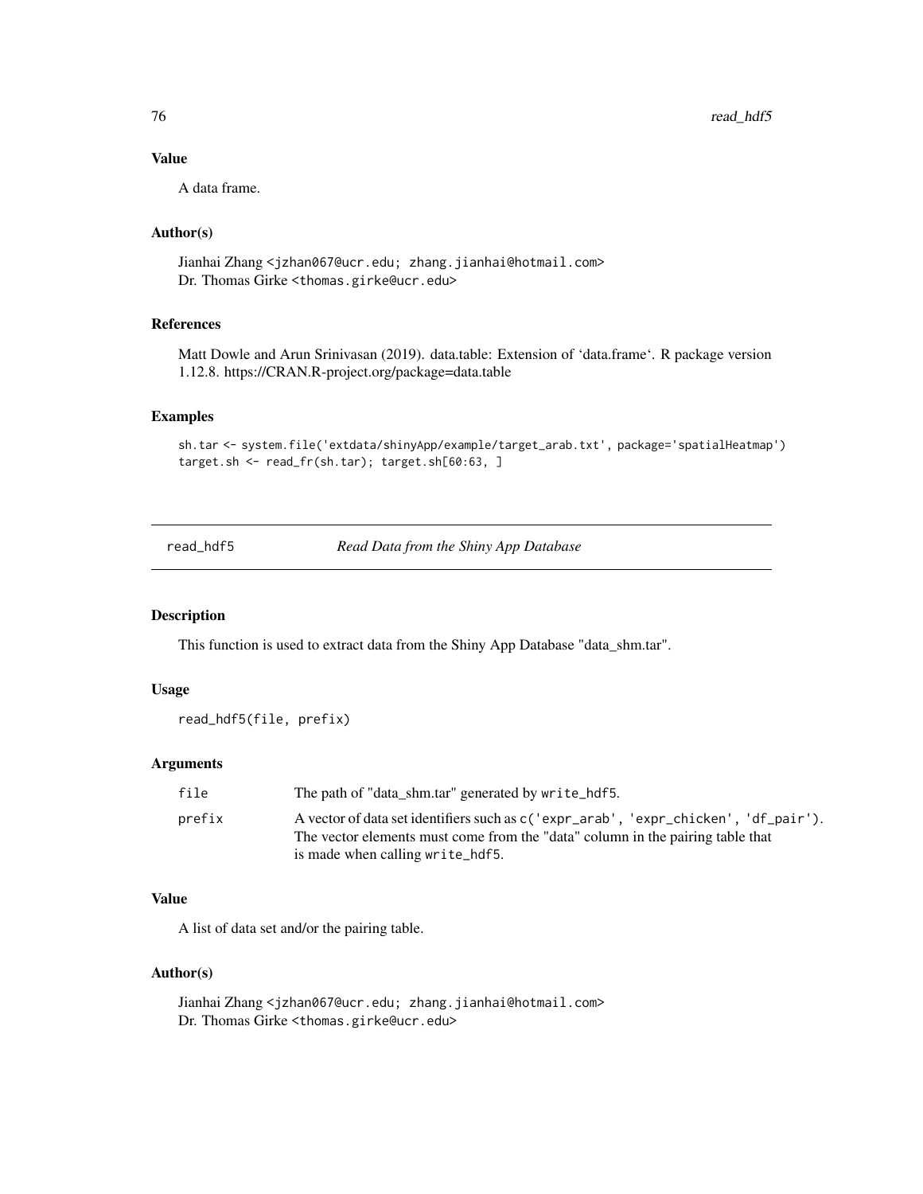### Value

A data frame.

### Author(s)

Jianhai Zhang <jzhan067@ucr.edu; zhang.jianhai@hotmail.com>
Dr. Thomas Girke <thomas.girke@ucr.edu>

### References

Matt Dowle and Arun Srinivasan (2019). data.table: Extension of 'data.frame'. R package version 1.12.8. https://CRAN.R-project.org/package=data.table

### Examples

```
sh.tar <- system.file('extdata/shinyApp/example/target_arab.txt', package='spatialHeatmap')
target.sh <- read_fr(sh.tar); target.sh[60:63, ]
```

---

## read_hdf5 — *Read Data from the Shiny App Database*

---

### Description

This function is used to extract data from the Shiny App Database "data_shm.tar".

### Usage

```
read_hdf5(file, prefix)
```

### Arguments

| | |
|---|---|
| `file` | The path of "data_shm.tar" generated by `write_hdf5`. |
| `prefix` | A vector of data set identifiers such as `c('expr_arab', 'expr_chicken', 'df_pair')`. The vector elements must come from the "data" column in the pairing table that is made when calling `write_hdf5`. |

### Value

A list of data set and/or the pairing table.

### Author(s)

Jianhai Zhang <jzhan067@ucr.edu; zhang.jianhai@hotmail.com>
Dr. Thomas Girke <thomas.girke@ucr.edu>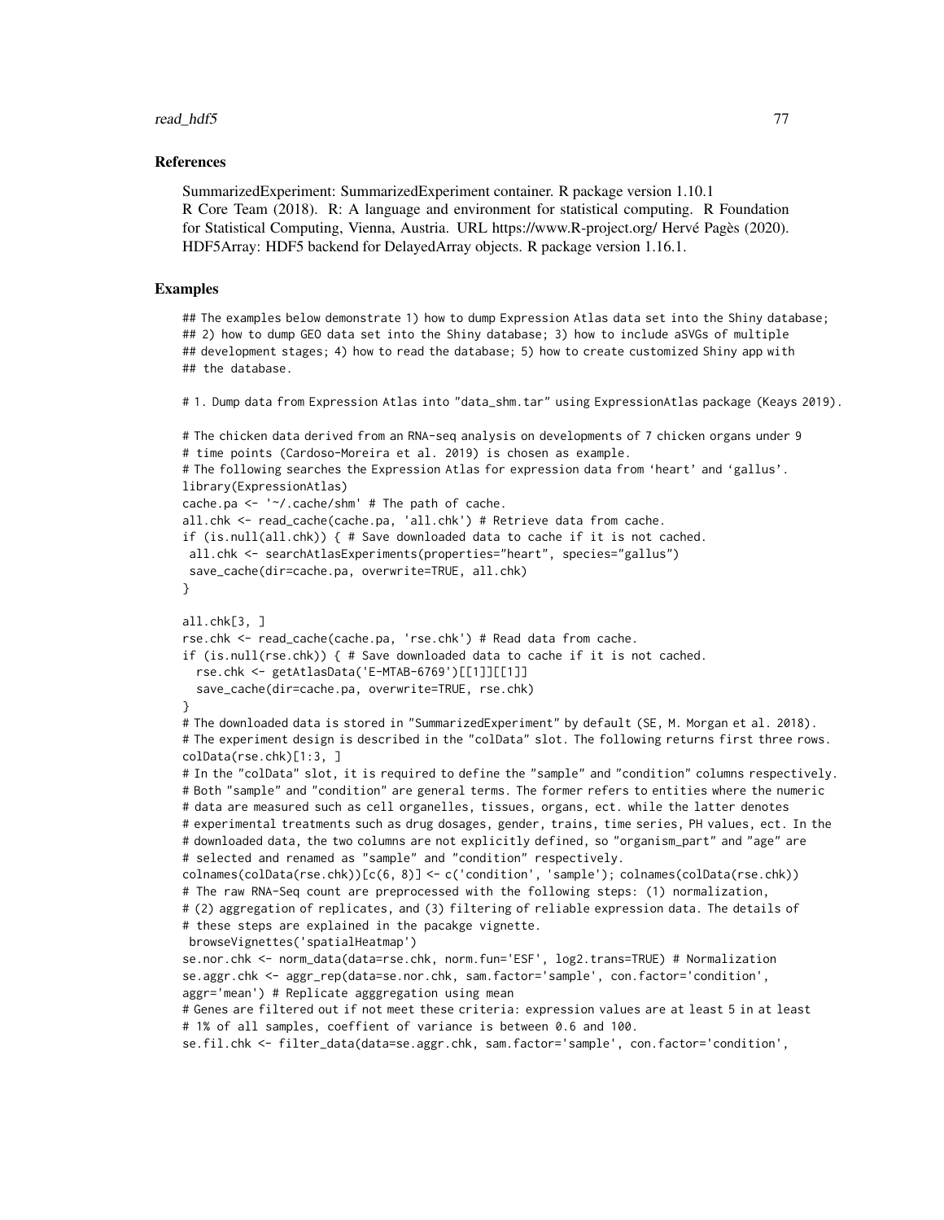## References

SummarizedExperiment: SummarizedExperiment container. R package version 1.10.1
R Core Team (2018). R: A language and environment for statistical computing. R Foundation for Statistical Computing, Vienna, Austria. URL https://www.R-project.org/ Hervé Pagès (2020). HDF5Array: HDF5 backend for DelayedArray objects. R package version 1.16.1.

## Examples

```
## The examples below demonstrate 1) how to dump Expression Atlas data set into the Shiny database;
## 2) how to dump GEO data set into the Shiny database; 3) how to include aSVGs of multiple
## development stages; 4) how to read the database; 5) how to create customized Shiny app with
## the database.

# 1. Dump data from Expression Atlas into "data_shm.tar" using ExpressionAtlas package (Keays 2019).

# The chicken data derived from an RNA-seq analysis on developments of 7 chicken organs under 9
# time points (Cardoso-Moreira et al. 2019) is chosen as example.
# The following searches the Expression Atlas for expression data from 'heart' and 'gallus'.
library(ExpressionAtlas)
cache.pa <- '~/.cache/shm' # The path of cache.
all.chk <- read_cache(cache.pa, 'all.chk') # Retrieve data from cache.
if (is.null(all.chk)) { # Save downloaded data to cache if it is not cached.
 all.chk <- searchAtlasExperiments(properties="heart", species="gallus")
 save_cache(dir=cache.pa, overwrite=TRUE, all.chk)
}

all.chk[3, ]
rse.chk <- read_cache(cache.pa, 'rse.chk') # Read data from cache.
if (is.null(rse.chk)) { # Save downloaded data to cache if it is not cached.
  rse.chk <- getAtlasData('E-MTAB-6769')[[1]][[1]]
  save_cache(dir=cache.pa, overwrite=TRUE, rse.chk)
}
# The downloaded data is stored in "SummarizedExperiment" by default (SE, M. Morgan et al. 2018).
# The experiment design is described in the "colData" slot. The following returns first three rows.
colData(rse.chk)[1:3, ]
# In the "colData" slot, it is required to define the "sample" and "condition" columns respectively.
# Both "sample" and "condition" are general terms. The former refers to entities where the numeric
# data are measured such as cell organelles, tissues, organs, ect. while the latter denotes
# experimental treatments such as drug dosages, gender, trains, time series, PH values, ect. In the
# downloaded data, the two columns are not explicitly defined, so "organism_part" and "age" are
# selected and renamed as "sample" and "condition" respectively.
colnames(colData(rse.chk))[c(6, 8)] <- c('condition', 'sample'); colnames(colData(rse.chk))
# The raw RNA-Seq count are preprocessed with the following steps: (1) normalization,
# (2) aggregation of replicates, and (3) filtering of reliable expression data. The details of
# these steps are explained in the pacakge vignette.
 browseVignettes('spatialHeatmap')
se.nor.chk <- norm_data(data=rse.chk, norm.fun='ESF', log2.trans=TRUE) # Normalization
se.aggr.chk <- aggr_rep(data=se.nor.chk, sam.factor='sample', con.factor='condition',
aggr='mean') # Replicate agggregation using mean
# Genes are filtered out if not meet these criteria: expression values are at least 5 in at least
# 1% of all samples, coeffient of variance is between 0.6 and 100.
se.fil.chk <- filter_data(data=se.aggr.chk, sam.factor='sample', con.factor='condition',
```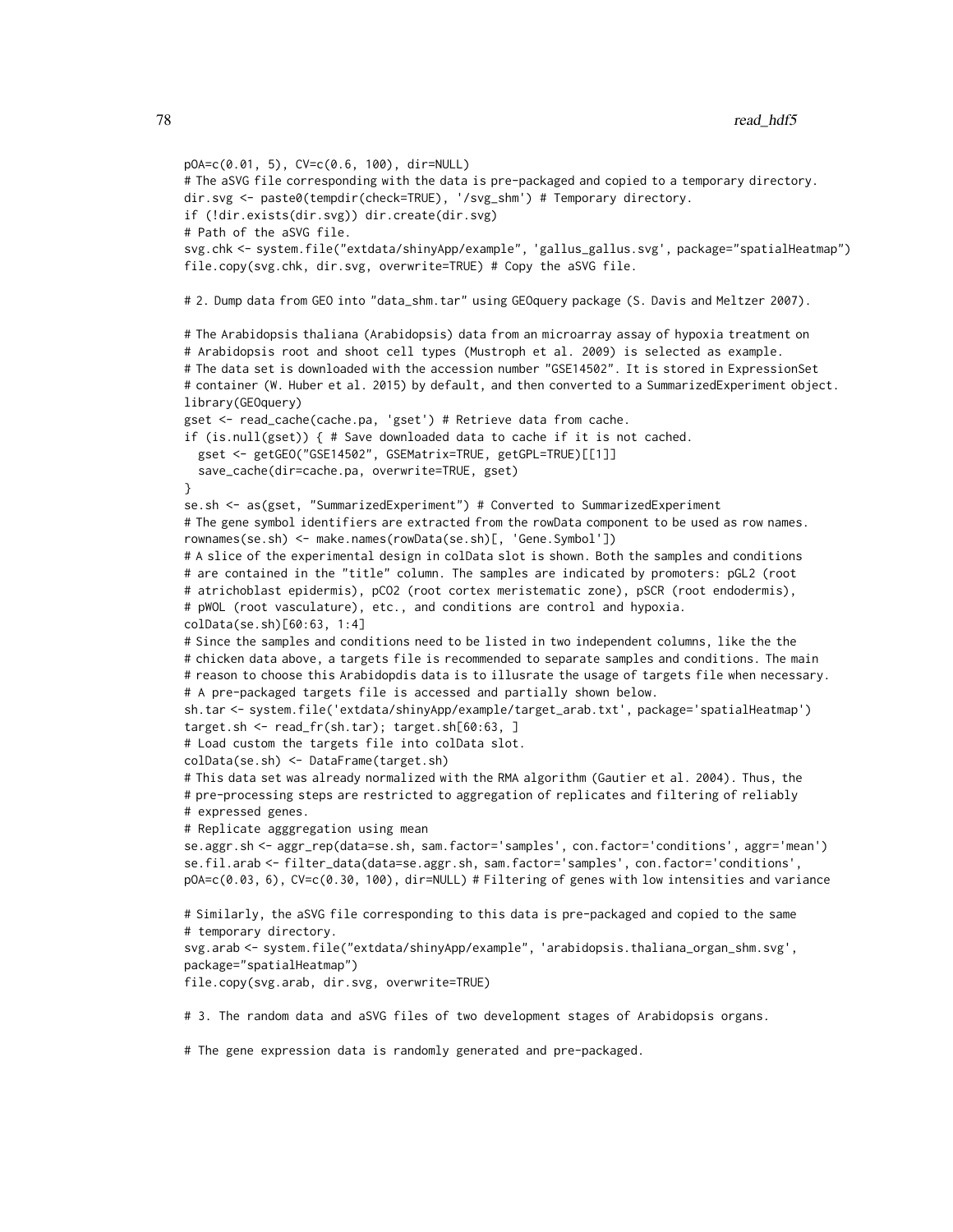```
pOA=c(0.01, 5), CV=c(0.6, 100), dir=NULL)
# The aSVG file corresponding with the data is pre-packaged and copied to a temporary directory.
dir.svg <- paste0(tempdir(check=TRUE), '/svg_shm') # Temporary directory.
if (!dir.exists(dir.svg)) dir.create(dir.svg)
# Path of the aSVG file.
svg.chk <- system.file("extdata/shinyApp/example", 'gallus_gallus.svg', package="spatialHeatmap")
file.copy(svg.chk, dir.svg, overwrite=TRUE) # Copy the aSVG file.

# 2. Dump data from GEO into "data_shm.tar" using GEOquery package (S. Davis and Meltzer 2007).

# The Arabidopsis thaliana (Arabidopsis) data from an microarray assay of hypoxia treatment on
# Arabidopsis root and shoot cell types (Mustroph et al. 2009) is selected as example.
# The data set is downloaded with the accession number "GSE14502". It is stored in ExpressionSet
# container (W. Huber et al. 2015) by default, and then converted to a SummarizedExperiment object.
library(GEOquery)
gset <- read_cache(cache.pa, 'gset') # Retrieve data from cache.
if (is.null(gset)) { # Save downloaded data to cache if it is not cached.
  gset <- getGEO("GSE14502", GSEMatrix=TRUE, getGPL=TRUE)[[1]]
  save_cache(dir=cache.pa, overwrite=TRUE, gset)
}
se.sh <- as(gset, "SummarizedExperiment") # Converted to SummarizedExperiment
# The gene symbol identifiers are extracted from the rowData component to be used as row names.
rownames(se.sh) <- make.names(rowData(se.sh)[, 'Gene.Symbol'])
# A slice of the experimental design in colData slot is shown. Both the samples and conditions
# are contained in the "title" column. The samples are indicated by promoters: pGL2 (root
# atrichoblast epidermis), pCO2 (root cortex meristematic zone), pSCR (root endodermis),
# pWOL (root vasculature), etc., and conditions are control and hypoxia.
colData(se.sh)[60:63, 1:4]
# Since the samples and conditions need to be listed in two independent columns, like the the
# chicken data above, a targets file is recommended to separate samples and conditions. The main
# reason to choose this Arabidopdis data is to illusrate the usage of targets file when necessary.
# A pre-packaged targets file is accessed and partially shown below.
sh.tar <- system.file('extdata/shinyApp/example/target_arab.txt', package='spatialHeatmap')
target.sh <- read_fr(sh.tar); target.sh[60:63, ]
# Load custom the targets file into colData slot.
colData(se.sh) <- DataFrame(target.sh)
# This data set was already normalized with the RMA algorithm (Gautier et al. 2004). Thus, the
# pre-processing steps are restricted to aggregation of replicates and filtering of reliably
# expressed genes.
# Replicate agggregation using mean
se.aggr.sh <- aggr_rep(data=se.sh, sam.factor='samples', con.factor='conditions', aggr='mean')
se.fil.arab <- filter_data(data=se.aggr.sh, sam.factor='samples', con.factor='conditions',
pOA=c(0.03, 6), CV=c(0.30, 100), dir=NULL) # Filtering of genes with low intensities and variance

# Similarly, the aSVG file corresponding to this data is pre-packaged and copied to the same
# temporary directory.
svg.arab <- system.file("extdata/shinyApp/example", 'arabidopsis.thaliana_organ_shm.svg',
package="spatialHeatmap")
file.copy(svg.arab, dir.svg, overwrite=TRUE)

# 3. The random data and aSVG files of two development stages of Arabidopsis organs.

# The gene expression data is randomly generated and pre-packaged.
```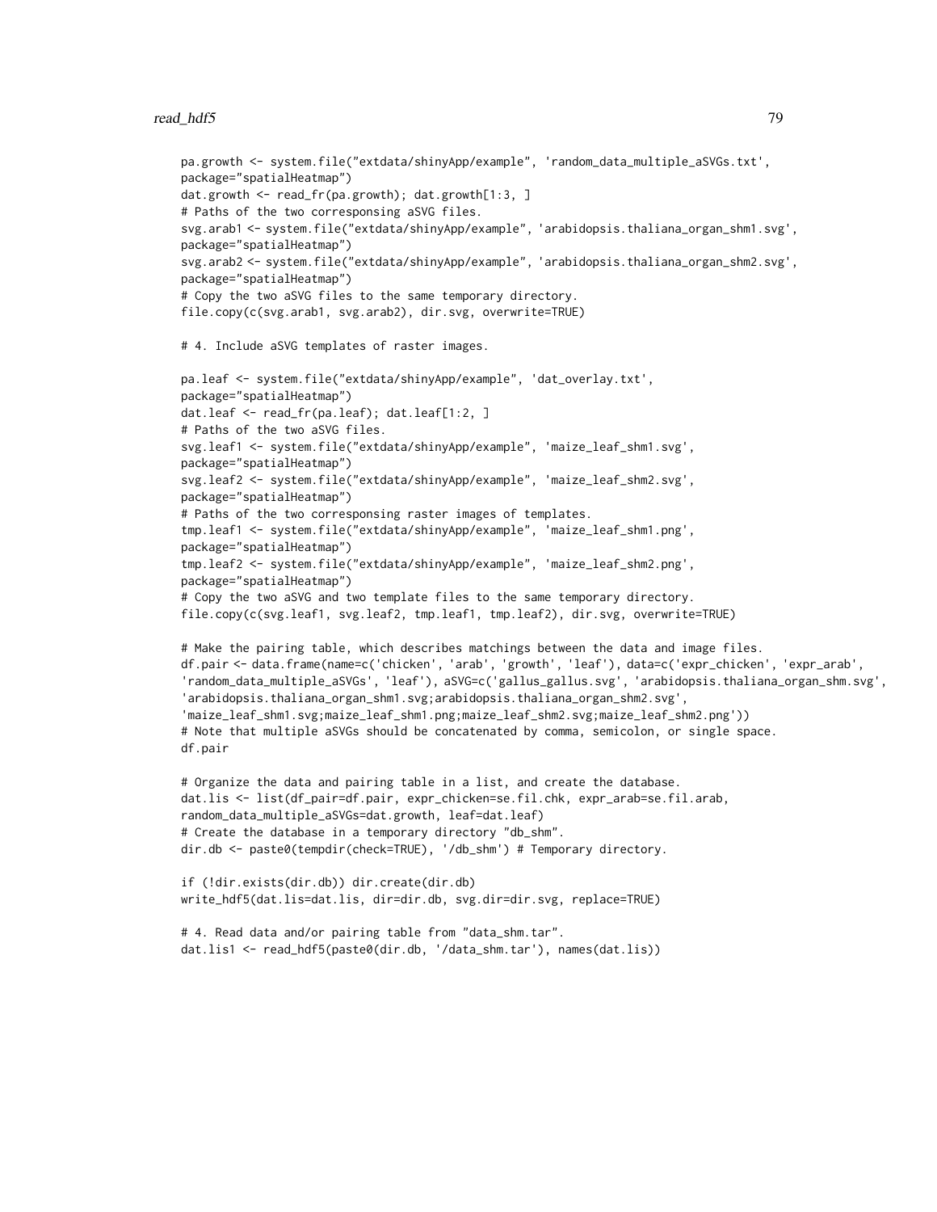```
pa.growth <- system.file("extdata/shinyApp/example", 'random_data_multiple_aSVGs.txt',
package="spatialHeatmap")
dat.growth <- read_fr(pa.growth); dat.growth[1:3, ]
# Paths of the two corresponding aSVG files.
svg.arab1 <- system.file("extdata/shinyApp/example", 'arabidopsis.thaliana_organ_shm1.svg',
package="spatialHeatmap")
svg.arab2 <- system.file("extdata/shinyApp/example", 'arabidopsis.thaliana_organ_shm2.svg',
package="spatialHeatmap")
# Copy the two aSVG files to the same temporary directory.
file.copy(c(svg.arab1, svg.arab2), dir.svg, overwrite=TRUE)

# 4. Include aSVG templates of raster images.

pa.leaf <- system.file("extdata/shinyApp/example", 'dat_overlay.txt',
package="spatialHeatmap")
dat.leaf <- read_fr(pa.leaf); dat.leaf[1:2, ]
# Paths of the two aSVG files.
svg.leaf1 <- system.file("extdata/shinyApp/example", 'maize_leaf_shm1.svg',
package="spatialHeatmap")
svg.leaf2 <- system.file("extdata/shinyApp/example", 'maize_leaf_shm2.svg',
package="spatialHeatmap")
# Paths of the two corresponding raster images of templates.
tmp.leaf1 <- system.file("extdata/shinyApp/example", 'maize_leaf_shm1.png',
package="spatialHeatmap")
tmp.leaf2 <- system.file("extdata/shinyApp/example", 'maize_leaf_shm2.png',
package="spatialHeatmap")
# Copy the two aSVG and two template files to the same temporary directory.
file.copy(c(svg.leaf1, svg.leaf2, tmp.leaf1, tmp.leaf2), dir.svg, overwrite=TRUE)

# Make the pairing table, which describes matchings between the data and image files.
df.pair <- data.frame(name=c('chicken', 'arab', 'growth', 'leaf'), data=c('expr_chicken', 'expr_arab',
'random_data_multiple_aSVGs', 'leaf'), aSVG=c('gallus_gallus.svg', 'arabidopsis.thaliana_organ_shm.svg',
'arabidopsis.thaliana_organ_shm1.svg;arabidopsis.thaliana_organ_shm2.svg',
'maize_leaf_shm1.svg;maize_leaf_shm1.png;maize_leaf_shm2.svg;maize_leaf_shm2.png'))
# Note that multiple aSVGs should be concatenated by comma, semicolon, or single space.
df.pair

# Organize the data and pairing table in a list, and create the database.
dat.lis <- list(df_pair=df.pair, expr_chicken=se.fil.chk, expr_arab=se.fil.arab,
random_data_multiple_aSVGs=dat.growth, leaf=dat.leaf)
# Create the database in a temporary directory "db_shm".
dir.db <- paste0(tempdir(check=TRUE), '/db_shm') # Temporary directory.

if (!dir.exists(dir.db)) dir.create(dir.db)
write_hdf5(dat.lis=dat.lis, dir=dir.db, svg.dir=dir.svg, replace=TRUE)

# 4. Read data and/or pairing table from "data_shm.tar".
dat.lis1 <- read_hdf5(paste0(dir.db, '/data_shm.tar'), names(dat.lis))
```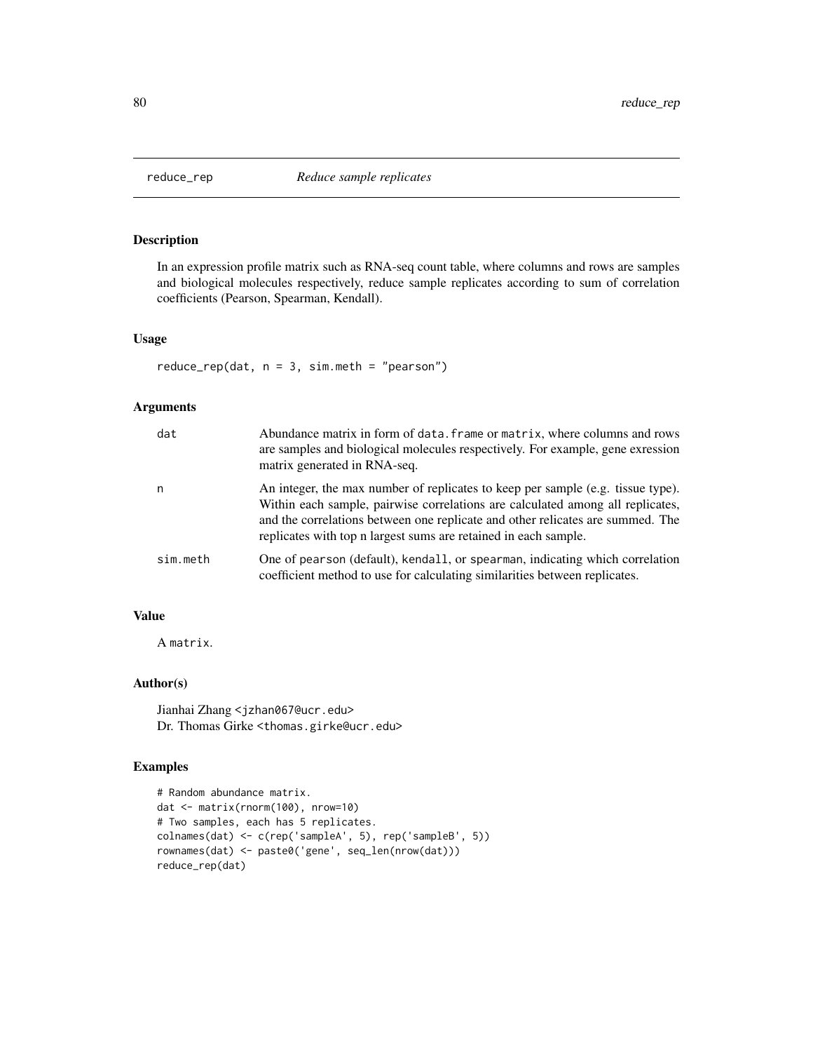reduce_rep *Reduce sample replicates*

## Description

In an expression profile matrix such as RNA-seq count table, where columns and rows are samples and biological molecules respectively, reduce sample replicates according to sum of correlation coefficients (Pearson, Spearman, Kendall).

## Usage

```
reduce_rep(dat, n = 3, sim.meth = "pearson")
```

## Arguments

| | |
|---|---|
| dat | Abundance matrix in form of `data.frame` or `matrix`, where columns and rows are samples and biological molecules respectively. For example, gene exression matrix generated in RNA-seq. |
| n | An integer, the max number of replicates to keep per sample (e.g. tissue type). Within each sample, pairwise correlations are calculated among all replicates, and the correlations between one replicate and other relicates are summed. The replicates with top n largest sums are retained in each sample. |
| sim.meth | One of `pearson` (default), `kendall`, or `spearman`, indicating which correlation coefficient method to use for calculating similarities between replicates. |

## Value

A `matrix`.

## Author(s)

Jianhai Zhang <jzhan067@ucr.edu>
Dr. Thomas Girke <thomas.girke@ucr.edu>

## Examples

```
# Random abundance matrix.
dat <- matrix(rnorm(100), nrow=10)
# Two samples, each has 5 replicates.
colnames(dat) <- c(rep('sampleA', 5), rep('sampleB', 5))
rownames(dat) <- paste0('gene', seq_len(nrow(dat)))
reduce_rep(dat)
```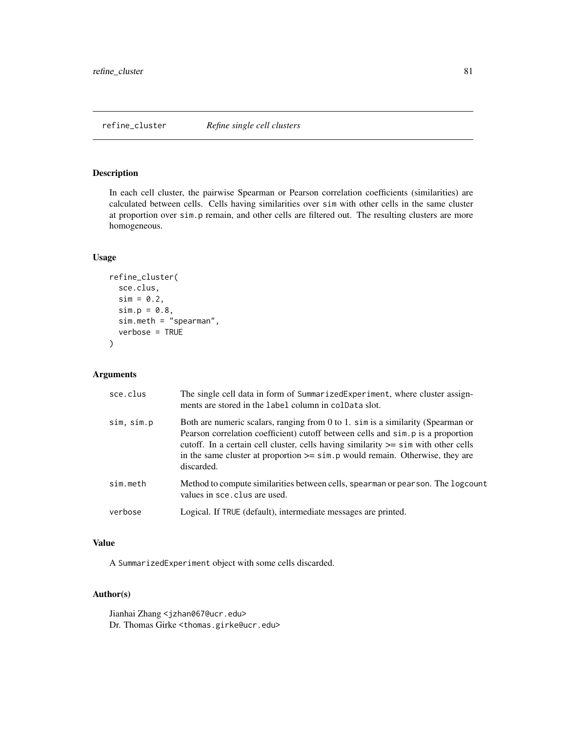## refine_cluster — *Refine single cell clusters*

### Description

In each cell cluster, the pairwise Spearman or Pearson correlation coefficients (similarities) are calculated between cells. Cells having similarities over `sim` with other cells in the same cluster at proportion over `sim.p` remain, and other cells are filtered out. The resulting clusters are more homogeneous.

### Usage

```
refine_cluster(
  sce.clus,
  sim = 0.2,
  sim.p = 0.8,
  sim.meth = "spearman",
  verbose = TRUE
)
```

### Arguments

| | |
|---|---|
| `sce.clus` | The single cell data in form of `SummarizedExperiment`, where cluster assignments are stored in the `label` column in `colData` slot. |
| `sim, sim.p` | Both are numeric scalars, ranging from 0 to 1. `sim` is a similarity (Spearman or Pearson correlation coefficient) cutoff between cells and `sim.p` is a proportion cutoff. In a certain cell cluster, cells having similarity >= `sim` with other cells in the same cluster at proportion >= `sim.p` would remain. Otherwise, they are discarded. |
| `sim.meth` | Method to compute similarities between cells, `spearman` or `pearson`. The `logcount` values in `sce.clus` are used. |
| `verbose` | Logical. If `TRUE` (default), intermediate messages are printed. |

### Value

A `SummarizedExperiment` object with some cells discarded.

### Author(s)

Jianhai Zhang <jzhan067@ucr.edu>
Dr. Thomas Girke <thomas.girke@ucr.edu>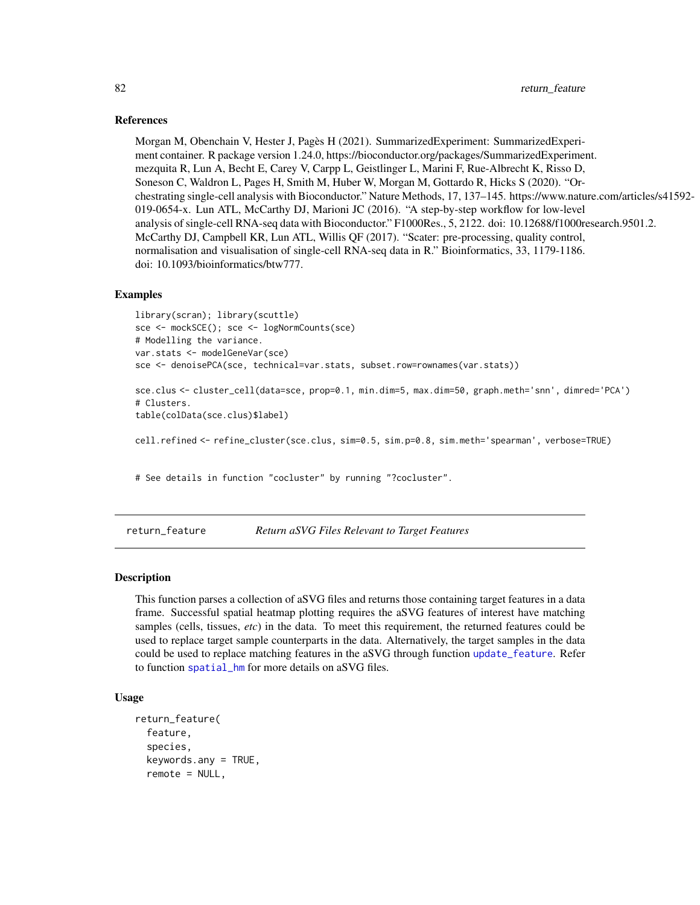### References

Morgan M, Obenchain V, Hester J, Pagès H (2021). SummarizedExperiment: SummarizedExperiment container. R package version 1.24.0, https://bioconductor.org/packages/SummarizedExperiment. mezquita R, Lun A, Becht E, Carey V, Carpp L, Geistlinger L, Marini F, Rue-Albrecht K, Risso D, Soneson C, Waldron L, Pages H, Smith M, Huber W, Morgan M, Gottardo R, Hicks S (2020). "Orchestrating single-cell analysis with Bioconductor." Nature Methods, 17, 137–145. https://www.nature.com/articles/s41592-019-0654-x. Lun ATL, McCarthy DJ, Marioni JC (2016). "A step-by-step workflow for low-level analysis of single-cell RNA-seq data with Bioconductor." F1000Res., 5, 2122. doi: 10.12688/f1000research.9501.2. McCarthy DJ, Campbell KR, Lun ATL, Willis QF (2017). "Scater: pre-processing, quality control, normalisation and visualisation of single-cell RNA-seq data in R." Bioinformatics, 33, 1179-1186. doi: 10.1093/bioinformatics/btw777.

### Examples

```
library(scran); library(scuttle)
sce <- mockSCE(); sce <- logNormCounts(sce)
# Modelling the variance.
var.stats <- modelGeneVar(sce)
sce <- denoisePCA(sce, technical=var.stats, subset.row=rownames(var.stats))

sce.clus <- cluster_cell(data=sce, prop=0.1, min.dim=5, max.dim=50, graph.meth='snn', dimred='PCA')
# Clusters.
table(colData(sce.clus)$label)

cell.refined <- refine_cluster(sce.clus, sim=0.5, sim.p=0.8, sim.meth='spearman', verbose=TRUE)


# See details in function "cocluster" by running "?cocluster".
```

---

## return_feature — *Return aSVG Files Relevant to Target Features*

### Description

This function parses a collection of aSVG files and returns those containing target features in a data frame. Successful spatial heatmap plotting requires the aSVG features of interest have matching samples (cells, tissues, *etc*) in the data. To meet this requirement, the returned features could be used to replace target sample counterparts in the data. Alternatively, the target samples in the data could be used to replace matching features in the aSVG through function `update_feature`. Refer to function `spatial_hm` for more details on aSVG files.

### Usage

```
return_feature(
  feature,
  species,
  keywords.any = TRUE,
  remote = NULL,
```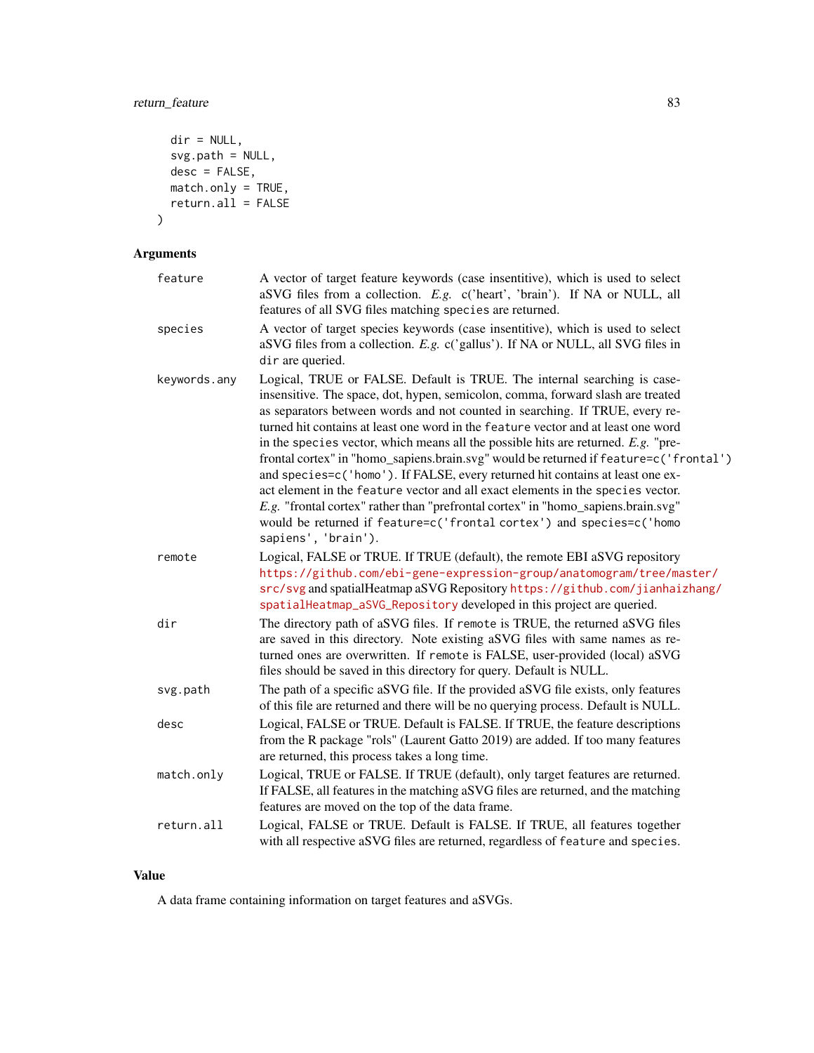```
  dir = NULL,
  svg.path = NULL,
  desc = FALSE,
  match.only = TRUE,
  return.all = FALSE
)
```

## Arguments

| | |
|---|---|
| `feature` | A vector of target feature keywords (case insentitive), which is used to select aSVG files from a collection. *E.g.* c('heart', 'brain'). If NA or NULL, all features of all SVG files matching `species` are returned. |
| `species` | A vector of target species keywords (case insentitive), which is used to select aSVG files from a collection. *E.g.* c('gallus'). If NA or NULL, all SVG files in `dir` are queried. |
| `keywords.any` | Logical, TRUE or FALSE. Default is TRUE. The internal searching is case-insensitive. The space, dot, hypen, semicolon, comma, forward slash are treated as separators between words and not counted in searching. If TRUE, every returned hit contains at least one word in the `feature` vector and at least one word in the `species` vector, which means all the possible hits are returned. *E.g.* "prefrontal cortex" in "homo_sapiens.brain.svg" would be returned if `feature=c('frontal')` and `species=c('homo')`. If FALSE, every returned hit contains at least one exact element in the `feature` vector and all exact elements in the `species` vector. *E.g.* "frontal cortex" rather than "prefrontal cortex" in "homo_sapiens.brain.svg" would be returned if `feature=c('frontal cortex')` and `species=c('homo sapiens', 'brain')`. |
| `remote` | Logical, FALSE or TRUE. If TRUE (default), the remote EBI aSVG repository https://github.com/ebi-gene-expression-group/anatomogram/tree/master/src/svg and spatialHeatmap aSVG Repository https://github.com/jianhaizhang/spatialHeatmap_aSVG_Repository developed in this project are queried. |
| `dir` | The directory path of aSVG files. If `remote` is TRUE, the returned aSVG files are saved in this directory. Note existing aSVG files with same names as returned ones are overwritten. If `remote` is FALSE, user-provided (local) aSVG files should be saved in this directory for query. Default is NULL. |
| `svg.path` | The path of a specific aSVG file. If the provided aSVG file exists, only features of this file are returned and there will be no querying process. Default is NULL. |
| `desc` | Logical, FALSE or TRUE. Default is FALSE. If TRUE, the feature descriptions from the R package "rols" (Laurent Gatto 2019) are added. If too many features are returned, this process takes a long time. |
| `match.only` | Logical, TRUE or FALSE. If TRUE (default), only target features are returned. If FALSE, all features in the matching aSVG files are returned, and the matching features are moved on the top of the data frame. |
| `return.all` | Logical, FALSE or TRUE. Default is FALSE. If TRUE, all features together with all respective aSVG files are returned, regardless of `feature` and `species`. |

## Value

A data frame containing information on target features and aSVGs.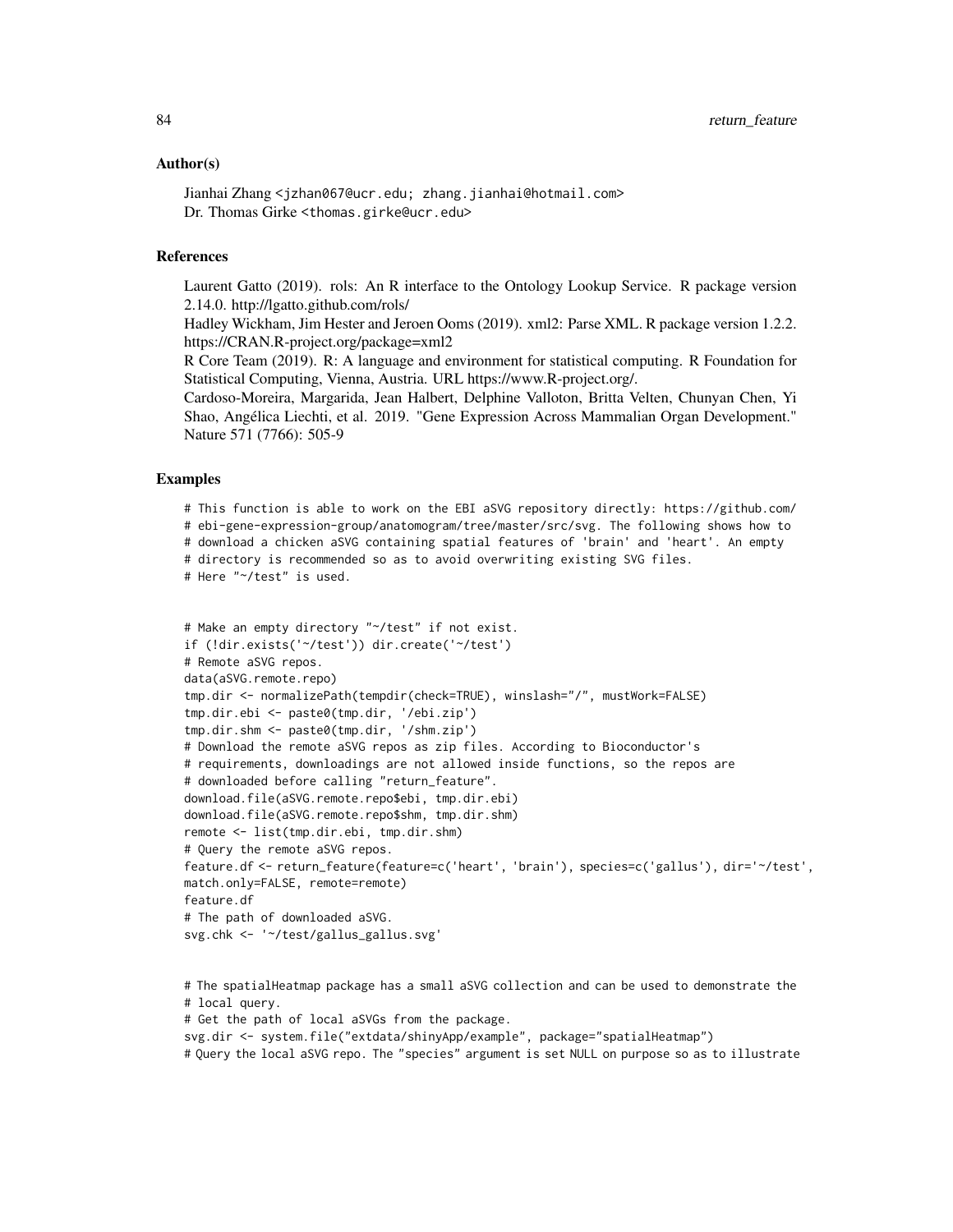## Author(s)

Jianhai Zhang <jzhan067@ucr.edu; zhang.jianhai@hotmail.com>
Dr. Thomas Girke <thomas.girke@ucr.edu>

## References

Laurent Gatto (2019). rols: An R interface to the Ontology Lookup Service. R package version 2.14.0. http://lgatto.github.com/rols/

Hadley Wickham, Jim Hester and Jeroen Ooms (2019). xml2: Parse XML. R package version 1.2.2. https://CRAN.R-project.org/package=xml2

R Core Team (2019). R: A language and environment for statistical computing. R Foundation for Statistical Computing, Vienna, Austria. URL https://www.R-project.org/.

Cardoso-Moreira, Margarida, Jean Halbert, Delphine Valloton, Britta Velten, Chunyan Chen, Yi Shao, Angélica Liechti, et al. 2019. "Gene Expression Across Mammalian Organ Development." Nature 571 (7766): 505-9

## Examples

```
# This function is able to work on the EBI aSVG repository directly: https://github.com/
# ebi-gene-expression-group/anatomogram/tree/master/src/svg. The following shows how to
# download a chicken aSVG containing spatial features of 'brain' and 'heart'. An empty
# directory is recommended so as to avoid overwriting existing SVG files.
# Here "~/test" is used.


# Make an empty directory "~/test" if not exist.
if (!dir.exists('~/test')) dir.create('~/test')
# Remote aSVG repos.
data(aSVG.remote.repo)
tmp.dir <- normalizePath(tempdir(check=TRUE), winslash="/", mustWork=FALSE)
tmp.dir.ebi <- paste0(tmp.dir, '/ebi.zip')
tmp.dir.shm <- paste0(tmp.dir, '/shm.zip')
# Download the remote aSVG repos as zip files. According to Bioconductor's
# requirements, downloadings are not allowed inside functions, so the repos are
# downloaded before calling "return_feature".
download.file(aSVG.remote.repo$ebi, tmp.dir.ebi)
download.file(aSVG.remote.repo$shm, tmp.dir.shm)
remote <- list(tmp.dir.ebi, tmp.dir.shm)
# Query the remote aSVG repos.
feature.df <- return_feature(feature=c('heart', 'brain'), species=c('gallus'), dir='~/test',
match.only=FALSE, remote=remote)
feature.df
# The path of downloaded aSVG.
svg.chk <- '~/test/gallus_gallus.svg'


# The spatialHeatmap package has a small aSVG collection and can be used to demonstrate the
# local query.
# Get the path of local aSVGs from the package.
svg.dir <- system.file("extdata/shinyApp/example", package="spatialHeatmap")
# Query the local aSVG repo. The "species" argument is set NULL on purpose so as to illustrate
```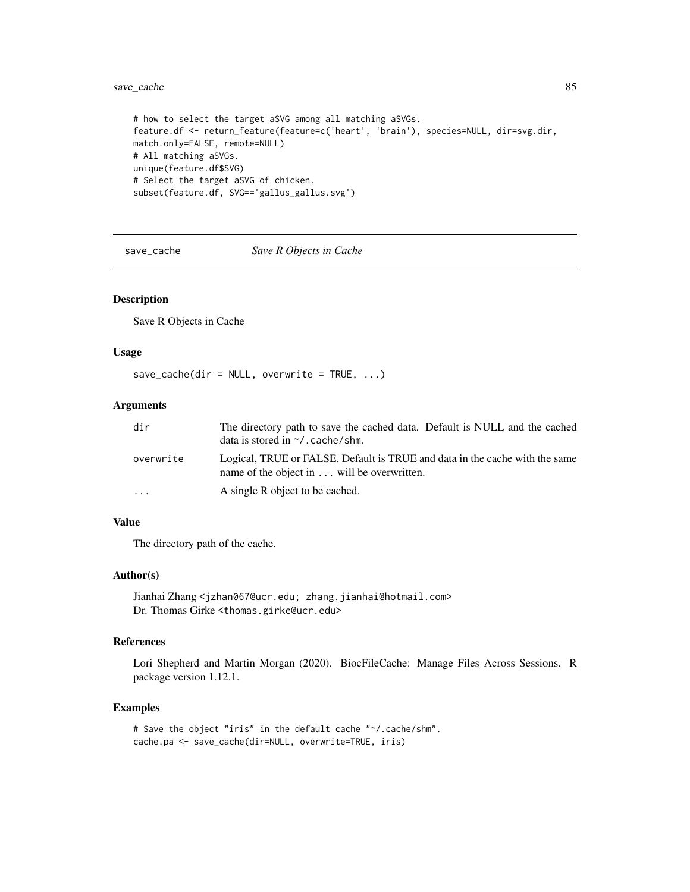```
# how to select the target aSVG among all matching aSVGs.
feature.df <- return_feature(feature=c('heart', 'brain'), species=NULL, dir=svg.dir,
match.only=FALSE, remote=NULL)
# All matching aSVGs.
unique(feature.df$SVG)
# Select the target aSVG of chicken.
subset(feature.df, SVG=='gallus_gallus.svg')
```

---

## save_cache *Save R Objects in Cache*

### Description

Save R Objects in Cache

### Usage

```
save_cache(dir = NULL, overwrite = TRUE, ...)
```

### Arguments

| | |
|---|---|
| dir | The directory path to save the cached data. Default is NULL and the cached data is stored in `~/.cache/shm`. |
| overwrite | Logical, TRUE or FALSE. Default is TRUE and data in the cache with the same name of the object in ... will be overwritten. |
| ... | A single R object to be cached. |

### Value

The directory path of the cache.

### Author(s)

Jianhai Zhang <jzhan067@ucr.edu; zhang.jianhai@hotmail.com>
Dr. Thomas Girke <thomas.girke@ucr.edu>

### References

Lori Shepherd and Martin Morgan (2020). BiocFileCache: Manage Files Across Sessions. R package version 1.12.1.

### Examples

```
# Save the object "iris" in the default cache "~/.cache/shm".
cache.pa <- save_cache(dir=NULL, overwrite=TRUE, iris)
```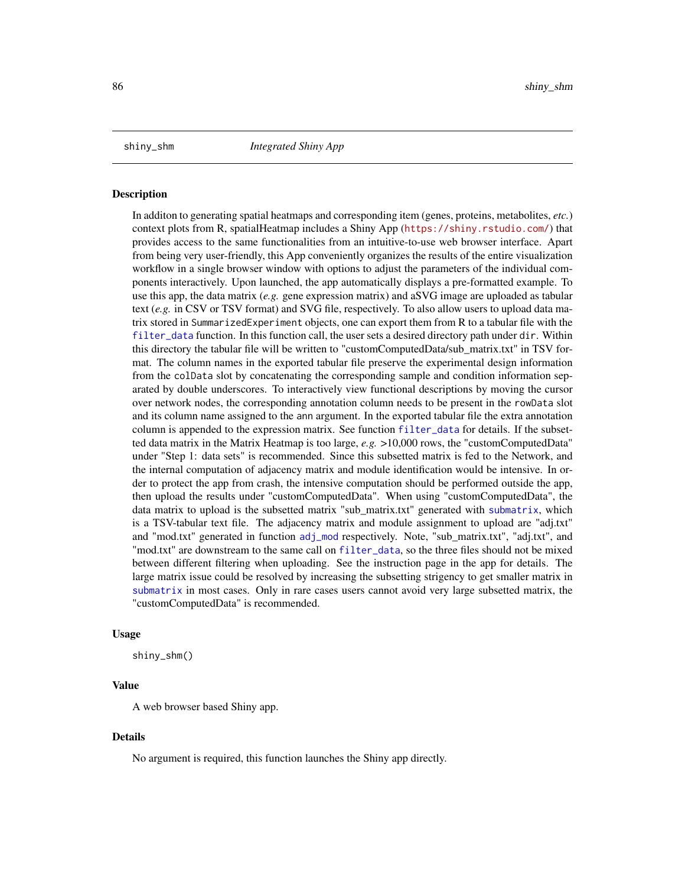shiny_shm *Integrated Shiny App*

## Description

In additon to generating spatial heatmaps and corresponding item (genes, proteins, metabolites, *etc.*) context plots from R, spatialHeatmap includes a Shiny App (https://shiny.rstudio.com/) that provides access to the same functionalities from an intuitive-to-use web browser interface. Apart from being very user-friendly, this App conveniently organizes the results of the entire visualization workflow in a single browser window with options to adjust the parameters of the individual components interactively. Upon launched, the app automatically displays a pre-formatted example. To use this app, the data matrix (*e.g.* gene expression matrix) and aSVG image are uploaded as tabular text (*e.g.* in CSV or TSV format) and SVG file, respectively. To also allow users to upload data matrix stored in `SummarizedExperiment` objects, one can export them from R to a tabular file with the `filter_data` function. In this function call, the user sets a desired directory path under `dir`. Within this directory the tabular file will be written to "customComputedData/sub_matrix.txt" in TSV format. The column names in the exported tabular file preserve the experimental design information from the `colData` slot by concatenating the corresponding sample and condition information separated by double underscores. To interactively view functional descriptions by moving the cursor over network nodes, the corresponding annotation column needs to be present in the `rowData` slot and its column name assigned to the `ann` argument. In the exported tabular file the extra annotation column is appended to the expression matrix. See function `filter_data` for details. If the subsetted data matrix in the Matrix Heatmap is too large, *e.g.* >10,000 rows, the "customComputedData" under "Step 1: data sets" is recommended. Since this subsetted matrix is fed to the Network, and the internal computation of adjacency matrix and module identification would be intensive. In order to protect the app from crash, the intensive computation should be performed outside the app, then upload the results under "customComputedData". When using "customComputedData", the data matrix to upload is the subsetted matrix "sub_matrix.txt" generated with `submatrix`, which is a TSV-tabular text file. The adjacency matrix and module assignment to upload are "adj.txt" and "mod.txt" generated in function `adj_mod` respectively. Note, "sub_matrix.txt", "adj.txt", and "mod.txt" are downstream to the same call on `filter_data`, so the three files should not be mixed between different filtering when uploading. See the instruction page in the app for details. The large matrix issue could be resolved by increasing the subsetting strigency to get smaller matrix in `submatrix` in most cases. Only in rare cases users cannot avoid very large subsetted matrix, the "customComputedData" is recommended.

## Usage

```
shiny_shm()
```

## Value

A web browser based Shiny app.

## Details

No argument is required, this function launches the Shiny app directly.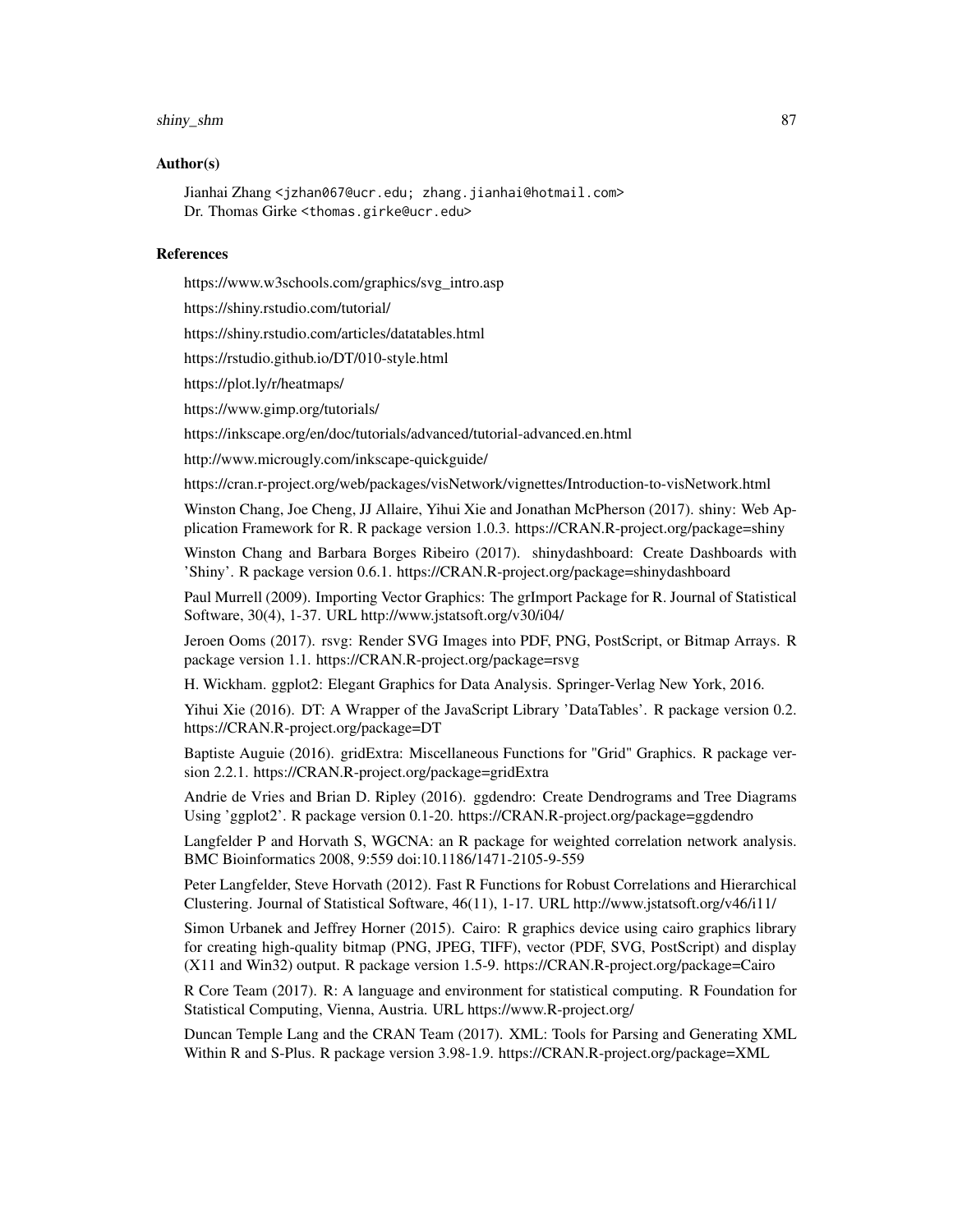## Author(s)

Jianhai Zhang <jzhan067@ucr.edu; zhang.jianhai@hotmail.com>
Dr. Thomas Girke <thomas.girke@ucr.edu>

## References

https://www.w3schools.com/graphics/svg_intro.asp

https://shiny.rstudio.com/tutorial/

https://shiny.rstudio.com/articles/datatables.html

https://rstudio.github.io/DT/010-style.html

https://plot.ly/r/heatmaps/

https://www.gimp.org/tutorials/

https://inkscape.org/en/doc/tutorials/advanced/tutorial-advanced.en.html

http://www.microugly.com/inkscape-quickguide/

https://cran.r-project.org/web/packages/visNetwork/vignettes/Introduction-to-visNetwork.html

Winston Chang, Joe Cheng, JJ Allaire, Yihui Xie and Jonathan McPherson (2017). shiny: Web Application Framework for R. R package version 1.0.3. https://CRAN.R-project.org/package=shiny

Winston Chang and Barbara Borges Ribeiro (2017). shinydashboard: Create Dashboards with 'Shiny'. R package version 0.6.1. https://CRAN.R-project.org/package=shinydashboard

Paul Murrell (2009). Importing Vector Graphics: The grImport Package for R. Journal of Statistical Software, 30(4), 1-37. URL http://www.jstatsoft.org/v30/i04/

Jeroen Ooms (2017). rsvg: Render SVG Images into PDF, PNG, PostScript, or Bitmap Arrays. R package version 1.1. https://CRAN.R-project.org/package=rsvg

H. Wickham. ggplot2: Elegant Graphics for Data Analysis. Springer-Verlag New York, 2016.

Yihui Xie (2016). DT: A Wrapper of the JavaScript Library 'DataTables'. R package version 0.2. https://CRAN.R-project.org/package=DT

Baptiste Auguie (2016). gridExtra: Miscellaneous Functions for "Grid" Graphics. R package version 2.2.1. https://CRAN.R-project.org/package=gridExtra

Andrie de Vries and Brian D. Ripley (2016). ggdendro: Create Dendrograms and Tree Diagrams Using 'ggplot2'. R package version 0.1-20. https://CRAN.R-project.org/package=ggdendro

Langfelder P and Horvath S, WGCNA: an R package for weighted correlation network analysis. BMC Bioinformatics 2008, 9:559 doi:10.1186/1471-2105-9-559

Peter Langfelder, Steve Horvath (2012). Fast R Functions for Robust Correlations and Hierarchical Clustering. Journal of Statistical Software, 46(11), 1-17. URL http://www.jstatsoft.org/v46/i11/

Simon Urbanek and Jeffrey Horner (2015). Cairo: R graphics device using cairo graphics library for creating high-quality bitmap (PNG, JPEG, TIFF), vector (PDF, SVG, PostScript) and display (X11 and Win32) output. R package version 1.5-9. https://CRAN.R-project.org/package=Cairo

R Core Team (2017). R: A language and environment for statistical computing. R Foundation for Statistical Computing, Vienna, Austria. URL https://www.R-project.org/

Duncan Temple Lang and the CRAN Team (2017). XML: Tools for Parsing and Generating XML Within R and S-Plus. R package version 3.98-1.9. https://CRAN.R-project.org/package=XML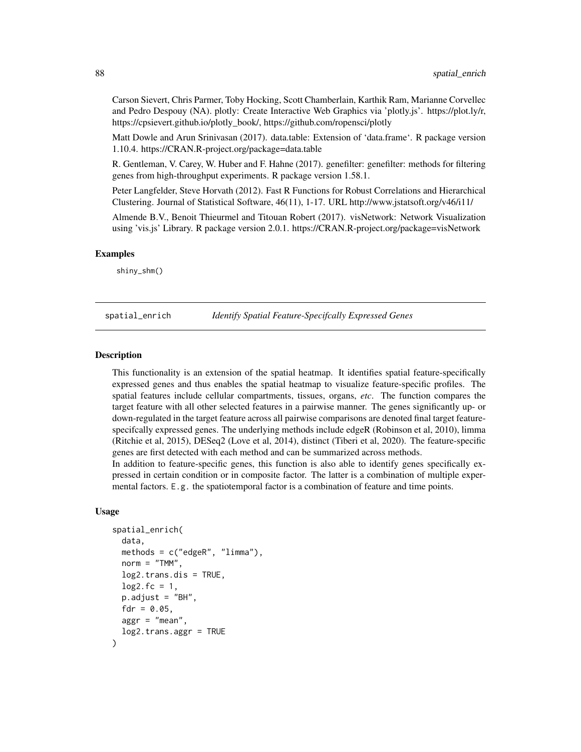Carson Sievert, Chris Parmer, Toby Hocking, Scott Chamberlain, Karthik Ram, Marianne Corvellec and Pedro Despouy (NA). plotly: Create Interactive Web Graphics via 'plotly.js'. https://plot.ly/r, https://cpsievert.github.io/plotly_book/, https://github.com/ropensci/plotly

Matt Dowle and Arun Srinivasan (2017). data.table: Extension of 'data.frame'. R package version 1.10.4. https://CRAN.R-project.org/package=data.table

R. Gentleman, V. Carey, W. Huber and F. Hahne (2017). genefilter: genefilter: methods for filtering genes from high-throughput experiments. R package version 1.58.1.

Peter Langfelder, Steve Horvath (2012). Fast R Functions for Robust Correlations and Hierarchical Clustering. Journal of Statistical Software, 46(11), 1-17. URL http://www.jstatsoft.org/v46/i11/

Almende B.V., Benoit Thieurmel and Titouan Robert (2017). visNetwork: Network Visualization using 'vis.js' Library. R package version 2.0.1. https://CRAN.R-project.org/package=visNetwork

### Examples

```
shiny_shm()
```

## spatial_enrich — *Identify Spatial Feature-Specifcally Expressed Genes*

### Description

This functionality is an extension of the spatial heatmap. It identifies spatial feature-specifically expressed genes and thus enables the spatial heatmap to visualize feature-specific profiles. The spatial features include cellular compartments, tissues, organs, *etc*. The function compares the target feature with all other selected features in a pairwise manner. The genes significantly up- or down-regulated in the target feature across all pairwise comparisons are denoted final target feature-specifcally expressed genes. The underlying methods include edgeR (Robinson et al, 2010), limma (Ritchie et al, 2015), DESeq2 (Love et al, 2014), distinct (Tiberi et al, 2020). The feature-specific genes are first detected with each method and can be summarized across methods.

In addition to feature-specific genes, this function is also able to identify genes specifically expressed in certain condition or in composite factor. The latter is a combination of multiple expermental factors. E.g. the spatiotemporal factor is a combination of feature and time points.

### Usage

```
spatial_enrich(
  data,
  methods = c("edgeR", "limma"),
  norm = "TMM",
  log2.trans.dis = TRUE,
  log2.fc = 1,
  p.adjust = "BH",
  fdr = 0.05,
  aggr = "mean",
  log2.trans.aggr = TRUE
)
```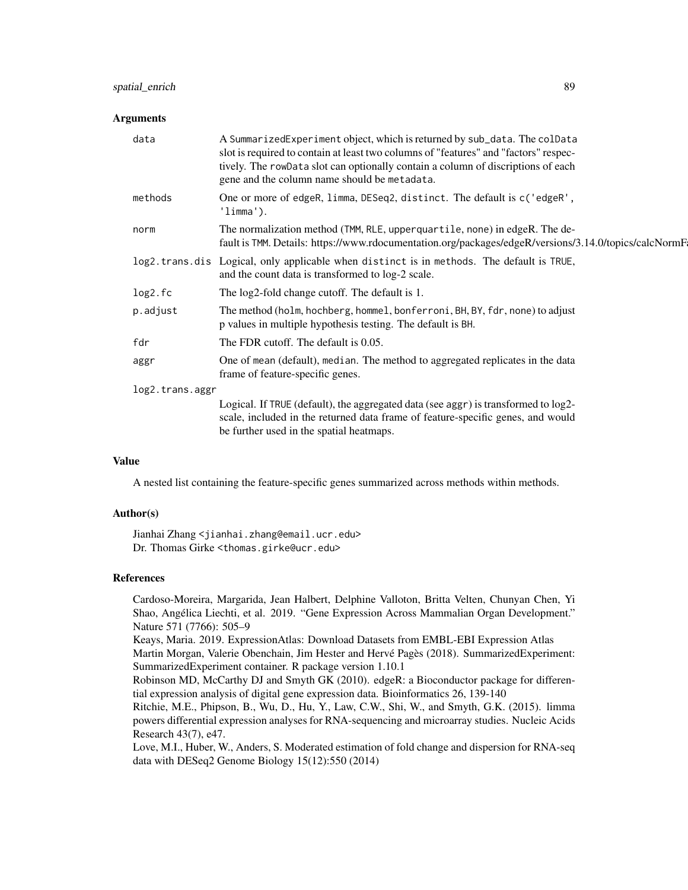### Arguments

| | |
|---|---|
| `data` | A `SummarizedExperiment` object, which is returned by `sub_data`. The `colData` slot is required to contain at least two columns of "features" and "factors" respectively. The `rowData` slot can optionally contain a column of discriptions of each gene and the column name should be `metadata`. |
| `methods` | One or more of `edgeR`, `limma`, `DESeq2`, `distinct`. The default is `c('edgeR', 'limma')`. |
| `norm` | The normalization method (`TMM`, `RLE`, `upperquartile`, `none`) in edgeR. The default is `TMM`. Details: https://www.rdocumentation.org/packages/edgeR/versions/3.14.0/topics/calcNormF |
| `log2.trans.dis` | Logical, only applicable when `distinct` is in `methods`. The default is `TRUE`, and the count data is transformed to log-2 scale. |
| `log2.fc` | The log2-fold change cutoff. The default is 1. |
| `p.adjust` | The method (`holm`, `hochberg`, `hommel`, `bonferroni`, `BH`, `BY`, `fdr`, `none`) to adjust p values in multiple hypothesis testing. The default is `BH`. |
| `fdr` | The FDR cutoff. The default is 0.05. |
| `aggr` | One of `mean` (default), `median`. The method to aggregated replicates in the data frame of feature-specific genes. |
| `log2.trans.aggr` | Logical. If `TRUE` (default), the aggregated data (see `aggr`) is transformed to log2-scale, included in the returned data frame of feature-specific genes, and would be further used in the spatial heatmaps. |

### Value

A nested list containing the feature-specific genes summarized across methods within methods.

### Author(s)

Jianhai Zhang <jianhai.zhang@email.ucr.edu>
Dr. Thomas Girke <thomas.girke@ucr.edu>

### References

Cardoso-Moreira, Margarida, Jean Halbert, Delphine Valloton, Britta Velten, Chunyan Chen, Yi Shao, Angélica Liechti, et al. 2019. "Gene Expression Across Mammalian Organ Development." Nature 571 (7766): 505–9
Keays, Maria. 2019. ExpressionAtlas: Download Datasets from EMBL-EBI Expression Atlas
Martin Morgan, Valerie Obenchain, Jim Hester and Hervé Pagès (2018). SummarizedExperiment: SummarizedExperiment container. R package version 1.10.1
Robinson MD, McCarthy DJ and Smyth GK (2010). edgeR: a Bioconductor package for differential expression analysis of digital gene expression data. Bioinformatics 26, 139-140
Ritchie, M.E., Phipson, B., Wu, D., Hu, Y., Law, C.W., Shi, W., and Smyth, G.K. (2015). limma powers differential expression analyses for RNA-sequencing and microarray studies. Nucleic Acids Research 43(7), e47.
Love, M.I., Huber, W., Anders, S. Moderated estimation of fold change and dispersion for RNA-seq data with DESeq2 Genome Biology 15(12):550 (2014)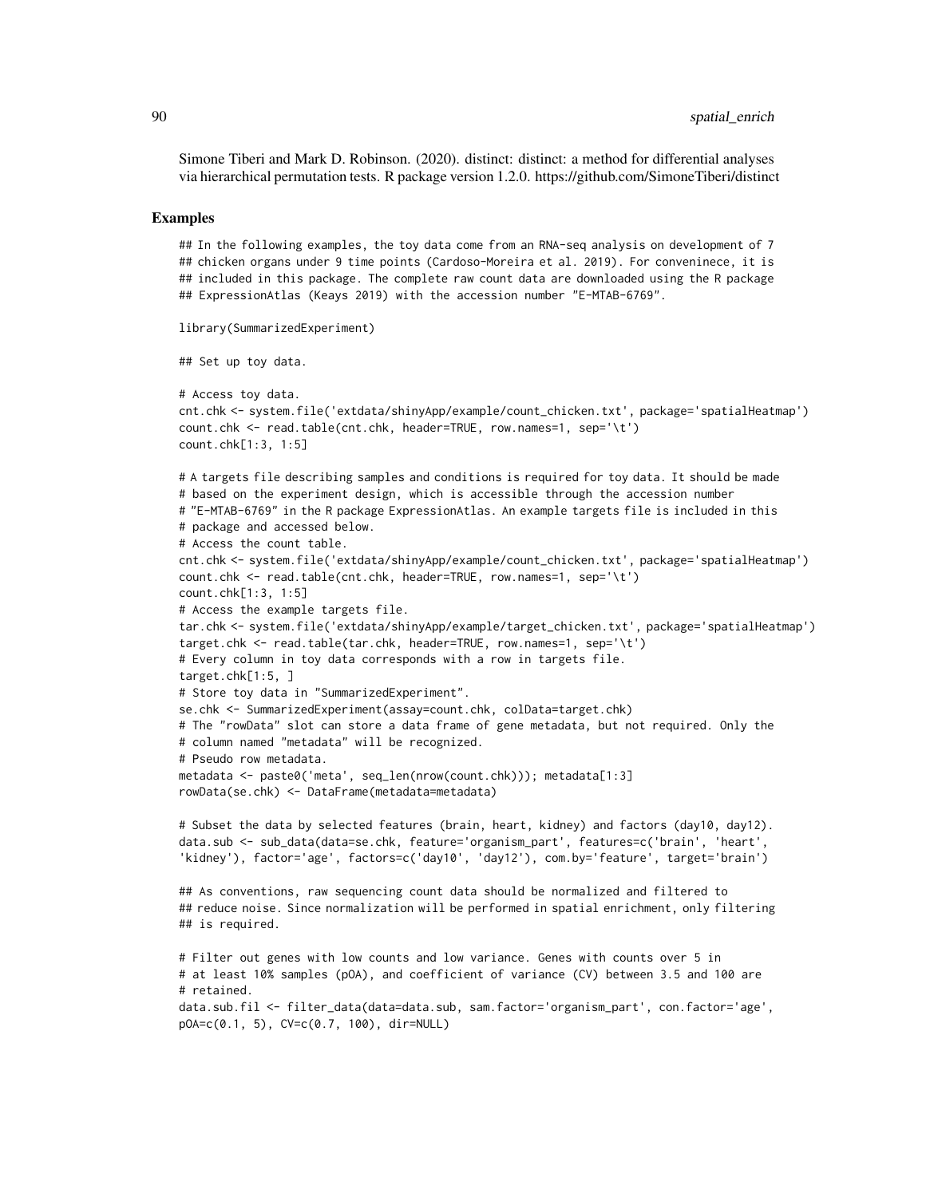Simone Tiberi and Mark D. Robinson. (2020). distinct: distinct: a method for differential analyses via hierarchical permutation tests. R package version 1.2.0. https://github.com/SimoneTiberi/distinct

## Examples

```
## In the following examples, the toy data come from an RNA-seq analysis on development of 7
## chicken organs under 9 time points (Cardoso-Moreira et al. 2019). For conveninece, it is
## included in this package. The complete raw count data are downloaded using the R package
## ExpressionAtlas (Keays 2019) with the accession number "E-MTAB-6769".

library(SummarizedExperiment)

## Set up toy data.

# Access toy data.
cnt.chk <- system.file('extdata/shinyApp/example/count_chicken.txt', package='spatialHeatmap')
count.chk <- read.table(cnt.chk, header=TRUE, row.names=1, sep='\t')
count.chk[1:3, 1:5]

# A targets file describing samples and conditions is required for toy data. It should be made
# based on the experiment design, which is accessible through the accession number
# "E-MTAB-6769" in the R package ExpressionAtlas. An example targets file is included in this
# package and accessed below.
# Access the count table.
cnt.chk <- system.file('extdata/shinyApp/example/count_chicken.txt', package='spatialHeatmap')
count.chk <- read.table(cnt.chk, header=TRUE, row.names=1, sep='\t')
count.chk[1:3, 1:5]
# Access the example targets file.
tar.chk <- system.file('extdata/shinyApp/example/target_chicken.txt', package='spatialHeatmap')
target.chk <- read.table(tar.chk, header=TRUE, row.names=1, sep='\t')
# Every column in toy data corresponds with a row in targets file.
target.chk[1:5, ]
# Store toy data in "SummarizedExperiment".
se.chk <- SummarizedExperiment(assay=count.chk, colData=target.chk)
# The "rowData" slot can store a data frame of gene metadata, but not required. Only the
# column named "metadata" will be recognized.
# Pseudo row metadata.
metadata <- paste0('meta', seq_len(nrow(count.chk))); metadata[1:3]
rowData(se.chk) <- DataFrame(metadata=metadata)

# Subset the data by selected features (brain, heart, kidney) and factors (day10, day12).
data.sub <- sub_data(data=se.chk, feature='organism_part', features=c('brain', 'heart',
'kidney'), factor='age', factors=c('day10', 'day12'), com.by='feature', target='brain')

## As conventions, raw sequencing count data should be normalized and filtered to
## reduce noise. Since normalization will be performed in spatial enrichment, only filtering
## is required.

# Filter out genes with low counts and low variance. Genes with counts over 5 in
# at least 10% samples (pOA), and coefficient of variance (CV) between 3.5 and 100 are
# retained.
data.sub.fil <- filter_data(data=data.sub, sam.factor='organism_part', con.factor='age',
pOA=c(0.1, 5), CV=c(0.7, 100), dir=NULL)
```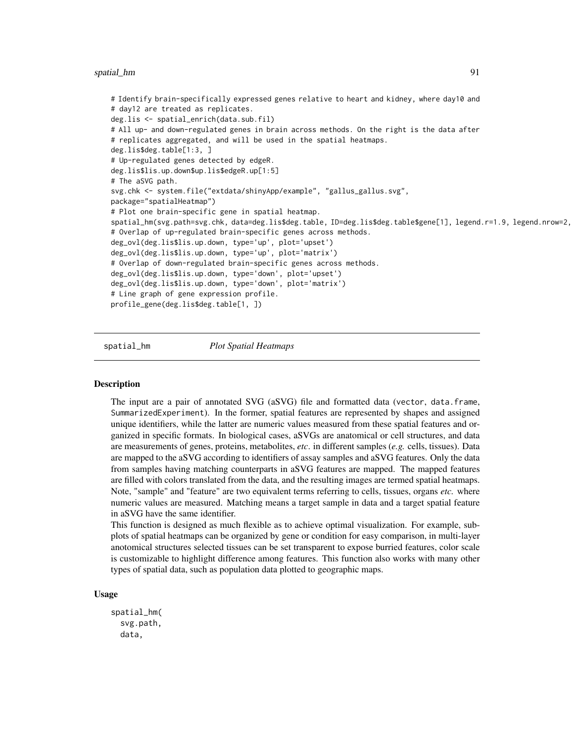```
# Identify brain-specifically expressed genes relative to heart and kidney, where day10 and
# day12 are treated as replicates.
deg.lis <- spatial_enrich(data.sub.fil)
# All up- and down-regulated genes in brain across methods. On the right is the data after
# replicates aggregated, and will be used in the spatial heatmaps.
deg.lis$deg.table[1:3, ]
# Up-regulated genes detected by edgeR.
deg.lis$lis.up.down$up.lis$edgeR.up[1:5]
# The aSVG path.
svg.chk <- system.file("extdata/shinyApp/example", "gallus_gallus.svg",
package="spatialHeatmap")
# Plot one brain-specific gene in spatial heatmap.
spatial_hm(svg.path=svg.chk, data=deg.lis$deg.table, ID=deg.lis$deg.table$gene[1], legend.r=1.9, legend.nrow=2,
# Overlap of up-regulated brain-specific genes across methods.
deg_ovl(deg.lis$lis.up.down, type='up', plot='upset')
deg_ovl(deg.lis$lis.up.down, type='up', plot='matrix')
# Overlap of down-regulated brain-specific genes across methods.
deg_ovl(deg.lis$lis.up.down, type='down', plot='upset')
deg_ovl(deg.lis$lis.up.down, type='down', plot='matrix')
# Line graph of gene expression profile.
profile_gene(deg.lis$deg.table[1, ])
```

---

spatial_hm    *Plot Spatial Heatmaps*

---

### Description

The input are a pair of annotated SVG (aSVG) file and formatted data (`vector`, `data.frame`, `SummarizedExperiment`). In the former, spatial features are represented by shapes and assigned unique identifiers, while the latter are numeric values measured from these spatial features and organized in specific formats. In biological cases, aSVGs are anatomical or cell structures, and data are measurements of genes, proteins, metabolites, *etc*. in different samples (*e.g.* cells, tissues). Data are mapped to the aSVG according to identifiers of assay samples and aSVG features. Only the data from samples having matching counterparts in aSVG features are mapped. The mapped features are filled with colors translated from the data, and the resulting images are termed spatial heatmaps. Note, "sample" and "feature" are two equivalent terms referring to cells, tissues, organs *etc.* where numeric values are measured. Matching means a target sample in data and a target spatial feature in aSVG have the same identifier.

This function is designed as much flexible as to achieve optimal visualization. For example, subplots of spatial heatmaps can be organized by gene or condition for easy comparison, in multi-layer anotomical structures selected tissues can be set transparent to expose burried features, color scale is customizable to highlight difference among features. This function also works with many other types of spatial data, such as population data plotted to geographic maps.

### Usage

```
spatial_hm(
  svg.path,
  data,
```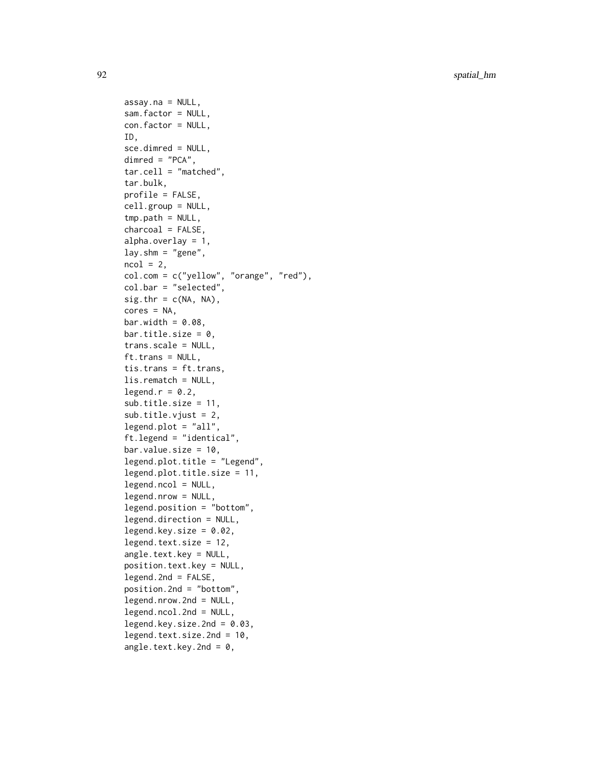```
assay.na = NULL,
sam.factor = NULL,
con.factor = NULL,
ID,
sce.dimred = NULL,
dimred = "PCA",
tar.cell = "matched",
tar.bulk,
profile = FALSE,
cell.group = NULL,
tmp.path = NULL,
charcoal = FALSE,
alpha.overlay = 1,
lay.shm = "gene",
ncol = 2,
col.com = c("yellow", "orange", "red"),
col.bar = "selected",
sig.thr = c(NA, NA),
cores = NA,
bar.width = 0.08,
bar.title.size = 0,
trans.scale = NULL,
ft.trans = NULL,
tis.trans = ft.trans,
lis.rematch = NULL,
legend.r = 0.2,
sub.title.size = 11,
sub.title.vjust = 2,
legend.plot = "all",
ft.legend = "identical",
bar.value.size = 10,
legend.plot.title = "Legend",
legend.plot.title.size = 11,
legend.ncol = NULL,
legend.nrow = NULL,
legend.position = "bottom",
legend.direction = NULL,
legend.key.size = 0.02,
legend.text.size = 12,
angle.text.key = NULL,
position.text.key = NULL,
legend.2nd = FALSE,
position.2nd = "bottom",
legend.nrow.2nd = NULL,
legend.ncol.2nd = NULL,
legend.key.size.2nd = 0.03,
legend.text.size.2nd = 10,
angle.text.key.2nd = 0,
```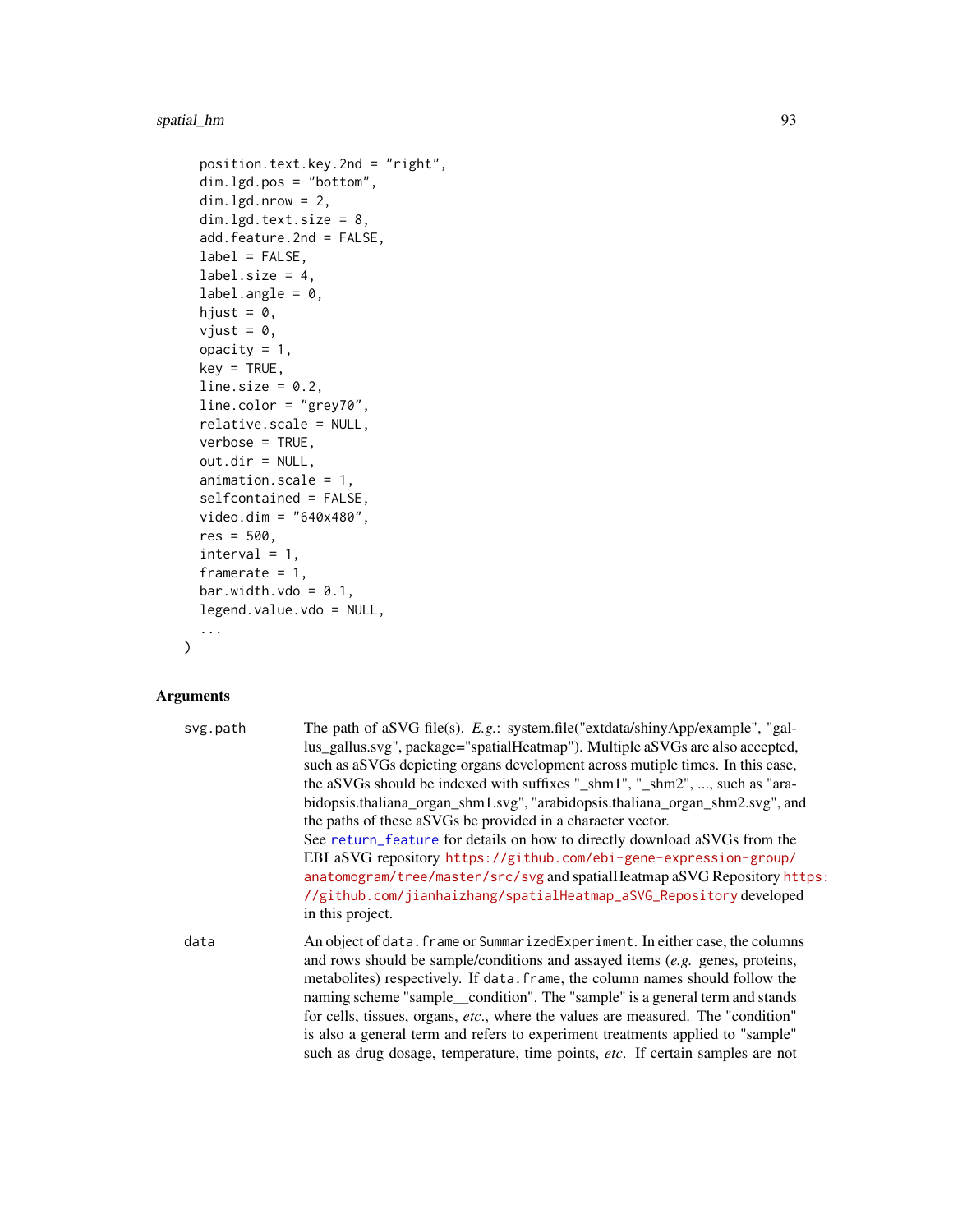```
  position.text.key.2nd = "right",
  dim.lgd.pos = "bottom",
  dim.lgd.nrow = 2,
  dim.lgd.text.size = 8,
  add.feature.2nd = FALSE,
  label = FALSE,
  label.size = 4,
  label.angle = 0,
  hjust = 0,
  vjust = 0,
  opacity = 1,
  key = TRUE,
  line.size = 0.2,
  line.color = "grey70",
  relative.scale = NULL,
  verbose = TRUE,
  out.dir = NULL,
  animation.scale = 1,
  selfcontained = FALSE,
  video.dim = "640x480",
  res = 500,
  interval = 1,
  framerate = 1,
  bar.width.vdo = 0.1,
  legend.value.vdo = NULL,
  ...
)
```

## Arguments

**svg.path** The path of aSVG file(s). *E.g.*: system.file("extdata/shinyApp/example", "gallus_gallus.svg", package="spatialHeatmap"). Multiple aSVGs are also accepted, such as aSVGs depicting organs development across mutiple times. In this case, the aSVGs should be indexed with suffixes "_shm1", "_shm2", ..., such as "arabidopsis.thaliana_organ_shm1.svg", "arabidopsis.thaliana_organ_shm2.svg", and the paths of these aSVGs be provided in a character vector.
See `return_feature` for details on how to directly download aSVGs from the EBI aSVG repository https://github.com/ebi-gene-expression-group/anatomogram/tree/master/src/svg and spatialHeatmap aSVG Repository https://github.com/jianhaizhang/spatialHeatmap_aSVG_Repository developed in this project.

**data** An object of `data.frame` or `SummarizedExperiment`. In either case, the columns and rows should be sample/conditions and assayed items (*e.g.* genes, proteins, metabolites) respectively. If `data.frame`, the column names should follow the naming scheme "sample__condition". The "sample" is a general term and stands for cells, tissues, organs, *etc.*, where the values are measured. The "condition" is also a general term and refers to experiment treatments applied to "sample" such as drug dosage, temperature, time points, *etc.* If certain samples are not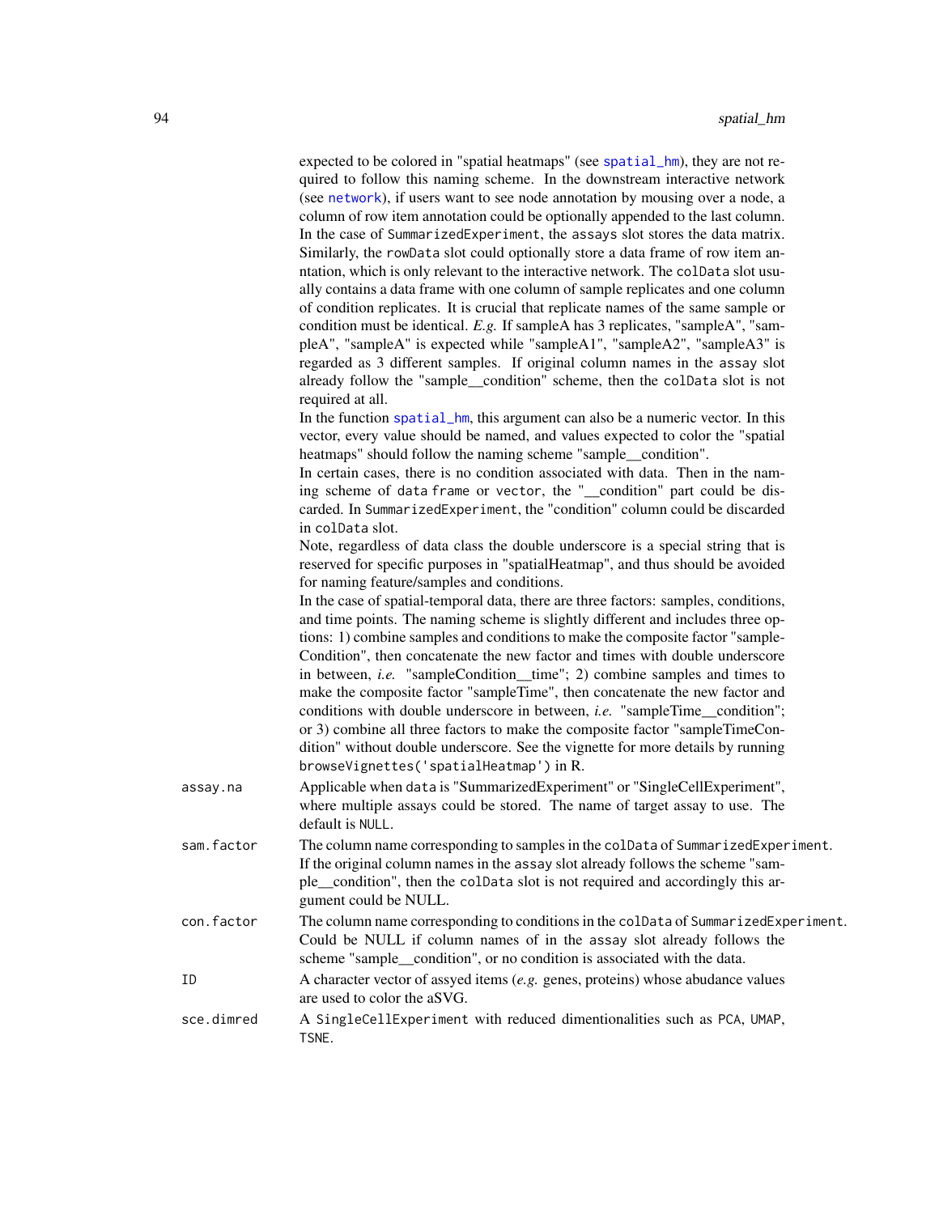expected to be colored in "spatial heatmaps" (see `spatial_hm`), they are not required to follow this naming scheme. In the downstream interactive network (see `network`), if users want to see node annotation by mousing over a node, a column of row item annotation could be optionally appended to the last column. In the case of `SummarizedExperiment`, the `assays` slot stores the data matrix. Similarly, the `rowData` slot could optionally store a data frame of row item anntation, which is only relevant to the interactive network. The `colData` slot usually contains a data frame with one column of sample replicates and one column of condition replicates. It is crucial that replicate names of the same sample or condition must be identical. *E.g.* If sampleA has 3 replicates, "sampleA", "sampleA", "sampleA" is expected while "sampleA1", "sampleA2", "sampleA3" is regarded as 3 different samples. If original column names in the `assay` slot already follow the "sample__condition" scheme, then the `colData` slot is not required at all.

In the function `spatial_hm`, this argument can also be a numeric vector. In this vector, every value should be named, and values expected to color the "spatial heatmaps" should follow the naming scheme "sample__condition".

In certain cases, there is no condition associated with data. Then in the naming scheme of `data frame` or `vector`, the "__condition" part could be discarded. In `SummarizedExperiment`, the "condition" column could be discarded in `colData` slot.

Note, regardless of data class the double underscore is a special string that is reserved for specific purposes in "spatialHeatmap", and thus should be avoided for naming feature/samples and conditions.

In the case of spatial-temporal data, there are three factors: samples, conditions, and time points. The naming scheme is slightly different and includes three options: 1) combine samples and conditions to make the composite factor "sampleCondition", then concatenate the new factor and times with double underscore in between, *i.e.* "sampleCondition__time"; 2) combine samples and times to make the composite factor "sampleTime", then concatenate the new factor and conditions with double underscore in between, *i.e.* "sampleTime__condition"; or 3) combine all three factors to make the composite factor "sampleTimeCondition" without double underscore. See the vignette for more details by running `browseVignettes('spatialHeatmap')` in R.

`assay.na` Applicable when `data` is "SummarizedExperiment" or "SingleCellExperiment", where multiple assays could be stored. The name of target assay to use. The default is `NULL`.

`sam.factor` The column name corresponding to samples in the `colData` of `SummarizedExperiment`. If the original column names in the `assay` slot already follows the scheme "sample__condition", then the `colData` slot is not required and accordingly this argument could be NULL.

`con.factor` The column name corresponding to conditions in the `colData` of `SummarizedExperiment`. Could be NULL if column names of in the `assay` slot already follows the scheme "sample__condition", or no condition is associated with the data.

`ID` A character vector of assyed items (*e.g.* genes, proteins) whose abudance values are used to color the aSVG.

`sce.dimred` A `SingleCellExperiment` with reduced dimentionalities such as `PCA`, `UMAP`, `TSNE`.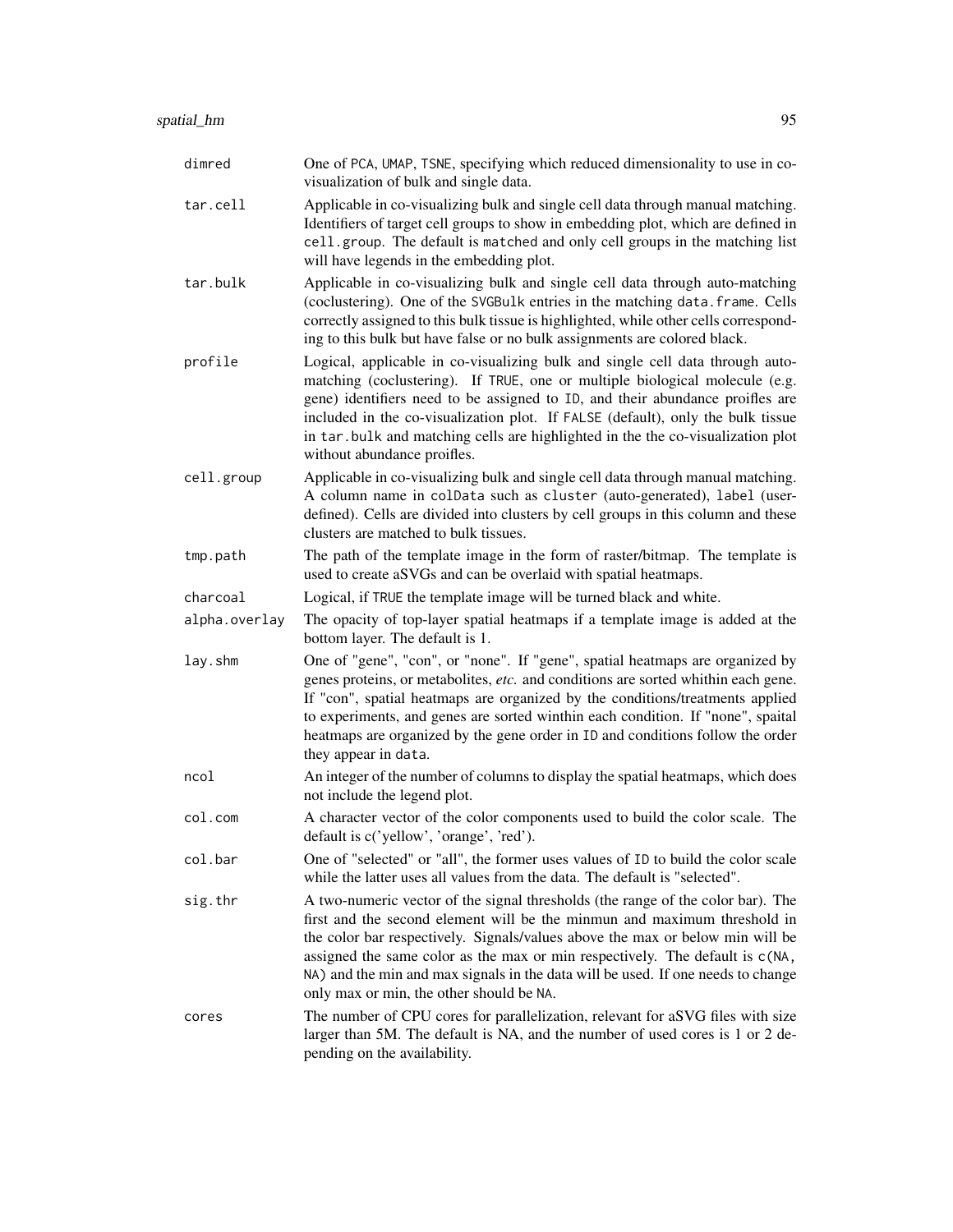| | |
|---|---|
| `dimred` | One of `PCA`, `UMAP`, `TSNE`, specifying which reduced dimensionality to use in co-visualization of bulk and single data. |
| `tar.cell` | Applicable in co-visualizing bulk and single cell data through manual matching. Identifiers of target cell groups to show in embedding plot, which are defined in `cell.group`. The default is `matched` and only cell groups in the matching list will have legends in the embedding plot. |
| `tar.bulk` | Applicable in co-visualizing bulk and single cell data through auto-matching (coclustering). One of the `SVGBulk` entries in the matching `data.frame`. Cells correctly assigned to this bulk tissue is highlighted, while other cells corresponding to this bulk but have false or no bulk assignments are colored black. |
| `profile` | Logical, applicable in co-visualizing bulk and single cell data through auto-matching (coclustering). If `TRUE`, one or multiple biological molecule (e.g. gene) identifiers need to be assigned to `ID`, and their abundance proifles are included in the co-visualization plot. If `FALSE` (default), only the bulk tissue in `tar.bulk` and matching cells are highlighted in the the co-visualization plot without abundance proifles. |
| `cell.group` | Applicable in co-visualizing bulk and single cell data through manual matching. A column name in `colData` such as `cluster` (auto-generated), `label` (user-defined). Cells are divided into clusters by cell groups in this column and these clusters are matched to bulk tissues. |
| `tmp.path` | The path of the template image in the form of raster/bitmap. The template is used to create aSVGs and can be overlaid with spatial heatmaps. |
| `charcoal` | Logical, if `TRUE` the template image will be turned black and white. |
| `alpha.overlay` | The opacity of top-layer spatial heatmaps if a template image is added at the bottom layer. The default is 1. |
| `lay.shm` | One of "gene", "con", or "none". If "gene", spatial heatmaps are organized by genes proteins, or metabolites, *etc.* and conditions are sorted whithin each gene. If "con", spatial heatmaps are organized by the conditions/treatments applied to experiments, and genes are sorted winthin each condition. If "none", spaital heatmaps are organized by the gene order in `ID` and conditions follow the order they appear in `data`. |
| `ncol` | An integer of the number of columns to display the spatial heatmaps, which does not include the legend plot. |
| `col.com` | A character vector of the color components used to build the color scale. The default is c('yellow', 'orange', 'red'). |
| `col.bar` | One of "selected" or "all", the former uses values of `ID` to build the color scale while the latter uses all values from the data. The default is "selected". |
| `sig.thr` | A two-numeric vector of the signal thresholds (the range of the color bar). The first and the second element will be the minmun and maximum threshold in the color bar respectively. Signals/values above the max or below min will be assigned the same color as the max or min respectively. The default is `c(NA, NA)` and the min and max signals in the data will be used. If one needs to change only max or min, the other should be `NA`. |
| `cores` | The number of CPU cores for parallelization, relevant for aSVG files with size larger than 5M. The default is NA, and the number of used cores is 1 or 2 depending on the availability. |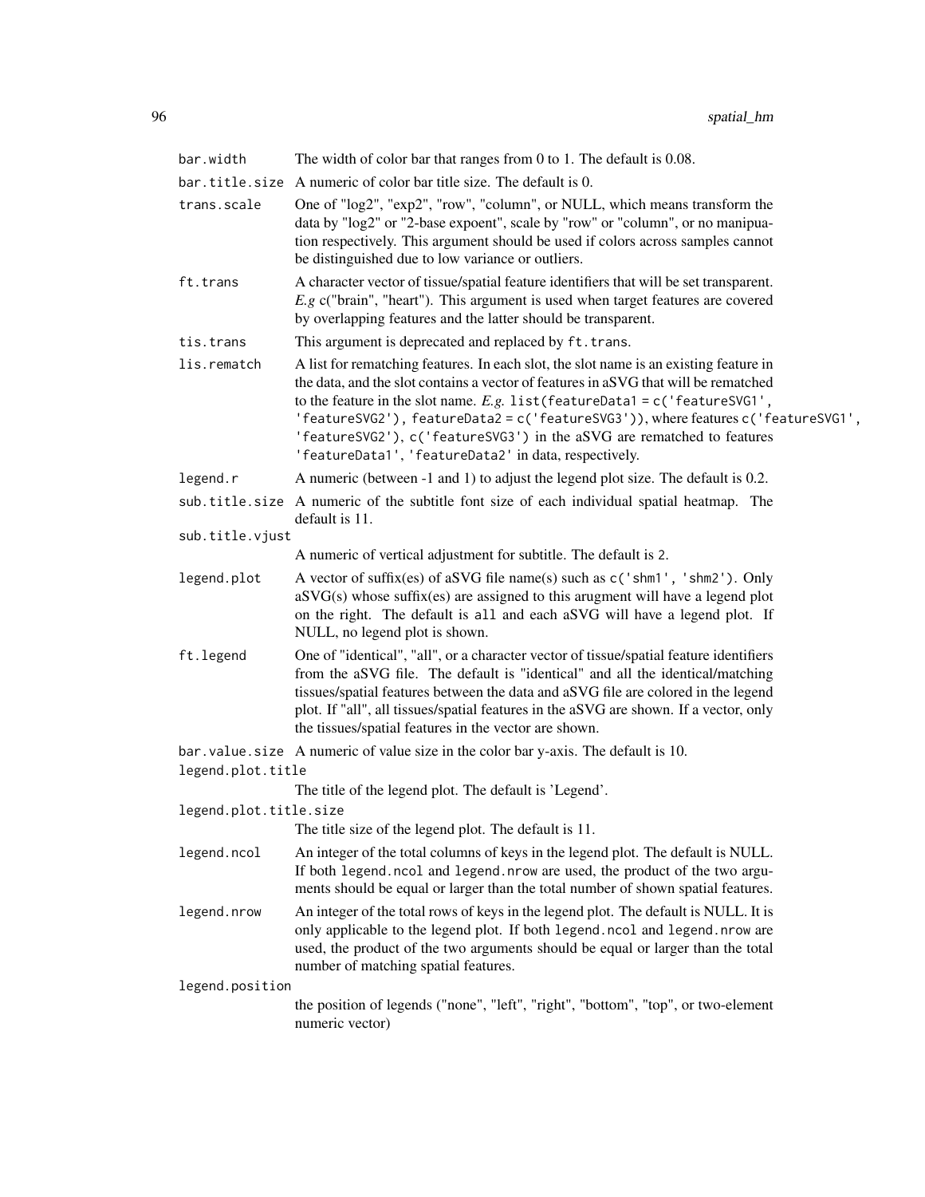| | |
|---|---|
| `bar.width` | The width of color bar that ranges from 0 to 1. The default is 0.08. |
| `bar.title.size` | A numeric of color bar title size. The default is 0. |
| `trans.scale` | One of "log2", "exp2", "row", "column", or NULL, which means transform the data by "log2" or "2-base expoent", scale by "row" or "column", or no manipuation respectively. This argument should be used if colors across samples cannot be distinguished due to low variance or outliers. |
| `ft.trans` | A character vector of tissue/spatial feature identifiers that will be set transparent. *E.g* c("brain", "heart"). This argument is used when target features are covered by overlapping features and the latter should be transparent. |
| `tis.trans` | This argument is deprecated and replaced by `ft.trans`. |
| `lis.rematch` | A list for rematching features. In each slot, the slot name is an existing feature in the data, and the slot contains a vector of features in aSVG that will be rematched to the feature in the slot name. *E.g.* `list(featureData1 = c('featureSVG1', 'featureSVG2'), featureData2 = c('featureSVG3'))`, where features `c('featureSVG1', 'featureSVG2')`, `c('featureSVG3')` in the aSVG are rematched to features `'featureData1'`, `'featureData2'` in data, respectively. |
| `legend.r` | A numeric (between -1 and 1) to adjust the legend plot size. The default is 0.2. |
| `sub.title.size` | A numeric of the subtitle font size of each individual spatial heatmap. The default is 11. |
| `sub.title.vjust` | A numeric of vertical adjustment for subtitle. The default is `2`. |
| `legend.plot` | A vector of suffix(es) of aSVG file name(s) such as `c('shm1', 'shm2')`. Only aSVG(s) whose suffix(es) are assigned to this arugment will have a legend plot on the right. The default is `all` and each aSVG will have a legend plot. If NULL, no legend plot is shown. |
| `ft.legend` | One of "identical", "all", or a character vector of tissue/spatial feature identifiers from the aSVG file. The default is "identical" and all the identical/matching tissues/spatial features between the data and aSVG file are colored in the legend plot. If "all", all tissues/spatial features in the aSVG are shown. If a vector, only the tissues/spatial features in the vector are shown. |
| `bar.value.size` | A numeric of value size in the color bar y-axis. The default is 10. |
| `legend.plot.title` | The title of the legend plot. The default is 'Legend'. |
| `legend.plot.title.size` | The title size of the legend plot. The default is 11. |
| `legend.ncol` | An integer of the total columns of keys in the legend plot. The default is NULL. If both `legend.ncol` and `legend.nrow` are used, the product of the two arguments should be equal or larger than the total number of shown spatial features. |
| `legend.nrow` | An integer of the total rows of keys in the legend plot. The default is NULL. It is only applicable to the legend plot. If both `legend.ncol` and `legend.nrow` are used, the product of the two arguments should be equal or larger than the total number of matching spatial features. |
| `legend.position` | the position of legends ("none", "left", "right", "bottom", "top", or two-element numeric vector) |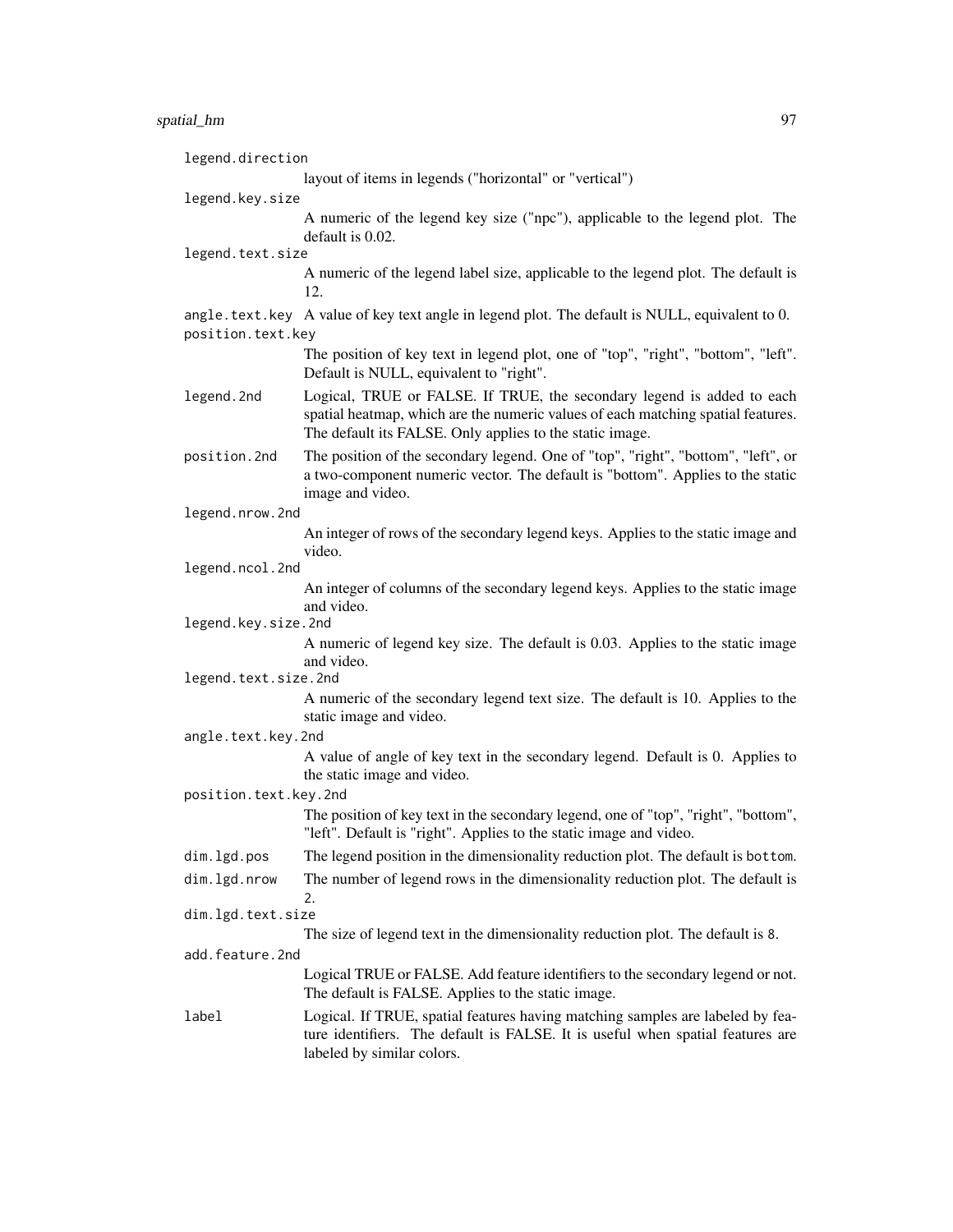`legend.direction`
: layout of items in legends ("horizontal" or "vertical")

`legend.key.size`
: A numeric of the legend key size ("npc"), applicable to the legend plot. The default is 0.02.

`legend.text.size`
: A numeric of the legend label size, applicable to the legend plot. The default is 12.

`angle.text.key`
: A value of key text angle in legend plot. The default is NULL, equivalent to 0.

`position.text.key`
: The position of key text in legend plot, one of "top", "right", "bottom", "left". Default is NULL, equivalent to "right".

`legend.2nd`
: Logical, TRUE or FALSE. If TRUE, the secondary legend is added to each spatial heatmap, which are the numeric values of each matching spatial features. The default its FALSE. Only applies to the static image.

`position.2nd`
: The position of the secondary legend. One of "top", "right", "bottom", "left", or a two-component numeric vector. The default is "bottom". Applies to the static image and video.

`legend.nrow.2nd`
: An integer of rows of the secondary legend keys. Applies to the static image and video.

`legend.ncol.2nd`
: An integer of columns of the secondary legend keys. Applies to the static image and video.

`legend.key.size.2nd`
: A numeric of legend key size. The default is 0.03. Applies to the static image and video.

`legend.text.size.2nd`
: A numeric of the secondary legend text size. The default is 10. Applies to the static image and video.

`angle.text.key.2nd`
: A value of angle of key text in the secondary legend. Default is 0. Applies to the static image and video.

`position.text.key.2nd`
: The position of key text in the secondary legend, one of "top", "right", "bottom", "left". Default is "right". Applies to the static image and video.

`dim.lgd.pos`
: The legend position in the dimensionality reduction plot. The default is `bottom`.

`dim.lgd.nrow`
: The number of legend rows in the dimensionality reduction plot. The default is `2`.

`dim.lgd.text.size`
: The size of legend text in the dimensionality reduction plot. The default is `8`.

`add.feature.2nd`
: Logical TRUE or FALSE. Add feature identifiers to the secondary legend or not. The default is FALSE. Applies to the static image.

`label`
: Logical. If TRUE, spatial features having matching samples are labeled by feature identifiers. The default is FALSE. It is useful when spatial features are labeled by similar colors.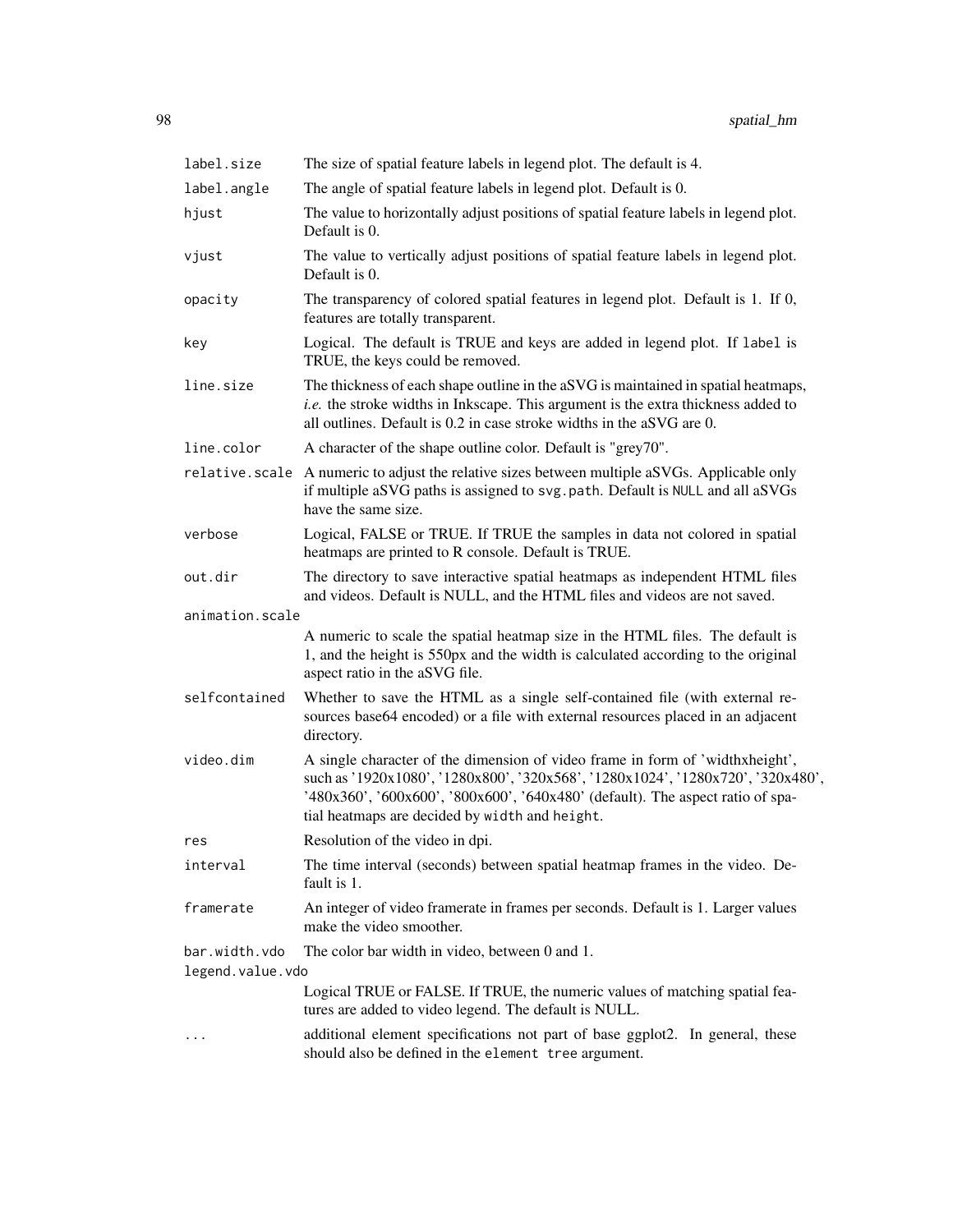| | |
|---|---|
| `label.size` | The size of spatial feature labels in legend plot. The default is 4. |
| `label.angle` | The angle of spatial feature labels in legend plot. Default is 0. |
| `hjust` | The value to horizontally adjust positions of spatial feature labels in legend plot. Default is 0. |
| `vjust` | The value to vertically adjust positions of spatial feature labels in legend plot. Default is 0. |
| `opacity` | The transparency of colored spatial features in legend plot. Default is 1. If 0, features are totally transparent. |
| `key` | Logical. The default is TRUE and keys are added in legend plot. If `label` is TRUE, the keys could be removed. |
| `line.size` | The thickness of each shape outline in the aSVG is maintained in spatial heatmaps, *i.e.* the stroke widths in Inkscape. This argument is the extra thickness added to all outlines. Default is 0.2 in case stroke widths in the aSVG are 0. |
| `line.color` | A character of the shape outline color. Default is "grey70". |
| `relative.scale` | A numeric to adjust the relative sizes between multiple aSVGs. Applicable only if multiple aSVG paths is assigned to `svg.path`. Default is `NULL` and all aSVGs have the same size. |
| `verbose` | Logical, FALSE or TRUE. If TRUE the samples in data not colored in spatial heatmaps are printed to R console. Default is TRUE. |
| `out.dir` | The directory to save interactive spatial heatmaps as independent HTML files and videos. Default is NULL, and the HTML files and videos are not saved. |
| `animation.scale` | A numeric to scale the spatial heatmap size in the HTML files. The default is 1, and the height is 550px and the width is calculated according to the original aspect ratio in the aSVG file. |
| `selfcontained` | Whether to save the HTML as a single self-contained file (with external resources base64 encoded) or a file with external resources placed in an adjacent directory. |
| `video.dim` | A single character of the dimension of video frame in form of 'widthxheight', such as '1920x1080', '1280x800', '320x568', '1280x1024', '1280x720', '320x480', '480x360', '600x600', '800x600', '640x480' (default). The aspect ratio of spatial heatmaps are decided by `width` and `height`. |
| `res` | Resolution of the video in dpi. |
| `interval` | The time interval (seconds) between spatial heatmap frames in the video. Default is 1. |
| `framerate` | An integer of video framerate in frames per seconds. Default is 1. Larger values make the video smoother. |
| `bar.width.vdo` | The color bar width in video, between 0 and 1. |
| `legend.value.vdo` | Logical TRUE or FALSE. If TRUE, the numeric values of matching spatial features are added to video legend. The default is NULL. |
| `...` | additional element specifications not part of base ggplot2. In general, these should also be defined in the `element tree` argument. |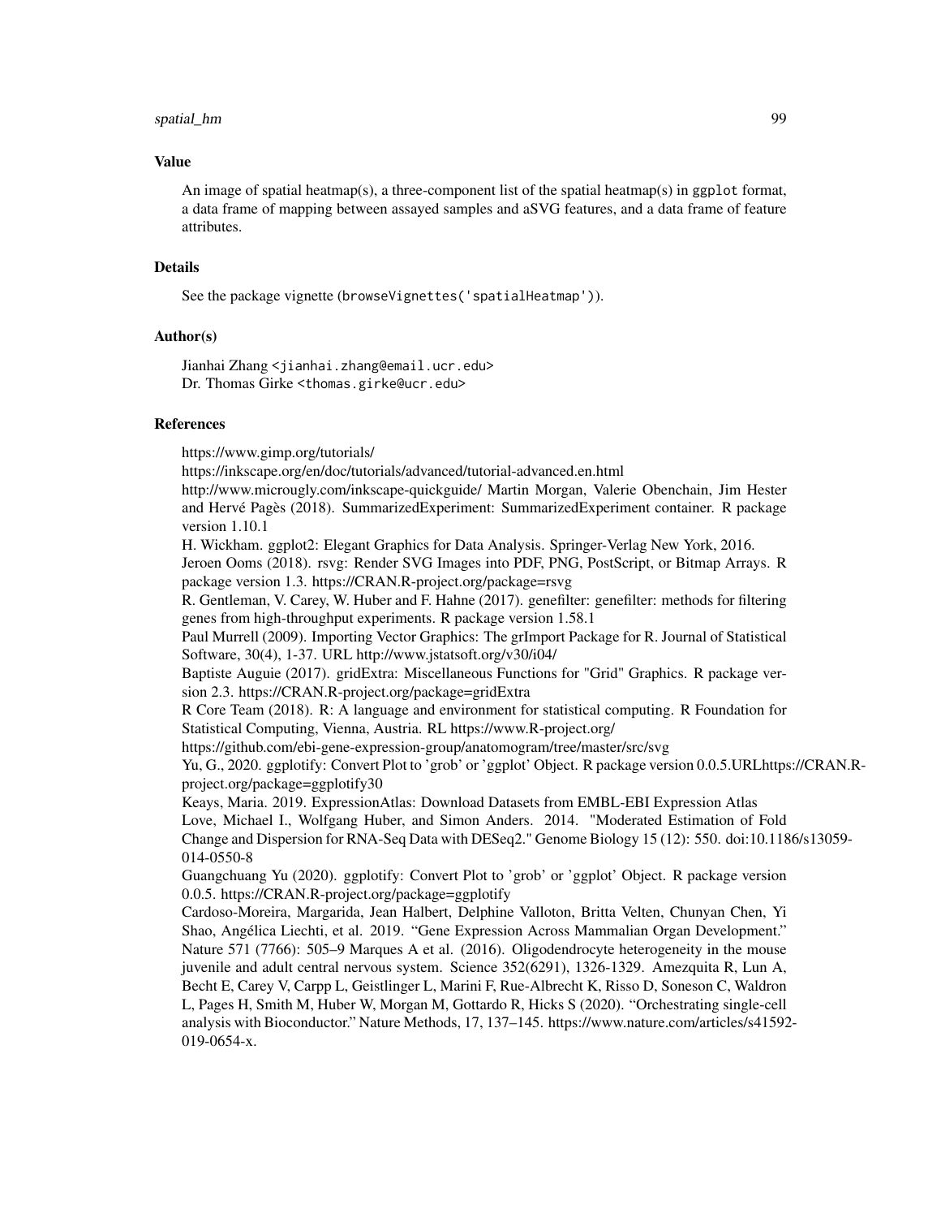### Value

An image of spatial heatmap(s), a three-component list of the spatial heatmap(s) in ggplot format, a data frame of mapping between assayed samples and aSVG features, and a data frame of feature attributes.

### Details

See the package vignette (browseVignettes('spatialHeatmap')).

### Author(s)

Jianhai Zhang <jianhai.zhang@email.ucr.edu>
Dr. Thomas Girke <thomas.girke@ucr.edu>

### References

https://www.gimp.org/tutorials/
https://inkscape.org/en/doc/tutorials/advanced/tutorial-advanced.en.html
http://www.microugly.com/inkscape-quickguide/ Martin Morgan, Valerie Obenchain, Jim Hester and Hervé Pagès (2018). SummarizedExperiment: SummarizedExperiment container. R package version 1.10.1
H. Wickham. ggplot2: Elegant Graphics for Data Analysis. Springer-Verlag New York, 2016.
Jeroen Ooms (2018). rsvg: Render SVG Images into PDF, PNG, PostScript, or Bitmap Arrays. R package version 1.3. https://CRAN.R-project.org/package=rsvg
R. Gentleman, V. Carey, W. Huber and F. Hahne (2017). genefilter: genefilter: methods for filtering genes from high-throughput experiments. R package version 1.58.1
Paul Murrell (2009). Importing Vector Graphics: The grImport Package for R. Journal of Statistical Software, 30(4), 1-37. URL http://www.jstatsoft.org/v30/i04/
Baptiste Auguie (2017). gridExtra: Miscellaneous Functions for "Grid" Graphics. R package version 2.3. https://CRAN.R-project.org/package=gridExtra
R Core Team (2018). R: A language and environment for statistical computing. R Foundation for Statistical Computing, Vienna, Austria. RL https://www.R-project.org/
https://github.com/ebi-gene-expression-group/anatomogram/tree/master/src/svg
Yu, G., 2020. ggplotify: Convert Plot to 'grob' or 'ggplot' Object. R package version 0.0.5.URLhttps://CRAN.R-project.org/package=ggplotify30
Keays, Maria. 2019. ExpressionAtlas: Download Datasets from EMBL-EBI Expression Atlas
Love, Michael I., Wolfgang Huber, and Simon Anders. 2014. "Moderated Estimation of Fold Change and Dispersion for RNA-Seq Data with DESeq2." Genome Biology 15 (12): 550. doi:10.1186/s13059-014-0550-8
Guangchuang Yu (2020). ggplotify: Convert Plot to 'grob' or 'ggplot' Object. R package version 0.0.5. https://CRAN.R-project.org/package=ggplotify
Cardoso-Moreira, Margarida, Jean Halbert, Delphine Valloton, Britta Velten, Chunyan Chen, Yi Shao, Angélica Liechti, et al. 2019. "Gene Expression Across Mammalian Organ Development." Nature 571 (7766): 505–9 Marques A et al. (2016). Oligodendrocyte heterogeneity in the mouse juvenile and adult central nervous system. Science 352(6291), 1326-1329. Amezquita R, Lun A, Becht E, Carey V, Carpp L, Geistlinger L, Marini F, Rue-Albrecht K, Risso D, Soneson C, Waldron L, Pages H, Smith M, Huber W, Morgan M, Gottardo R, Hicks S (2020). "Orchestrating single-cell analysis with Bioconductor." Nature Methods, 17, 137–145. https://www.nature.com/articles/s41592-019-0654-x.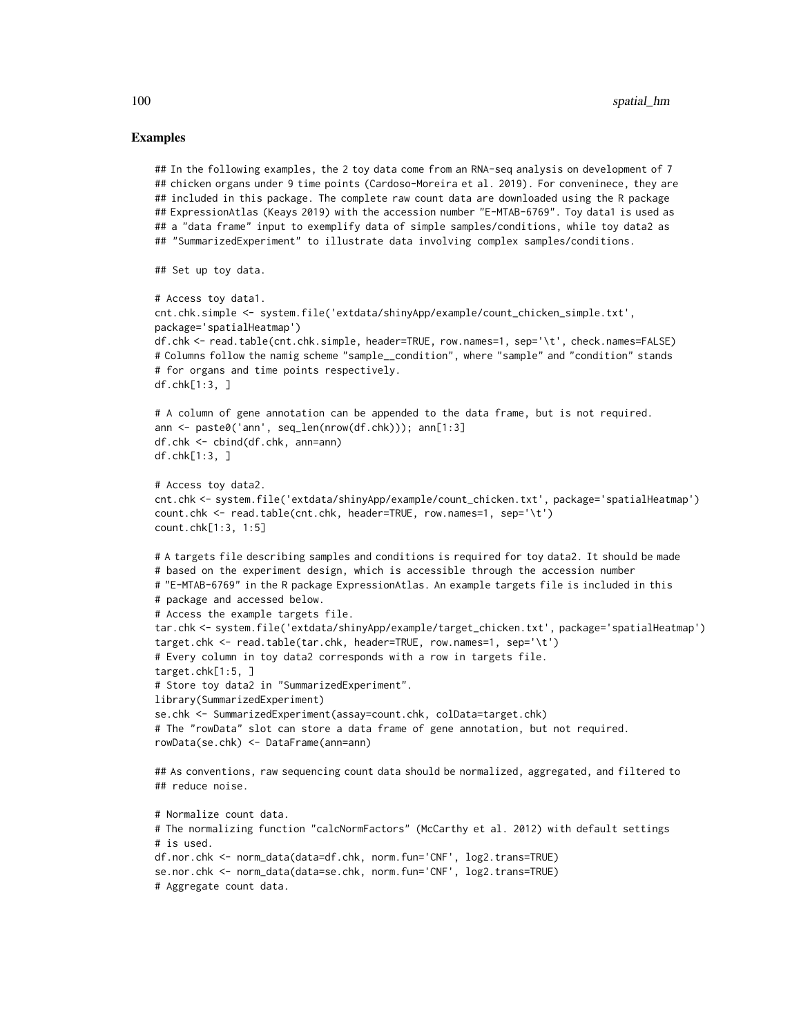## Examples

```
## In the following examples, the 2 toy data come from an RNA-seq analysis on development of 7
## chicken organs under 9 time points (Cardoso-Moreira et al. 2019). For conveninece, they are
## included in this package. The complete raw count data are downloaded using the R package
## ExpressionAtlas (Keays 2019) with the accession number "E-MTAB-6769". Toy data1 is used as
## a "data frame" input to exemplify data of simple samples/conditions, while toy data2 as
## "SummarizedExperiment" to illustrate data involving complex samples/conditions.

## Set up toy data.

# Access toy data1.
cnt.chk.simple <- system.file('extdata/shinyApp/example/count_chicken_simple.txt',
package='spatialHeatmap')
df.chk <- read.table(cnt.chk.simple, header=TRUE, row.names=1, sep='\t', check.names=FALSE)
# Columns follow the namig scheme "sample__condition", where "sample" and "condition" stands
# for organs and time points respectively.
df.chk[1:3, ]

# A column of gene annotation can be appended to the data frame, but is not required.
ann <- paste0('ann', seq_len(nrow(df.chk))); ann[1:3]
df.chk <- cbind(df.chk, ann=ann)
df.chk[1:3, ]

# Access toy data2.
cnt.chk <- system.file('extdata/shinyApp/example/count_chicken.txt', package='spatialHeatmap')
count.chk <- read.table(cnt.chk, header=TRUE, row.names=1, sep='\t')
count.chk[1:3, 1:5]

# A targets file describing samples and conditions is required for toy data2. It should be made
# based on the experiment design, which is accessible through the accession number
# "E-MTAB-6769" in the R package ExpressionAtlas. An example targets file is included in this
# package and accessed below.
# Access the example targets file.
tar.chk <- system.file('extdata/shinyApp/example/target_chicken.txt', package='spatialHeatmap')
target.chk <- read.table(tar.chk, header=TRUE, row.names=1, sep='\t')
# Every column in toy data2 corresponds with a row in targets file.
target.chk[1:5, ]
# Store toy data2 in "SummarizedExperiment".
library(SummarizedExperiment)
se.chk <- SummarizedExperiment(assay=count.chk, colData=target.chk)
# The "rowData" slot can store a data frame of gene annotation, but not required.
rowData(se.chk) <- DataFrame(ann=ann)

## As conventions, raw sequencing count data should be normalized, aggregated, and filtered to
## reduce noise.

# Normalize count data.
# The normalizing function "calcNormFactors" (McCarthy et al. 2012) with default settings
# is used.
df.nor.chk <- norm_data(data=df.chk, norm.fun='CNF', log2.trans=TRUE)
se.nor.chk <- norm_data(data=se.chk, norm.fun='CNF', log2.trans=TRUE)
# Aggregate count data.
```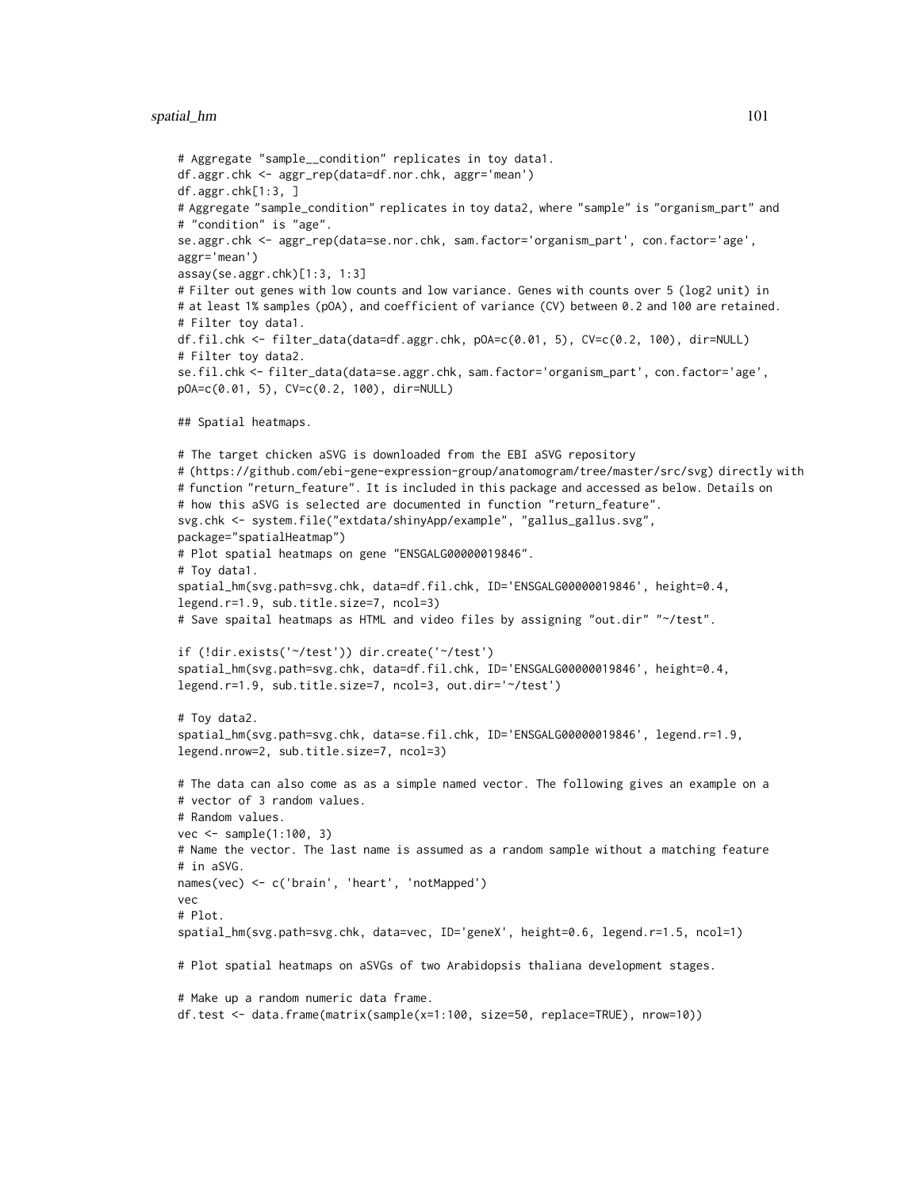```
# Aggregate "sample__condition" replicates in toy data1.
df.aggr.chk <- aggr_rep(data=df.nor.chk, aggr='mean')
df.aggr.chk[1:3, ]
# Aggregate "sample_condition" replicates in toy data2, where "sample" is "organism_part" and
# "condition" is "age".
se.aggr.chk <- aggr_rep(data=se.nor.chk, sam.factor='organism_part', con.factor='age',
aggr='mean')
assay(se.aggr.chk)[1:3, 1:3]
# Filter out genes with low counts and low variance. Genes with counts over 5 (log2 unit) in
# at least 1% samples (pOA), and coefficient of variance (CV) between 0.2 and 100 are retained.
# Filter toy data1.
df.fil.chk <- filter_data(data=df.aggr.chk, pOA=c(0.01, 5), CV=c(0.2, 100), dir=NULL)
# Filter toy data2.
se.fil.chk <- filter_data(data=se.aggr.chk, sam.factor='organism_part', con.factor='age',
pOA=c(0.01, 5), CV=c(0.2, 100), dir=NULL)

## Spatial heatmaps.

# The target chicken aSVG is downloaded from the EBI aSVG repository
# (https://github.com/ebi-gene-expression-group/anatomogram/tree/master/src/svg) directly with
# function "return_feature". It is included in this package and accessed as below. Details on
# how this aSVG is selected are documented in function "return_feature".
svg.chk <- system.file("extdata/shinyApp/example", "gallus_gallus.svg",
package="spatialHeatmap")
# Plot spatial heatmaps on gene "ENSGALG00000019846".
# Toy data1.
spatial_hm(svg.path=svg.chk, data=df.fil.chk, ID='ENSGALG00000019846', height=0.4,
legend.r=1.9, sub.title.size=7, ncol=3)
# Save spaital heatmaps as HTML and video files by assigning "out.dir" "~/test".

if (!dir.exists('~/test')) dir.create('~/test')
spatial_hm(svg.path=svg.chk, data=df.fil.chk, ID='ENSGALG00000019846', height=0.4,
legend.r=1.9, sub.title.size=7, ncol=3, out.dir='~/test')

# Toy data2.
spatial_hm(svg.path=svg.chk, data=se.fil.chk, ID='ENSGALG00000019846', legend.r=1.9,
legend.nrow=2, sub.title.size=7, ncol=3)

# The data can also come as as a simple named vector. The following gives an example on a
# vector of 3 random values.
# Random values.
vec <- sample(1:100, 3)
# Name the vector. The last name is assumed as a random sample without a matching feature
# in aSVG.
names(vec) <- c('brain', 'heart', 'notMapped')
vec
# Plot.
spatial_hm(svg.path=svg.chk, data=vec, ID='geneX', height=0.6, legend.r=1.5, ncol=1)

# Plot spatial heatmaps on aSVGs of two Arabidopsis thaliana development stages.

# Make up a random numeric data frame.
df.test <- data.frame(matrix(sample(x=1:100, size=50, replace=TRUE), nrow=10))
```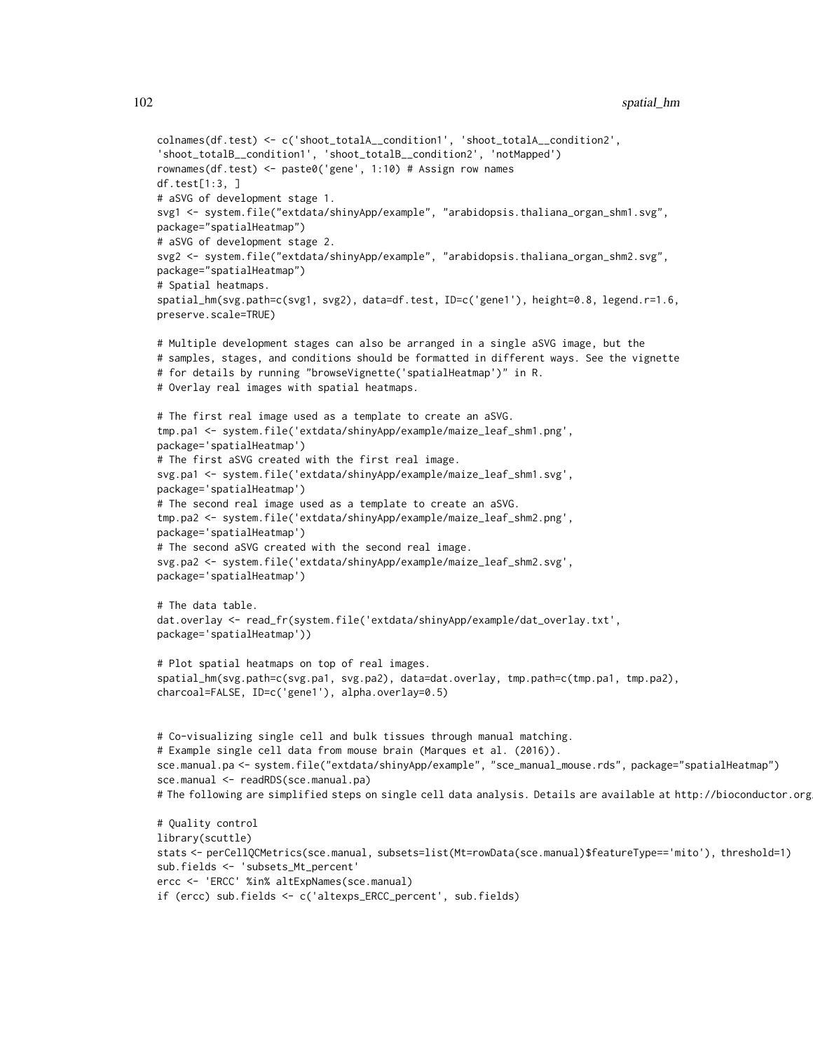```
colnames(df.test) <- c('shoot_totalA__condition1', 'shoot_totalA__condition2',
'shoot_totalB__condition1', 'shoot_totalB__condition2', 'notMapped')
rownames(df.test) <- paste0('gene', 1:10) # Assign row names
df.test[1:3, ]
# aSVG of development stage 1.
svg1 <- system.file("extdata/shinyApp/example", "arabidopsis.thaliana_organ_shm1.svg",
package="spatialHeatmap")
# aSVG of development stage 2.
svg2 <- system.file("extdata/shinyApp/example", "arabidopsis.thaliana_organ_shm2.svg",
package="spatialHeatmap")
# Spatial heatmaps.
spatial_hm(svg.path=c(svg1, svg2), data=df.test, ID=c('gene1'), height=0.8, legend.r=1.6,
preserve.scale=TRUE)

# Multiple development stages can also be arranged in a single aSVG image, but the
# samples, stages, and conditions should be formatted in different ways. See the vignette
# for details by running "browseVignette('spatialHeatmap')" in R.
# Overlay real images with spatial heatmaps.

# The first real image used as a template to create an aSVG.
tmp.pa1 <- system.file('extdata/shinyApp/example/maize_leaf_shm1.png',
package='spatialHeatmap')
# The first aSVG created with the first real image.
svg.pa1 <- system.file('extdata/shinyApp/example/maize_leaf_shm1.svg',
package='spatialHeatmap')
# The second real image used as a template to create an aSVG.
tmp.pa2 <- system.file('extdata/shinyApp/example/maize_leaf_shm2.png',
package='spatialHeatmap')
# The second aSVG created with the second real image.
svg.pa2 <- system.file('extdata/shinyApp/example/maize_leaf_shm2.svg',
package='spatialHeatmap')

# The data table.
dat.overlay <- read_fr(system.file('extdata/shinyApp/example/dat_overlay.txt',
package='spatialHeatmap'))

# Plot spatial heatmaps on top of real images.
spatial_hm(svg.path=c(svg.pa1, svg.pa2), data=dat.overlay, tmp.path=c(tmp.pa1, tmp.pa2),
charcoal=FALSE, ID=c('gene1'), alpha.overlay=0.5)


# Co-visualizing single cell and bulk tissues through manual matching.
# Example single cell data from mouse brain (Marques et al. (2016)).
sce.manual.pa <- system.file("extdata/shinyApp/example", "sce_manual_mouse.rds", package="spatialHeatmap")
sce.manual <- readRDS(sce.manual.pa)
# The following are simplified steps on single cell data analysis. Details are available at http://bioconductor.org

# Quality control
library(scuttle)
stats <- perCellQCMetrics(sce.manual, subsets=list(Mt=rowData(sce.manual)$featureType=='mito'), threshold=1)
sub.fields <- 'subsets_Mt_percent'
ercc <- 'ERCC' %in% altExpNames(sce.manual)
if (ercc) sub.fields <- c('altexps_ERCC_percent', sub.fields)
```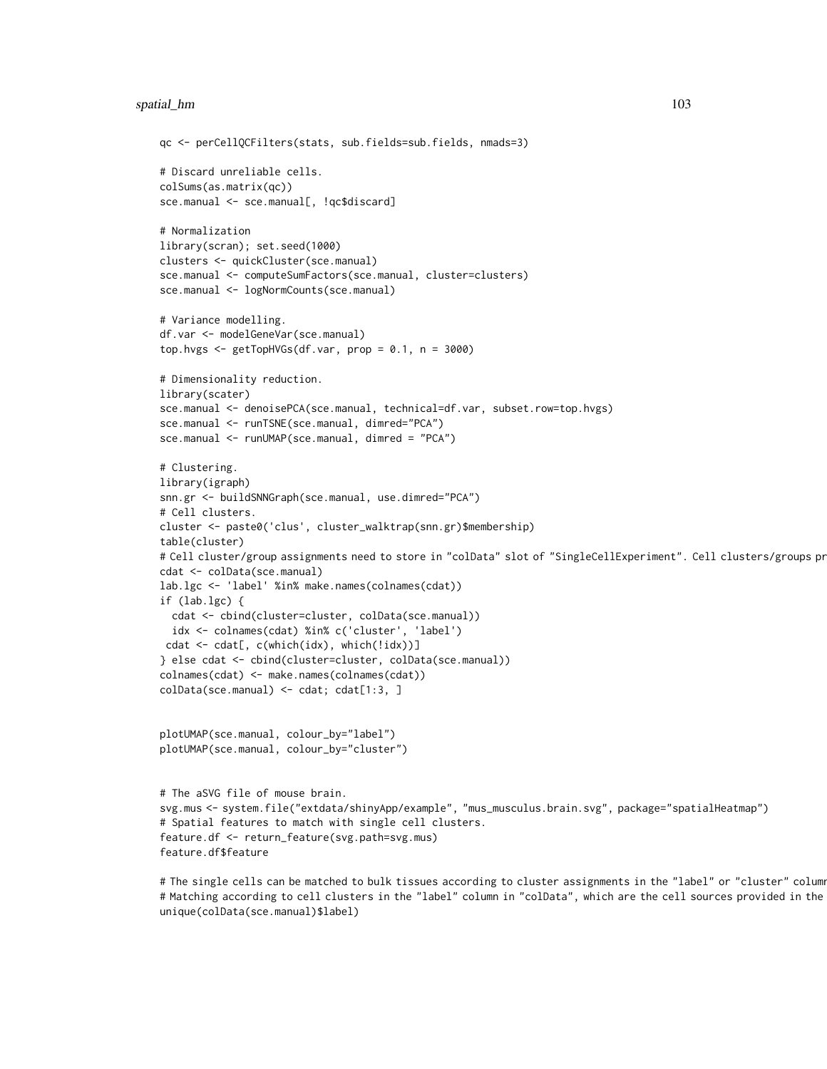```
qc <- perCellQCFilters(stats, sub.fields=sub.fields, nmads=3)

# Discard unreliable cells.
colSums(as.matrix(qc))
sce.manual <- sce.manual[, !qc$discard]

# Normalization
library(scran); set.seed(1000)
clusters <- quickCluster(sce.manual)
sce.manual <- computeSumFactors(sce.manual, cluster=clusters)
sce.manual <- logNormCounts(sce.manual)

# Variance modelling.
df.var <- modelGeneVar(sce.manual)
top.hvgs <- getTopHVGs(df.var, prop = 0.1, n = 3000)

# Dimensionality reduction.
library(scater)
sce.manual <- denoisePCA(sce.manual, technical=df.var, subset.row=top.hvgs)
sce.manual <- runTSNE(sce.manual, dimred="PCA")
sce.manual <- runUMAP(sce.manual, dimred = "PCA")

# Clustering.
library(igraph)
snn.gr <- buildSNNGraph(sce.manual, use.dimred="PCA")
# Cell clusters.
cluster <- paste0('clus', cluster_walktrap(snn.gr)$membership)
table(cluster)
# Cell cluster/group assignments need to store in "colData" slot of "SingleCellExperiment". Cell clusters/groups pr
cdat <- colData(sce.manual)
lab.lgc <- 'label' %in% make.names(colnames(cdat))
if (lab.lgc) {
  cdat <- cbind(cluster=cluster, colData(sce.manual))
  idx <- colnames(cdat) %in% c('cluster', 'label')
 cdat <- cdat[, c(which(idx), which(!idx))]
} else cdat <- cbind(cluster=cluster, colData(sce.manual))
colnames(cdat) <- make.names(colnames(cdat))
colData(sce.manual) <- cdat; cdat[1:3, ]


plotUMAP(sce.manual, colour_by="label")
plotUMAP(sce.manual, colour_by="cluster")


# The aSVG file of mouse brain.
svg.mus <- system.file("extdata/shinyApp/example", "mus_musculus.brain.svg", package="spatialHeatmap")
# Spatial features to match with single cell clusters.
feature.df <- return_feature(svg.path=svg.mus)
feature.df$feature

# The single cells can be matched to bulk tissues according to cluster assignments in the "label" or "cluster" column
# Matching according to cell clusters in the "label" column in "colData", which are the cell sources provided in the
unique(colData(sce.manual)$label)
```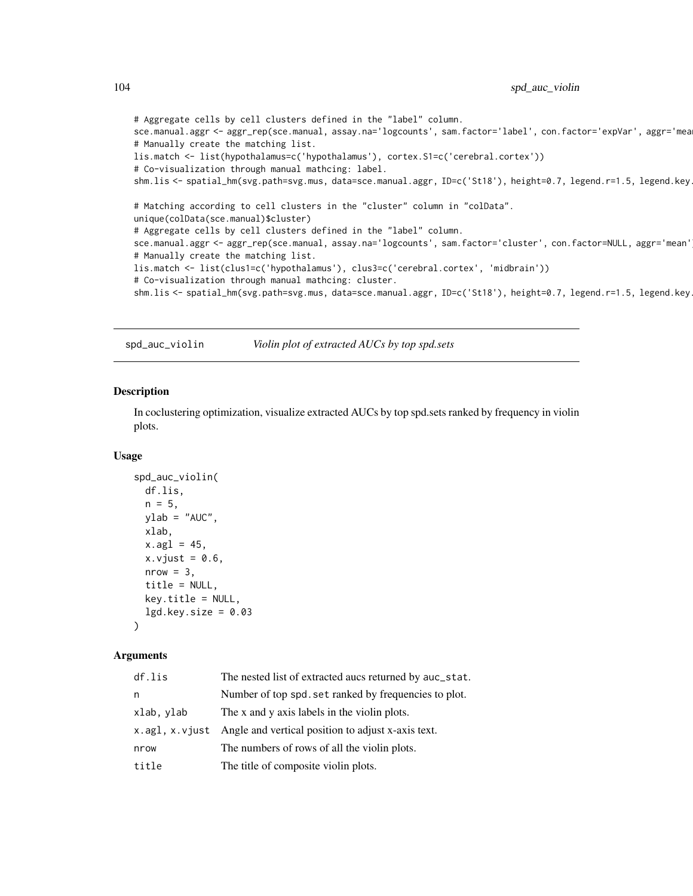```
# Aggregate cells by cell clusters defined in the "label" column.
sce.manual.aggr <- aggr_rep(sce.manual, assay.na='logcounts', sam.factor='label', con.factor='expVar', aggr='mean
# Manually create the matching list.
lis.match <- list(hypothalamus=c('hypothalamus'), cortex.S1=c('cerebral.cortex'))
# Co-visualization through manual mathcing: label.
shm.lis <- spatial_hm(svg.path=svg.mus, data=sce.manual.aggr, ID=c('St18'), height=0.7, legend.r=1.5, legend.key.

# Matching according to cell clusters in the "cluster" column in "colData".
unique(colData(sce.manual)$cluster)
# Aggregate cells by cell clusters defined in the "label" column.
sce.manual.aggr <- aggr_rep(sce.manual, assay.na='logcounts', sam.factor='cluster', con.factor=NULL, aggr='mean')
# Manually create the matching list.
lis.match <- list(clus1=c('hypothalamus'), clus3=c('cerebral.cortex', 'midbrain'))
# Co-visualization through manual mathcing: cluster.
shm.lis <- spatial_hm(svg.path=svg.mus, data=sce.manual.aggr, ID=c('St18'), height=0.7, legend.r=1.5, legend.key.
```

## spd_auc_violin *Violin plot of extracted AUCs by top spd.sets*

### Description

In coclustering optimization, visualize extracted AUCs by top spd.sets ranked by frequency in violin plots.

### Usage

```
spd_auc_violin(
  df.lis,
  n = 5,
  ylab = "AUC",
  xlab,
  x.agl = 45,
  x.vjust = 0.6,
  nrow = 3,
  title = NULL,
  key.title = NULL,
  lgd.key.size = 0.03
)
```

### Arguments

| | |
|---|---|
| `df.lis` | The nested list of extracted aucs returned by `auc_stat`. |
| `n` | Number of top `spd.set` ranked by frequencies to plot. |
| `xlab, ylab` | The x and y axis labels in the violin plots. |
| `x.agl, x.vjust` | Angle and vertical position to adjust x-axis text. |
| `nrow` | The numbers of rows of all the violin plots. |
| `title` | The title of composite violin plots. |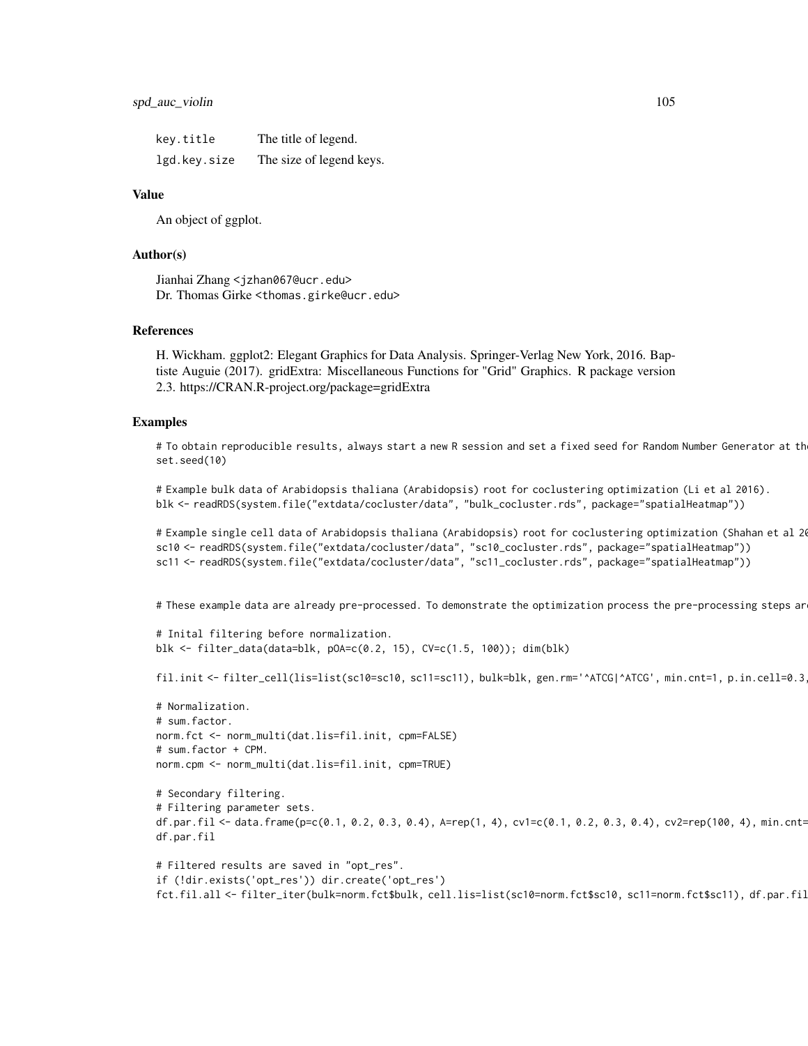| | |
|---|---|
| key.title | The title of legend. |
| lgd.key.size | The size of legend keys. |

## Value

An object of ggplot.

## Author(s)

Jianhai Zhang <jzhan067@ucr.edu>
Dr. Thomas Girke <thomas.girke@ucr.edu>

## References

H. Wickham. ggplot2: Elegant Graphics for Data Analysis. Springer-Verlag New York, 2016. Baptiste Auguie (2017). gridExtra: Miscellaneous Functions for "Grid" Graphics. R package version 2.3. https://CRAN.R-project.org/package=gridExtra

## Examples

```
# To obtain reproducible results, always start a new R session and set a fixed seed for Random Number Generator at th
set.seed(10)

# Example bulk data of Arabidopsis thaliana (Arabidopsis) root for coclustering optimization (Li et al 2016).
blk <- readRDS(system.file("extdata/cocluster/data", "bulk_cocluster.rds", package="spatialHeatmap"))

# Example single cell data of Arabidopsis thaliana (Arabidopsis) root for coclustering optimization (Shahan et al 20
sc10 <- readRDS(system.file("extdata/cocluster/data", "sc10_cocluster.rds", package="spatialHeatmap"))
sc11 <- readRDS(system.file("extdata/cocluster/data", "sc11_cocluster.rds", package="spatialHeatmap"))


# These example data are already pre-processed. To demonstrate the optimization process the pre-processing steps ar

# Inital filtering before normalization.
blk <- filter_data(data=blk, pOA=c(0.2, 15), CV=c(1.5, 100)); dim(blk)

fil.init <- filter_cell(lis=list(sc10=sc10, sc11=sc11), bulk=blk, gen.rm='^ATCG|^ATCG', min.cnt=1, p.in.cell=0.3,

# Normalization.
# sum.factor.
norm.fct <- norm_multi(dat.lis=fil.init, cpm=FALSE)
# sum.factor + CPM.
norm.cpm <- norm_multi(dat.lis=fil.init, cpm=TRUE)

# Secondary filtering.
# Filtering parameter sets.
df.par.fil <- data.frame(p=c(0.1, 0.2, 0.3, 0.4), A=rep(1, 4), cv1=c(0.1, 0.2, 0.3, 0.4), cv2=rep(100, 4), min.cnt=
df.par.fil

# Filtered results are saved in "opt_res".
if (!dir.exists('opt_res')) dir.create('opt_res')
fct.fil.all <- filter_iter(bulk=norm.fct$bulk, cell.lis=list(sc10=norm.fct$sc10, sc11=norm.fct$sc11), df.par.fil
```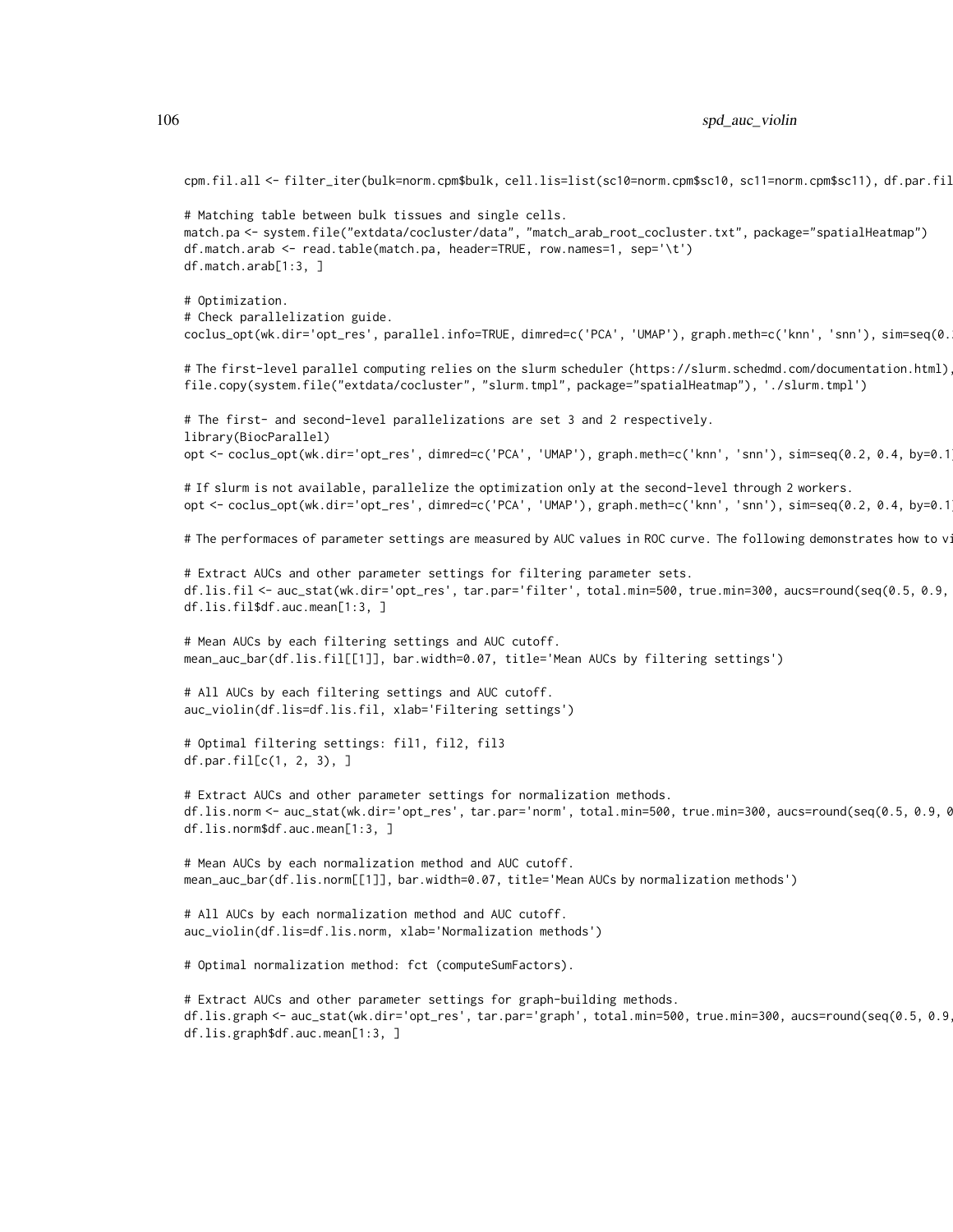```
cpm.fil.all <- filter_iter(bulk=norm.cpm$bulk, cell.lis=list(sc10=norm.cpm$sc10, sc11=norm.cpm$sc11), df.par.fil

# Matching table between bulk tissues and single cells.
match.pa <- system.file("extdata/cocluster/data", "match_arab_root_cocluster.txt", package="spatialHeatmap")
df.match.arab <- read.table(match.pa, header=TRUE, row.names=1, sep='\t')
df.match.arab[1:3, ]

# Optimization.
# Check parallelization guide.
coclus_opt(wk.dir='opt_res', parallel.info=TRUE, dimred=c('PCA', 'UMAP'), graph.meth=c('knn', 'snn'), sim=seq(0.

# The first-level parallel computing relies on the slurm scheduler (https://slurm.schedmd.com/documentation.html),
file.copy(system.file("extdata/cocluster", "slurm.tmpl", package="spatialHeatmap"), './slurm.tmpl')

# The first- and second-level parallelizations are set 3 and 2 respectively.
library(BiocParallel)
opt <- coclus_opt(wk.dir='opt_res', dimred=c('PCA', 'UMAP'), graph.meth=c('knn', 'snn'), sim=seq(0.2, 0.4, by=0.1

# If slurm is not available, parallelize the optimization only at the second-level through 2 workers.
opt <- coclus_opt(wk.dir='opt_res', dimred=c('PCA', 'UMAP'), graph.meth=c('knn', 'snn'), sim=seq(0.2, 0.4, by=0.1

# The performaces of parameter settings are measured by AUC values in ROC curve. The following demonstrates how to vi

# Extract AUCs and other parameter settings for filtering parameter sets.
df.lis.fil <- auc_stat(wk.dir='opt_res', tar.par='filter', total.min=500, true.min=300, aucs=round(seq(0.5, 0.9,
df.lis.fil$df.auc.mean[1:3, ]

# Mean AUCs by each filtering settings and AUC cutoff.
mean_auc_bar(df.lis.fil[[1]], bar.width=0.07, title='Mean AUCs by filtering settings')

# All AUCs by each filtering settings and AUC cutoff.
auc_violin(df.lis=df.lis.fil, xlab='Filtering settings')

# Optimal filtering settings: fil1, fil2, fil3
df.par.fil[c(1, 2, 3), ]

# Extract AUCs and other parameter settings for normalization methods.
df.lis.norm <- auc_stat(wk.dir='opt_res', tar.par='norm', total.min=500, true.min=300, aucs=round(seq(0.5, 0.9, 0
df.lis.norm$df.auc.mean[1:3, ]

# Mean AUCs by each normalization method and AUC cutoff.
mean_auc_bar(df.lis.norm[[1]], bar.width=0.07, title='Mean AUCs by normalization methods')

# All AUCs by each normalization method and AUC cutoff.
auc_violin(df.lis=df.lis.norm, xlab='Normalization methods')

# Optimal normalization method: fct (computeSumFactors).

# Extract AUCs and other parameter settings for graph-building methods.
df.lis.graph <- auc_stat(wk.dir='opt_res', tar.par='graph', total.min=500, true.min=300, aucs=round(seq(0.5, 0.9,
df.lis.graph$df.auc.mean[1:3, ]
```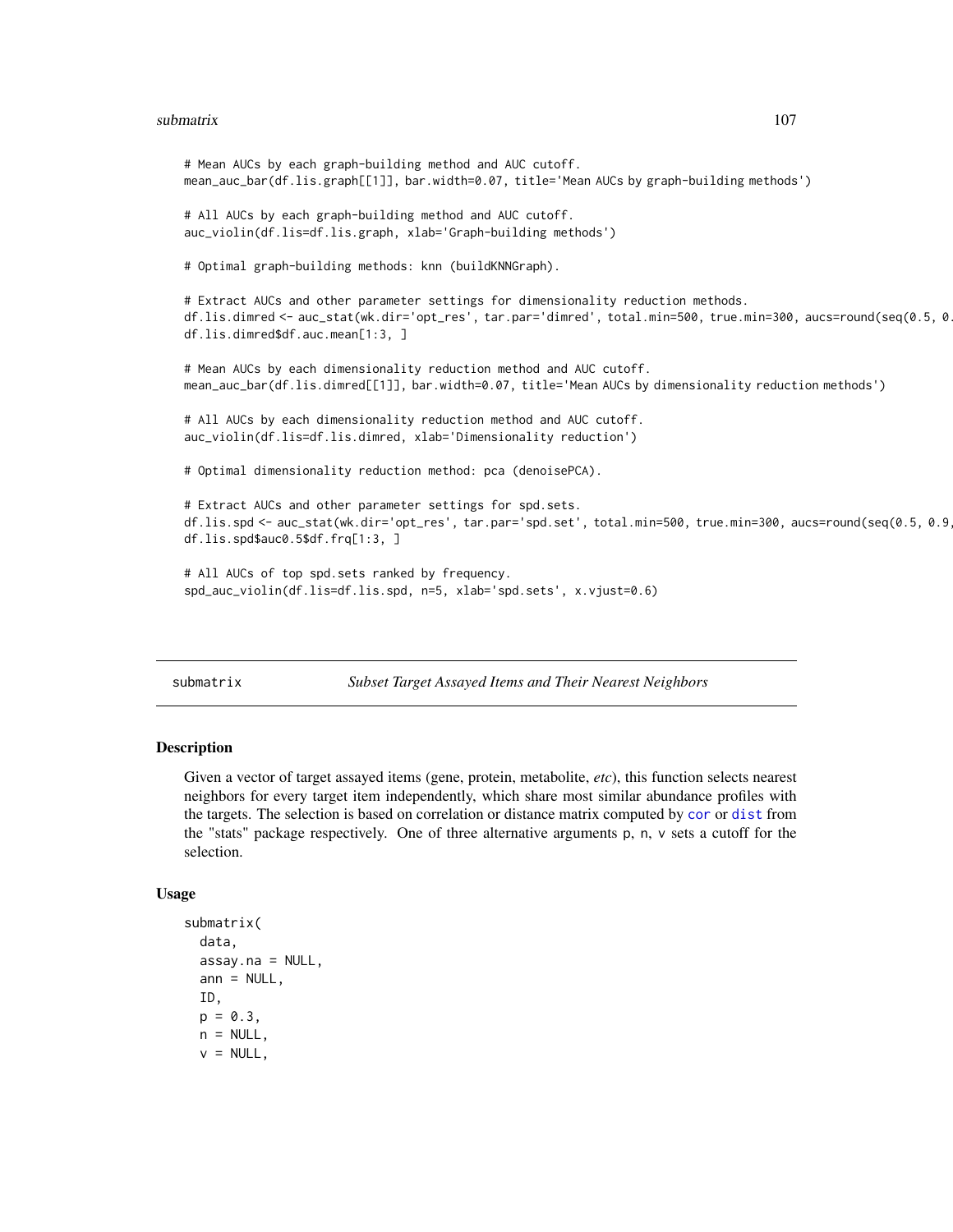```
# Mean AUCs by each graph-building method and AUC cutoff.
mean_auc_bar(df.lis.graph[[1]], bar.width=0.07, title='Mean AUCs by graph-building methods')

# All AUCs by each graph-building method and AUC cutoff.
auc_violin(df.lis=df.lis.graph, xlab='Graph-building methods')

# Optimal graph-building methods: knn (buildKNNGraph).

# Extract AUCs and other parameter settings for dimensionality reduction methods.
df.lis.dimred <- auc_stat(wk.dir='opt_res', tar.par='dimred', total.min=500, true.min=300, aucs=round(seq(0.5, 0.
df.lis.dimred$df.auc.mean[1:3, ]

# Mean AUCs by each dimensionality reduction method and AUC cutoff.
mean_auc_bar(df.lis.dimred[[1]], bar.width=0.07, title='Mean AUCs by dimensionality reduction methods')

# All AUCs by each dimensionality reduction method and AUC cutoff.
auc_violin(df.lis=df.lis.dimred, xlab='Dimensionality reduction')

# Optimal dimensionality reduction method: pca (denoisePCA).

# Extract AUCs and other parameter settings for spd.sets.
df.lis.spd <- auc_stat(wk.dir='opt_res', tar.par='spd.set', total.min=500, true.min=300, aucs=round(seq(0.5, 0.9,
df.lis.spd$auc0.5$df.frq[1:3, ]

# All AUCs of top spd.sets ranked by frequency.
spd_auc_violin(df.lis=df.lis.spd, n=5, xlab='spd.sets', x.vjust=0.6)
```

## submatrix *Subset Target Assayed Items and Their Nearest Neighbors*

### Description

Given a vector of target assayed items (gene, protein, metabolite, *etc*), this function selects nearest neighbors for every target item independently, which share most similar abundance profiles with the targets. The selection is based on correlation or distance matrix computed by cor or dist from the "stats" package respectively. One of three alternative arguments p, n, v sets a cutoff for the selection.

### Usage

```
submatrix(
  data,
  assay.na = NULL,
  ann = NULL,
  ID,
  p = 0.3,
  n = NULL,
  v = NULL,
```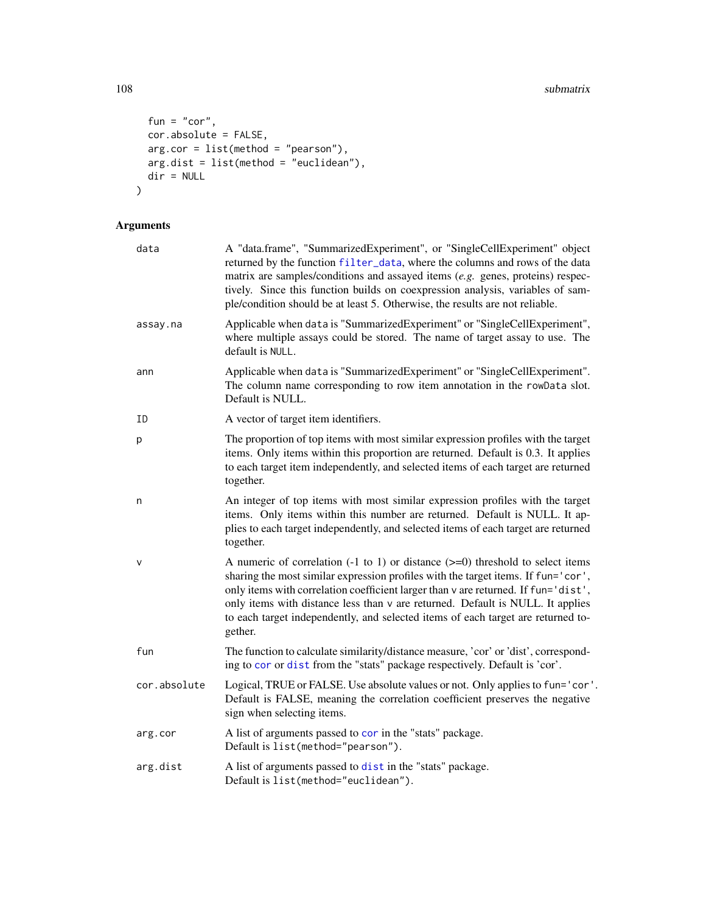```
  fun = "cor",
  cor.absolute = FALSE,
  arg.cor = list(method = "pearson"),
  arg.dist = list(method = "euclidean"),
  dir = NULL
)
```

## Arguments

| | |
|---|---|
| `data` | A "data.frame", "SummarizedExperiment", or "SingleCellExperiment" object returned by the function `filter_data`, where the columns and rows of the data matrix are samples/conditions and assayed items (*e.g.* genes, proteins) respectively. Since this function builds on coexpression analysis, variables of sample/condition should be at least 5. Otherwise, the results are not reliable. |
| `assay.na` | Applicable when `data` is "SummarizedExperiment" or "SingleCellExperiment", where multiple assays could be stored. The name of target assay to use. The default is `NULL`. |
| `ann` | Applicable when `data` is "SummarizedExperiment" or "SingleCellExperiment". The column name corresponding to row item annotation in the `rowData` slot. Default is NULL. |
| `ID` | A vector of target item identifiers. |
| `p` | The proportion of top items with most similar expression profiles with the target items. Only items within this proportion are returned. Default is 0.3. It applies to each target item independently, and selected items of each target are returned together. |
| `n` | An integer of top items with most similar expression profiles with the target items. Only items within this number are returned. Default is NULL. It applies to each target independently, and selected items of each target are returned together. |
| `v` | A numeric of correlation (-1 to 1) or distance (>=0) threshold to select items sharing the most similar expression profiles with the target items. If `fun='cor'`, only items with correlation coefficient larger than `v` are returned. If `fun='dist'`, only items with distance less than `v` are returned. Default is NULL. It applies to each target independently, and selected items of each target are returned together. |
| `fun` | The function to calculate similarity/distance measure, 'cor' or 'dist', corresponding to `cor` or `dist` from the "stats" package respectively. Default is 'cor'. |
| `cor.absolute` | Logical, TRUE or FALSE. Use absolute values or not. Only applies to `fun='cor'`. Default is FALSE, meaning the correlation coefficient preserves the negative sign when selecting items. |
| `arg.cor` | A list of arguments passed to `cor` in the "stats" package. Default is `list(method="pearson")`. |
| `arg.dist` | A list of arguments passed to `dist` in the "stats" package. Default is `list(method="euclidean")`. |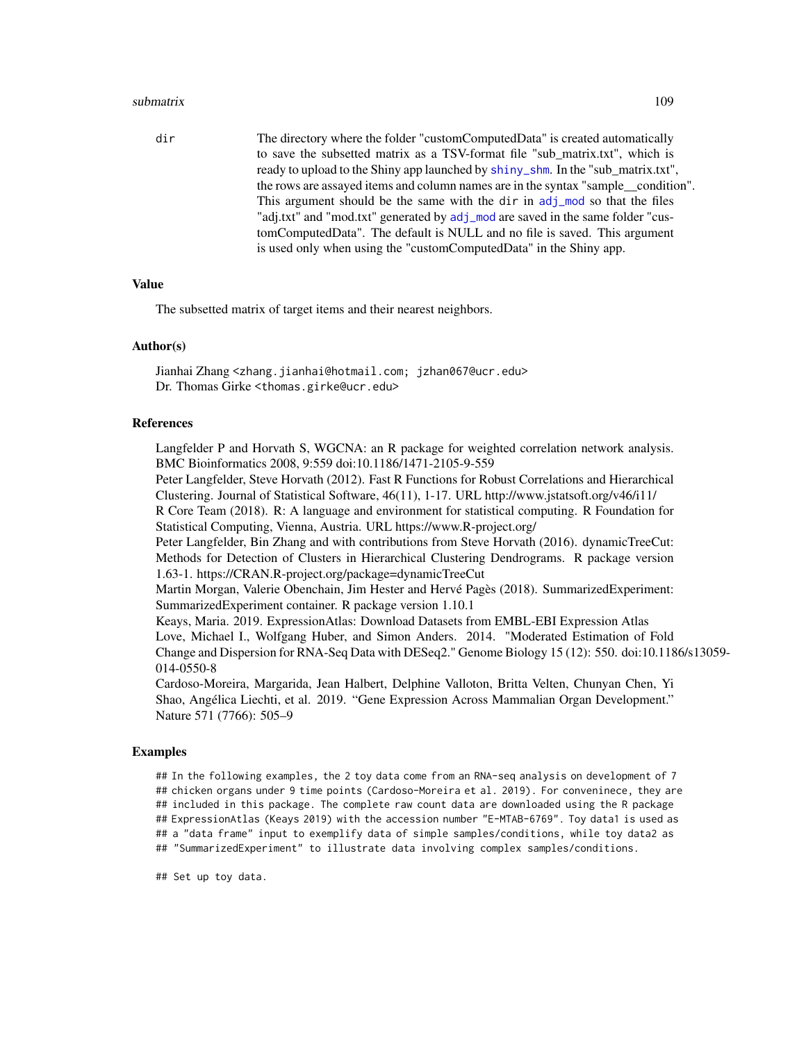dir — The directory where the folder "customComputedData" is created automatically to save the subsetted matrix as a TSV-format file "sub_matrix.txt", which is ready to upload to the Shiny app launched by `shiny_shm`. In the "sub_matrix.txt", the rows are assayed items and column names are in the syntax "sample__condition". This argument should be the same with the `dir` in `adj_mod` so that the files "adj.txt" and "mod.txt" generated by `adj_mod` are saved in the same folder "customComputedData". The default is NULL and no file is saved. This argument is used only when using the "customComputedData" in the Shiny app.

### Value

The subsetted matrix of target items and their nearest neighbors.

### Author(s)

Jianhai Zhang <zhang.jianhai@hotmail.com; jzhan067@ucr.edu>
Dr. Thomas Girke <thomas.girke@ucr.edu>

### References

Langfelder P and Horvath S, WGCNA: an R package for weighted correlation network analysis. BMC Bioinformatics 2008, 9:559 doi:10.1186/1471-2105-9-559
Peter Langfelder, Steve Horvath (2012). Fast R Functions for Robust Correlations and Hierarchical Clustering. Journal of Statistical Software, 46(11), 1-17. URL http://www.jstatsoft.org/v46/i11/
R Core Team (2018). R: A language and environment for statistical computing. R Foundation for Statistical Computing, Vienna, Austria. URL https://www.R-project.org/
Peter Langfelder, Bin Zhang and with contributions from Steve Horvath (2016). dynamicTreeCut: Methods for Detection of Clusters in Hierarchical Clustering Dendrograms. R package version 1.63-1. https://CRAN.R-project.org/package=dynamicTreeCut
Martin Morgan, Valerie Obenchain, Jim Hester and Hervé Pagès (2018). SummarizedExperiment: SummarizedExperiment container. R package version 1.10.1
Keays, Maria. 2019. ExpressionAtlas: Download Datasets from EMBL-EBI Expression Atlas
Love, Michael I., Wolfgang Huber, and Simon Anders. 2014. "Moderated Estimation of Fold Change and Dispersion for RNA-Seq Data with DESeq2." Genome Biology 15 (12): 550. doi:10.1186/s13059-014-0550-8
Cardoso-Moreira, Margarida, Jean Halbert, Delphine Valloton, Britta Velten, Chunyan Chen, Yi Shao, Angélica Liechti, et al. 2019. "Gene Expression Across Mammalian Organ Development." Nature 571 (7766): 505–9

### Examples

```
## In the following examples, the 2 toy data come from an RNA-seq analysis on development of 7
## chicken organs under 9 time points (Cardoso-Moreira et al. 2019). For conveninece, they are
## included in this package. The complete raw count data are downloaded using the R package
## ExpressionAtlas (Keays 2019) with the accession number "E-MTAB-6769". Toy data1 is used as
## a "data frame" input to exemplify data of simple samples/conditions, while toy data2 as
## "SummarizedExperiment" to illustrate data involving complex samples/conditions.

## Set up toy data.
```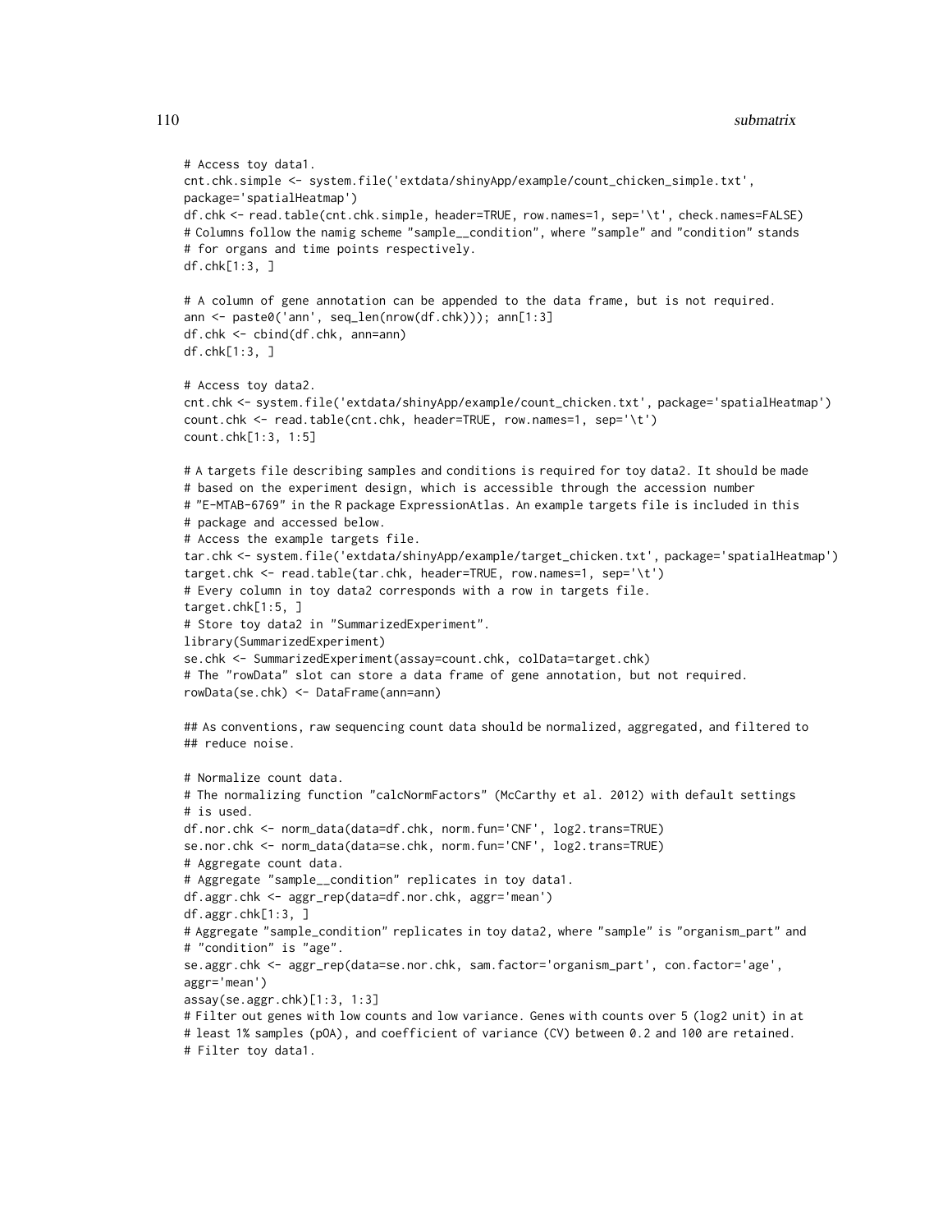```
# Access toy data1.
cnt.chk.simple <- system.file('extdata/shinyApp/example/count_chicken_simple.txt',
package='spatialHeatmap')
df.chk <- read.table(cnt.chk.simple, header=TRUE, row.names=1, sep='\t', check.names=FALSE)
# Columns follow the namig scheme "sample__condition", where "sample" and "condition" stands
# for organs and time points respectively.
df.chk[1:3, ]

# A column of gene annotation can be appended to the data frame, but is not required.
ann <- paste0('ann', seq_len(nrow(df.chk))); ann[1:3]
df.chk <- cbind(df.chk, ann=ann)
df.chk[1:3, ]

# Access toy data2.
cnt.chk <- system.file('extdata/shinyApp/example/count_chicken.txt', package='spatialHeatmap')
count.chk <- read.table(cnt.chk, header=TRUE, row.names=1, sep='\t')
count.chk[1:3, 1:5]

# A targets file describing samples and conditions is required for toy data2. It should be made
# based on the experiment design, which is accessible through the accession number
# "E-MTAB-6769" in the R package ExpressionAtlas. An example targets file is included in this
# package and accessed below.
# Access the example targets file.
tar.chk <- system.file('extdata/shinyApp/example/target_chicken.txt', package='spatialHeatmap')
target.chk <- read.table(tar.chk, header=TRUE, row.names=1, sep='\t')
# Every column in toy data2 corresponds with a row in targets file.
target.chk[1:5, ]
# Store toy data2 in "SummarizedExperiment".
library(SummarizedExperiment)
se.chk <- SummarizedExperiment(assay=count.chk, colData=target.chk)
# The "rowData" slot can store a data frame of gene annotation, but not required.
rowData(se.chk) <- DataFrame(ann=ann)

## As conventions, raw sequencing count data should be normalized, aggregated, and filtered to
## reduce noise.

# Normalize count data.
# The normalizing function "calcNormFactors" (McCarthy et al. 2012) with default settings
# is used.
df.nor.chk <- norm_data(data=df.chk, norm.fun='CNF', log2.trans=TRUE)
se.nor.chk <- norm_data(data=se.chk, norm.fun='CNF', log2.trans=TRUE)
# Aggregate count data.
# Aggregate "sample__condition" replicates in toy data1.
df.aggr.chk <- aggr_rep(data=df.nor.chk, aggr='mean')
df.aggr.chk[1:3, ]
# Aggregate "sample_condition" replicates in toy data2, where "sample" is "organism_part" and
# "condition" is "age".
se.aggr.chk <- aggr_rep(data=se.nor.chk, sam.factor='organism_part', con.factor='age',
aggr='mean')
assay(se.aggr.chk)[1:3, 1:3]
# Filter out genes with low counts and low variance. Genes with counts over 5 (log2 unit) in at
# least 1% samples (pOA), and coefficient of variance (CV) between 0.2 and 100 are retained.
# Filter toy data1.
```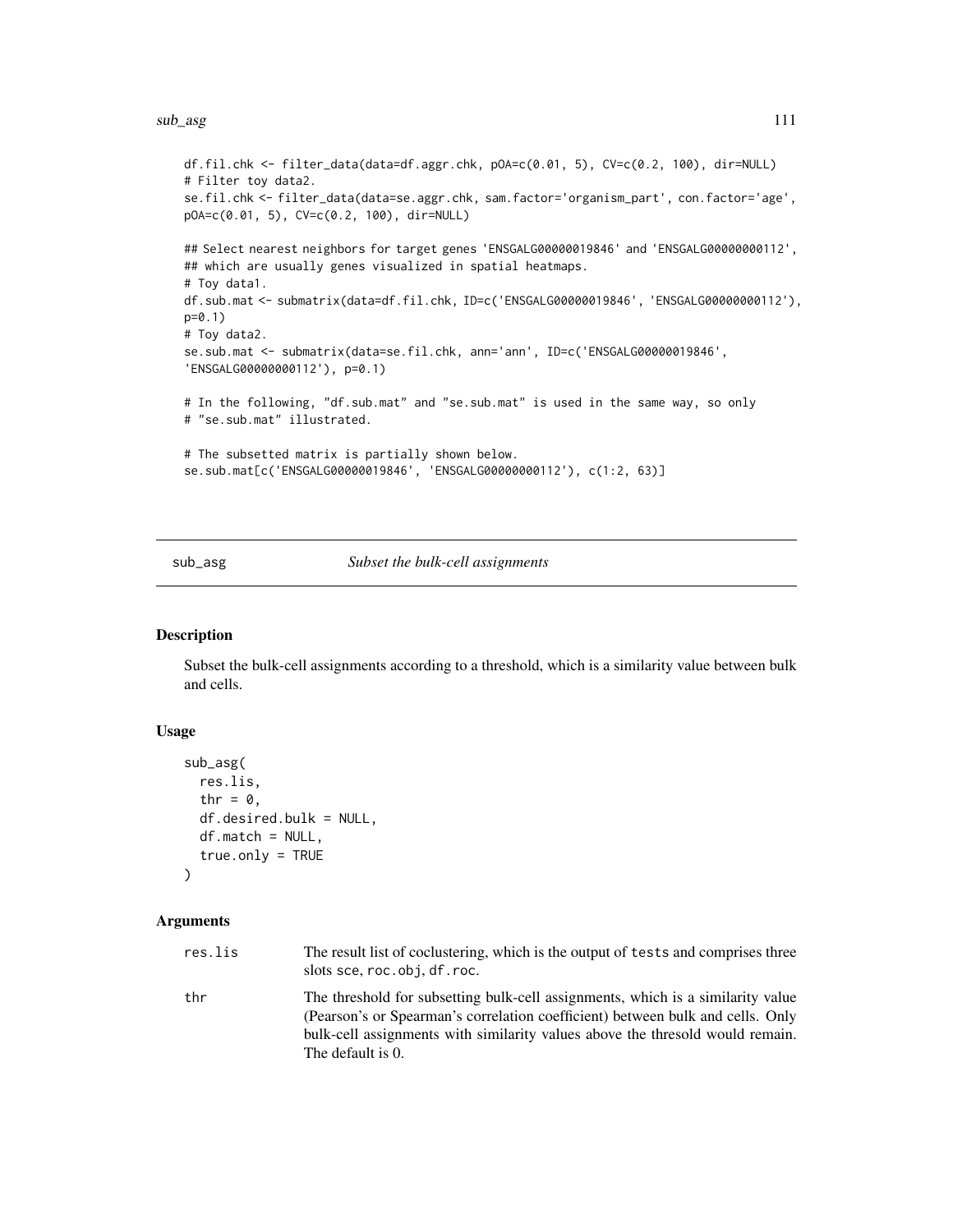```
df.fil.chk <- filter_data(data=df.aggr.chk, pOA=c(0.01, 5), CV=c(0.2, 100), dir=NULL)
# Filter toy data2.
se.fil.chk <- filter_data(data=se.aggr.chk, sam.factor='organism_part', con.factor='age',
pOA=c(0.01, 5), CV=c(0.2, 100), dir=NULL)

## Select nearest neighbors for target genes 'ENSGALG00000019846' and 'ENSGALG00000000112',
## which are usually genes visualized in spatial heatmaps.
# Toy data1.
df.sub.mat <- submatrix(data=df.fil.chk, ID=c('ENSGALG00000019846', 'ENSGALG00000000112'),
p=0.1)
# Toy data2.
se.sub.mat <- submatrix(data=se.fil.chk, ann='ann', ID=c('ENSGALG00000019846',
'ENSGALG00000000112'), p=0.1)

# In the following, "df.sub.mat" and "se.sub.mat" is used in the same way, so only
# "se.sub.mat" illustrated.

# The subsetted matrix is partially shown below.
se.sub.mat[c('ENSGALG00000019846', 'ENSGALG00000000112'), c(1:2, 63)]
```

## sub_asg — *Subset the bulk-cell assignments*

### Description

Subset the bulk-cell assignments according to a threshold, which is a similarity value between bulk and cells.

### Usage

```
sub_asg(
  res.lis,
  thr = 0,
  df.desired.bulk = NULL,
  df.match = NULL,
  true.only = TRUE
)
```

### Arguments

| | |
|---|---|
| `res.lis` | The result list of coclustering, which is the output of `tests` and comprises three slots `sce`, `roc.obj`, `df.roc`. |
| `thr` | The threshold for subsetting bulk-cell assignments, which is a similarity value (Pearson's or Spearman's correlation coefficient) between bulk and cells. Only bulk-cell assignments with similarity values above the thresold would remain. The default is 0. |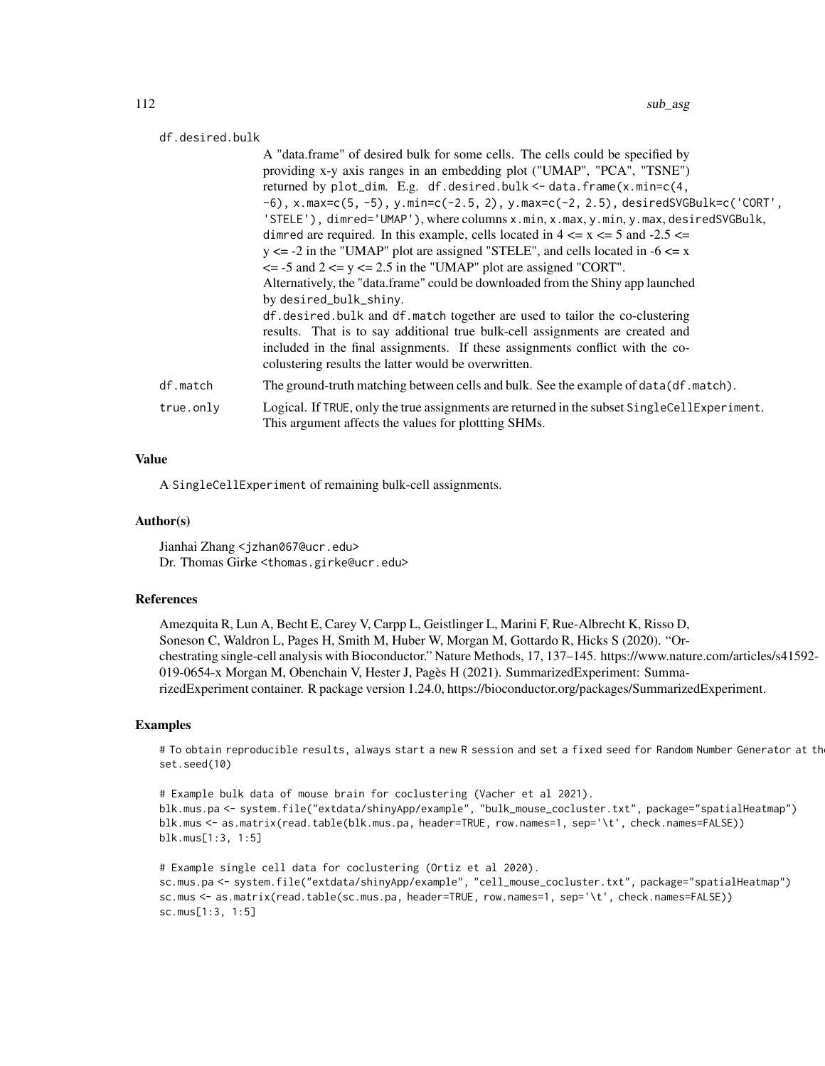df.desired.bulk

A "data.frame" of desired bulk for some cells. The cells could be specified by providing x-y axis ranges in an embedding plot ("UMAP", "PCA", "TSNE") returned by plot_dim. E.g. df.desired.bulk <- data.frame(x.min=c(4, -6), x.max=c(5, -5), y.min=c(-2.5, 2), y.max=c(-2, 2.5), desiredSVGBulk=c('CORT', 'STELE'), dimred='UMAP'), where columns x.min, x.max, y.min, y.max, desiredSVGBulk, dimred are required. In this example, cells located in $4 <= x <= 5$ and $-2.5 <= y <= -2$ in the "UMAP" plot are assigned "STELE", and cells located in $-6 <= x <= -5$ and $2 <= y <= 2.5$ in the "UMAP" plot are assigned "CORT". Alternatively, the "data.frame" could be downloaded from the Shiny app launched by desired_bulk_shiny. df.desired.bulk and df.match together are used to tailor the co-clustering results. That is to say additional true bulk-cell assignments are created and included in the final assignments. If these assignments conflict with the co-colustering results the latter would be overwritten.

df.match
The ground-truth matching between cells and bulk. See the example of data(df.match).

true.only
Logical. If TRUE, only the true assignments are returned in the subset SingleCellExperiment. This argument affects the values for plottting SHMs.

### Value

A SingleCellExperiment of remaining bulk-cell assignments.

### Author(s)

Jianhai Zhang <jzhan067@ucr.edu>
Dr. Thomas Girke <thomas.girke@ucr.edu>

### References

Amezquita R, Lun A, Becht E, Carey V, Carpp L, Geistlinger L, Marini F, Rue-Albrecht K, Risso D, Soneson C, Waldron L, Pages H, Smith M, Huber W, Morgan M, Gottardo R, Hicks S (2020). "Orchestrating single-cell analysis with Bioconductor." Nature Methods, 17, 137–145. https://www.nature.com/articles/s41592-019-0654-x Morgan M, Obenchain V, Hester J, Pagès H (2021). SummarizedExperiment: SummarizedExperiment container. R package version 1.24.0, https://bioconductor.org/packages/SummarizedExperiment.

### Examples

```
# To obtain reproducible results, always start a new R session and set a fixed seed for Random Number Generator at th
set.seed(10)

# Example bulk data of mouse brain for coclustering (Vacher et al 2021).
blk.mus.pa <- system.file("extdata/shinyApp/example", "bulk_mouse_cocluster.txt", package="spatialHeatmap")
blk.mus <- as.matrix(read.table(blk.mus.pa, header=TRUE, row.names=1, sep='\t', check.names=FALSE))
blk.mus[1:3, 1:5]

# Example single cell data for coclustering (Ortiz et al 2020).
sc.mus.pa <- system.file("extdata/shinyApp/example", "cell_mouse_cocluster.txt", package="spatialHeatmap")
sc.mus <- as.matrix(read.table(sc.mus.pa, header=TRUE, row.names=1, sep='\t', check.names=FALSE))
sc.mus[1:3, 1:5]
```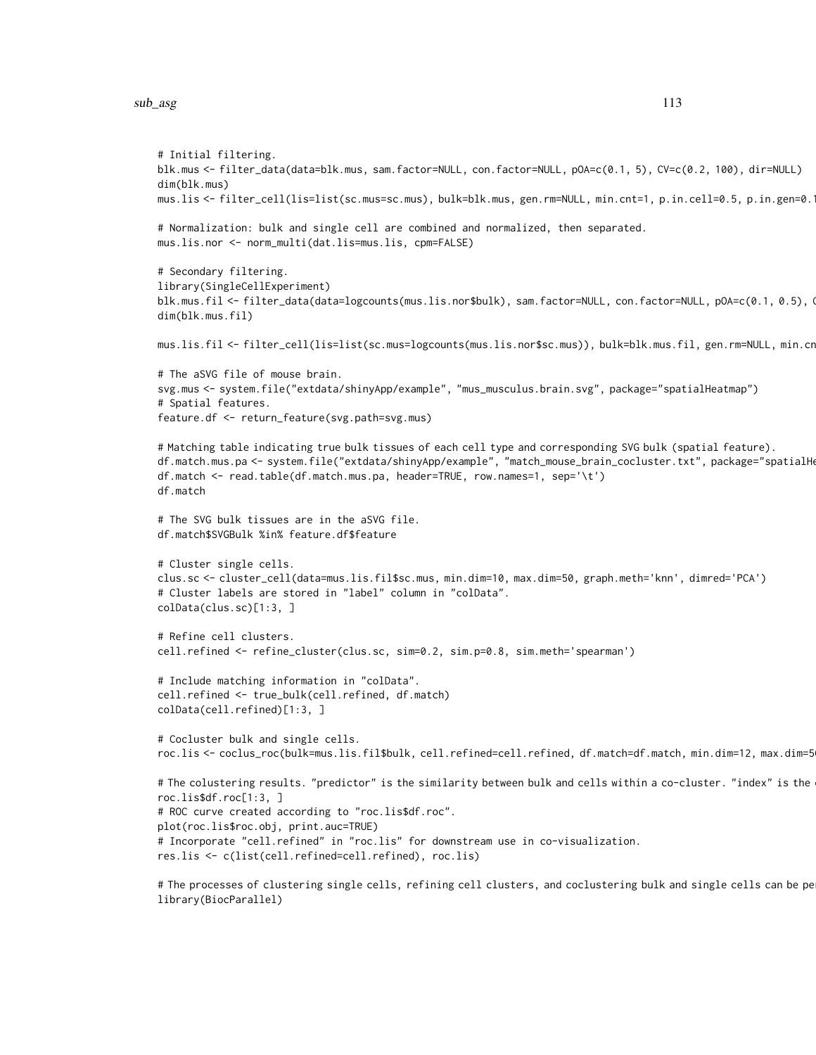```
# Initial filtering.
blk.mus <- filter_data(data=blk.mus, sam.factor=NULL, con.factor=NULL, pOA=c(0.1, 5), CV=c(0.2, 100), dir=NULL)
dim(blk.mus)
mus.lis <- filter_cell(lis=list(sc.mus=sc.mus), bulk=blk.mus, gen.rm=NULL, min.cnt=1, p.in.cell=0.5, p.in.gen=0.1

# Normalization: bulk and single cell are combined and normalized, then separated.
mus.lis.nor <- norm_multi(dat.lis=mus.lis, cpm=FALSE)

# Secondary filtering.
library(SingleCellExperiment)
blk.mus.fil <- filter_data(data=logcounts(mus.lis.nor$bulk), sam.factor=NULL, con.factor=NULL, pOA=c(0.1, 0.5), C
dim(blk.mus.fil)

mus.lis.fil <- filter_cell(lis=list(sc.mus=logcounts(mus.lis.nor$sc.mus)), bulk=blk.mus.fil, gen.rm=NULL, min.cn

# The aSVG file of mouse brain.
svg.mus <- system.file("extdata/shinyApp/example", "mus_musculus.brain.svg", package="spatialHeatmap")
# Spatial features.
feature.df <- return_feature(svg.path=svg.mus)

# Matching table indicating true bulk tissues of each cell type and corresponding SVG bulk (spatial feature).
df.match.mus.pa <- system.file("extdata/shinyApp/example", "match_mouse_brain_cocluster.txt", package="spatialHe
df.match <- read.table(df.match.mus.pa, header=TRUE, row.names=1, sep='\t')
df.match

# The SVG bulk tissues are in the aSVG file.
df.match$SVGBulk %in% feature.df$feature

# Cluster single cells.
clus.sc <- cluster_cell(data=mus.lis.fil$sc.mus, min.dim=10, max.dim=50, graph.meth='knn', dimred='PCA')
# Cluster labels are stored in "label" column in "colData".
colData(clus.sc)[1:3, ]

# Refine cell clusters.
cell.refined <- refine_cluster(clus.sc, sim=0.2, sim.p=0.8, sim.meth='spearman')

# Include matching information in "colData".
cell.refined <- true_bulk(cell.refined, df.match)
colData(cell.refined)[1:3, ]

# Cocluster bulk and single cells.
roc.lis <- coclus_roc(bulk=mus.lis.fil$bulk, cell.refined=cell.refined, df.match=df.match, min.dim=12, max.dim=5

# The colustering results. "predictor" is the similarity between bulk and cells within a co-cluster. "index" is the 
roc.lis$df.roc[1:3, ]
# ROC curve created according to "roc.lis$df.roc".
plot(roc.lis$roc.obj, print.auc=TRUE)
# Incorporate "cell.refined" in "roc.lis" for downstream use in co-visualization.
res.lis <- c(list(cell.refined=cell.refined), roc.lis)

# The processes of clustering single cells, refining cell clusters, and coclustering bulk and single cells can be pe
library(BiocParallel)
```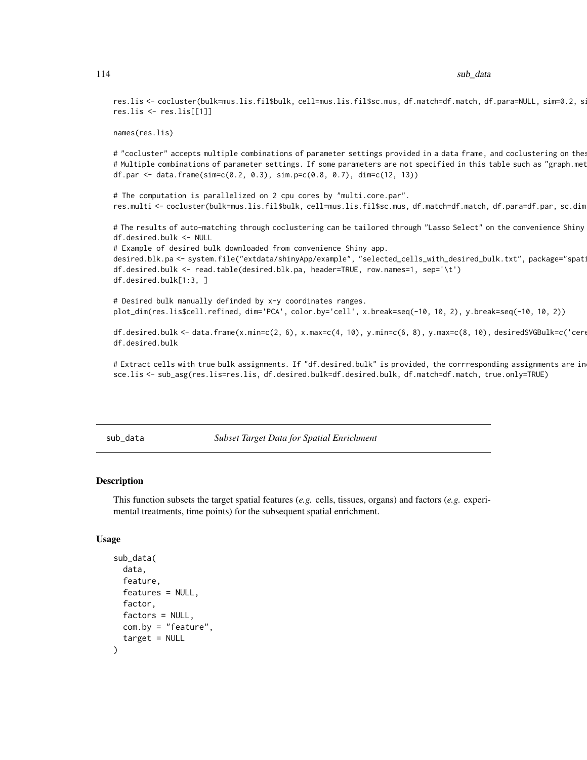```
res.lis <- cocluster(bulk=mus.lis.fil$bulk, cell=mus.lis.fil$sc.mus, df.match=df.match, df.para=NULL, sim=0.2, si
res.lis <- res.lis[[1]]

names(res.lis)

# "cocluster" accepts multiple combinations of parameter settings provided in a data frame, and coclustering on thes
# Multiple combinations of parameter settings. If some parameters are not specified in this table such as "graph.met
df.par <- data.frame(sim=c(0.2, 0.3), sim.p=c(0.8, 0.7), dim=c(12, 13))

# The computation is parallelized on 2 cpu cores by "multi.core.par".
res.multi <- cocluster(bulk=mus.lis.fil$bulk, cell=mus.lis.fil$sc.mus, df.match=df.match, df.para=df.par, sc.dim

# The results of auto-matching through coclustering can be tailored through "Lasso Select" on the convenience Shiny
df.desired.bulk <- NULL
# Example of desired bulk downloaded from convenience Shiny app.
desired.blk.pa <- system.file("extdata/shinyApp/example", "selected_cells_with_desired_bulk.txt", package="spati
df.desired.bulk <- read.table(desired.blk.pa, header=TRUE, row.names=1, sep='\t')
df.desired.bulk[1:3, ]

# Desired bulk manually definded by x-y coordinates ranges.
plot_dim(res.lis$cell.refined, dim='PCA', color.by='cell', x.break=seq(-10, 10, 2), y.break=seq(-10, 10, 2))

df.desired.bulk <- data.frame(x.min=c(2, 6), x.max=c(4, 10), y.min=c(6, 8), y.max=c(8, 10), desiredSVGBulk=c('cere
df.desired.bulk

# Extract cells with true bulk assignments. If "df.desired.bulk" is provided, the corrresponding assignments are in
sce.lis <- sub_asg(res.lis=res.lis, df.desired.bulk=df.desired.bulk, df.match=df.match, true.only=TRUE)
```

---

## sub_data — *Subset Target Data for Spatial Enrichment*

### Description

This function subsets the target spatial features (*e.g.* cells, tissues, organs) and factors (*e.g.* experimental treatments, time points) for the subsequent spatial enrichment.

### Usage

```
sub_data(
  data,
  feature,
  features = NULL,
  factor,
  factors = NULL,
  com.by = "feature",
  target = NULL
)
```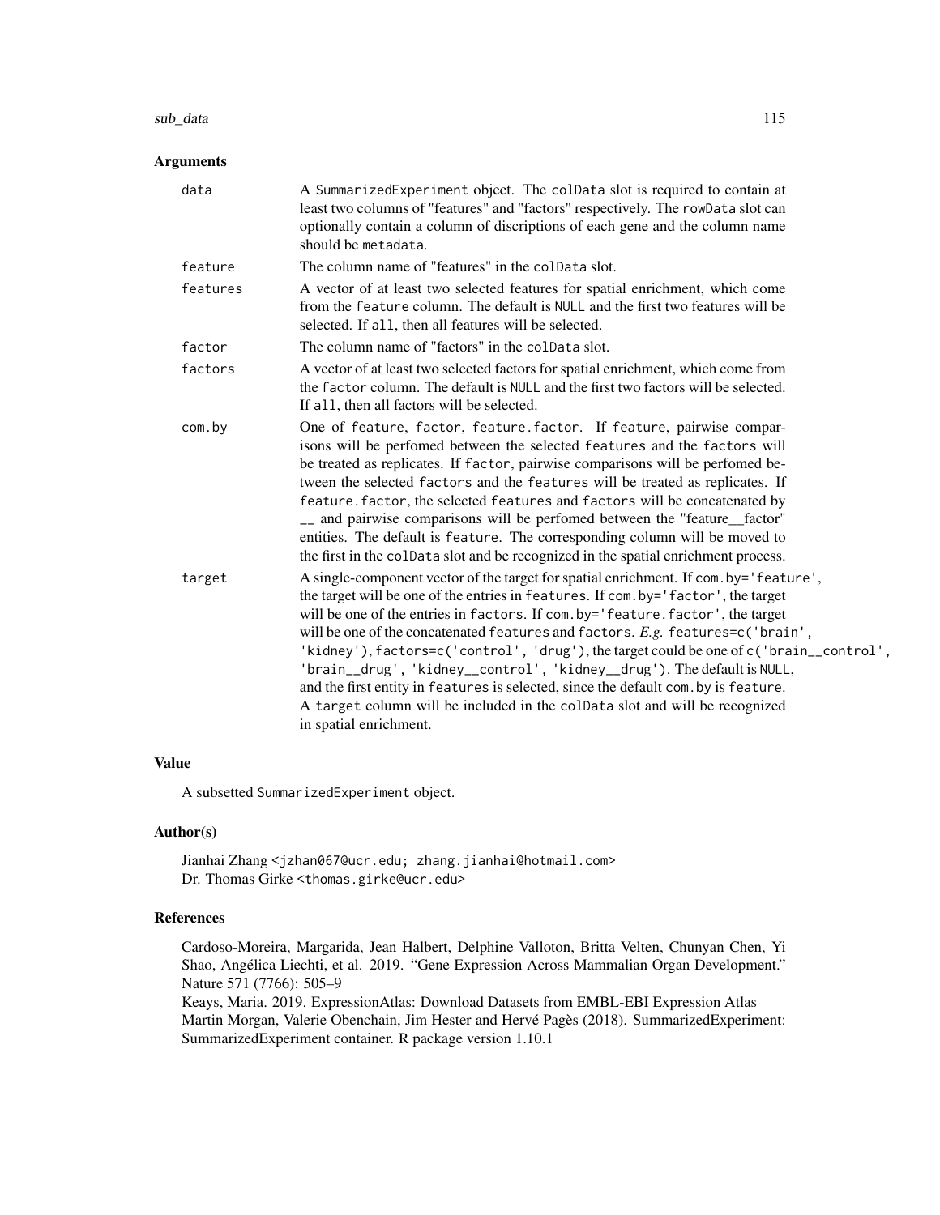## Arguments

| | |
|---|---|
| data | A `SummarizedExperiment` object. The `colData` slot is required to contain at least two columns of "features" and "factors" respectively. The `rowData` slot can optionally contain a column of discriptions of each gene and the column name should be `metadata`. |
| feature | The column name of "features" in the `colData` slot. |
| features | A vector of at least two selected features for spatial enrichment, which come from the `feature` column. The default is `NULL` and the first two features will be selected. If `all`, then all features will be selected. |
| factor | The column name of "factors" in the `colData` slot. |
| factors | A vector of at least two selected factors for spatial enrichment, which come from the `factor` column. The default is `NULL` and the first two factors will be selected. If `all`, then all factors will be selected. |
| com.by | One of `feature`, `factor`, `feature.factor`. If `feature`, pairwise comparisons will be perfomed between the selected `features` and the `factors` will be treated as replicates. If `factor`, pairwise comparisons will be perfomed between the selected `factors` and the `features` will be treated as replicates. If `feature.factor`, the selected `features` and `factors` will be concatenated by `__` and pairwise comparisons will be perfomed between the "feature__factor" entities. The default is `feature`. The corresponding column will be moved to the first in the `colData` slot and be recognized in the spatial enrichment process. |
| target | A single-component vector of the target for spatial enrichment. If `com.by='feature'`, the target will be one of the entries in `features`. If `com.by='factor'`, the target will be one of the entries in `factors`. If `com.by='feature.factor'`, the target will be one of the concatenated `features` and `factors`. *E.g.* `features=c('brain', 'kidney')`, `factors=c('control', 'drug')`, the target could be one of `c('brain__control', 'brain__drug', 'kidney__control', 'kidney__drug')`. The default is `NULL`, and the first entity in `features` is selected, since the default `com.by` is `feature`. A `target` column will be included in the `colData` slot and will be recognized in spatial enrichment. |

## Value

A subsetted `SummarizedExperiment` object.

## Author(s)

Jianhai Zhang <jzhan067@ucr.edu; zhang.jianhai@hotmail.com>
Dr. Thomas Girke <thomas.girke@ucr.edu>

## References

Cardoso-Moreira, Margarida, Jean Halbert, Delphine Valloton, Britta Velten, Chunyan Chen, Yi Shao, Angélica Liechti, et al. 2019. "Gene Expression Across Mammalian Organ Development." Nature 571 (7766): 505–9
Keays, Maria. 2019. ExpressionAtlas: Download Datasets from EMBL-EBI Expression Atlas
Martin Morgan, Valerie Obenchain, Jim Hester and Hervé Pagès (2018). SummarizedExperiment: SummarizedExperiment container. R package version 1.10.1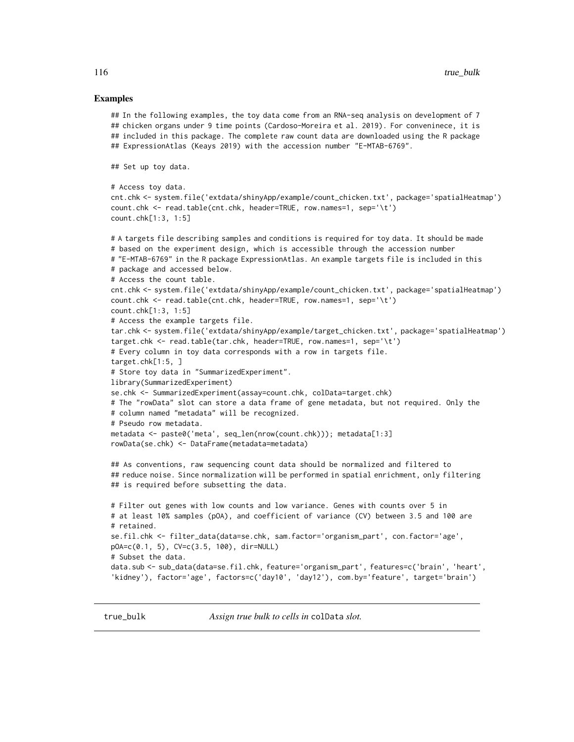## Examples

```
## In the following examples, the toy data come from an RNA-seq analysis on development of 7
## chicken organs under 9 time points (Cardoso-Moreira et al. 2019). For conveninece, it is
## included in this package. The complete raw count data are downloaded using the R package
## ExpressionAtlas (Keays 2019) with the accession number "E-MTAB-6769".

## Set up toy data.

# Access toy data.
cnt.chk <- system.file('extdata/shinyApp/example/count_chicken.txt', package='spatialHeatmap')
count.chk <- read.table(cnt.chk, header=TRUE, row.names=1, sep='\t')
count.chk[1:3, 1:5]

# A targets file describing samples and conditions is required for toy data. It should be made
# based on the experiment design, which is accessible through the accession number
# "E-MTAB-6769" in the R package ExpressionAtlas. An example targets file is included in this
# package and accessed below.
# Access the count table.
cnt.chk <- system.file('extdata/shinyApp/example/count_chicken.txt', package='spatialHeatmap')
count.chk <- read.table(cnt.chk, header=TRUE, row.names=1, sep='\t')
count.chk[1:3, 1:5]
# Access the example targets file.
tar.chk <- system.file('extdata/shinyApp/example/target_chicken.txt', package='spatialHeatmap')
target.chk <- read.table(tar.chk, header=TRUE, row.names=1, sep='\t')
# Every column in toy data corresponds with a row in targets file.
target.chk[1:5, ]
# Store toy data in "SummarizedExperiment".
library(SummarizedExperiment)
se.chk <- SummarizedExperiment(assay=count.chk, colData=target.chk)
# The "rowData" slot can store a data frame of gene metadata, but not required. Only the
# column named "metadata" will be recognized.
# Pseudo row metadata.
metadata <- paste0('meta', seq_len(nrow(count.chk))); metadata[1:3]
rowData(se.chk) <- DataFrame(metadata=metadata)

## As conventions, raw sequencing count data should be normalized and filtered to
## reduce noise. Since normalization will be performed in spatial enrichment, only filtering
## is required before subsetting the data.

# Filter out genes with low counts and low variance. Genes with counts over 5 in
# at least 10% samples (pOA), and coefficient of variance (CV) between 3.5 and 100 are
# retained.
se.fil.chk <- filter_data(data=se.chk, sam.factor='organism_part', con.factor='age',
pOA=c(0.1, 5), CV=c(3.5, 100), dir=NULL)
# Subset the data.
data.sub <- sub_data(data=se.fil.chk, feature='organism_part', features=c('brain', 'heart',
'kidney'), factor='age', factors=c('day10', 'day12'), com.by='feature', target='brain')
```

---

true_bulk *Assign true bulk to cells in* `colData` *slot.*

---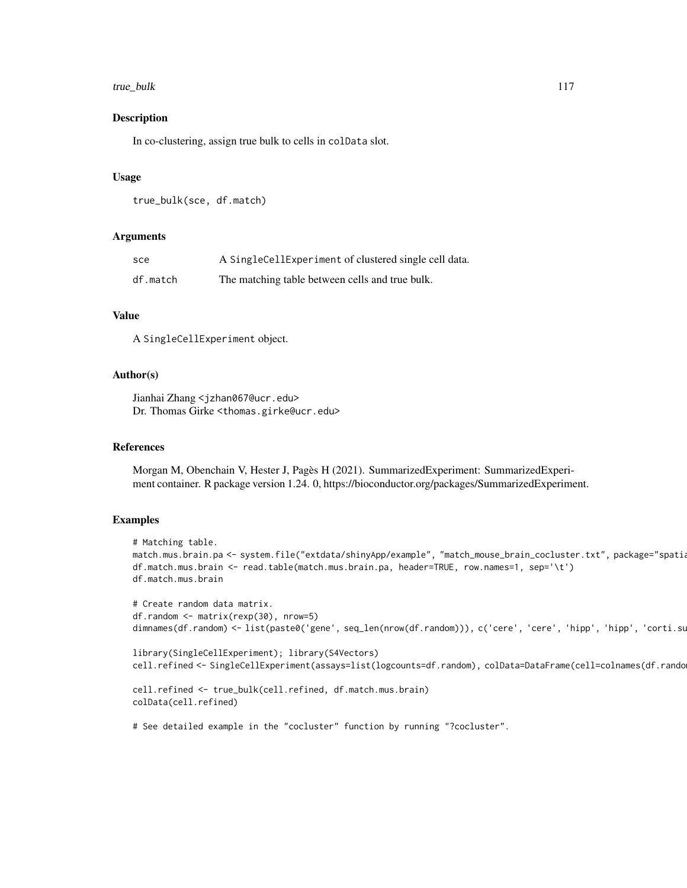## Description

In co-clustering, assign true bulk to cells in colData slot.

## Usage

```
true_bulk(sce, df.match)
```

## Arguments

| | |
|---|---|
| sce | A SingleCellExperiment of clustered single cell data. |
| df.match | The matching table between cells and true bulk. |

## Value

A SingleCellExperiment object.

## Author(s)

Jianhai Zhang <jzhan067@ucr.edu>
Dr. Thomas Girke <thomas.girke@ucr.edu>

## References

Morgan M, Obenchain V, Hester J, Pagès H (2021). SummarizedExperiment: SummarizedExperiment container. R package version 1.24. 0, https://bioconductor.org/packages/SummarizedExperiment.

## Examples

```
# Matching table.
match.mus.brain.pa <- system.file("extdata/shinyApp/example", "match_mouse_brain_cocluster.txt", package="spatia
df.match.mus.brain <- read.table(match.mus.brain.pa, header=TRUE, row.names=1, sep='\t')
df.match.mus.brain

# Create random data matrix.
df.random <- matrix(rexp(30), nrow=5)
dimnames(df.random) <- list(paste0('gene', seq_len(nrow(df.random))), c('cere', 'cere', 'hipp', 'hipp', 'corti.su

library(SingleCellExperiment); library(S4Vectors)
cell.refined <- SingleCellExperiment(assays=list(logcounts=df.random), colData=DataFrame(cell=colnames(df.rando

cell.refined <- true_bulk(cell.refined, df.match.mus.brain)
colData(cell.refined)

# See detailed example in the "cocluster" function by running "?cocluster".
```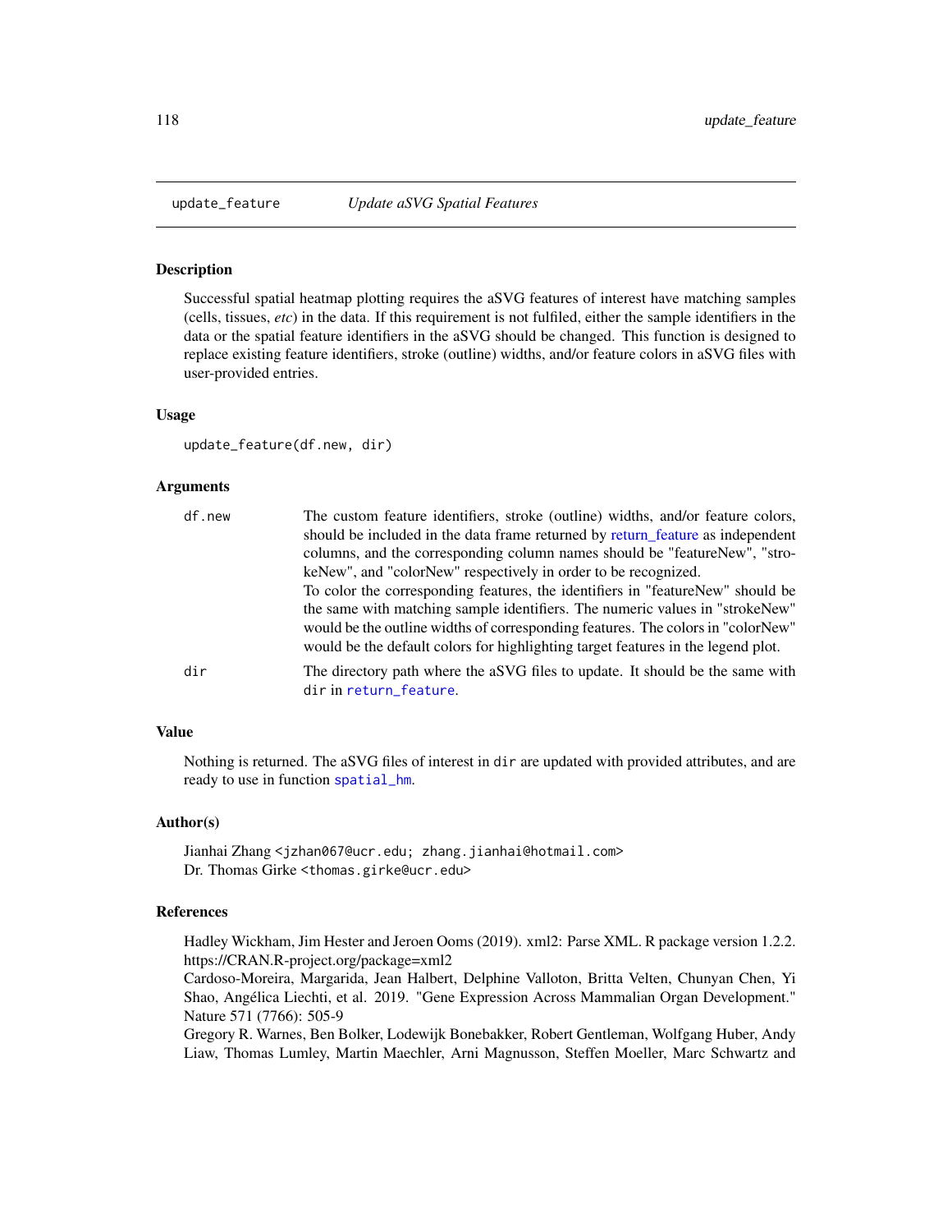## update_feature — *Update aSVG Spatial Features*

### Description

Successful spatial heatmap plotting requires the aSVG features of interest have matching samples (cells, tissues, *etc*) in the data. If this requirement is not fulfiled, either the sample identifiers in the data or the spatial feature identifiers in the aSVG should be changed. This function is designed to replace existing feature identifiers, stroke (outline) widths, and/or feature colors in aSVG files with user-provided entries.

### Usage

```
update_feature(df.new, dir)
```

### Arguments

| | |
|---|---|
| `df.new` | The custom feature identifiers, stroke (outline) widths, and/or feature colors, should be included in the data frame returned by return_feature as independent columns, and the corresponding column names should be "featureNew", "strokeNew", and "colorNew" respectively in order to be recognized. <br> To color the corresponding features, the identifiers in "featureNew" should be the same with matching sample identifiers. The numeric values in "strokeNew" would be the outline widths of corresponding features. The colors in "colorNew" would be the default colors for highlighting target features in the legend plot. |
| `dir` | The directory path where the aSVG files to update. It should be the same with `dir` in `return_feature`. |

### Value

Nothing is returned. The aSVG files of interest in `dir` are updated with provided attributes, and are ready to use in function `spatial_hm`.

### Author(s)

Jianhai Zhang <jzhan067@ucr.edu; zhang.jianhai@hotmail.com>
Dr. Thomas Girke <thomas.girke@ucr.edu>

### References

Hadley Wickham, Jim Hester and Jeroen Ooms (2019). xml2: Parse XML. R package version 1.2.2. https://CRAN.R-project.org/package=xml2
Cardoso-Moreira, Margarida, Jean Halbert, Delphine Valloton, Britta Velten, Chunyan Chen, Yi Shao, Angélica Liechti, et al. 2019. "Gene Expression Across Mammalian Organ Development." Nature 571 (7766): 505-9
Gregory R. Warnes, Ben Bolker, Lodewijk Bonebakker, Robert Gentleman, Wolfgang Huber, Andy Liaw, Thomas Lumley, Martin Maechler, Arni Magnusson, Steffen Moeller, Marc Schwartz and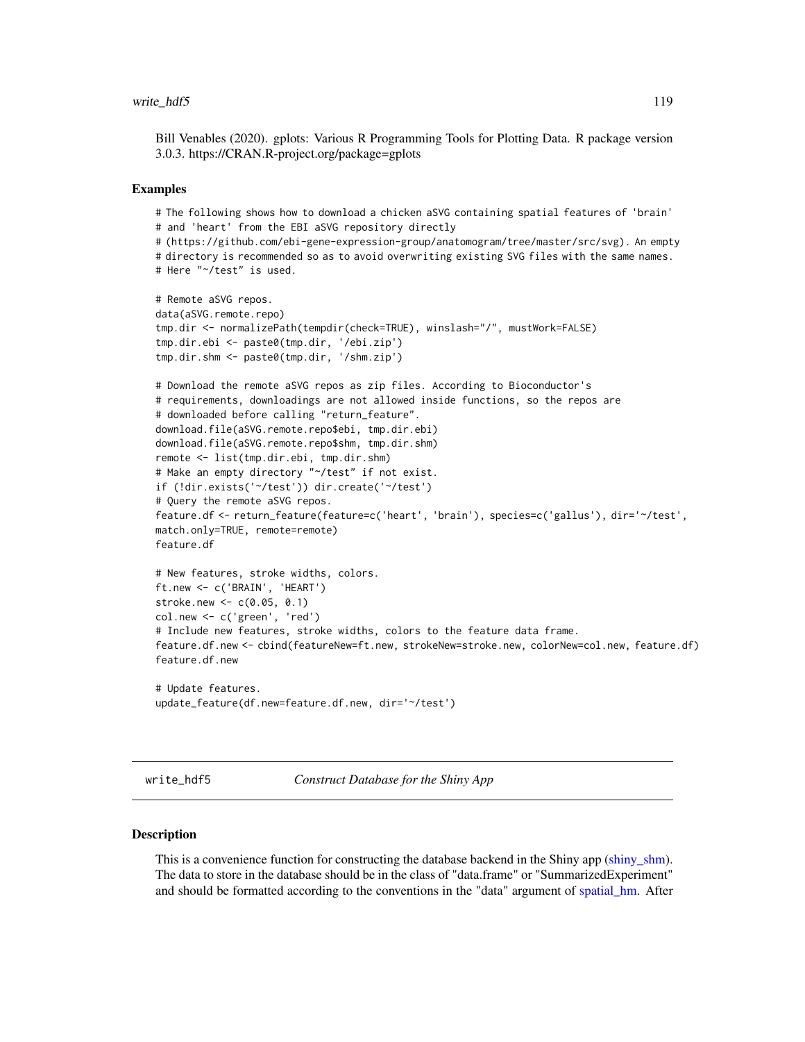Bill Venables (2020). gplots: Various R Programming Tools for Plotting Data. R package version 3.0.3. https://CRAN.R-project.org/package=gplots

## Examples

```
# The following shows how to download a chicken aSVG containing spatial features of 'brain'
# and 'heart' from the EBI aSVG repository directly
# (https://github.com/ebi-gene-expression-group/anatomogram/tree/master/src/svg). An empty
# directory is recommended so as to avoid overwriting existing SVG files with the same names.
# Here "~/test" is used.

# Remote aSVG repos.
data(aSVG.remote.repo)
tmp.dir <- normalizePath(tempdir(check=TRUE), winslash="/", mustWork=FALSE)
tmp.dir.ebi <- paste0(tmp.dir, '/ebi.zip')
tmp.dir.shm <- paste0(tmp.dir, '/shm.zip')

# Download the remote aSVG repos as zip files. According to Bioconductor's
# requirements, downloadings are not allowed inside functions, so the repos are
# downloaded before calling "return_feature".
download.file(aSVG.remote.repo$ebi, tmp.dir.ebi)
download.file(aSVG.remote.repo$shm, tmp.dir.shm)
remote <- list(tmp.dir.ebi, tmp.dir.shm)
# Make an empty directory "~/test" if not exist.
if (!dir.exists('~/test')) dir.create('~/test')
# Query the remote aSVG repos.
feature.df <- return_feature(feature=c('heart', 'brain'), species=c('gallus'), dir='~/test',
match.only=TRUE, remote=remote)
feature.df

# New features, stroke widths, colors.
ft.new <- c('BRAIN', 'HEART')
stroke.new <- c(0.05, 0.1)
col.new <- c('green', 'red')
# Include new features, stroke widths, colors to the feature data frame.
feature.df.new <- cbind(featureNew=ft.new, strokeNew=stroke.new, colorNew=col.new, feature.df)
feature.df.new

# Update features.
update_feature(df.new=feature.df.new, dir='~/test')
```

---

# write_hdf5 — *Construct Database for the Shiny App*

## Description

This is a convenience function for constructing the database backend in the Shiny app (shiny_shm). The data to store in the database should be in the class of "data.frame" or "SummarizedExperiment" and should be formatted according to the conventions in the "data" argument of spatial_hm. After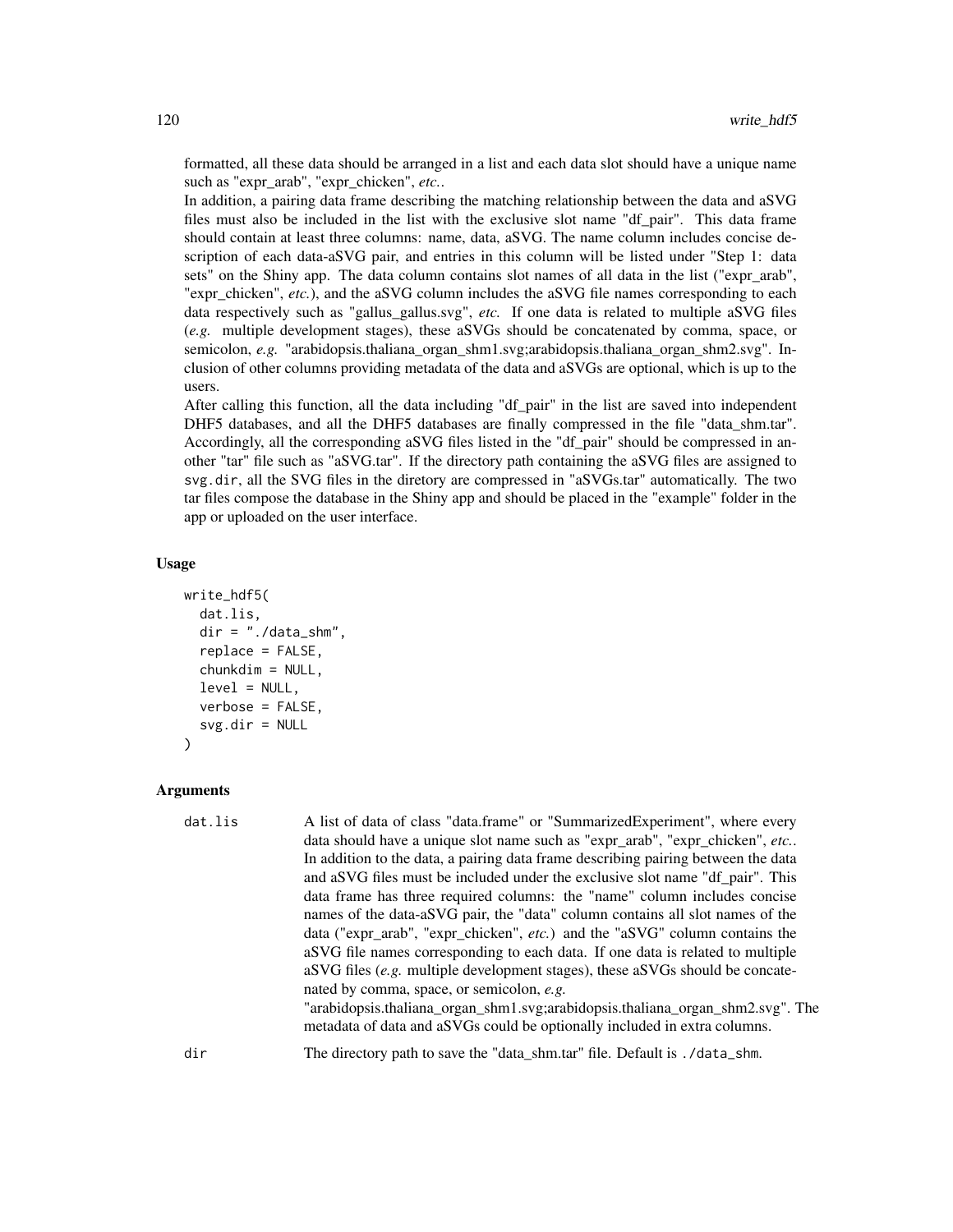formatted, all these data should be arranged in a list and each data slot should have a unique name such as "expr_arab", "expr_chicken", *etc.*.

In addition, a pairing data frame describing the matching relationship between the data and aSVG files must also be included in the list with the exclusive slot name "df_pair". This data frame should contain at least three columns: name, data, aSVG. The name column includes concise description of each data-aSVG pair, and entries in this column will be listed under "Step 1: data sets" on the Shiny app. The data column contains slot names of all data in the list ("expr_arab", "expr_chicken", *etc.*), and the aSVG column includes the aSVG file names corresponding to each data respectively such as "gallus_gallus.svg", *etc.* If one data is related to multiple aSVG files (*e.g.* multiple development stages), these aSVGs should be concatenated by comma, space, or semicolon, *e.g.* "arabidopsis.thaliana_organ_shm1.svg;arabidopsis.thaliana_organ_shm2.svg". Inclusion of other columns providing metadata of the data and aSVGs are optional, which is up to the users.

After calling this function, all the data including "df_pair" in the list are saved into independent DHF5 databases, and all the DHF5 databases are finally compressed in the file "data_shm.tar". Accordingly, all the corresponding aSVG files listed in the "df_pair" should be compressed in another "tar" file such as "aSVG.tar". If the directory path containing the aSVG files are assigned to `svg.dir`, all the SVG files in the diretory are compressed in "aSVGs.tar" automatically. The two tar files compose the database in the Shiny app and should be placed in the "example" folder in the app or uploaded on the user interface.

### Usage

```
write_hdf5(
  dat.lis,
  dir = "./data_shm",
  replace = FALSE,
  chunkdim = NULL,
  level = NULL,
  verbose = FALSE,
  svg.dir = NULL
)
```

### Arguments

| | |
|---|---|
| `dat.lis` | A list of data of class "data.frame" or "SummarizedExperiment", where every data should have a unique slot name such as "expr_arab", "expr_chicken", *etc.*. In addition to the data, a pairing data frame describing pairing between the data and aSVG files must be included under the exclusive slot name "df_pair". This data frame has three required columns: the "name" column includes concise names of the data-aSVG pair, the "data" column contains all slot names of the data ("expr_arab", "expr_chicken", *etc.*) and the "aSVG" column contains the aSVG file names corresponding to each data. If one data is related to multiple aSVG files (*e.g.* multiple development stages), these aSVGs should be concatenated by comma, space, or semicolon, *e.g.* "arabidopsis.thaliana_organ_shm1.svg;arabidopsis.thaliana_organ_shm2.svg". The metadata of data and aSVGs could be optionally included in extra columns. |
| `dir` | The directory path to save the "data_shm.tar" file. Default is `./data_shm`. |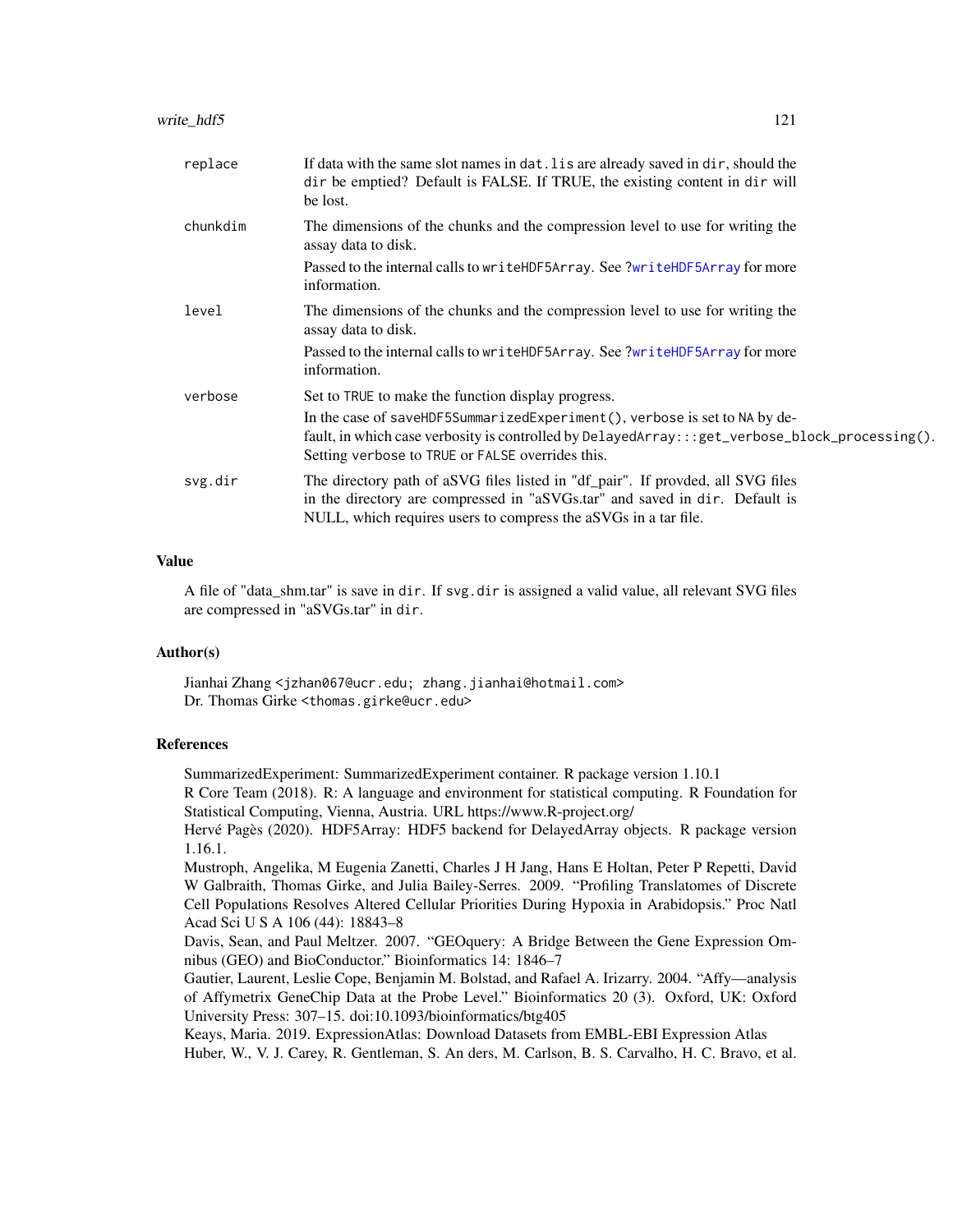| | |
|---|---|
| `replace` | If data with the same slot names in `dat.lis` are already saved in `dir`, should the `dir` be emptied? Default is FALSE. If TRUE, the existing content in `dir` will be lost. |
| `chunkdim` | The dimensions of the chunks and the compression level to use for writing the assay data to disk. <br> Passed to the internal calls to `writeHDF5Array`. See `?writeHDF5Array` for more information. |
| `level` | The dimensions of the chunks and the compression level to use for writing the assay data to disk. <br> Passed to the internal calls to `writeHDF5Array`. See `?writeHDF5Array` for more information. |
| `verbose` | Set to `TRUE` to make the function display progress. <br> In the case of `saveHDF5SummarizedExperiment()`, `verbose` is set to `NA` by default, in which case verbosity is controlled by `DelayedArray:::get_verbose_block_processing()`. Setting `verbose` to `TRUE` or `FALSE` overrides this. |
| `svg.dir` | The directory path of aSVG files listed in "df_pair". If provded, all SVG files in the directory are compressed in "aSVGs.tar" and saved in `dir`. Default is NULL, which requires users to compress the aSVGs in a tar file. |

## Value

A file of "data_shm.tar" is save in `dir`. If `svg.dir` is assigned a valid value, all relevant SVG files are compressed in "aSVGs.tar" in `dir`.

## Author(s)

Jianhai Zhang <jzhan067@ucr.edu; zhang.jianhai@hotmail.com>
Dr. Thomas Girke <thomas.girke@ucr.edu>

## References

SummarizedExperiment: SummarizedExperiment container. R package version 1.10.1
R Core Team (2018). R: A language and environment for statistical computing. R Foundation for Statistical Computing, Vienna, Austria. URL https://www.R-project.org/
Hervé Pagès (2020). HDF5Array: HDF5 backend for DelayedArray objects. R package version 1.16.1.
Mustroph, Angelika, M Eugenia Zanetti, Charles J H Jang, Hans E Holtan, Peter P Repetti, David W Galbraith, Thomas Girke, and Julia Bailey-Serres. 2009. "Profiling Translatomes of Discrete Cell Populations Resolves Altered Cellular Priorities During Hypoxia in Arabidopsis." Proc Natl Acad Sci U S A 106 (44): 18843–8
Davis, Sean, and Paul Meltzer. 2007. "GEOquery: A Bridge Between the Gene Expression Omnibus (GEO) and BioConductor." Bioinformatics 14: 1846–7
Gautier, Laurent, Leslie Cope, Benjamin M. Bolstad, and Rafael A. Irizarry. 2004. "Affy—analysis of Affymetrix GeneChip Data at the Probe Level." Bioinformatics 20 (3). Oxford, UK: Oxford University Press: 307–15. doi:10.1093/bioinformatics/btg405
Keays, Maria. 2019. ExpressionAtlas: Download Datasets from EMBL-EBI Expression Atlas
Huber, W., V. J. Carey, R. Gentleman, S. An ders, M. Carlson, B. S. Carvalho, H. C. Bravo, et al.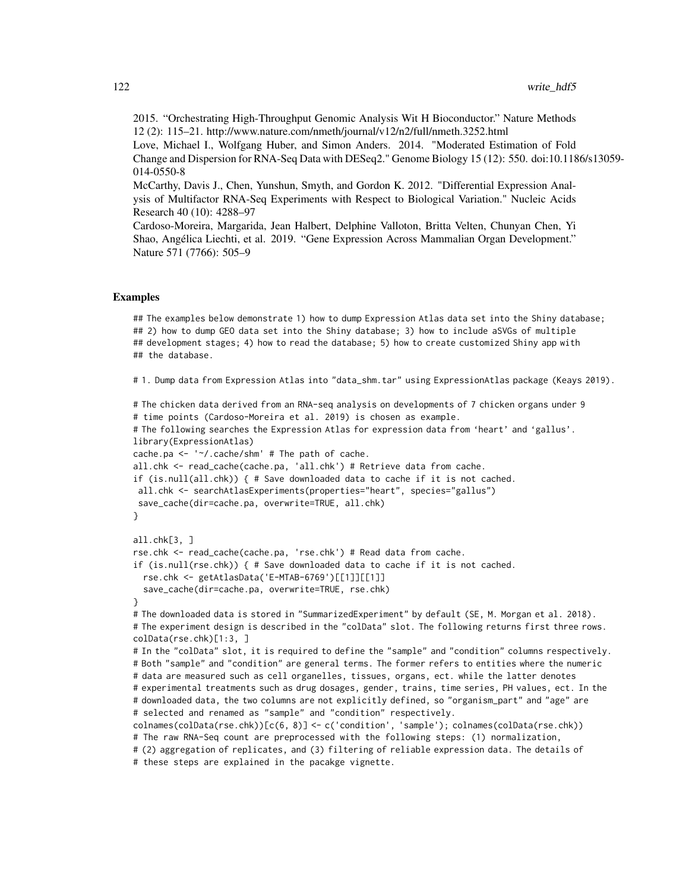2015. "Orchestrating High-Throughput Genomic Analysis Wit H Bioconductor." Nature Methods 12 (2): 115–21. http://www.nature.com/nmeth/journal/v12/n2/full/nmeth.3252.html

Love, Michael I., Wolfgang Huber, and Simon Anders. 2014. "Moderated Estimation of Fold Change and Dispersion for RNA-Seq Data with DESeq2." Genome Biology 15 (12): 550. doi:10.1186/s13059-014-0550-8

McCarthy, Davis J., Chen, Yunshun, Smyth, and Gordon K. 2012. "Differential Expression Analysis of Multifactor RNA-Seq Experiments with Respect to Biological Variation." Nucleic Acids Research 40 (10): 4288–97

Cardoso-Moreira, Margarida, Jean Halbert, Delphine Valloton, Britta Velten, Chunyan Chen, Yi Shao, Angélica Liechti, et al. 2019. "Gene Expression Across Mammalian Organ Development." Nature 571 (7766): 505–9

## Examples

```
## The examples below demonstrate 1) how to dump Expression Atlas data set into the Shiny database;
## 2) how to dump GEO data set into the Shiny database; 3) how to include aSVGs of multiple
## development stages; 4) how to read the database; 5) how to create customized Shiny app with
## the database.

# 1. Dump data from Expression Atlas into "data_shm.tar" using ExpressionAtlas package (Keays 2019).

# The chicken data derived from an RNA-seq analysis on developments of 7 chicken organs under 9
# time points (Cardoso-Moreira et al. 2019) is chosen as example.
# The following searches the Expression Atlas for expression data from 'heart' and 'gallus'.
library(ExpressionAtlas)
cache.pa <- '~/.cache/shm' # The path of cache.
all.chk <- read_cache(cache.pa, 'all.chk') # Retrieve data from cache.
if (is.null(all.chk)) { # Save downloaded data to cache if it is not cached.
 all.chk <- searchAtlasExperiments(properties="heart", species="gallus")
 save_cache(dir=cache.pa, overwrite=TRUE, all.chk)
}

all.chk[3, ]
rse.chk <- read_cache(cache.pa, 'rse.chk') # Read data from cache.
if (is.null(rse.chk)) { # Save downloaded data to cache if it is not cached.
  rse.chk <- getAtlasData('E-MTAB-6769')[[1]][[1]]
  save_cache(dir=cache.pa, overwrite=TRUE, rse.chk)
}
# The downloaded data is stored in "SummarizedExperiment" by default (SE, M. Morgan et al. 2018).
# The experiment design is described in the "colData" slot. The following returns first three rows.
colData(rse.chk)[1:3, ]
# In the "colData" slot, it is required to define the "sample" and "condition" columns respectively.
# Both "sample" and "condition" are general terms. The former refers to entities where the numeric
# data are measured such as cell organelles, tissues, organs, ect. while the latter denotes
# experimental treatments such as drug dosages, gender, trains, time series, PH values, ect. In the
# downloaded data, the two columns are not explicitly defined, so "organism_part" and "age" are
# selected and renamed as "sample" and "condition" respectively.
colnames(colData(rse.chk))[c(6, 8)] <- c('condition', 'sample'); colnames(colData(rse.chk))
# The raw RNA-Seq count are preprocessed with the following steps: (1) normalization,
# (2) aggregation of replicates, and (3) filtering of reliable expression data. The details of
# these steps are explained in the pacakge vignette.
```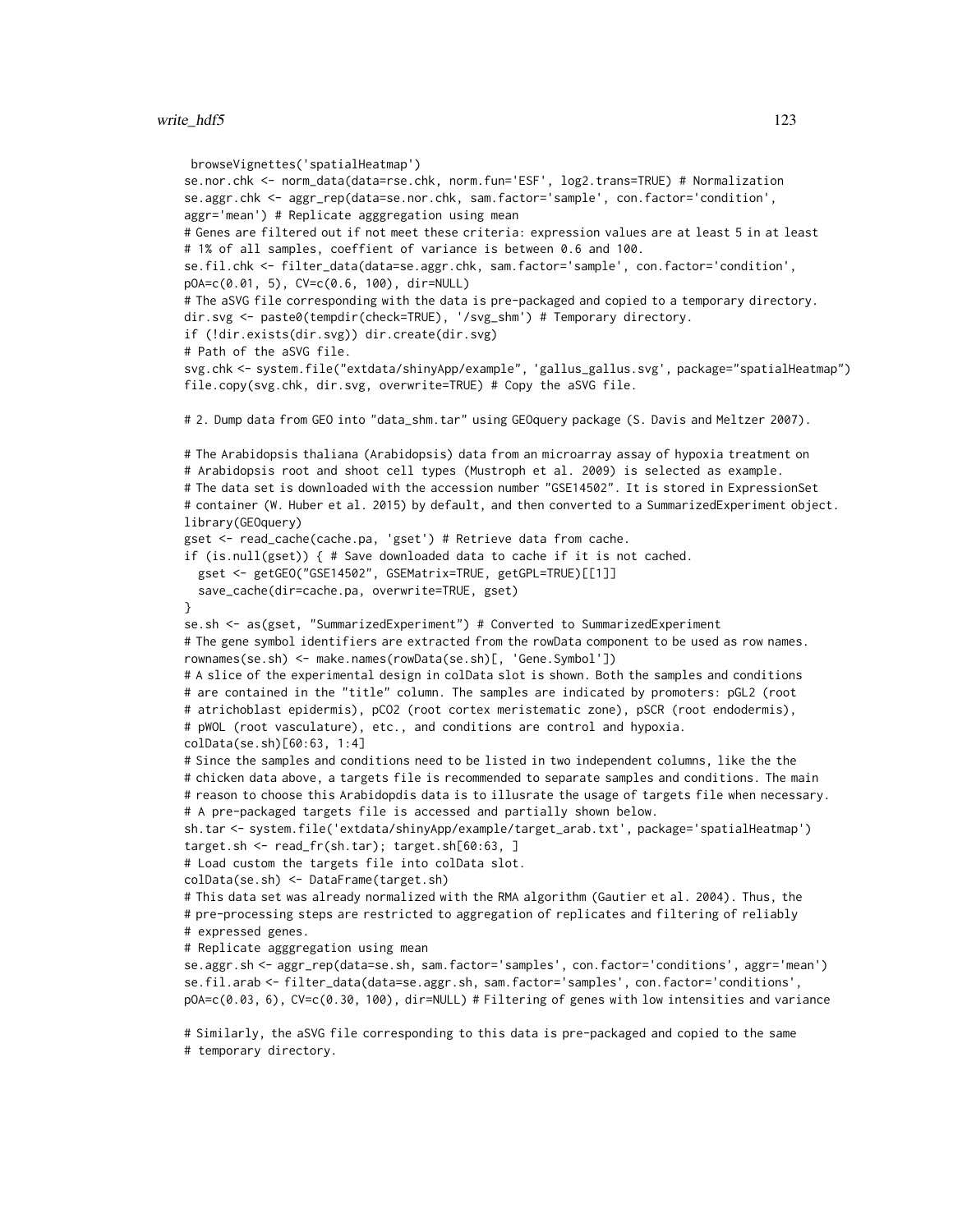```
 browseVignettes('spatialHeatmap')
se.nor.chk <- norm_data(data=rse.chk, norm.fun='ESF', log2.trans=TRUE) # Normalization
se.aggr.chk <- aggr_rep(data=se.nor.chk, sam.factor='sample', con.factor='condition',
aggr='mean') # Replicate agggregation using mean
# Genes are filtered out if not meet these criteria: expression values are at least 5 in at least
# 1% of all samples, coeffient of variance is between 0.6 and 100.
se.fil.chk <- filter_data(data=se.aggr.chk, sam.factor='sample', con.factor='condition',
pOA=c(0.01, 5), CV=c(0.6, 100), dir=NULL)
# The aSVG file corresponding with the data is pre-packaged and copied to a temporary directory.
dir.svg <- paste0(tempdir(check=TRUE), '/svg_shm') # Temporary directory.
if (!dir.exists(dir.svg)) dir.create(dir.svg)
# Path of the aSVG file.
svg.chk <- system.file("extdata/shinyApp/example", 'gallus_gallus.svg', package="spatialHeatmap")
file.copy(svg.chk, dir.svg, overwrite=TRUE) # Copy the aSVG file.

# 2. Dump data from GEO into "data_shm.tar" using GEOquery package (S. Davis and Meltzer 2007).

# The Arabidopsis thaliana (Arabidopsis) data from an microarray assay of hypoxia treatment on
# Arabidopsis root and shoot cell types (Mustroph et al. 2009) is selected as example.
# The data set is downloaded with the accession number "GSE14502". It is stored in ExpressionSet
# container (W. Huber et al. 2015) by default, and then converted to a SummarizedExperiment object.
library(GEOquery)
gset <- read_cache(cache.pa, 'gset') # Retrieve data from cache.
if (is.null(gset)) { # Save downloaded data to cache if it is not cached.
  gset <- getGEO("GSE14502", GSEMatrix=TRUE, getGPL=TRUE)[[1]]
  save_cache(dir=cache.pa, overwrite=TRUE, gset)
}
se.sh <- as(gset, "SummarizedExperiment") # Converted to SummarizedExperiment
# The gene symbol identifiers are extracted from the rowData component to be used as row names.
rownames(se.sh) <- make.names(rowData(se.sh)[, 'Gene.Symbol'])
# A slice of the experimental design in colData slot is shown. Both the samples and conditions
# are contained in the "title" column. The samples are indicated by promoters: pGL2 (root
# atrichoblast epidermis), pCO2 (root cortex meristematic zone), pSCR (root endodermis),
# pWOL (root vasculature), etc., and conditions are control and hypoxia.
colData(se.sh)[60:63, 1:4]
# Since the samples and conditions need to be listed in two independent columns, like the the
# chicken data above, a targets file is recommended to separate samples and conditions. The main
# reason to choose this Arabidopdis data is to illusrate the usage of targets file when necessary.
# A pre-packaged targets file is accessed and partially shown below.
sh.tar <- system.file('extdata/shinyApp/example/target_arab.txt', package='spatialHeatmap')
target.sh <- read_fr(sh.tar); target.sh[60:63, ]
# Load custom the targets file into colData slot.
colData(se.sh) <- DataFrame(target.sh)
# This data set was already normalized with the RMA algorithm (Gautier et al. 2004). Thus, the
# pre-processing steps are restricted to aggregation of replicates and filtering of reliably
# expressed genes.
# Replicate agggregation using mean
se.aggr.sh <- aggr_rep(data=se.sh, sam.factor='samples', con.factor='conditions', aggr='mean')
se.fil.arab <- filter_data(data=se.aggr.sh, sam.factor='samples', con.factor='conditions',
pOA=c(0.03, 6), CV=c(0.30, 100), dir=NULL) # Filtering of genes with low intensities and variance

# Similarly, the aSVG file corresponding to this data is pre-packaged and copied to the same
# temporary directory.
```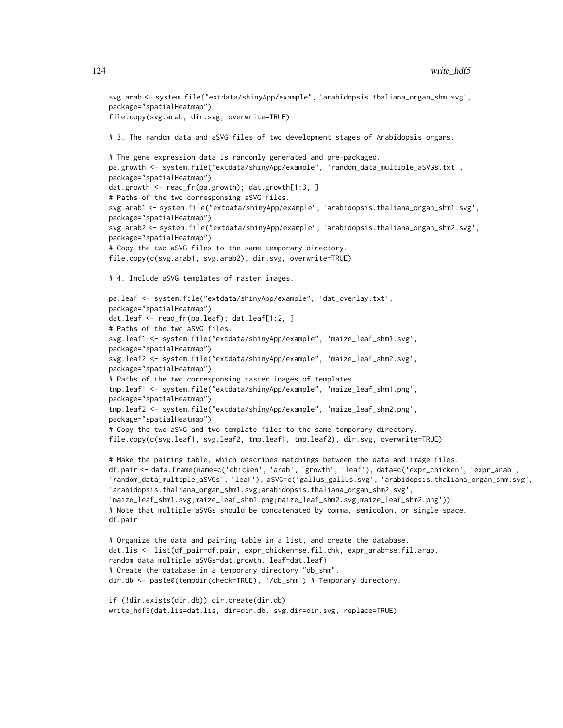```
svg.arab <- system.file("extdata/shinyApp/example", 'arabidopsis.thaliana_organ_shm.svg',
package="spatialHeatmap")
file.copy(svg.arab, dir.svg, overwrite=TRUE)

# 3. The random data and aSVG files of two development stages of Arabidopsis organs.

# The gene expression data is randomly generated and pre-packaged.
pa.growth <- system.file("extdata/shinyApp/example", 'random_data_multiple_aSVGs.txt',
package="spatialHeatmap")
dat.growth <- read_fr(pa.growth); dat.growth[1:3, ]
# Paths of the two corresponsing aSVG files.
svg.arab1 <- system.file("extdata/shinyApp/example", 'arabidopsis.thaliana_organ_shm1.svg',
package="spatialHeatmap")
svg.arab2 <- system.file("extdata/shinyApp/example", 'arabidopsis.thaliana_organ_shm2.svg',
package="spatialHeatmap")
# Copy the two aSVG files to the same temporary directory.
file.copy(c(svg.arab1, svg.arab2), dir.svg, overwrite=TRUE)

# 4. Include aSVG templates of raster images.

pa.leaf <- system.file("extdata/shinyApp/example", 'dat_overlay.txt',
package="spatialHeatmap")
dat.leaf <- read_fr(pa.leaf); dat.leaf[1:2, ]
# Paths of the two aSVG files.
svg.leaf1 <- system.file("extdata/shinyApp/example", 'maize_leaf_shm1.svg',
package="spatialHeatmap")
svg.leaf2 <- system.file("extdata/shinyApp/example", 'maize_leaf_shm2.svg',
package="spatialHeatmap")
# Paths of the two corresponsing raster images of templates.
tmp.leaf1 <- system.file("extdata/shinyApp/example", 'maize_leaf_shm1.png',
package="spatialHeatmap")
tmp.leaf2 <- system.file("extdata/shinyApp/example", 'maize_leaf_shm2.png',
package="spatialHeatmap")
# Copy the two aSVG and two template files to the same temporary directory.
file.copy(c(svg.leaf1, svg.leaf2, tmp.leaf1, tmp.leaf2), dir.svg, overwrite=TRUE)

# Make the pairing table, which describes matchings between the data and image files.
df.pair <- data.frame(name=c('chicken', 'arab', 'growth', 'leaf'), data=c('expr_chicken', 'expr_arab',
'random_data_multiple_aSVGs', 'leaf'), aSVG=c('gallus_gallus.svg', 'arabidopsis.thaliana_organ_shm.svg',
'arabidopsis.thaliana_organ_shm1.svg;arabidopsis.thaliana_organ_shm2.svg',
'maize_leaf_shm1.svg;maize_leaf_shm1.png;maize_leaf_shm2.svg;maize_leaf_shm2.png'))
# Note that multiple aSVGs should be concatenated by comma, semicolon, or single space.
df.pair

# Organize the data and pairing table in a list, and create the database.
dat.lis <- list(df_pair=df.pair, expr_chicken=se.fil.chk, expr_arab=se.fil.arab,
random_data_multiple_aSVGs=dat.growth, leaf=dat.leaf)
# Create the database in a temporary directory "db_shm".
dir.db <- paste0(tempdir(check=TRUE), '/db_shm') # Temporary directory.

if (!dir.exists(dir.db)) dir.create(dir.db)
write_hdf5(dat.lis=dat.lis, dir=dir.db, svg.dir=dir.svg, replace=TRUE)
```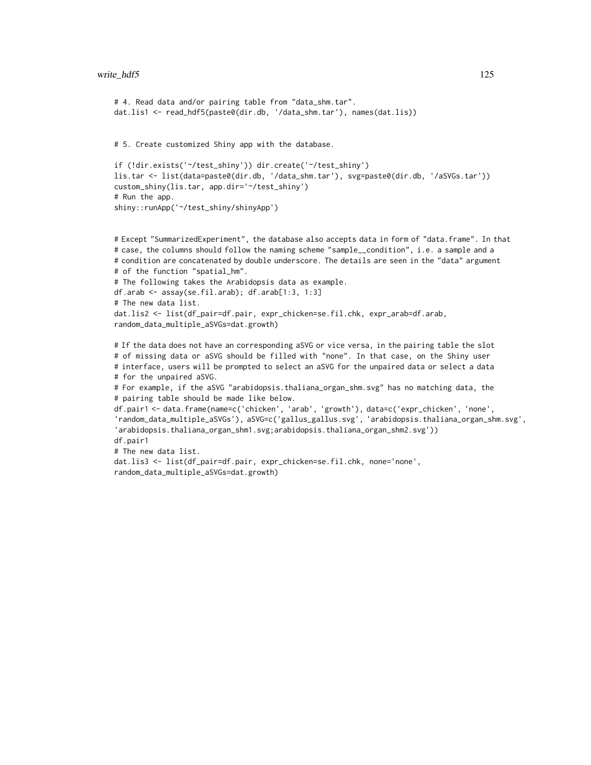```
# 4. Read data and/or pairing table from "data_shm.tar".
dat.lis1 <- read_hdf5(paste0(dir.db, '/data_shm.tar'), names(dat.lis))


# 5. Create customized Shiny app with the database.

if (!dir.exists('~/test_shiny')) dir.create('~/test_shiny')
lis.tar <- list(data=paste0(dir.db, '/data_shm.tar'), svg=paste0(dir.db, '/aSVGs.tar'))
custom_shiny(lis.tar, app.dir='~/test_shiny')
# Run the app.
shiny::runApp('~/test_shiny/shinyApp')


# Except "SummarizedExperiment", the database also accepts data in form of "data.frame". In that
# case, the columns should follow the naming scheme "sample__condition", i.e. a sample and a
# condition are concatenated by double underscore. The details are seen in the "data" argument
# of the function "spatial_hm".
# The following takes the Arabidopsis data as example.
df.arab <- assay(se.fil.arab); df.arab[1:3, 1:3]
# The new data list.
dat.lis2 <- list(df_pair=df.pair, expr_chicken=se.fil.chk, expr_arab=df.arab,
random_data_multiple_aSVGs=dat.growth)

# If the data does not have an corresponding aSVG or vice versa, in the pairing table the slot
# of missing data or aSVG should be filled with "none". In that case, on the Shiny user
# interface, users will be prompted to select an aSVG for the unpaired data or select a data
# for the unpaired aSVG.
# For example, if the aSVG "arabidopsis.thaliana_organ_shm.svg" has no matching data, the
# pairing table should be made like below.
df.pair1 <- data.frame(name=c('chicken', 'arab', 'growth'), data=c('expr_chicken', 'none',
'random_data_multiple_aSVGs'), aSVG=c('gallus_gallus.svg', 'arabidopsis.thaliana_organ_shm.svg',
'arabidopsis.thaliana_organ_shm1.svg;arabidopsis.thaliana_organ_shm2.svg'))
df.pair1
# The new data list.
dat.lis3 <- list(df_pair=df.pair, expr_chicken=se.fil.chk, none='none',
random_data_multiple_aSVGs=dat.growth)
```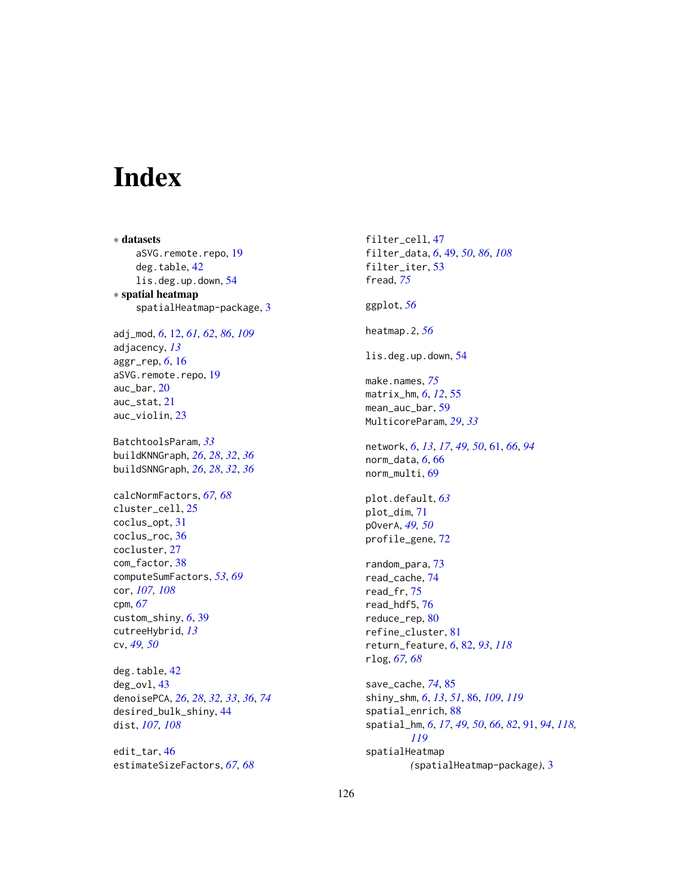# Index

∗ **datasets**

aSVG.remote.repo, 19
deg.table, 42
lis.deg.up.down, 54

∗ **spatial heatmap**

spatialHeatmap-package, 3

adj_mod, *6*, 12, *61, 62*, *86*, *109*
adjacency, *13*
aggr_rep, *6*, 16
aSVG.remote.repo, 19
auc_bar, 20
auc_stat, 21
auc_violin, 23

BatchtoolsParam, *33*
buildKNNGraph, *26*, *28*, *32*, *36*
buildSNNGraph, *26*, *28*, *32*, *36*

calcNormFactors, *67, 68*
cluster_cell, 25
coclus_opt, 31
coclus_roc, 36
cocluster, 27
com_factor, 38
computeSumFactors, *53*, *69*
cor, *107, 108*
cpm, *67*
custom_shiny, *6*, 39
cutreeHybrid, *13*
cv, *49, 50*

deg.table, 42
deg_ovl, 43
denoisePCA, *26*, *28*, *32*, *33*, *36*, *74*
desired_bulk_shiny, 44
dist, *107, 108*

edit_tar, 46
estimateSizeFactors, *67, 68*

filter_cell, 47
filter_data, *6*, 49, *50*, *86*, *108*
filter_iter, 53
fread, *75*

ggplot, *56*

heatmap.2, *56*

lis.deg.up.down, 54

make.names, *75*
matrix_hm, *6*, *12*, 55
mean_auc_bar, 59
MulticoreParam, *29*, *33*

network, *6*, *13*, *17*, *49*, *50*, 61, *66*, *94*
norm_data, *6*, 66
norm_multi, 69

plot.default, *63*
plot_dim, 71
pOverA, *49, 50*
profile_gene, 72

random_para, 73
read_cache, 74
read_fr, 75
read_hdf5, 76
reduce_rep, 80
refine_cluster, 81
return_feature, *6*, 82, *93*, *118*
rlog, *67, 68*

save_cache, *74*, 85
shiny_shm, *6*, *13*, *51*, 86, *109*, *119*
spatial_enrich, 88
spatial_hm, *6*, *17*, *49*, *50*, *66*, *82*, 91, *94*, *118, 119*
spatialHeatmap (spatialHeatmap-package), 3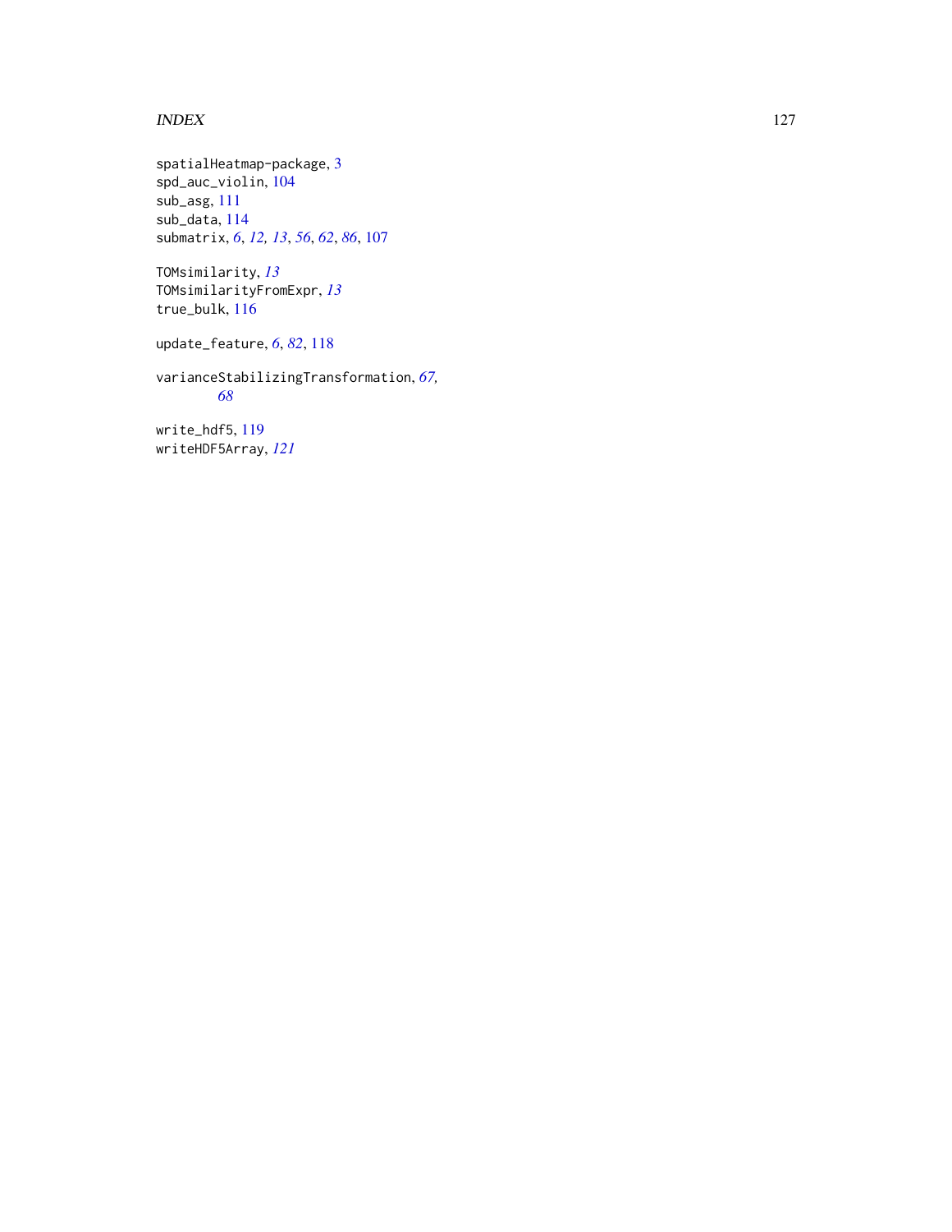spatialHeatmap-package, 3
spd_auc_violin, 104
sub_asg, 111
sub_data, 114
submatrix, *6*, *12, 13*, *56*, *62*, *86*, 107

TOMsimilarity, *13*
TOMsimilarityFromExpr, *13*
true_bulk, 116

update_feature, *6*, *82*, 118

varianceStabilizingTransformation, *67, 68*

write_hdf5, 119
writeHDF5Array, *121*